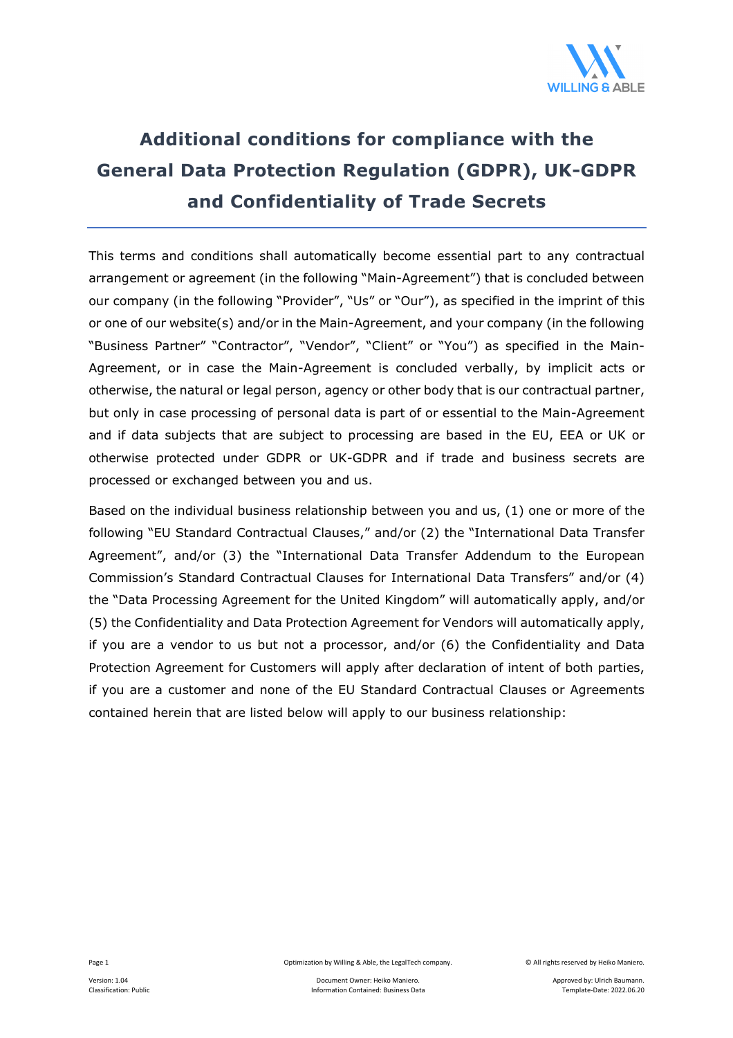# Additional conditions for compliance with the General Data Protection Regulation (GDPR), UK-GDPR and Confidentiality of Trade Secrets

This terms and conditions shall automatically become essential part to any contractual arrangement or agreement (in the following "Main-Agreement") that is concluded between our company (in the following "Provider", "Us" or "Our"), as specified in the imprint of this or one of our website(s) and/or in the Main-Agreement, and your company (in the following "Business Partner" "Contractor", "Vendor", "Client" or "You") as specified in the Main-Agreement, or in case the Main-Agreement is concluded verbally, by implicit acts or otherwise, the natural or legal person, agency or other body that is our contractual partner, but only in case processing of personal data is part of or essential to the Main-Agreement and if data subjects that are subject to processing are based in the EU, EEA or UK or otherwise protected under GDPR or UK-GDPR and if trade and business secrets are processed or exchanged between you and us.

Based on the individual business relationship between you and us, (1) one or more of the following "EU Standard Contractual Clauses," and/or (2) the "International Data Transfer Agreement", and/or (3) the "International Data Transfer Addendum to the European Commission's Standard Contractual Clauses for International Data Transfers" and/or (4) the "Data Processing Agreement for the United Kingdom" will automatically apply, and/or (5) the Confidentiality and Data Protection Agreement for Vendors will automatically apply, if you are a vendor to us but not a processor, and/or (6) the Confidentiality and Data Protection Agreement for Customers will apply after declaration of intent of both parties, if you are a customer and none of the EU Standard Contractual Clauses or Agreements contained herein that are listed below will apply to our business relationship: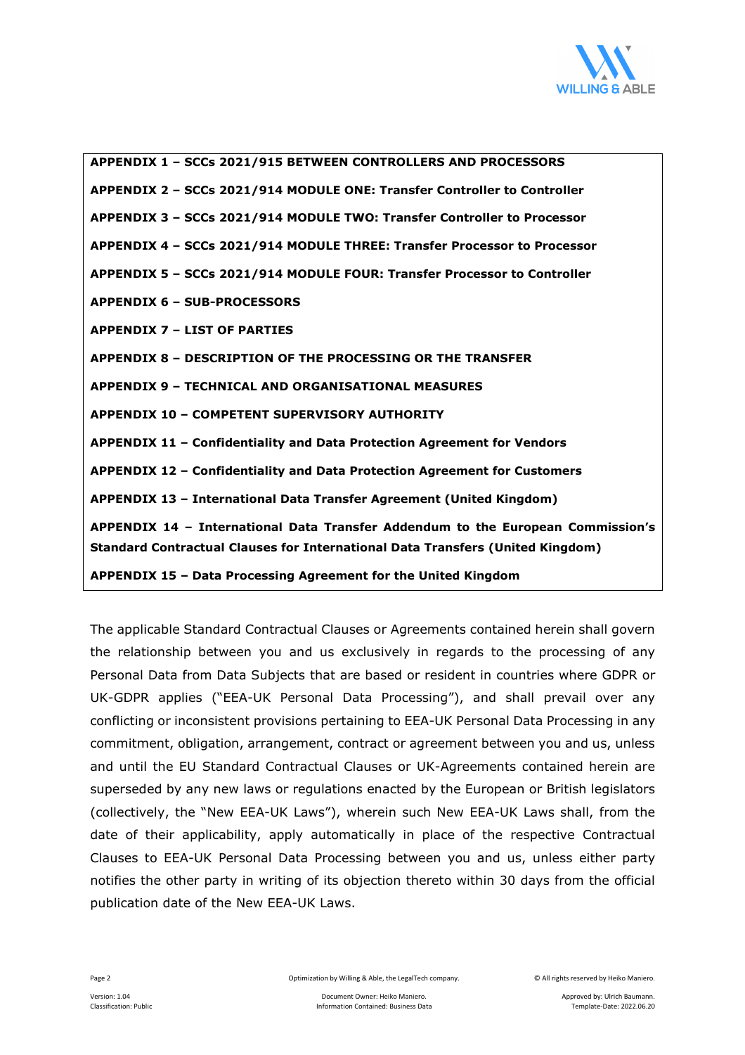**APPENDIX 1 – SCCs 2021/915 BETWEEN CONTROLLERS AND PROCESSORS**

**APPENDIX 2 – SCCs 2021/914 MODULE ONE: Transfer Controller to Controller**

**APPENDIX 3 – SCCs 2021/914 MODULE TWO: Transfer Controller to Processor**

**APPENDIX 4 – SCCs 2021/914 MODULE THREE: Transfer Processor to Processor**

**APPENDIX 5 – SCCs 2021/914 MODULE FOUR: Transfer Processor to Controller**

**APPENDIX 6 – SUB-PROCESSORS**

**APPENDIX 7 – LIST OF PARTIES**

**APPENDIX 8 – DESCRIPTION OF THE PROCESSING OR THE TRANSFER**

**APPENDIX 9 – TECHNICAL AND ORGANISATIONAL MEASURES**

**APPENDIX 10 – COMPETENT SUPERVISORY AUTHORITY**

**APPENDIX 11 – Confidentiality and Data Protection Agreement for Vendors**

**APPENDIX 12 – Confidentiality and Data Protection Agreement for Customers**

**APPENDIX 13 – International Data Transfer Agreement (United Kingdom)**

**APPENDIX 14 – International Data Transfer Addendum to the European Commission's Standard Contractual Clauses for International Data Transfers (United Kingdom)**

**APPENDIX 15 – Data Processing Agreement for the United Kingdom**

The applicable Standard Contractual Clauses or Agreements contained herein shall govern the relationship between you and us exclusively in regards to the processing of any Personal Data from Data Subjects that are based or resident in countries where GDPR or UK-GDPR applies ("EEA-UK Personal Data Processing"), and shall prevail over any conflicting or inconsistent provisions pertaining to EEA-UK Personal Data Processing in any commitment, obligation, arrangement, contract or agreement between you and us, unless and until the EU Standard Contractual Clauses or UK-Agreements contained herein are superseded by any new laws or regulations enacted by the European or British legislators (collectively, the "New EEA-UK Laws"), wherein such New EEA-UK Laws shall, from the date of their applicability, apply automatically in place of the respective Contractual Clauses to EEA-UK Personal Data Processing between you and us, unless either party notifies the other party in writing of its objection thereto within 30 days from the official publication date of the New EEA-UK Laws.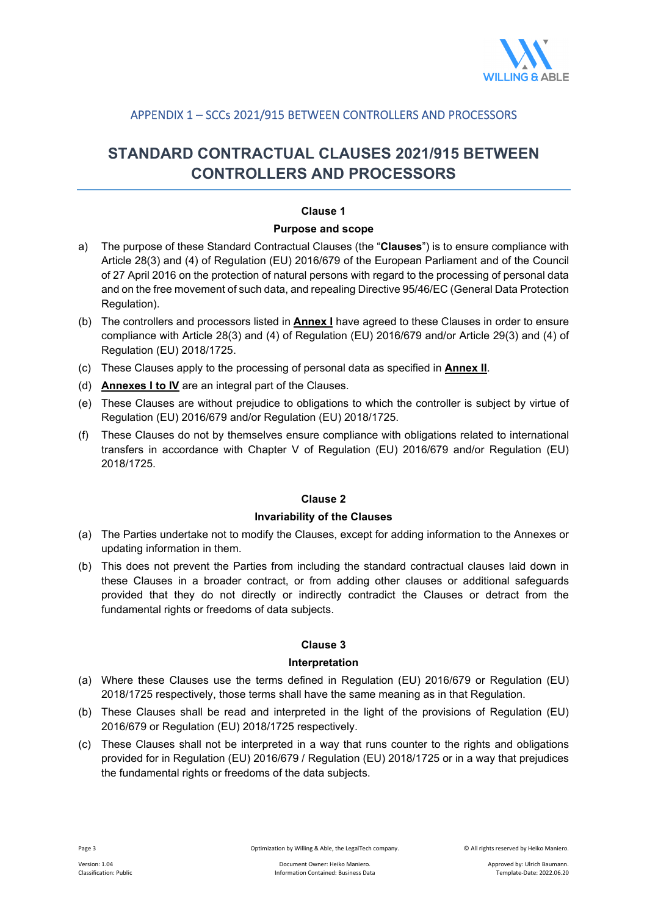## APPENDIX 1 – SCCs 2021/915 BETWEEN CONTROLLERS AND PROCESSORS

# STANDARD CONTRACTUAL CLAUSES 2021/915 BETWEEN CONTROLLERS AND PROCESSORS

### Clause 1

**Purpose and scope**

a) The purpose of these Standard Contractual Clauses (the "**Clauses**") is to ensure compliance with Article 28(3) and (4) of Regulation (EU) 2016/679 of the European Parliament and of the Council of 27 April 2016 on the protection of natural persons with regard to the processing of personal data and on the free movement of such data, and repealing Directive 95/46/EC (General Data Protection Regulation).

(b) The controllers and processors listed in **Annex I** have agreed to these Clauses in order to ensure compliance with Article 28(3) and (4) of Regulation (EU) 2016/679 and/or Article 29(3) and (4) of Regulation (EU) 2018/1725.

(c) These Clauses apply to the processing of personal data as specified in **Annex II**.

(d) **Annexes I to IV** are an integral part of the Clauses.

(e) These Clauses are without prejudice to obligations to which the controller is subject by virtue of Regulation (EU) 2016/679 and/or Regulation (EU) 2018/1725.

(f) These Clauses do not by themselves ensure compliance with obligations related to international transfers in accordance with Chapter V of Regulation (EU) 2016/679 and/or Regulation (EU) 2018/1725.

### Clause 2

**Invariability of the Clauses**

(a) The Parties undertake not to modify the Clauses, except for adding information to the Annexes or updating information in them.

(b) This does not prevent the Parties from including the standard contractual clauses laid down in these Clauses in a broader contract, or from adding other clauses or additional safeguards provided that they do not directly or indirectly contradict the Clauses or detract from the fundamental rights or freedoms of data subjects.

### Clause 3

**Interpretation**

(a) Where these Clauses use the terms defined in Regulation (EU) 2016/679 or Regulation (EU) 2018/1725 respectively, those terms shall have the same meaning as in that Regulation.

(b) These Clauses shall be read and interpreted in the light of the provisions of Regulation (EU) 2016/679 or Regulation (EU) 2018/1725 respectively.

(c) These Clauses shall not be interpreted in a way that runs counter to the rights and obligations provided for in Regulation (EU) 2016/679 / Regulation (EU) 2018/1725 or in a way that prejudices the fundamental rights or freedoms of the data subjects.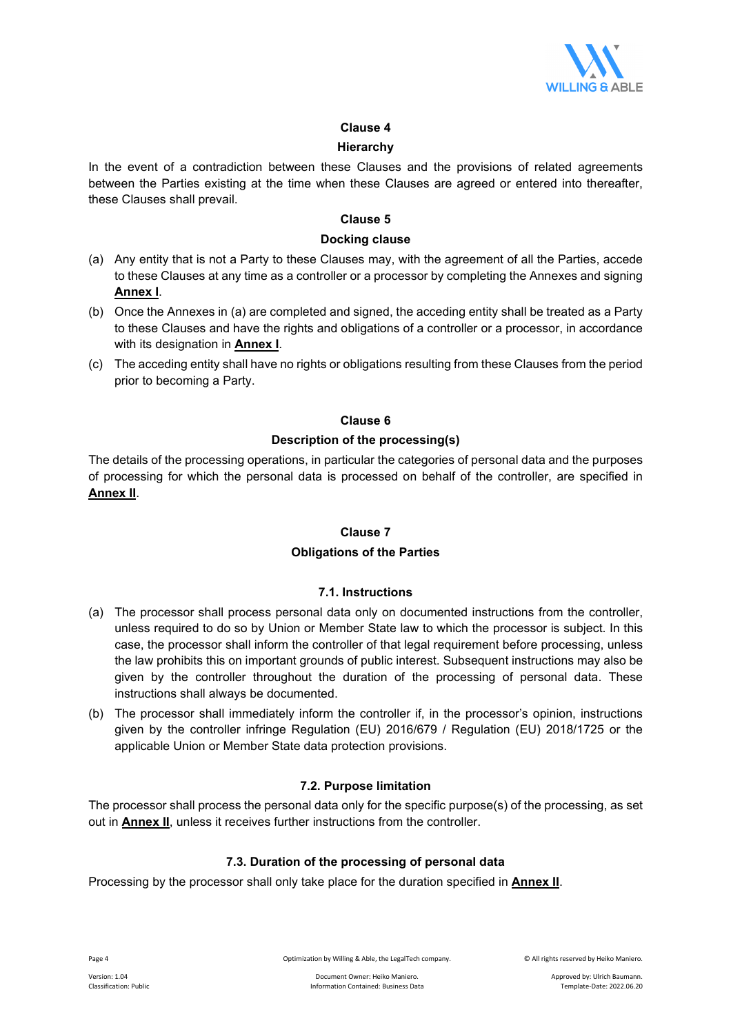## Clause 4

### Hierarchy

In the event of a contradiction between these Clauses and the provisions of related agreements between the Parties existing at the time when these Clauses are agreed or entered into thereafter, these Clauses shall prevail.

## Clause 5

### Docking clause

(a) Any entity that is not a Party to these Clauses may, with the agreement of all the Parties, accede to these Clauses at any time as a controller or a processor by completing the Annexes and signing **Annex I**.

(b) Once the Annexes in (a) are completed and signed, the acceding entity shall be treated as a Party to these Clauses and have the rights and obligations of a controller or a processor, in accordance with its designation in **Annex I**.

(c) The acceding entity shall have no rights or obligations resulting from these Clauses from the period prior to becoming a Party.

## Clause 6

### Description of the processing(s)

The details of the processing operations, in particular the categories of personal data and the purposes of processing for which the personal data is processed on behalf of the controller, are specified in **Annex II**.

## Clause 7

### Obligations of the Parties

#### 7.1. Instructions

(a) The processor shall process personal data only on documented instructions from the controller, unless required to do so by Union or Member State law to which the processor is subject. In this case, the processor shall inform the controller of that legal requirement before processing, unless the law prohibits this on important grounds of public interest. Subsequent instructions may also be given by the controller throughout the duration of the processing of personal data. These instructions shall always be documented.

(b) The processor shall immediately inform the controller if, in the processor's opinion, instructions given by the controller infringe Regulation (EU) 2016/679 / Regulation (EU) 2018/1725 or the applicable Union or Member State data protection provisions.

#### 7.2. Purpose limitation

The processor shall process the personal data only for the specific purpose(s) of the processing, as set out in **Annex II**, unless it receives further instructions from the controller.

#### 7.3. Duration of the processing of personal data

Processing by the processor shall only take place for the duration specified in **Annex II**.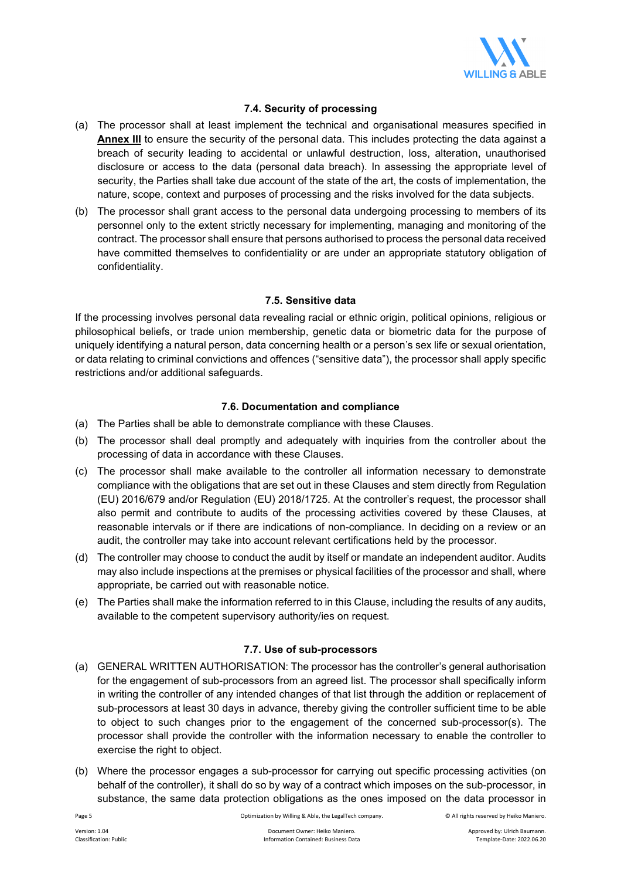### 7.4. Security of processing

(a) The processor shall at least implement the technical and organisational measures specified in **Annex III** to ensure the security of the personal data. This includes protecting the data against a breach of security leading to accidental or unlawful destruction, loss, alteration, unauthorised disclosure or access to the data (personal data breach). In assessing the appropriate level of security, the Parties shall take due account of the state of the art, the costs of implementation, the nature, scope, context and purposes of processing and the risks involved for the data subjects.

(b) The processor shall grant access to the personal data undergoing processing to members of its personnel only to the extent strictly necessary for implementing, managing and monitoring of the contract. The processor shall ensure that persons authorised to process the personal data received have committed themselves to confidentiality or are under an appropriate statutory obligation of confidentiality.

### 7.5. Sensitive data

If the processing involves personal data revealing racial or ethnic origin, political opinions, religious or philosophical beliefs, or trade union membership, genetic data or biometric data for the purpose of uniquely identifying a natural person, data concerning health or a person's sex life or sexual orientation, or data relating to criminal convictions and offences ("sensitive data"), the processor shall apply specific restrictions and/or additional safeguards.

### 7.6. Documentation and compliance

(a) The Parties shall be able to demonstrate compliance with these Clauses.

(b) The processor shall deal promptly and adequately with inquiries from the controller about the processing of data in accordance with these Clauses.

(c) The processor shall make available to the controller all information necessary to demonstrate compliance with the obligations that are set out in these Clauses and stem directly from Regulation (EU) 2016/679 and/or Regulation (EU) 2018/1725. At the controller's request, the processor shall also permit and contribute to audits of the processing activities covered by these Clauses, at reasonable intervals or if there are indications of non-compliance. In deciding on a review or an audit, the controller may take into account relevant certifications held by the processor.

(d) The controller may choose to conduct the audit by itself or mandate an independent auditor. Audits may also include inspections at the premises or physical facilities of the processor and shall, where appropriate, be carried out with reasonable notice.

(e) The Parties shall make the information referred to in this Clause, including the results of any audits, available to the competent supervisory authority/ies on request.

### 7.7. Use of sub-processors

(a) GENERAL WRITTEN AUTHORISATION: The processor has the controller's general authorisation for the engagement of sub-processors from an agreed list. The processor shall specifically inform in writing the controller of any intended changes of that list through the addition or replacement of sub-processors at least 30 days in advance, thereby giving the controller sufficient time to be able to object to such changes prior to the engagement of the concerned sub-processor(s). The processor shall provide the controller with the information necessary to enable the controller to exercise the right to object.

(b) Where the processor engages a sub-processor for carrying out specific processing activities (on behalf of the controller), it shall do so by way of a contract which imposes on the sub-processor, in substance, the same data protection obligations as the ones imposed on the data processor in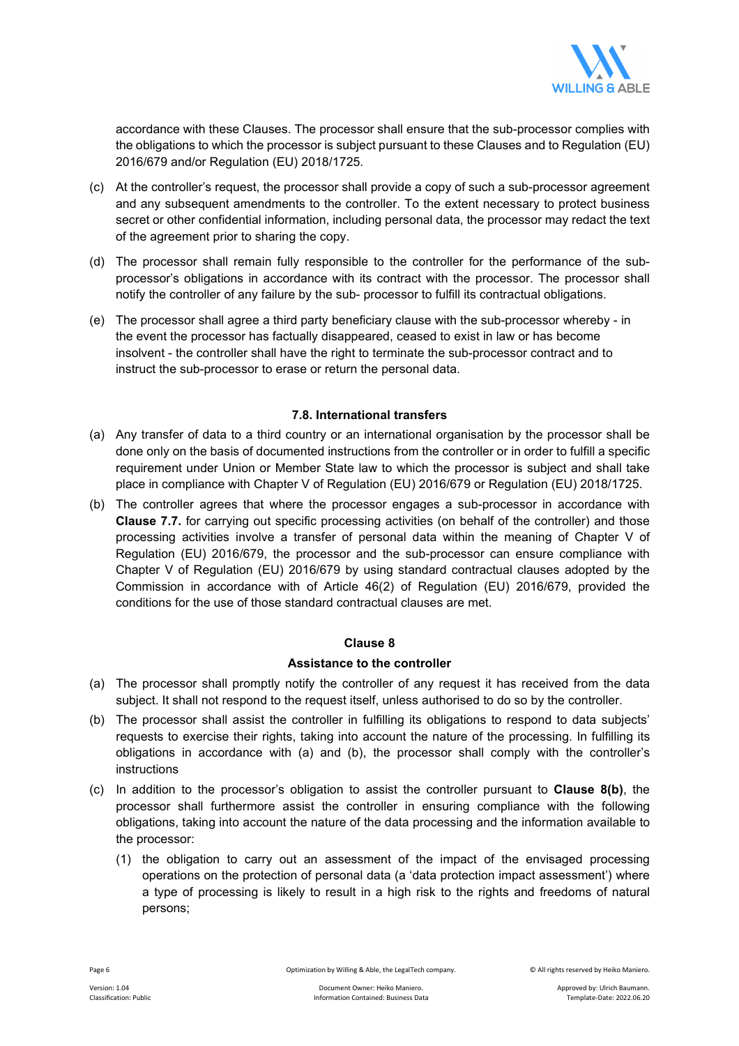accordance with these Clauses. The processor shall ensure that the sub-processor complies with the obligations to which the processor is subject pursuant to these Clauses and to Regulation (EU) 2016/679 and/or Regulation (EU) 2018/1725.

(c) At the controller's request, the processor shall provide a copy of such a sub-processor agreement and any subsequent amendments to the controller. To the extent necessary to protect business secret or other confidential information, including personal data, the processor may redact the text of the agreement prior to sharing the copy.

(d) The processor shall remain fully responsible to the controller for the performance of the sub-processor's obligations in accordance with its contract with the processor. The processor shall notify the controller of any failure by the sub- processor to fulfill its contractual obligations.

(e) The processor shall agree a third party beneficiary clause with the sub-processor whereby - in the event the processor has factually disappeared, ceased to exist in law or has become insolvent - the controller shall have the right to terminate the sub-processor contract and to instruct the sub-processor to erase or return the personal data.

**7.8. International transfers**

(a) Any transfer of data to a third country or an international organisation by the processor shall be done only on the basis of documented instructions from the controller or in order to fulfill a specific requirement under Union or Member State law to which the processor is subject and shall take place in compliance with Chapter V of Regulation (EU) 2016/679 or Regulation (EU) 2018/1725.

(b) The controller agrees that where the processor engages a sub-processor in accordance with **Clause 7.7.** for carrying out specific processing activities (on behalf of the controller) and those processing activities involve a transfer of personal data within the meaning of Chapter V of Regulation (EU) 2016/679, the processor and the sub-processor can ensure compliance with Chapter V of Regulation (EU) 2016/679 by using standard contractual clauses adopted by the Commission in accordance with of Article 46(2) of Regulation (EU) 2016/679, provided the conditions for the use of those standard contractual clauses are met.

**Clause 8**

**Assistance to the controller**

(a) The processor shall promptly notify the controller of any request it has received from the data subject. It shall not respond to the request itself, unless authorised to do so by the controller.

(b) The processor shall assist the controller in fulfilling its obligations to respond to data subjects' requests to exercise their rights, taking into account the nature of the processing. In fulfilling its obligations in accordance with (a) and (b), the processor shall comply with the controller's instructions

(c) In addition to the processor's obligation to assist the controller pursuant to **Clause 8(b)**, the processor shall furthermore assist the controller in ensuring compliance with the following obligations, taking into account the nature of the data processing and the information available to the processor:

   (1) the obligation to carry out an assessment of the impact of the envisaged processing operations on the protection of personal data (a 'data protection impact assessment') where a type of processing is likely to result in a high risk to the rights and freedoms of natural persons;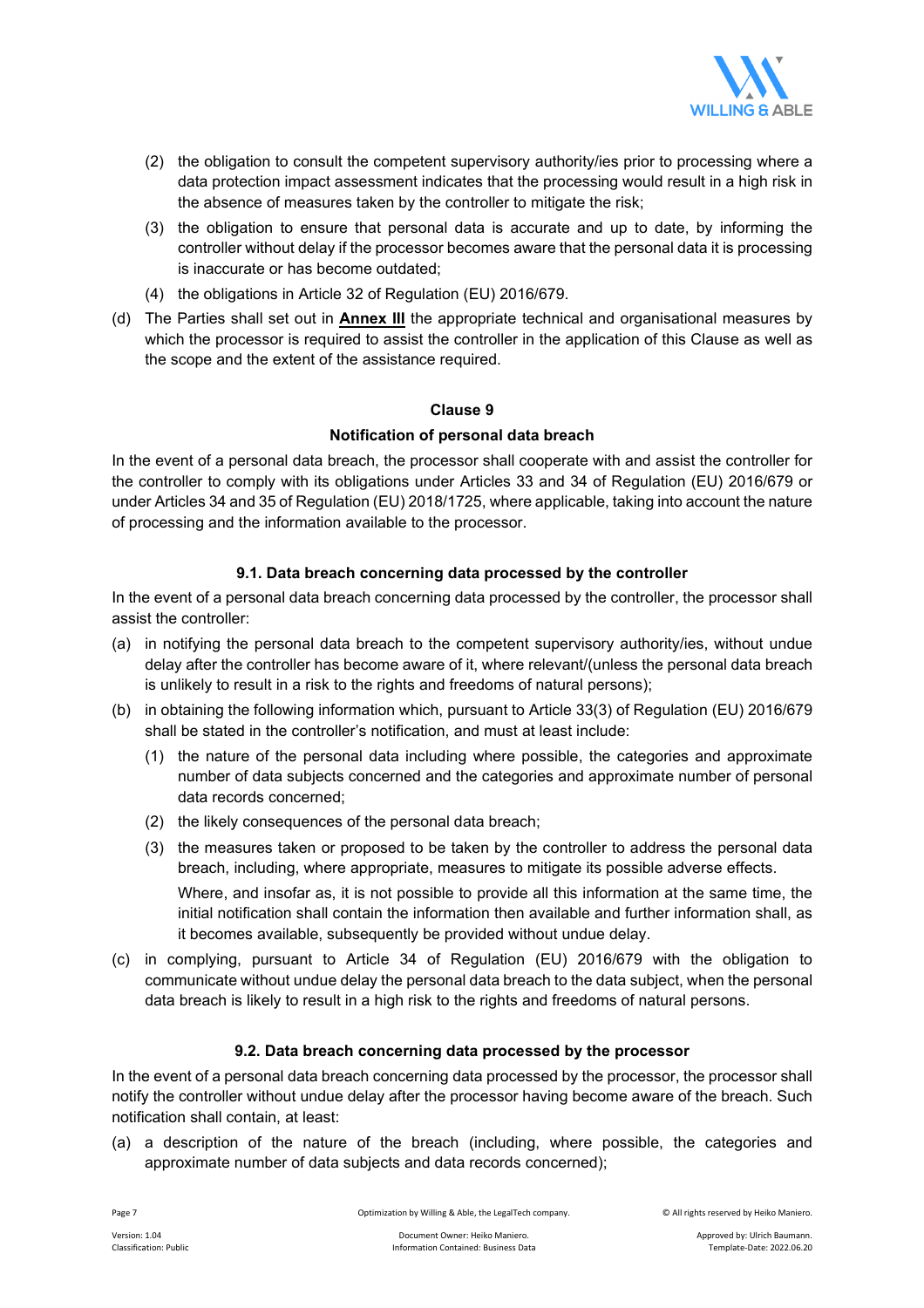(2) the obligation to consult the competent supervisory authority/ies prior to processing where a data protection impact assessment indicates that the processing would result in a high risk in the absence of measures taken by the controller to mitigate the risk;

(3) the obligation to ensure that personal data is accurate and up to date, by informing the controller without delay if the processor becomes aware that the personal data it is processing is inaccurate or has become outdated;

(4) the obligations in Article 32 of Regulation (EU) 2016/679.

(d) The Parties shall set out in **Annex III** the appropriate technical and organisational measures by which the processor is required to assist the controller in the application of this Clause as well as the scope and the extent of the assistance required.

**Clause 9**

**Notification of personal data breach**

In the event of a personal data breach, the processor shall cooperate with and assist the controller for the controller to comply with its obligations under Articles 33 and 34 of Regulation (EU) 2016/679 or under Articles 34 and 35 of Regulation (EU) 2018/1725, where applicable, taking into account the nature of processing and the information available to the processor.

**9.1. Data breach concerning data processed by the controller**

In the event of a personal data breach concerning data processed by the controller, the processor shall assist the controller:

(a) in notifying the personal data breach to the competent supervisory authority/ies, without undue delay after the controller has become aware of it, where relevant/(unless the personal data breach is unlikely to result in a risk to the rights and freedoms of natural persons);

(b) in obtaining the following information which, pursuant to Article 33(3) of Regulation (EU) 2016/679 shall be stated in the controller's notification, and must at least include:

(1) the nature of the personal data including where possible, the categories and approximate number of data subjects concerned and the categories and approximate number of personal data records concerned;

(2) the likely consequences of the personal data breach;

(3) the measures taken or proposed to be taken by the controller to address the personal data breach, including, where appropriate, measures to mitigate its possible adverse effects.

Where, and insofar as, it is not possible to provide all this information at the same time, the initial notification shall contain the information then available and further information shall, as it becomes available, subsequently be provided without undue delay.

(c) in complying, pursuant to Article 34 of Regulation (EU) 2016/679 with the obligation to communicate without undue delay the personal data breach to the data subject, when the personal data breach is likely to result in a high risk to the rights and freedoms of natural persons.

**9.2. Data breach concerning data processed by the processor**

In the event of a personal data breach concerning data processed by the processor, the processor shall notify the controller without undue delay after the processor having become aware of the breach. Such notification shall contain, at least:

(a) a description of the nature of the breach (including, where possible, the categories and approximate number of data subjects and data records concerned);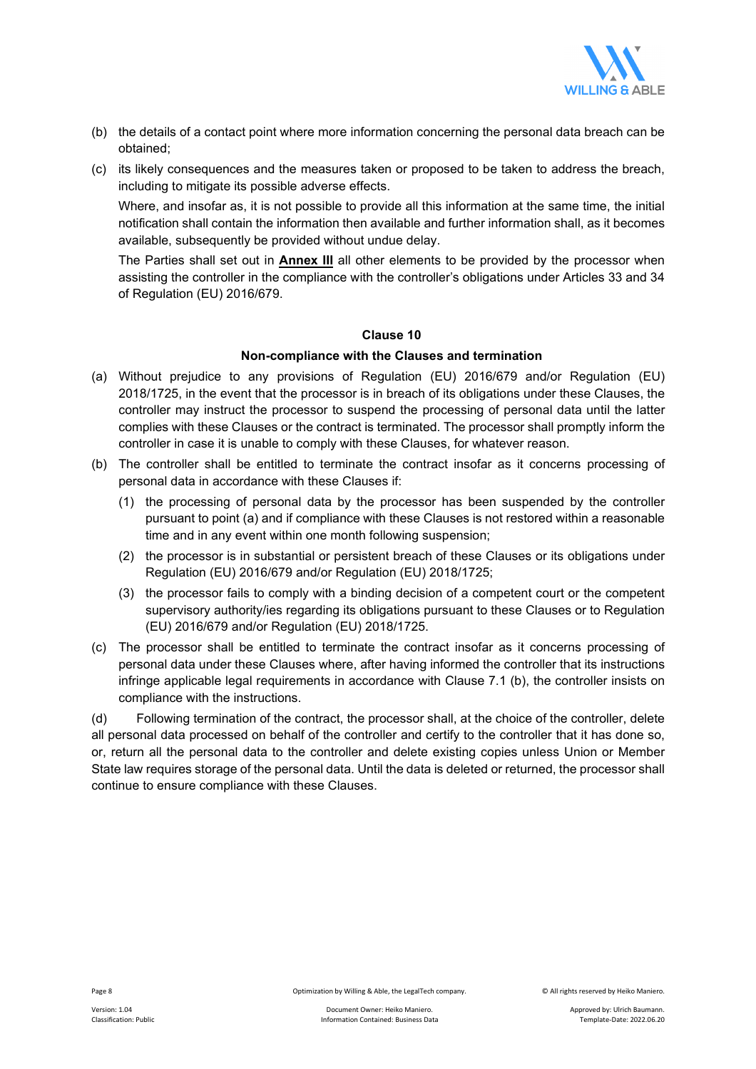(b) the details of a contact point where more information concerning the personal data breach can be obtained;

(c) its likely consequences and the measures taken or proposed to be taken to address the breach, including to mitigate its possible adverse effects.

Where, and insofar as, it is not possible to provide all this information at the same time, the initial notification shall contain the information then available and further information shall, as it becomes available, subsequently be provided without undue delay.

The Parties shall set out in **Annex III** all other elements to be provided by the processor when assisting the controller in the compliance with the controller's obligations under Articles 33 and 34 of Regulation (EU) 2016/679.

**Clause 10**

**Non-compliance with the Clauses and termination**

(a) Without prejudice to any provisions of Regulation (EU) 2016/679 and/or Regulation (EU) 2018/1725, in the event that the processor is in breach of its obligations under these Clauses, the controller may instruct the processor to suspend the processing of personal data until the latter complies with these Clauses or the contract is terminated. The processor shall promptly inform the controller in case it is unable to comply with these Clauses, for whatever reason.

(b) The controller shall be entitled to terminate the contract insofar as it concerns processing of personal data in accordance with these Clauses if:

   (1) the processing of personal data by the processor has been suspended by the controller pursuant to point (a) and if compliance with these Clauses is not restored within a reasonable time and in any event within one month following suspension;

   (2) the processor is in substantial or persistent breach of these Clauses or its obligations under Regulation (EU) 2016/679 and/or Regulation (EU) 2018/1725;

   (3) the processor fails to comply with a binding decision of a competent court or the competent supervisory authority/ies regarding its obligations pursuant to these Clauses or to Regulation (EU) 2016/679 and/or Regulation (EU) 2018/1725.

(c) The processor shall be entitled to terminate the contract insofar as it concerns processing of personal data under these Clauses where, after having informed the controller that its instructions infringe applicable legal requirements in accordance with Clause 7.1 (b), the controller insists on compliance with the instructions.

(d) Following termination of the contract, the processor shall, at the choice of the controller, delete all personal data processed on behalf of the controller and certify to the controller that it has done so, or, return all the personal data to the controller and delete existing copies unless Union or Member State law requires storage of the personal data. Until the data is deleted or returned, the processor shall continue to ensure compliance with these Clauses.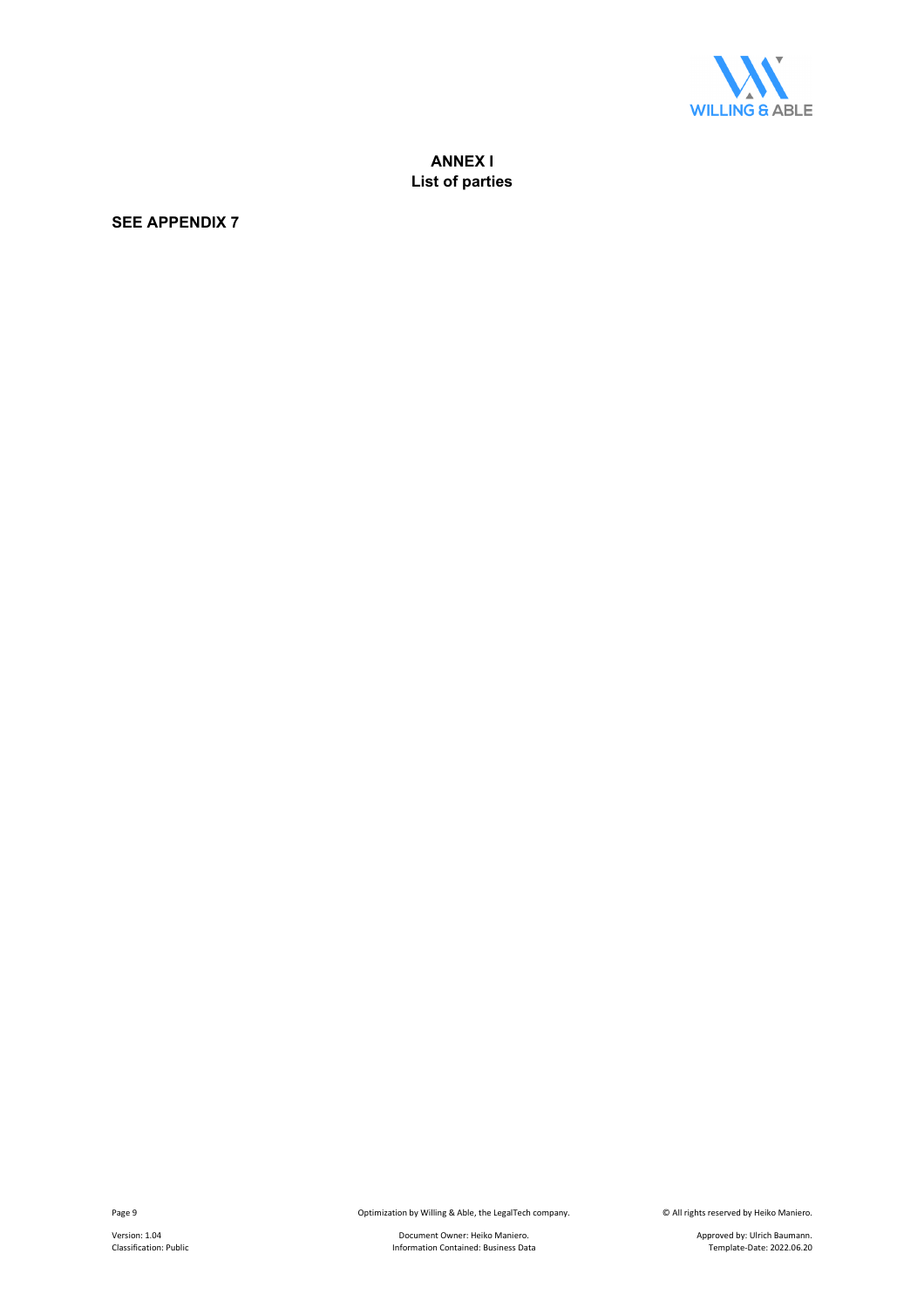# ANNEX I
## List of parties

**SEE APPENDIX 7**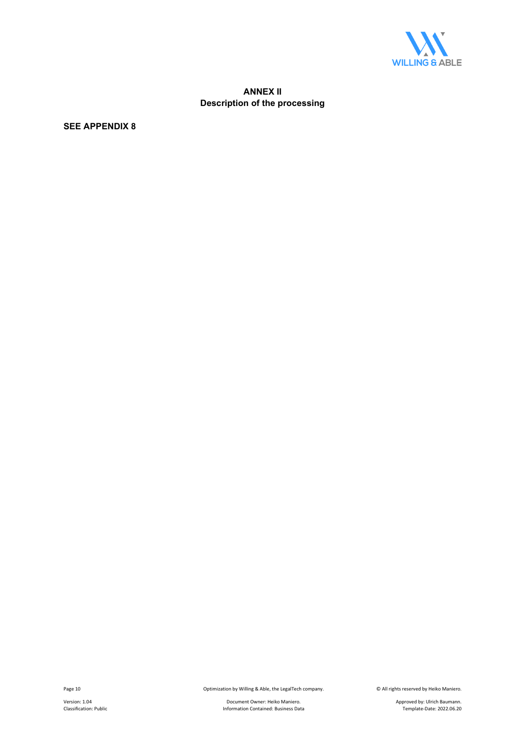# ANNEX II
## Description of the processing

**SEE APPENDIX 8**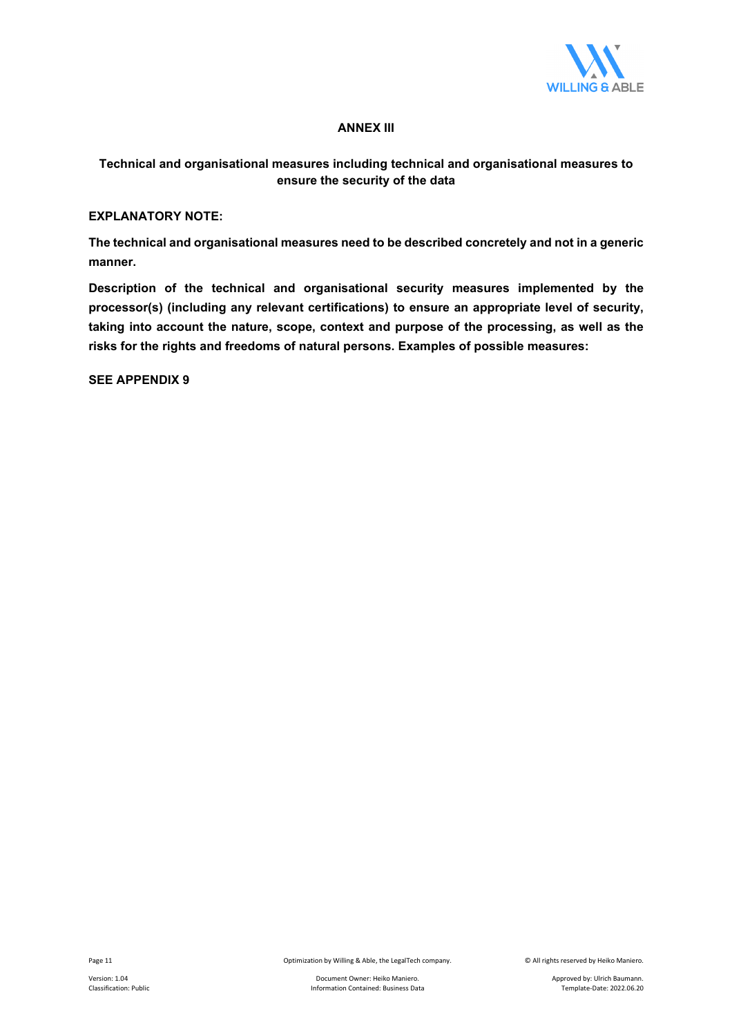# ANNEX III

## Technical and organisational measures including technical and organisational measures to ensure the security of the data

**EXPLANATORY NOTE:**

**The technical and organisational measures need to be described concretely and not in a generic manner.**

**Description of the technical and organisational security measures implemented by the processor(s) (including any relevant certifications) to ensure an appropriate level of security, taking into account the nature, scope, context and purpose of the processing, as well as the risks for the rights and freedoms of natural persons. Examples of possible measures:**

**SEE APPENDIX 9**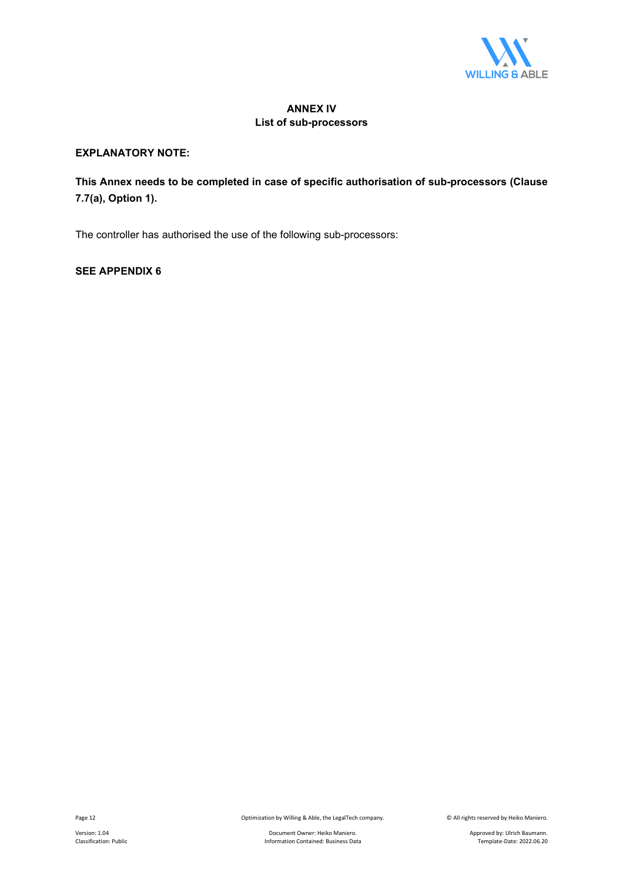# ANNEX IV
## List of sub-processors

**EXPLANATORY NOTE:**

**This Annex needs to be completed in case of specific authorisation of sub-processors (Clause 7.7(a), Option 1).**

The controller has authorised the use of the following sub-processors:

**SEE APPENDIX 6**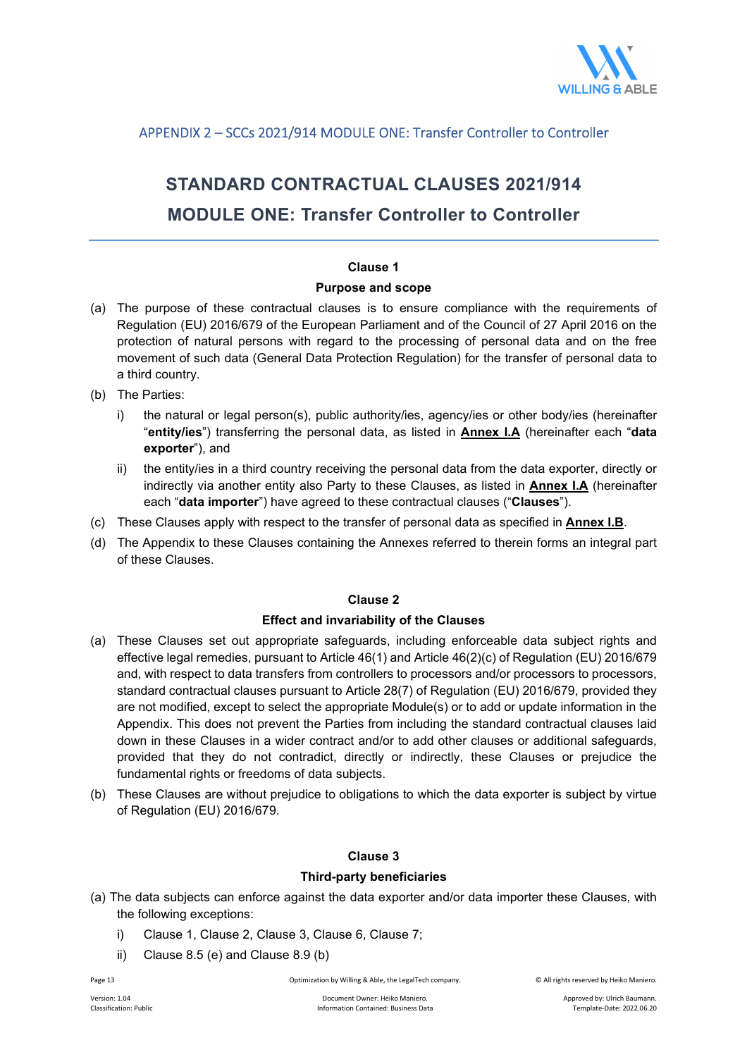APPENDIX 2 – SCCs 2021/914 MODULE ONE: Transfer Controller to Controller

# STANDARD CONTRACTUAL CLAUSES 2021/914
# MODULE ONE: Transfer Controller to Controller

### Clause 1

### Purpose and scope

(a) The purpose of these contractual clauses is to ensure compliance with the requirements of Regulation (EU) 2016/679 of the European Parliament and of the Council of 27 April 2016 on the protection of natural persons with regard to the processing of personal data and on the free movement of such data (General Data Protection Regulation) for the transfer of personal data to a third country.

(b) The Parties:

   i) the natural or legal person(s), public authority/ies, agency/ies or other body/ies (hereinafter "**entity/ies**") transferring the personal data, as listed in **Annex I.A** (hereinafter each "**data exporter**"), and

   ii) the entity/ies in a third country receiving the personal data from the data exporter, directly or indirectly via another entity also Party to these Clauses, as listed in **Annex I.A** (hereinafter each "**data importer**") have agreed to these contractual clauses ("**Clauses**").

(c) These Clauses apply with respect to the transfer of personal data as specified in **Annex I.B**.

(d) The Appendix to these Clauses containing the Annexes referred to therein forms an integral part of these Clauses.

### Clause 2

### Effect and invariability of the Clauses

(a) These Clauses set out appropriate safeguards, including enforceable data subject rights and effective legal remedies, pursuant to Article 46(1) and Article 46(2)(c) of Regulation (EU) 2016/679 and, with respect to data transfers from controllers to processors and/or processors to processors, standard contractual clauses pursuant to Article 28(7) of Regulation (EU) 2016/679, provided they are not modified, except to select the appropriate Module(s) or to add or update information in the Appendix. This does not prevent the Parties from including the standard contractual clauses laid down in these Clauses in a wider contract and/or to add other clauses or additional safeguards, provided that they do not contradict, directly or indirectly, these Clauses or prejudice the fundamental rights or freedoms of data subjects.

(b) These Clauses are without prejudice to obligations to which the data exporter is subject by virtue of Regulation (EU) 2016/679.

### Clause 3

### Third-party beneficiaries

(a) The data subjects can enforce against the data exporter and/or data importer these Clauses, with the following exceptions:

   i) Clause 1, Clause 2, Clause 3, Clause 6, Clause 7;

   ii) Clause 8.5 (e) and Clause 8.9 (b)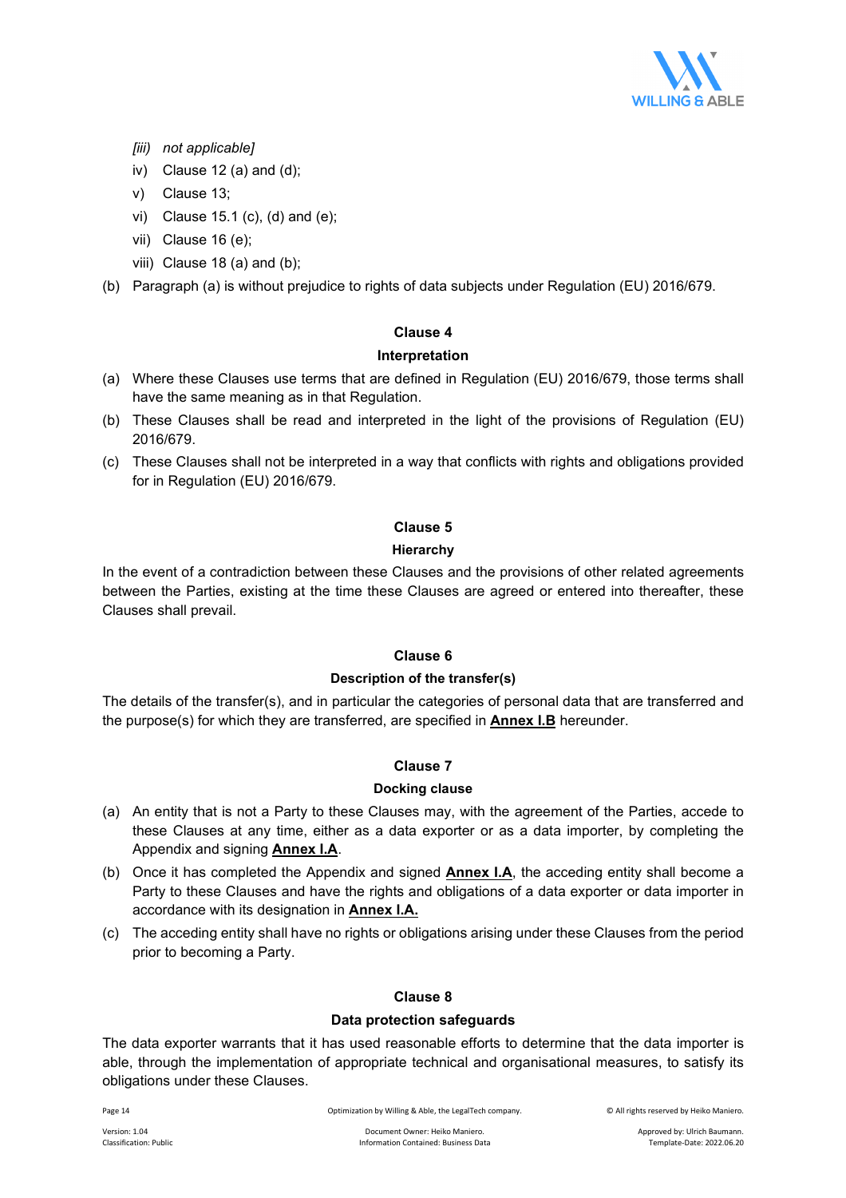*[iii) not applicable]*

iv) Clause 12 (a) and (d);

v) Clause 13;

vi) Clause 15.1 (c), (d) and (e);

vii) Clause 16 (e);

viii) Clause 18 (a) and (b);

(b) Paragraph (a) is without prejudice to rights of data subjects under Regulation (EU) 2016/679.

### Clause 4

#### Interpretation

(a) Where these Clauses use terms that are defined in Regulation (EU) 2016/679, those terms shall have the same meaning as in that Regulation.

(b) These Clauses shall be read and interpreted in the light of the provisions of Regulation (EU) 2016/679.

(c) These Clauses shall not be interpreted in a way that conflicts with rights and obligations provided for in Regulation (EU) 2016/679.

### Clause 5

#### Hierarchy

In the event of a contradiction between these Clauses and the provisions of other related agreements between the Parties, existing at the time these Clauses are agreed or entered into thereafter, these Clauses shall prevail.

### Clause 6

#### Description of the transfer(s)

The details of the transfer(s), and in particular the categories of personal data that are transferred and the purpose(s) for which they are transferred, are specified in **Annex I.B** hereunder.

### Clause 7

#### Docking clause

(a) An entity that is not a Party to these Clauses may, with the agreement of the Parties, accede to these Clauses at any time, either as a data exporter or as a data importer, by completing the Appendix and signing **Annex I.A**.

(b) Once it has completed the Appendix and signed **Annex I.A**, the acceding entity shall become a Party to these Clauses and have the rights and obligations of a data exporter or data importer in accordance with its designation in **Annex I.A.**

(c) The acceding entity shall have no rights or obligations arising under these Clauses from the period prior to becoming a Party.

### Clause 8

#### Data protection safeguards

The data exporter warrants that it has used reasonable efforts to determine that the data importer is able, through the implementation of appropriate technical and organisational measures, to satisfy its obligations under these Clauses.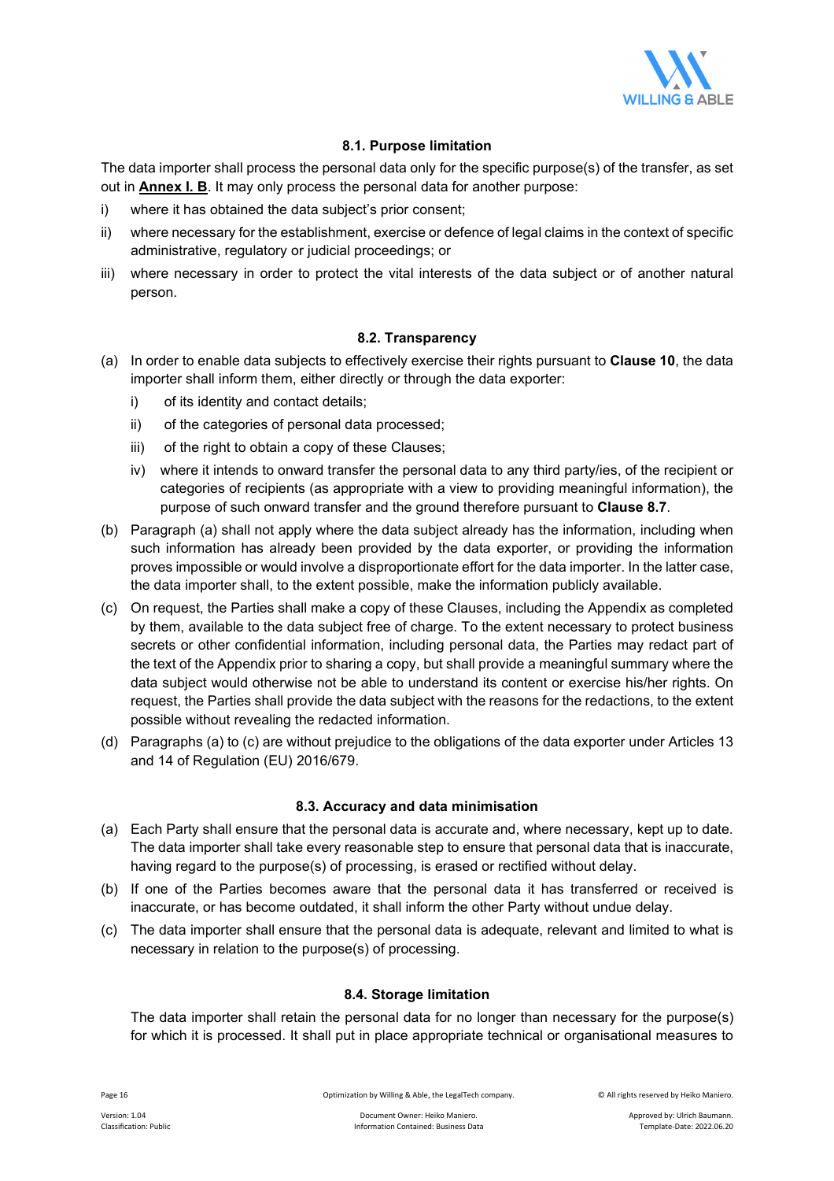#### 8.1. Purpose limitation

The data importer shall process the personal data only for the specific purpose(s) of the transfer, as set out in **Annex I. B**. It may only process the personal data for another purpose:

i) where it has obtained the data subject's prior consent;

ii) where necessary for the establishment, exercise or defence of legal claims in the context of specific administrative, regulatory or judicial proceedings; or

iii) where necessary in order to protect the vital interests of the data subject or of another natural person.

#### 8.2. Transparency

(a) In order to enable data subjects to effectively exercise their rights pursuant to **Clause 10**, the data importer shall inform them, either directly or through the data exporter:

   i) of its identity and contact details;

   ii) of the categories of personal data processed;

   iii) of the right to obtain a copy of these Clauses;

   iv) where it intends to onward transfer the personal data to any third party/ies, of the recipient or categories of recipients (as appropriate with a view to providing meaningful information), the purpose of such onward transfer and the ground therefore pursuant to **Clause 8.7**.

(b) Paragraph (a) shall not apply where the data subject already has the information, including when such information has already been provided by the data exporter, or providing the information proves impossible or would involve a disproportionate effort for the data importer. In the latter case, the data importer shall, to the extent possible, make the information publicly available.

(c) On request, the Parties shall make a copy of these Clauses, including the Appendix as completed by them, available to the data subject free of charge. To the extent necessary to protect business secrets or other confidential information, including personal data, the Parties may redact part of the text of the Appendix prior to sharing a copy, but shall provide a meaningful summary where the data subject would otherwise not be able to understand its content or exercise his/her rights. On request, the Parties shall provide the data subject with the reasons for the redactions, to the extent possible without revealing the redacted information.

(d) Paragraphs (a) to (c) are without prejudice to the obligations of the data exporter under Articles 13 and 14 of Regulation (EU) 2016/679.

#### 8.3. Accuracy and data minimisation

(a) Each Party shall ensure that the personal data is accurate and, where necessary, kept up to date. The data importer shall take every reasonable step to ensure that personal data that is inaccurate, having regard to the purpose(s) of processing, is erased or rectified without delay.

(b) If one of the Parties becomes aware that the personal data it has transferred or received is inaccurate, or has become outdated, it shall inform the other Party without undue delay.

(c) The data importer shall ensure that the personal data is adequate, relevant and limited to what is necessary in relation to the purpose(s) of processing.

#### 8.4. Storage limitation

The data importer shall retain the personal data for no longer than necessary for the purpose(s) for which it is processed. It shall put in place appropriate technical or organisational measures to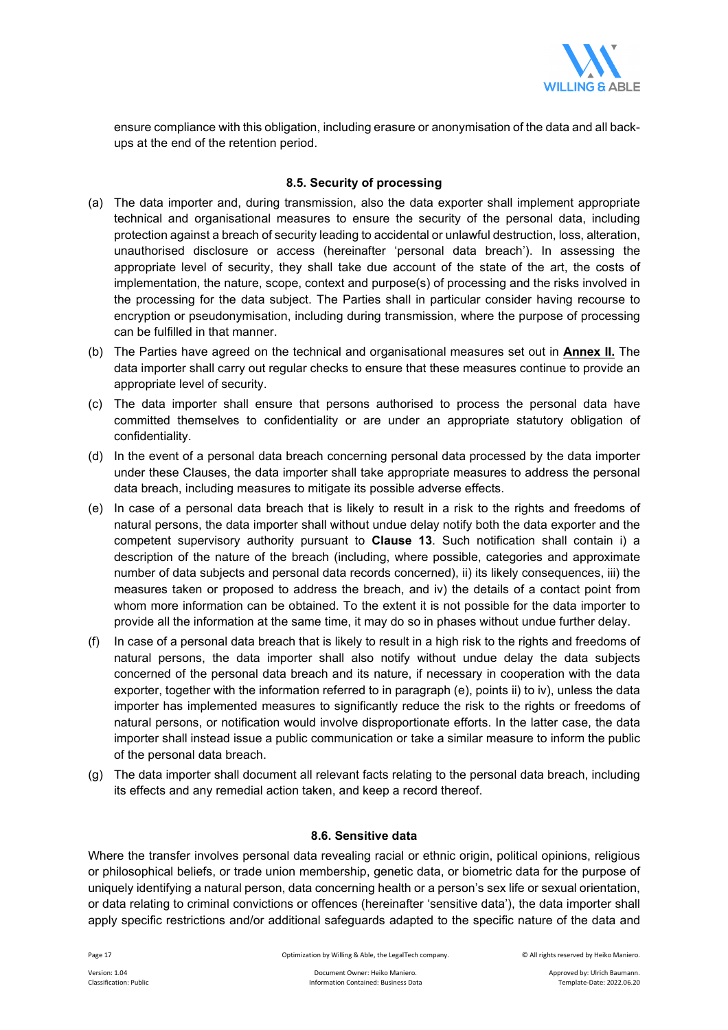ensure compliance with this obligation, including erasure or anonymisation of the data and all back-ups at the end of the retention period.

#### 8.5. Security of processing

(a) The data importer and, during transmission, also the data exporter shall implement appropriate technical and organisational measures to ensure the security of the personal data, including protection against a breach of security leading to accidental or unlawful destruction, loss, alteration, unauthorised disclosure or access (hereinafter 'personal data breach'). In assessing the appropriate level of security, they shall take due account of the state of the art, the costs of implementation, the nature, scope, context and purpose(s) of processing and the risks involved in the processing for the data subject. The Parties shall in particular consider having recourse to encryption or pseudonymisation, including during transmission, where the purpose of processing can be fulfilled in that manner.

(b) The Parties have agreed on the technical and organisational measures set out in **Annex II.** The data importer shall carry out regular checks to ensure that these measures continue to provide an appropriate level of security.

(c) The data importer shall ensure that persons authorised to process the personal data have committed themselves to confidentiality or are under an appropriate statutory obligation of confidentiality.

(d) In the event of a personal data breach concerning personal data processed by the data importer under these Clauses, the data importer shall take appropriate measures to address the personal data breach, including measures to mitigate its possible adverse effects.

(e) In case of a personal data breach that is likely to result in a risk to the rights and freedoms of natural persons, the data importer shall without undue delay notify both the data exporter and the competent supervisory authority pursuant to **Clause 13**. Such notification shall contain i) a description of the nature of the breach (including, where possible, categories and approximate number of data subjects and personal data records concerned), ii) its likely consequences, iii) the measures taken or proposed to address the breach, and iv) the details of a contact point from whom more information can be obtained. To the extent it is not possible for the data importer to provide all the information at the same time, it may do so in phases without undue further delay.

(f) In case of a personal data breach that is likely to result in a high risk to the rights and freedoms of natural persons, the data importer shall also notify without undue delay the data subjects concerned of the personal data breach and its nature, if necessary in cooperation with the data exporter, together with the information referred to in paragraph (e), points ii) to iv), unless the data importer has implemented measures to significantly reduce the risk to the rights or freedoms of natural persons, or notification would involve disproportionate efforts. In the latter case, the data importer shall instead issue a public communication or take a similar measure to inform the public of the personal data breach.

(g) The data importer shall document all relevant facts relating to the personal data breach, including its effects and any remedial action taken, and keep a record thereof.

#### 8.6. Sensitive data

Where the transfer involves personal data revealing racial or ethnic origin, political opinions, religious or philosophical beliefs, or trade union membership, genetic data, or biometric data for the purpose of uniquely identifying a natural person, data concerning health or a person's sex life or sexual orientation, or data relating to criminal convictions or offences (hereinafter 'sensitive data'), the data importer shall apply specific restrictions and/or additional safeguards adapted to the specific nature of the data and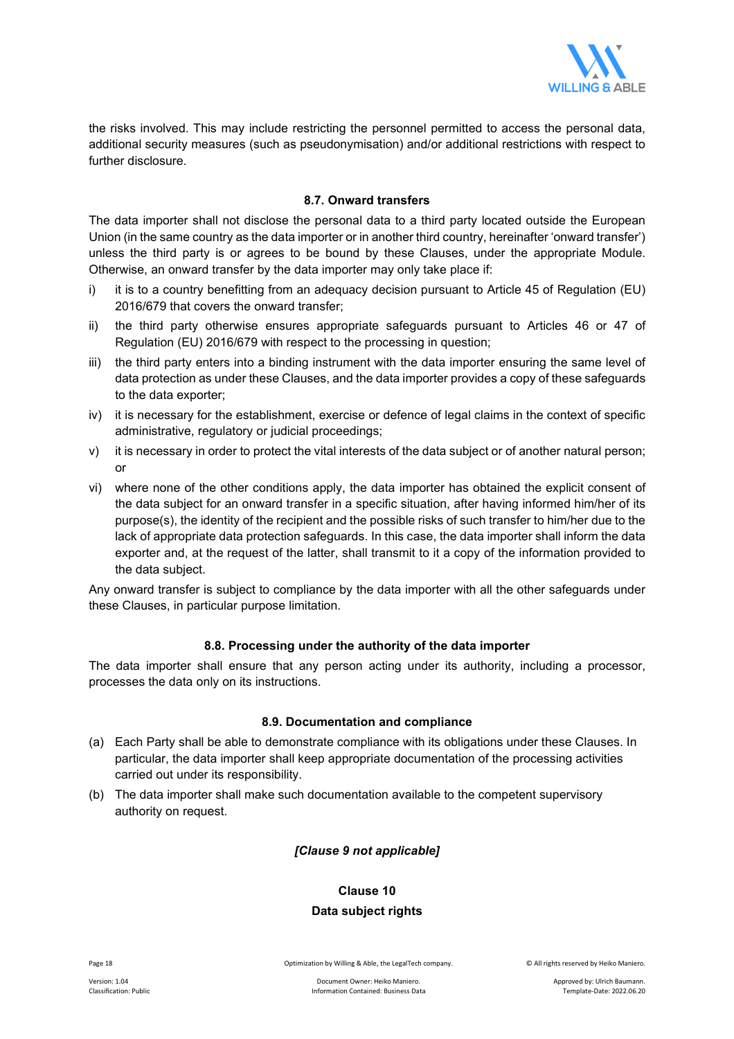the risks involved. This may include restricting the personnel permitted to access the personal data, additional security measures (such as pseudonymisation) and/or additional restrictions with respect to further disclosure.

#### 8.7. Onward transfers

The data importer shall not disclose the personal data to a third party located outside the European Union (in the same country as the data importer or in another third country, hereinafter 'onward transfer') unless the third party is or agrees to be bound by these Clauses, under the appropriate Module. Otherwise, an onward transfer by the data importer may only take place if:

i) it is to a country benefitting from an adequacy decision pursuant to Article 45 of Regulation (EU) 2016/679 that covers the onward transfer;

ii) the third party otherwise ensures appropriate safeguards pursuant to Articles 46 or 47 of Regulation (EU) 2016/679 with respect to the processing in question;

iii) the third party enters into a binding instrument with the data importer ensuring the same level of data protection as under these Clauses, and the data importer provides a copy of these safeguards to the data exporter;

iv) it is necessary for the establishment, exercise or defence of legal claims in the context of specific administrative, regulatory or judicial proceedings;

v) it is necessary in order to protect the vital interests of the data subject or of another natural person; or

vi) where none of the other conditions apply, the data importer has obtained the explicit consent of the data subject for an onward transfer in a specific situation, after having informed him/her of its purpose(s), the identity of the recipient and the possible risks of such transfer to him/her due to the lack of appropriate data protection safeguards. In this case, the data importer shall inform the data exporter and, at the request of the latter, shall transmit to it a copy of the information provided to the data subject.

Any onward transfer is subject to compliance by the data importer with all the other safeguards under these Clauses, in particular purpose limitation.

#### 8.8. Processing under the authority of the data importer

The data importer shall ensure that any person acting under its authority, including a processor, processes the data only on its instructions.

#### 8.9. Documentation and compliance

(a) Each Party shall be able to demonstrate compliance with its obligations under these Clauses. In particular, the data importer shall keep appropriate documentation of the processing activities carried out under its responsibility.

(b) The data importer shall make such documentation available to the competent supervisory authority on request.

***[Clause 9 not applicable]***

### Clause 10
### Data subject rights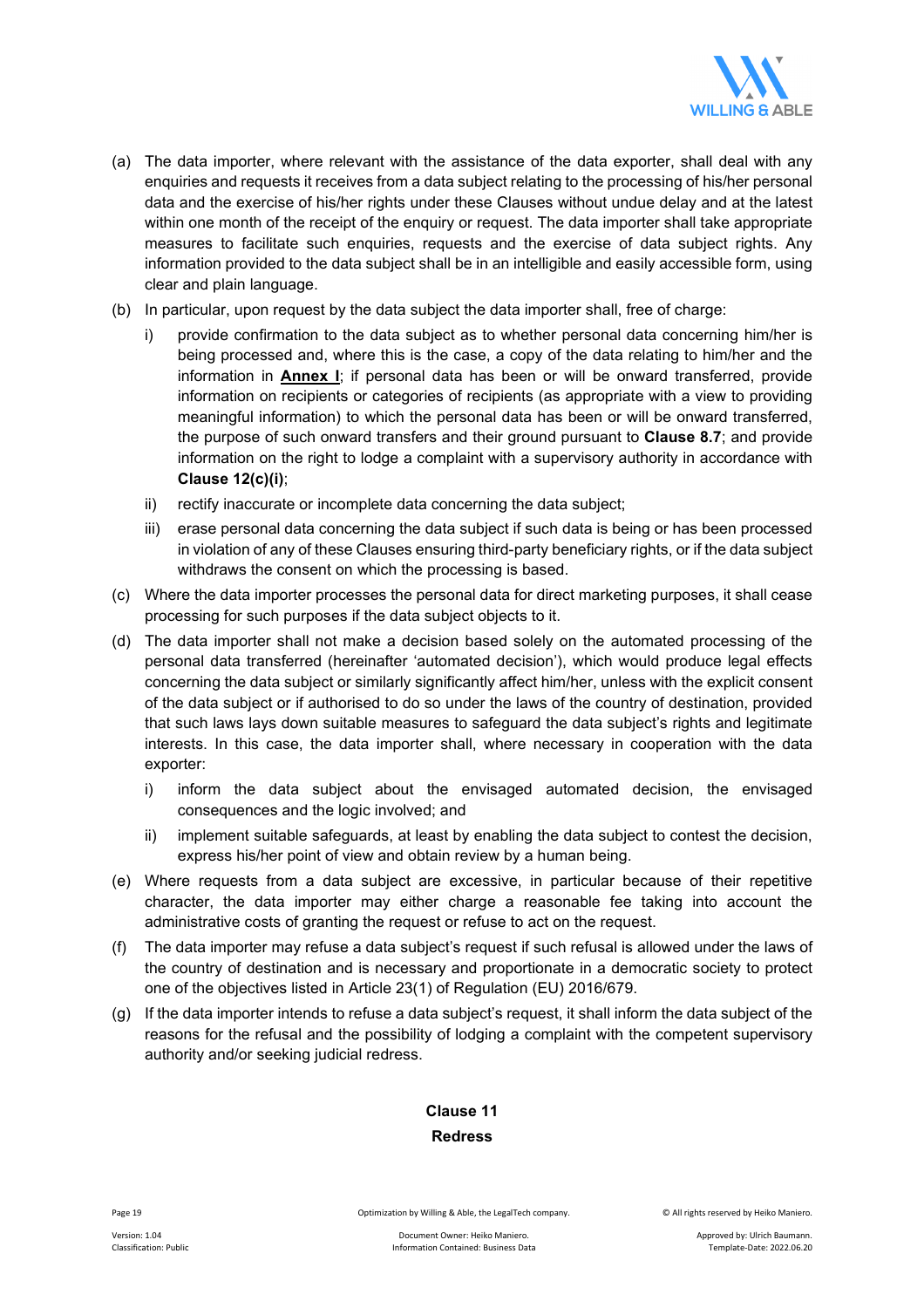(a) The data importer, where relevant with the assistance of the data exporter, shall deal with any enquiries and requests it receives from a data subject relating to the processing of his/her personal data and the exercise of his/her rights under these Clauses without undue delay and at the latest within one month of the receipt of the enquiry or request. The data importer shall take appropriate measures to facilitate such enquiries, requests and the exercise of data subject rights. Any information provided to the data subject shall be in an intelligible and easily accessible form, using clear and plain language.

(b) In particular, upon request by the data subject the data importer shall, free of charge:

   i) provide confirmation to the data subject as to whether personal data concerning him/her is being processed and, where this is the case, a copy of the data relating to him/her and the information in **Annex I**; if personal data has been or will be onward transferred, provide information on recipients or categories of recipients (as appropriate with a view to providing meaningful information) to which the personal data has been or will be onward transferred, the purpose of such onward transfers and their ground pursuant to **Clause 8.7**; and provide information on the right to lodge a complaint with a supervisory authority in accordance with **Clause 12(c)(i)**;

   ii) rectify inaccurate or incomplete data concerning the data subject;

   iii) erase personal data concerning the data subject if such data is being or has been processed in violation of any of these Clauses ensuring third-party beneficiary rights, or if the data subject withdraws the consent on which the processing is based.

(c) Where the data importer processes the personal data for direct marketing purposes, it shall cease processing for such purposes if the data subject objects to it.

(d) The data importer shall not make a decision based solely on the automated processing of the personal data transferred (hereinafter 'automated decision'), which would produce legal effects concerning the data subject or similarly significantly affect him/her, unless with the explicit consent of the data subject or if authorised to do so under the laws of the country of destination, provided that such laws lays down suitable measures to safeguard the data subject's rights and legitimate interests. In this case, the data importer shall, where necessary in cooperation with the data exporter:

   i) inform the data subject about the envisaged automated decision, the envisaged consequences and the logic involved; and

   ii) implement suitable safeguards, at least by enabling the data subject to contest the decision, express his/her point of view and obtain review by a human being.

(e) Where requests from a data subject are excessive, in particular because of their repetitive character, the data importer may either charge a reasonable fee taking into account the administrative costs of granting the request or refuse to act on the request.

(f) The data importer may refuse a data subject's request if such refusal is allowed under the laws of the country of destination and is necessary and proportionate in a democratic society to protect one of the objectives listed in Article 23(1) of Regulation (EU) 2016/679.

(g) If the data importer intends to refuse a data subject's request, it shall inform the data subject of the reasons for the refusal and the possibility of lodging a complaint with the competent supervisory authority and/or seeking judicial redress.

## Clause 11
## Redress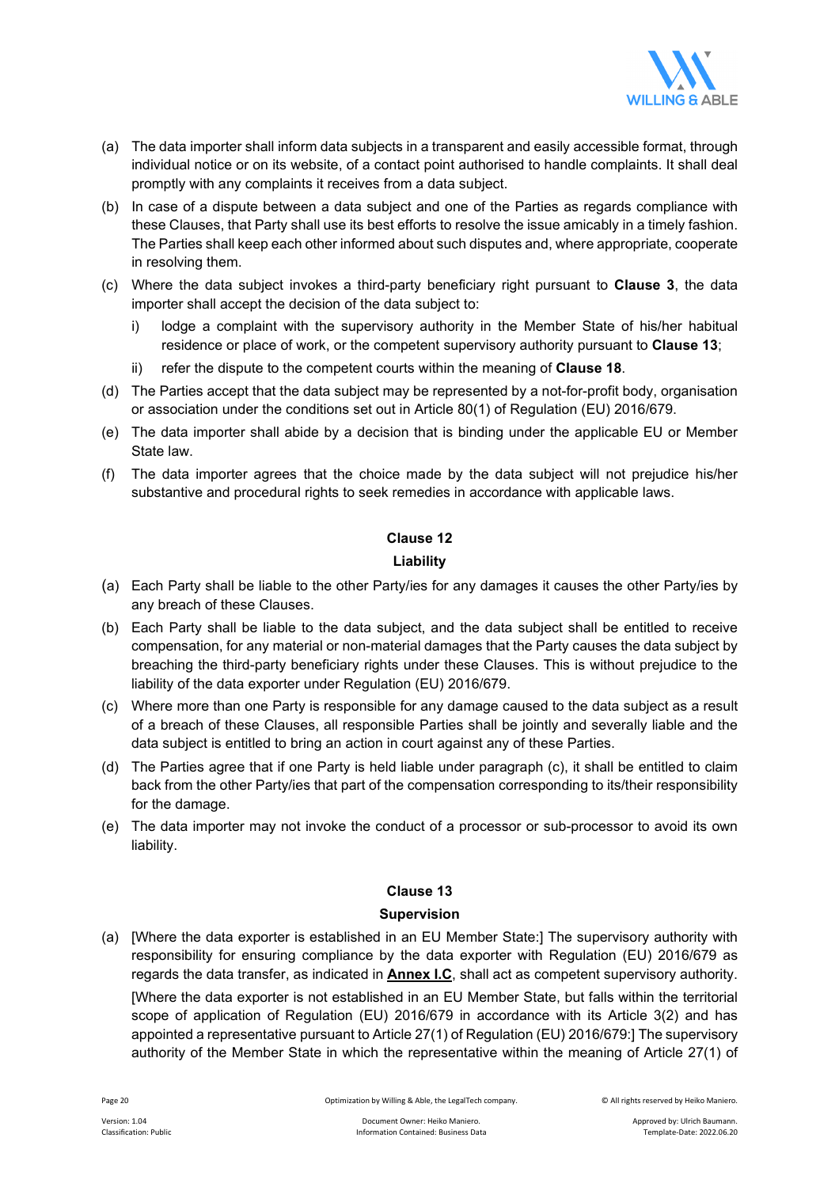(a) The data importer shall inform data subjects in a transparent and easily accessible format, through individual notice or on its website, of a contact point authorised to handle complaints. It shall deal promptly with any complaints it receives from a data subject.

(b) In case of a dispute between a data subject and one of the Parties as regards compliance with these Clauses, that Party shall use its best efforts to resolve the issue amicably in a timely fashion. The Parties shall keep each other informed about such disputes and, where appropriate, cooperate in resolving them.

(c) Where the data subject invokes a third-party beneficiary right pursuant to **Clause 3**, the data importer shall accept the decision of the data subject to:

  i) lodge a complaint with the supervisory authority in the Member State of his/her habitual residence or place of work, or the competent supervisory authority pursuant to **Clause 13**;

  ii) refer the dispute to the competent courts within the meaning of **Clause 18**.

(d) The Parties accept that the data subject may be represented by a not-for-profit body, organisation or association under the conditions set out in Article 80(1) of Regulation (EU) 2016/679.

(e) The data importer shall abide by a decision that is binding under the applicable EU or Member State law.

(f) The data importer agrees that the choice made by the data subject will not prejudice his/her substantive and procedural rights to seek remedies in accordance with applicable laws.

### Clause 12
### Liability

(a) Each Party shall be liable to the other Party/ies for any damages it causes the other Party/ies by any breach of these Clauses.

(b) Each Party shall be liable to the data subject, and the data subject shall be entitled to receive compensation, for any material or non-material damages that the Party causes the data subject by breaching the third-party beneficiary rights under these Clauses. This is without prejudice to the liability of the data exporter under Regulation (EU) 2016/679.

(c) Where more than one Party is responsible for any damage caused to the data subject as a result of a breach of these Clauses, all responsible Parties shall be jointly and severally liable and the data subject is entitled to bring an action in court against any of these Parties.

(d) The Parties agree that if one Party is held liable under paragraph (c), it shall be entitled to claim back from the other Party/ies that part of the compensation corresponding to its/their responsibility for the damage.

(e) The data importer may not invoke the conduct of a processor or sub-processor to avoid its own liability.

### Clause 13
### Supervision

(a) [Where the data exporter is established in an EU Member State:] The supervisory authority with responsibility for ensuring compliance by the data exporter with Regulation (EU) 2016/679 as regards the data transfer, as indicated in **Annex I.C**, shall act as competent supervisory authority.

  [Where the data exporter is not established in an EU Member State, but falls within the territorial scope of application of Regulation (EU) 2016/679 in accordance with its Article 3(2) and has appointed a representative pursuant to Article 27(1) of Regulation (EU) 2016/679:] The supervisory authority of the Member State in which the representative within the meaning of Article 27(1) of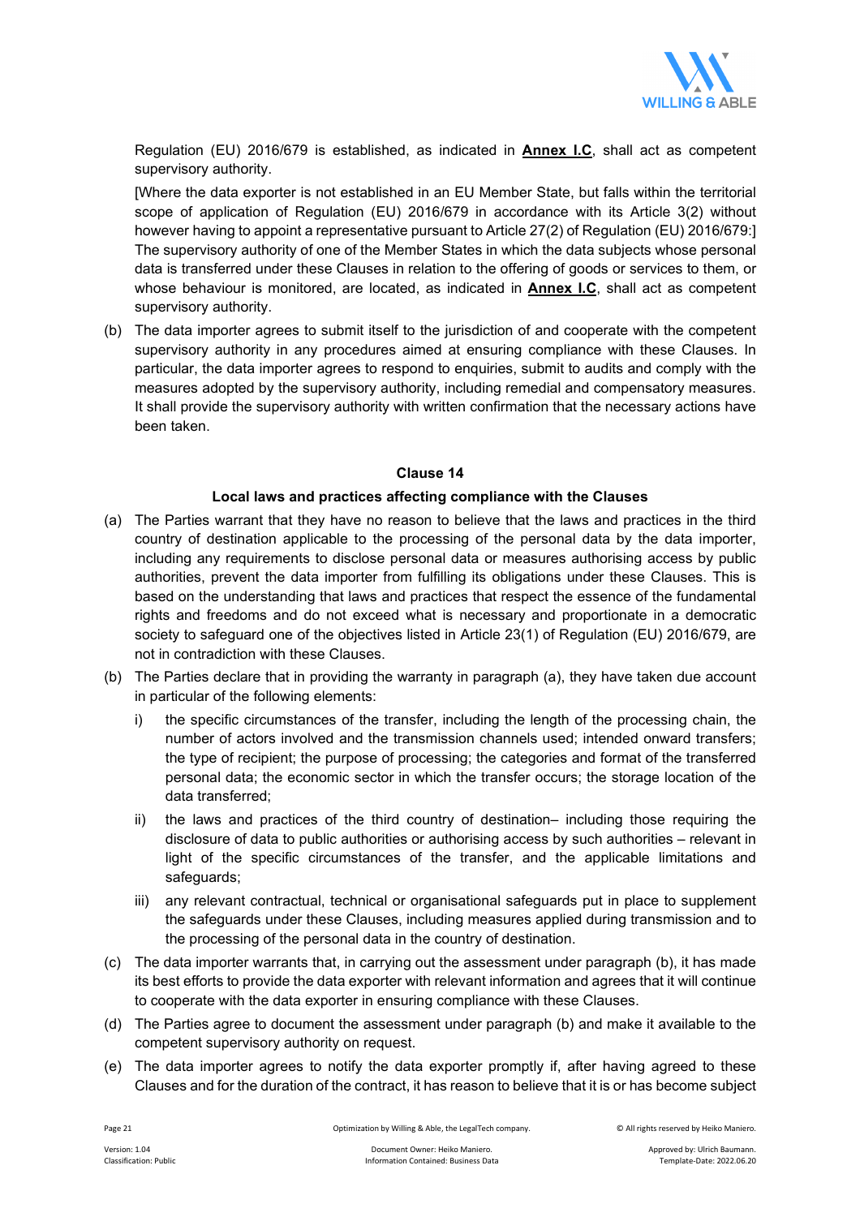Regulation (EU) 2016/679 is established, as indicated in **Annex I.C**, shall act as competent supervisory authority.

[Where the data exporter is not established in an EU Member State, but falls within the territorial scope of application of Regulation (EU) 2016/679 in accordance with its Article 3(2) without however having to appoint a representative pursuant to Article 27(2) of Regulation (EU) 2016/679:] The supervisory authority of one of the Member States in which the data subjects whose personal data is transferred under these Clauses in relation to the offering of goods or services to them, or whose behaviour is monitored, are located, as indicated in **Annex I.C**, shall act as competent supervisory authority.

(b) The data importer agrees to submit itself to the jurisdiction of and cooperate with the competent supervisory authority in any procedures aimed at ensuring compliance with these Clauses. In particular, the data importer agrees to respond to enquiries, submit to audits and comply with the measures adopted by the supervisory authority, including remedial and compensatory measures. It shall provide the supervisory authority with written confirmation that the necessary actions have been taken.

### Clause 14

#### Local laws and practices affecting compliance with the Clauses

(a) The Parties warrant that they have no reason to believe that the laws and practices in the third country of destination applicable to the processing of the personal data by the data importer, including any requirements to disclose personal data or measures authorising access by public authorities, prevent the data importer from fulfilling its obligations under these Clauses. This is based on the understanding that laws and practices that respect the essence of the fundamental rights and freedoms and do not exceed what is necessary and proportionate in a democratic society to safeguard one of the objectives listed in Article 23(1) of Regulation (EU) 2016/679, are not in contradiction with these Clauses.

(b) The Parties declare that in providing the warranty in paragraph (a), they have taken due account in particular of the following elements:

   i) the specific circumstances of the transfer, including the length of the processing chain, the number of actors involved and the transmission channels used; intended onward transfers; the type of recipient; the purpose of processing; the categories and format of the transferred personal data; the economic sector in which the transfer occurs; the storage location of the data transferred;

   ii) the laws and practices of the third country of destination– including those requiring the disclosure of data to public authorities or authorising access by such authorities – relevant in light of the specific circumstances of the transfer, and the applicable limitations and safeguards;

   iii) any relevant contractual, technical or organisational safeguards put in place to supplement the safeguards under these Clauses, including measures applied during transmission and to the processing of the personal data in the country of destination.

(c) The data importer warrants that, in carrying out the assessment under paragraph (b), it has made its best efforts to provide the data exporter with relevant information and agrees that it will continue to cooperate with the data exporter in ensuring compliance with these Clauses.

(d) The Parties agree to document the assessment under paragraph (b) and make it available to the competent supervisory authority on request.

(e) The data importer agrees to notify the data exporter promptly if, after having agreed to these Clauses and for the duration of the contract, it has reason to believe that it is or has become subject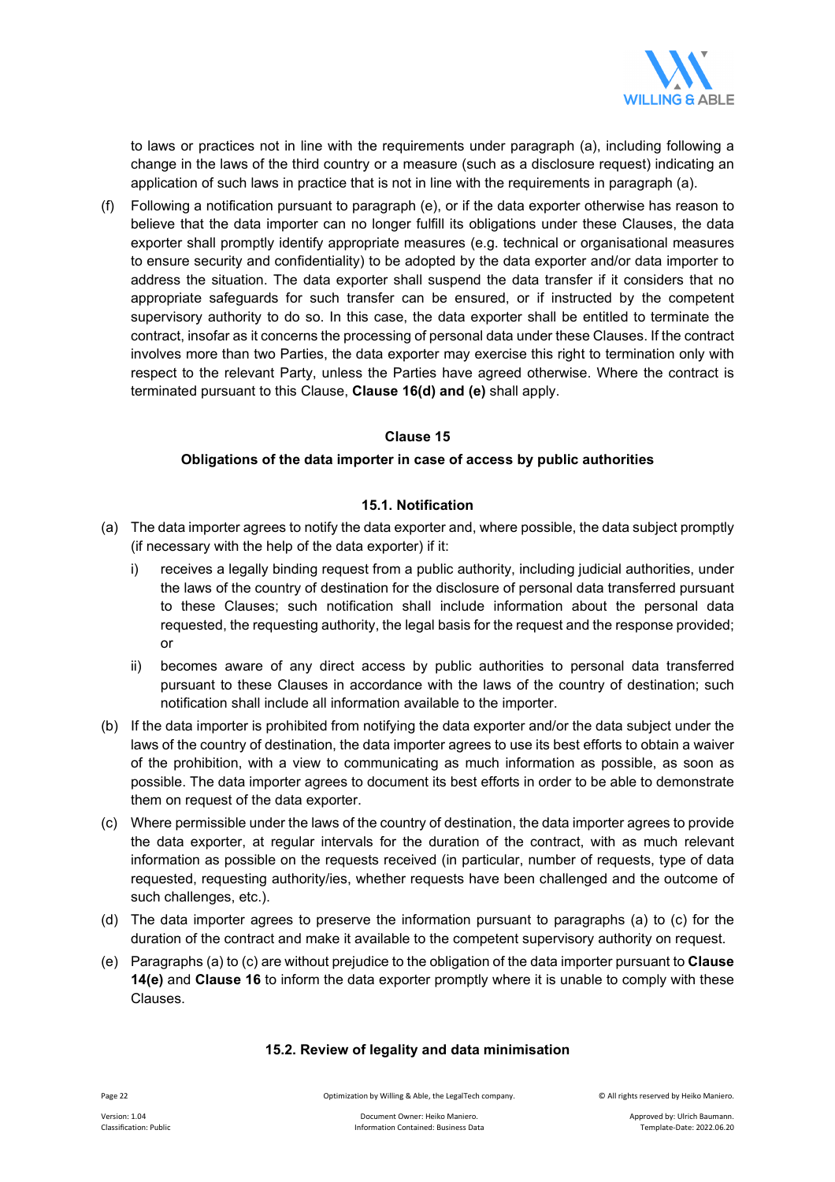to laws or practices not in line with the requirements under paragraph (a), including following a change in the laws of the third country or a measure (such as a disclosure request) indicating an application of such laws in practice that is not in line with the requirements in paragraph (a).

(f) Following a notification pursuant to paragraph (e), or if the data exporter otherwise has reason to believe that the data importer can no longer fulfill its obligations under these Clauses, the data exporter shall promptly identify appropriate measures (e.g. technical or organisational measures to ensure security and confidentiality) to be adopted by the data exporter and/or data importer to address the situation. The data exporter shall suspend the data transfer if it considers that no appropriate safeguards for such transfer can be ensured, or if instructed by the competent supervisory authority to do so. In this case, the data exporter shall be entitled to terminate the contract, insofar as it concerns the processing of personal data under these Clauses. If the contract involves more than two Parties, the data exporter may exercise this right to termination only with respect to the relevant Party, unless the Parties have agreed otherwise. Where the contract is terminated pursuant to this Clause, **Clause 16(d) and (e)** shall apply.

## Clause 15

### Obligations of the data importer in case of access by public authorities

#### 15.1. Notification

(a) The data importer agrees to notify the data exporter and, where possible, the data subject promptly (if necessary with the help of the data exporter) if it:

   i) receives a legally binding request from a public authority, including judicial authorities, under the laws of the country of destination for the disclosure of personal data transferred pursuant to these Clauses; such notification shall include information about the personal data requested, the requesting authority, the legal basis for the request and the response provided; or

   ii) becomes aware of any direct access by public authorities to personal data transferred pursuant to these Clauses in accordance with the laws of the country of destination; such notification shall include all information available to the importer.

(b) If the data importer is prohibited from notifying the data exporter and/or the data subject under the laws of the country of destination, the data importer agrees to use its best efforts to obtain a waiver of the prohibition, with a view to communicating as much information as possible, as soon as possible. The data importer agrees to document its best efforts in order to be able to demonstrate them on request of the data exporter.

(c) Where permissible under the laws of the country of destination, the data importer agrees to provide the data exporter, at regular intervals for the duration of the contract, with as much relevant information as possible on the requests received (in particular, number of requests, type of data requested, requesting authority/ies, whether requests have been challenged and the outcome of such challenges, etc.).

(d) The data importer agrees to preserve the information pursuant to paragraphs (a) to (c) for the duration of the contract and make it available to the competent supervisory authority on request.

(e) Paragraphs (a) to (c) are without prejudice to the obligation of the data importer pursuant to **Clause 14(e)** and **Clause 16** to inform the data exporter promptly where it is unable to comply with these Clauses.

#### 15.2. Review of legality and data minimisation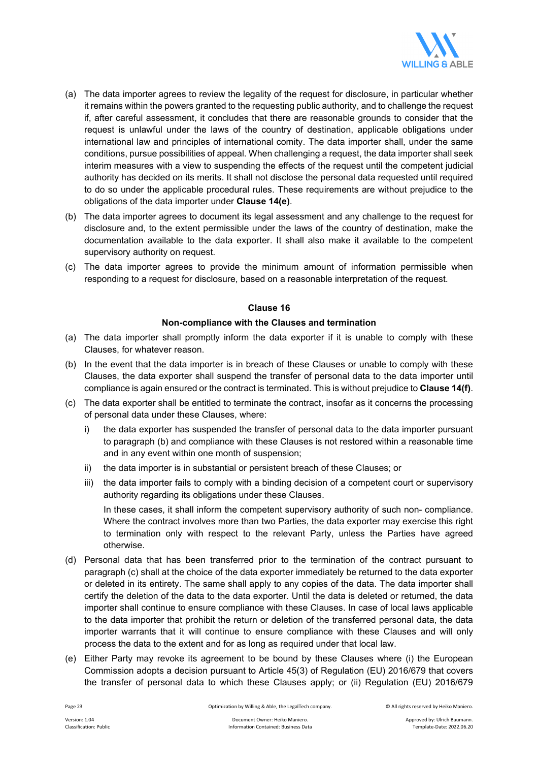(a) The data importer agrees to review the legality of the request for disclosure, in particular whether it remains within the powers granted to the requesting public authority, and to challenge the request if, after careful assessment, it concludes that there are reasonable grounds to consider that the request is unlawful under the laws of the country of destination, applicable obligations under international law and principles of international comity. The data importer shall, under the same conditions, pursue possibilities of appeal. When challenging a request, the data importer shall seek interim measures with a view to suspending the effects of the request until the competent judicial authority has decided on its merits. It shall not disclose the personal data requested until required to do so under the applicable procedural rules. These requirements are without prejudice to the obligations of the data importer under **Clause 14(e)**.

(b) The data importer agrees to document its legal assessment and any challenge to the request for disclosure and, to the extent permissible under the laws of the country of destination, make the documentation available to the data exporter. It shall also make it available to the competent supervisory authority on request.

(c) The data importer agrees to provide the minimum amount of information permissible when responding to a request for disclosure, based on a reasonable interpretation of the request.

**Clause 16**

**Non-compliance with the Clauses and termination**

(a) The data importer shall promptly inform the data exporter if it is unable to comply with these Clauses, for whatever reason.

(b) In the event that the data importer is in breach of these Clauses or unable to comply with these Clauses, the data exporter shall suspend the transfer of personal data to the data importer until compliance is again ensured or the contract is terminated. This is without prejudice to **Clause 14(f)**.

(c) The data exporter shall be entitled to terminate the contract, insofar as it concerns the processing of personal data under these Clauses, where:

   i) the data exporter has suspended the transfer of personal data to the data importer pursuant to paragraph (b) and compliance with these Clauses is not restored within a reasonable time and in any event within one month of suspension;

   ii) the data importer is in substantial or persistent breach of these Clauses; or

   iii) the data importer fails to comply with a binding decision of a competent court or supervisory authority regarding its obligations under these Clauses.

   In these cases, it shall inform the competent supervisory authority of such non- compliance. Where the contract involves more than two Parties, the data exporter may exercise this right to termination only with respect to the relevant Party, unless the Parties have agreed otherwise.

(d) Personal data that has been transferred prior to the termination of the contract pursuant to paragraph (c) shall at the choice of the data exporter immediately be returned to the data exporter or deleted in its entirety. The same shall apply to any copies of the data. The data importer shall certify the deletion of the data to the data exporter. Until the data is deleted or returned, the data importer shall continue to ensure compliance with these Clauses. In case of local laws applicable to the data importer that prohibit the return or deletion of the transferred personal data, the data importer warrants that it will continue to ensure compliance with these Clauses and will only process the data to the extent and for as long as required under that local law.

(e) Either Party may revoke its agreement to be bound by these Clauses where (i) the European Commission adopts a decision pursuant to Article 45(3) of Regulation (EU) 2016/679 that covers the transfer of personal data to which these Clauses apply; or (ii) Regulation (EU) 2016/679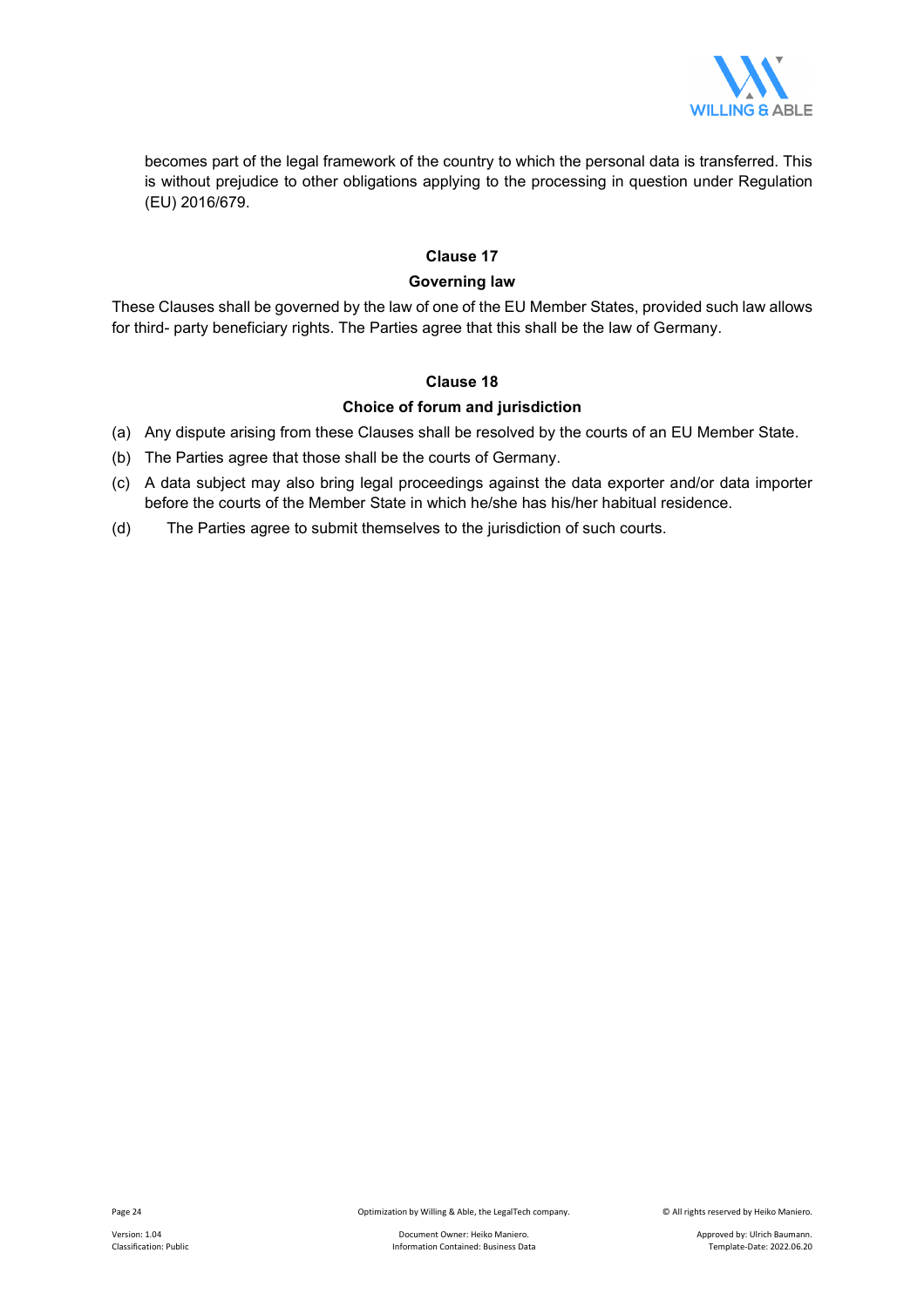becomes part of the legal framework of the country to which the personal data is transferred. This is without prejudice to other obligations applying to the processing in question under Regulation (EU) 2016/679.

**Clause 17**

**Governing law**

These Clauses shall be governed by the law of one of the EU Member States, provided such law allows for third- party beneficiary rights. The Parties agree that this shall be the law of Germany.

**Clause 18**

**Choice of forum and jurisdiction**

(a) Any dispute arising from these Clauses shall be resolved by the courts of an EU Member State.

(b) The Parties agree that those shall be the courts of Germany.

(c) A data subject may also bring legal proceedings against the data exporter and/or data importer before the courts of the Member State in which he/she has his/her habitual residence.

(d) The Parties agree to submit themselves to the jurisdiction of such courts.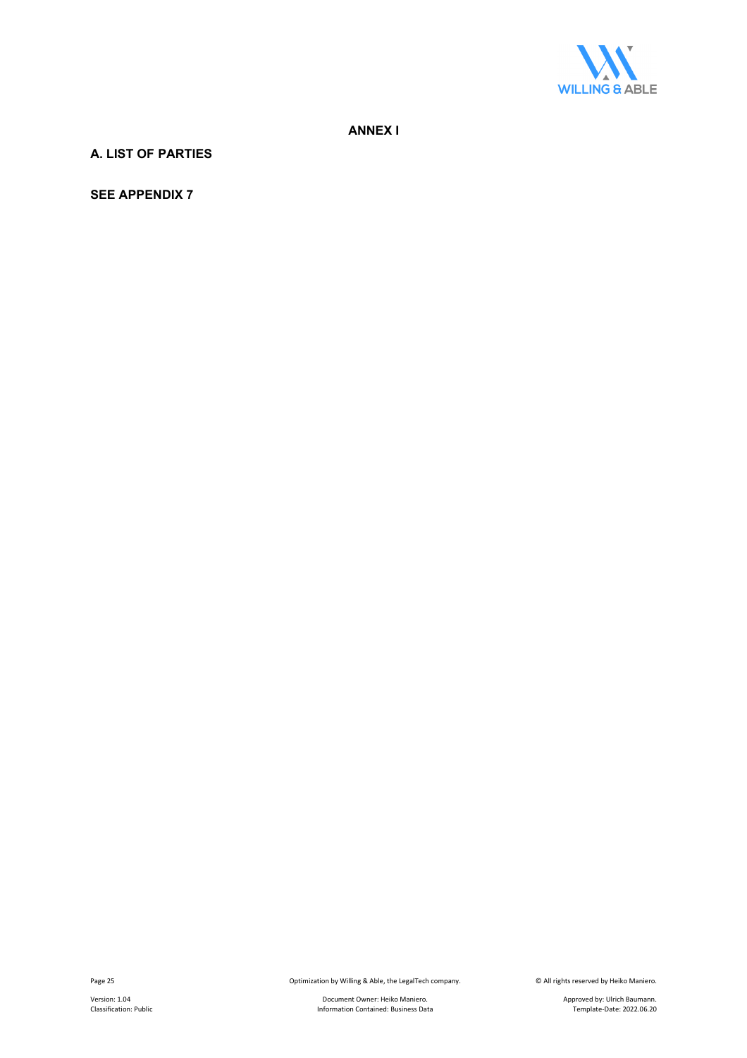# ANNEX I

## A. LIST OF PARTIES

**SEE APPENDIX 7**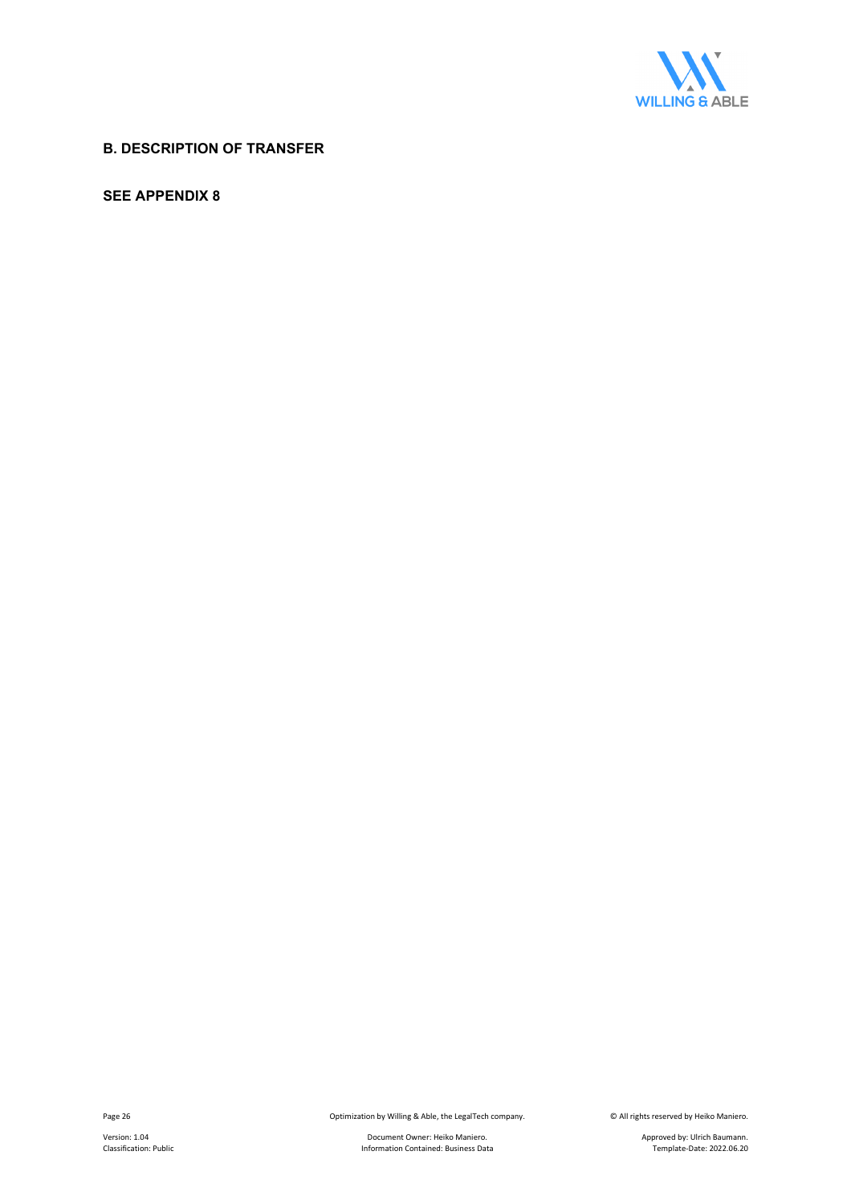## B. DESCRIPTION OF TRANSFER

**SEE APPENDIX 8**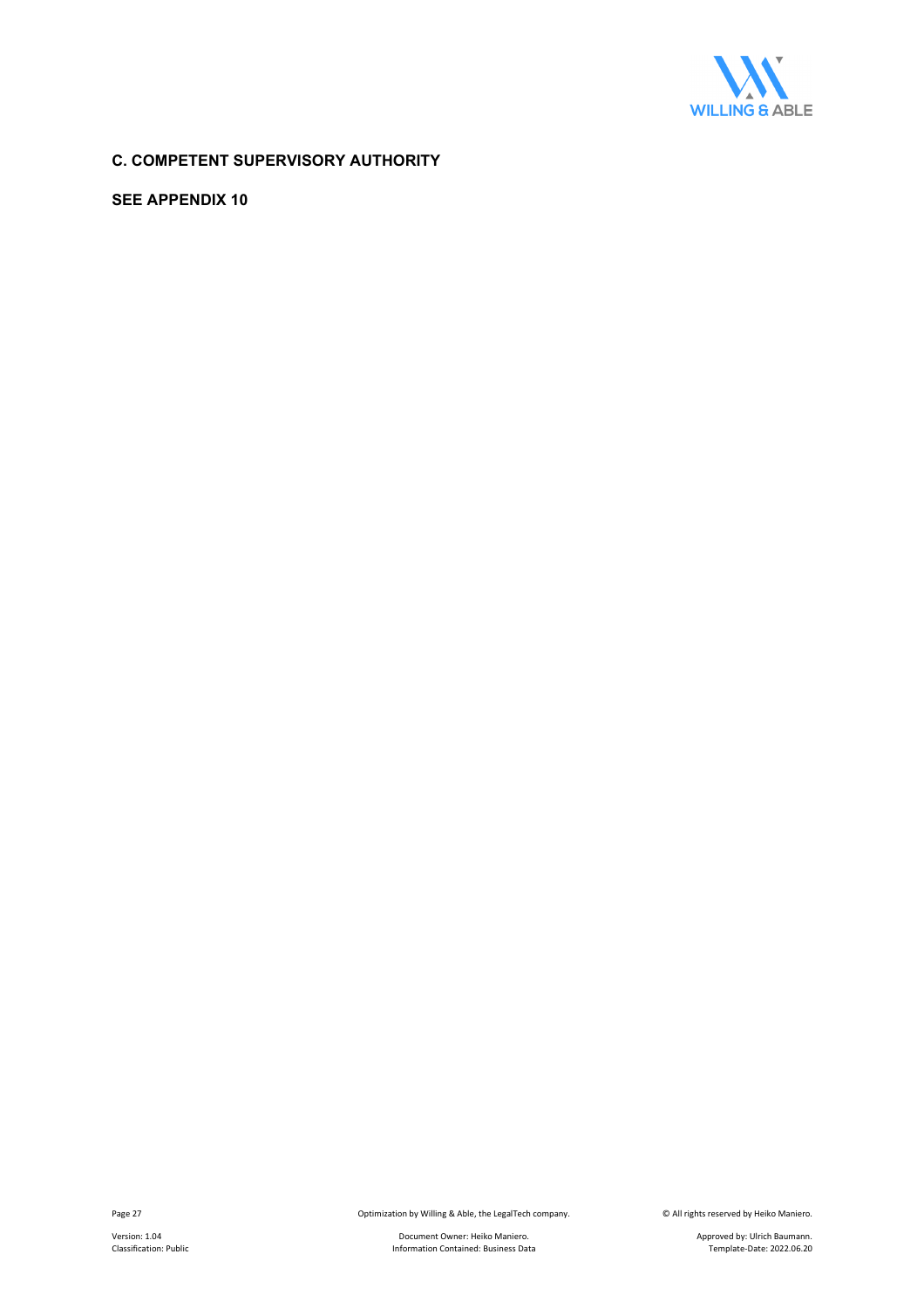## C. COMPETENT SUPERVISORY AUTHORITY

**SEE APPENDIX 10**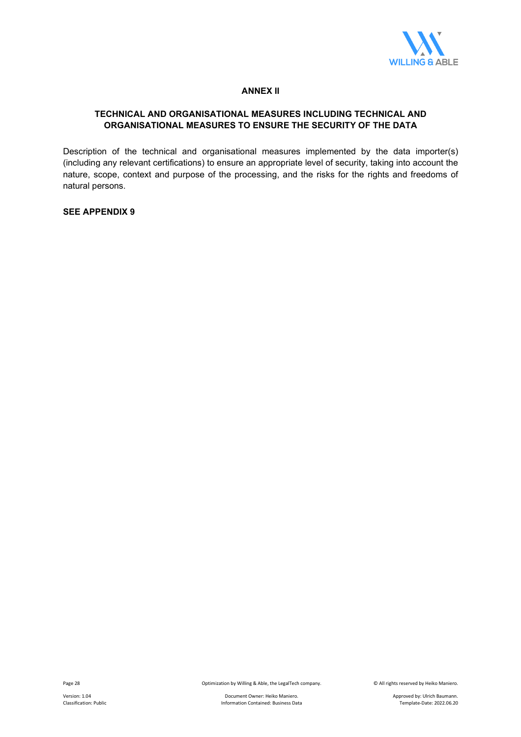# ANNEX II

## TECHNICAL AND ORGANISATIONAL MEASURES INCLUDING TECHNICAL AND ORGANISATIONAL MEASURES TO ENSURE THE SECURITY OF THE DATA

Description of the technical and organisational measures implemented by the data importer(s) (including any relevant certifications) to ensure an appropriate level of security, taking into account the nature, scope, context and purpose of the processing, and the risks for the rights and freedoms of natural persons.

**SEE APPENDIX 9**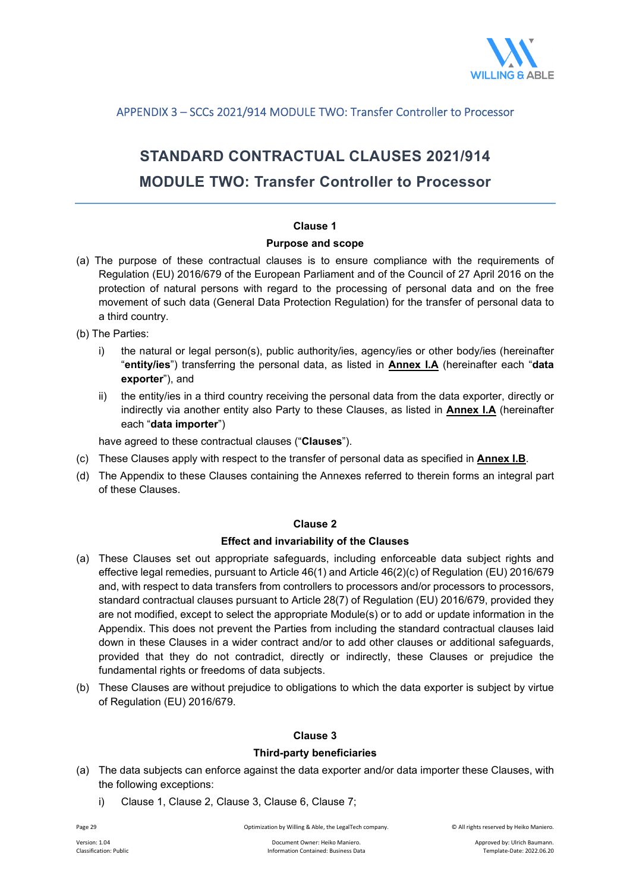APPENDIX 3 – SCCs 2021/914 MODULE TWO: Transfer Controller to Processor

# STANDARD CONTRACTUAL CLAUSES 2021/914

# MODULE TWO: Transfer Controller to Processor

### Clause 1

### Purpose and scope

(a) The purpose of these contractual clauses is to ensure compliance with the requirements of Regulation (EU) 2016/679 of the European Parliament and of the Council of 27 April 2016 on the protection of natural persons with regard to the processing of personal data and on the free movement of such data (General Data Protection Regulation) for the transfer of personal data to a third country.

(b) The Parties:

i) the natural or legal person(s), public authority/ies, agency/ies or other body/ies (hereinafter "**entity/ies**") transferring the personal data, as listed in **Annex I.A** (hereinafter each "**data exporter**"), and

ii) the entity/ies in a third country receiving the personal data from the data exporter, directly or indirectly via another entity also Party to these Clauses, as listed in **Annex I.A** (hereinafter each "**data importer**")

have agreed to these contractual clauses ("**Clauses**").

(c) These Clauses apply with respect to the transfer of personal data as specified in **Annex I.B**.

(d) The Appendix to these Clauses containing the Annexes referred to therein forms an integral part of these Clauses.

### Clause 2

### Effect and invariability of the Clauses

(a) These Clauses set out appropriate safeguards, including enforceable data subject rights and effective legal remedies, pursuant to Article 46(1) and Article 46(2)(c) of Regulation (EU) 2016/679 and, with respect to data transfers from controllers to processors and/or processors to processors, standard contractual clauses pursuant to Article 28(7) of Regulation (EU) 2016/679, provided they are not modified, except to select the appropriate Module(s) or to add or update information in the Appendix. This does not prevent the Parties from including the standard contractual clauses laid down in these Clauses in a wider contract and/or to add other clauses or additional safeguards, provided that they do not contradict, directly or indirectly, these Clauses or prejudice the fundamental rights or freedoms of data subjects.

(b) These Clauses are without prejudice to obligations to which the data exporter is subject by virtue of Regulation (EU) 2016/679.

### Clause 3

### Third-party beneficiaries

(a) The data subjects can enforce against the data exporter and/or data importer these Clauses, with the following exceptions:

i) Clause 1, Clause 2, Clause 3, Clause 6, Clause 7;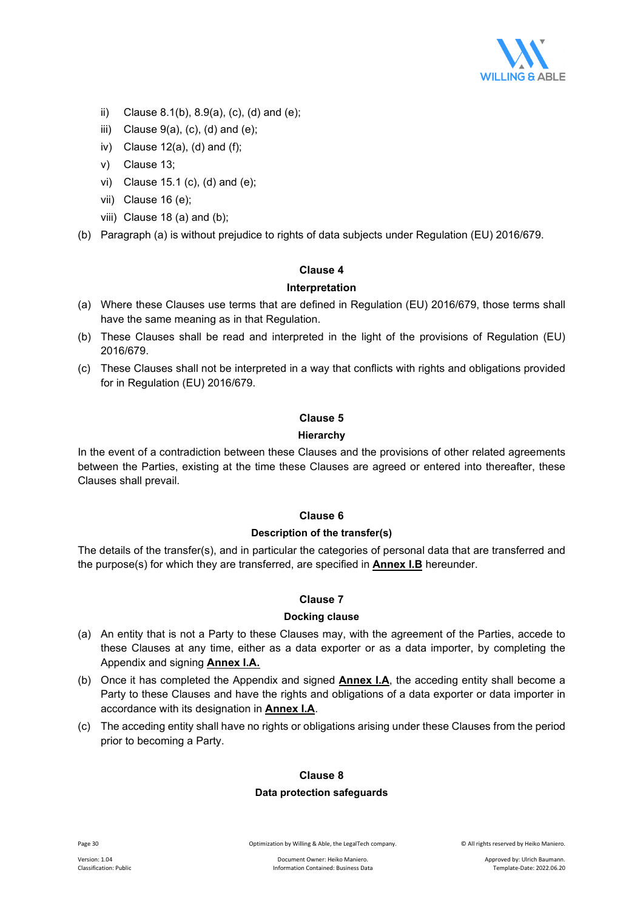- ii) Clause 8.1(b), 8.9(a), (c), (d) and (e);
- iii) Clause 9(a), (c), (d) and (e);
- iv) Clause 12(a), (d) and (f);
- v) Clause 13;
- vi) Clause 15.1 (c), (d) and (e);
- vii) Clause 16 (e);
- viii) Clause 18 (a) and (b);

(b) Paragraph (a) is without prejudice to rights of data subjects under Regulation (EU) 2016/679.

**Clause 4**

**Interpretation**

(a) Where these Clauses use terms that are defined in Regulation (EU) 2016/679, those terms shall have the same meaning as in that Regulation.

(b) These Clauses shall be read and interpreted in the light of the provisions of Regulation (EU) 2016/679.

(c) These Clauses shall not be interpreted in a way that conflicts with rights and obligations provided for in Regulation (EU) 2016/679.

**Clause 5**

**Hierarchy**

In the event of a contradiction between these Clauses and the provisions of other related agreements between the Parties, existing at the time these Clauses are agreed or entered into thereafter, these Clauses shall prevail.

**Clause 6**

**Description of the transfer(s)**

The details of the transfer(s), and in particular the categories of personal data that are transferred and the purpose(s) for which they are transferred, are specified in **Annex I.B** hereunder.

**Clause 7**

**Docking clause**

(a) An entity that is not a Party to these Clauses may, with the agreement of the Parties, accede to these Clauses at any time, either as a data exporter or as a data importer, by completing the Appendix and signing **Annex I.A.**

(b) Once it has completed the Appendix and signed **Annex I.A**, the acceding entity shall become a Party to these Clauses and have the rights and obligations of a data exporter or data importer in accordance with its designation in **Annex I.A**.

(c) The acceding entity shall have no rights or obligations arising under these Clauses from the period prior to becoming a Party.

**Clause 8**

**Data protection safeguards**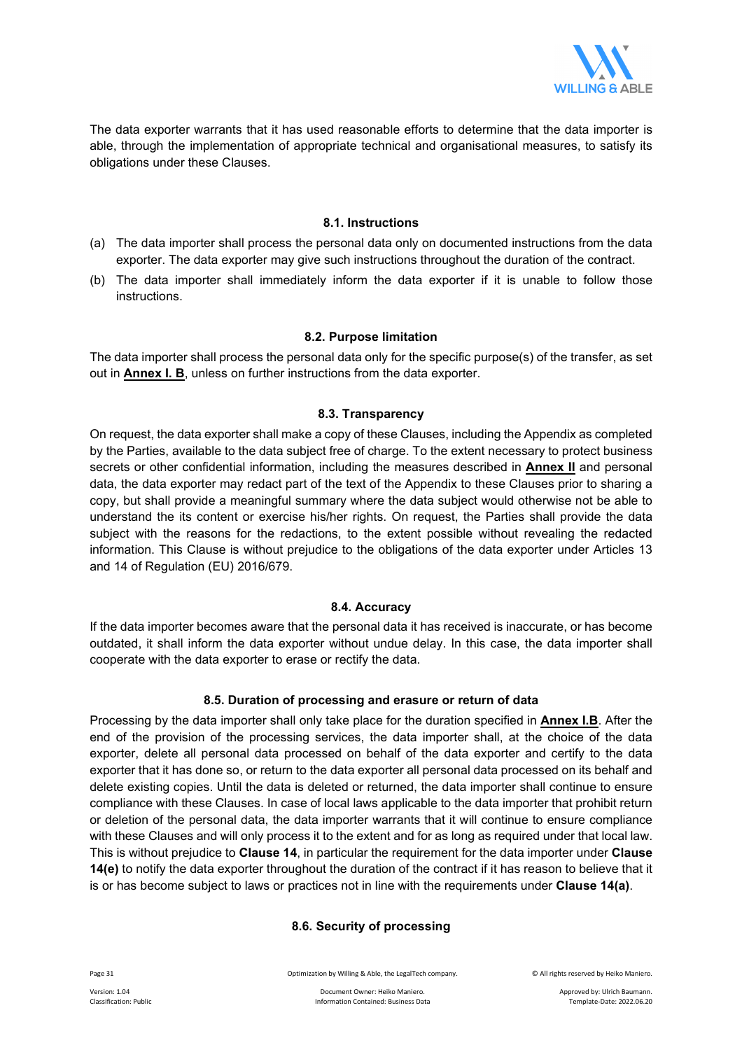The data exporter warrants that it has used reasonable efforts to determine that the data importer is able, through the implementation of appropriate technical and organisational measures, to satisfy its obligations under these Clauses.

### 8.1. Instructions

(a) The data importer shall process the personal data only on documented instructions from the data exporter. The data exporter may give such instructions throughout the duration of the contract.

(b) The data importer shall immediately inform the data exporter if it is unable to follow those instructions.

### 8.2. Purpose limitation

The data importer shall process the personal data only for the specific purpose(s) of the transfer, as set out in **Annex I. B**, unless on further instructions from the data exporter.

### 8.3. Transparency

On request, the data exporter shall make a copy of these Clauses, including the Appendix as completed by the Parties, available to the data subject free of charge. To the extent necessary to protect business secrets or other confidential information, including the measures described in **Annex II** and personal data, the data exporter may redact part of the text of the Appendix to these Clauses prior to sharing a copy, but shall provide a meaningful summary where the data subject would otherwise not be able to understand the its content or exercise his/her rights. On request, the Parties shall provide the data subject with the reasons for the redactions, to the extent possible without revealing the redacted information. This Clause is without prejudice to the obligations of the data exporter under Articles 13 and 14 of Regulation (EU) 2016/679.

### 8.4. Accuracy

If the data importer becomes aware that the personal data it has received is inaccurate, or has become outdated, it shall inform the data exporter without undue delay. In this case, the data importer shall cooperate with the data exporter to erase or rectify the data.

### 8.5. Duration of processing and erasure or return of data

Processing by the data importer shall only take place for the duration specified in **Annex I.B**. After the end of the provision of the processing services, the data importer shall, at the choice of the data exporter, delete all personal data processed on behalf of the data exporter and certify to the data exporter that it has done so, or return to the data exporter all personal data processed on its behalf and delete existing copies. Until the data is deleted or returned, the data importer shall continue to ensure compliance with these Clauses. In case of local laws applicable to the data importer that prohibit return or deletion of the personal data, the data importer warrants that it will continue to ensure compliance with these Clauses and will only process it to the extent and for as long as required under that local law. This is without prejudice to **Clause 14**, in particular the requirement for the data importer under **Clause 14(e)** to notify the data exporter throughout the duration of the contract if it has reason to believe that it is or has become subject to laws or practices not in line with the requirements under **Clause 14(a)**.

### 8.6. Security of processing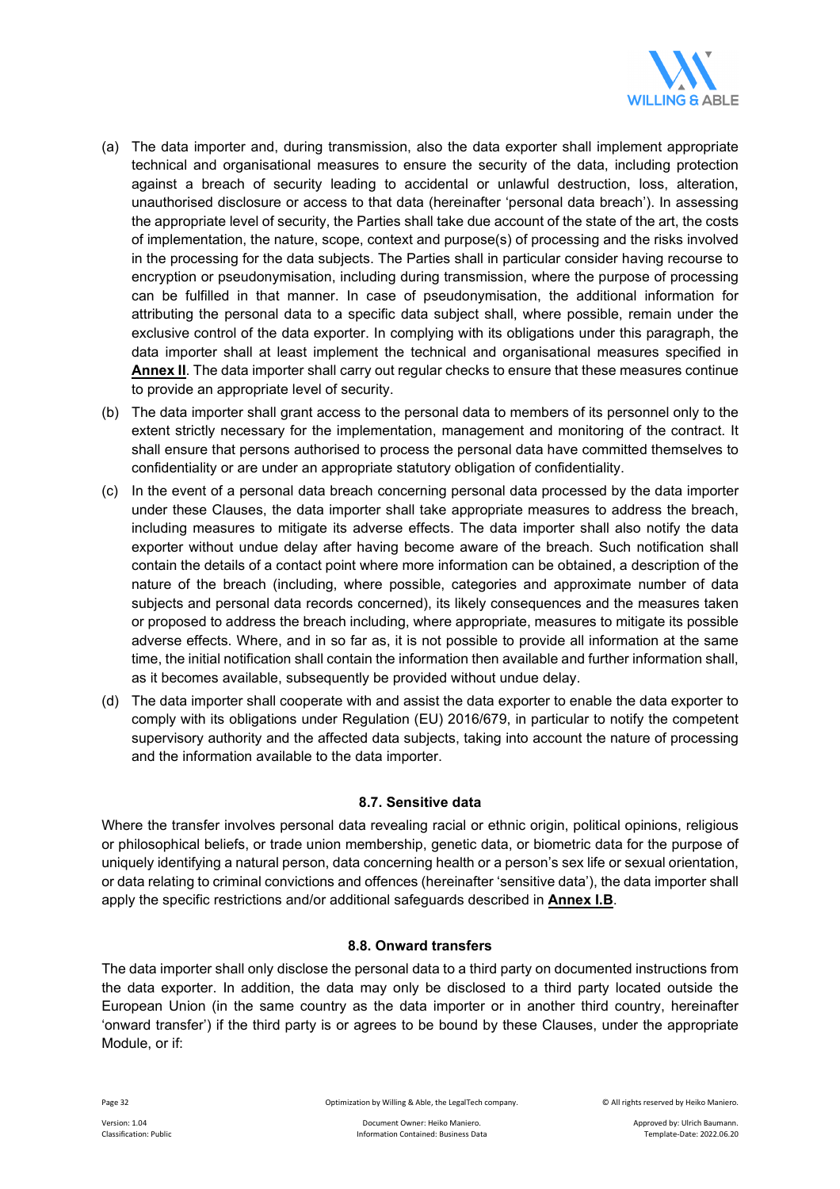(a) The data importer and, during transmission, also the data exporter shall implement appropriate technical and organisational measures to ensure the security of the data, including protection against a breach of security leading to accidental or unlawful destruction, loss, alteration, unauthorised disclosure or access to that data (hereinafter 'personal data breach'). In assessing the appropriate level of security, the Parties shall take due account of the state of the art, the costs of implementation, the nature, scope, context and purpose(s) of processing and the risks involved in the processing for the data subjects. The Parties shall in particular consider having recourse to encryption or pseudonymisation, including during transmission, where the purpose of processing can be fulfilled in that manner. In case of pseudonymisation, the additional information for attributing the personal data to a specific data subject shall, where possible, remain under the exclusive control of the data exporter. In complying with its obligations under this paragraph, the data importer shall at least implement the technical and organisational measures specified in **Annex II**. The data importer shall carry out regular checks to ensure that these measures continue to provide an appropriate level of security.

(b) The data importer shall grant access to the personal data to members of its personnel only to the extent strictly necessary for the implementation, management and monitoring of the contract. It shall ensure that persons authorised to process the personal data have committed themselves to confidentiality or are under an appropriate statutory obligation of confidentiality.

(c) In the event of a personal data breach concerning personal data processed by the data importer under these Clauses, the data importer shall take appropriate measures to address the breach, including measures to mitigate its adverse effects. The data importer shall also notify the data exporter without undue delay after having become aware of the breach. Such notification shall contain the details of a contact point where more information can be obtained, a description of the nature of the breach (including, where possible, categories and approximate number of data subjects and personal data records concerned), its likely consequences and the measures taken or proposed to address the breach including, where appropriate, measures to mitigate its possible adverse effects. Where, and in so far as, it is not possible to provide all information at the same time, the initial notification shall contain the information then available and further information shall, as it becomes available, subsequently be provided without undue delay.

(d) The data importer shall cooperate with and assist the data exporter to enable the data exporter to comply with its obligations under Regulation (EU) 2016/679, in particular to notify the competent supervisory authority and the affected data subjects, taking into account the nature of processing and the information available to the data importer.

#### 8.7. Sensitive data

Where the transfer involves personal data revealing racial or ethnic origin, political opinions, religious or philosophical beliefs, or trade union membership, genetic data, or biometric data for the purpose of uniquely identifying a natural person, data concerning health or a person's sex life or sexual orientation, or data relating to criminal convictions and offences (hereinafter 'sensitive data'), the data importer shall apply the specific restrictions and/or additional safeguards described in **Annex I.B**.

#### 8.8. Onward transfers

The data importer shall only disclose the personal data to a third party on documented instructions from the data exporter. In addition, the data may only be disclosed to a third party located outside the European Union (in the same country as the data importer or in another third country, hereinafter 'onward transfer') if the third party is or agrees to be bound by these Clauses, under the appropriate Module, or if: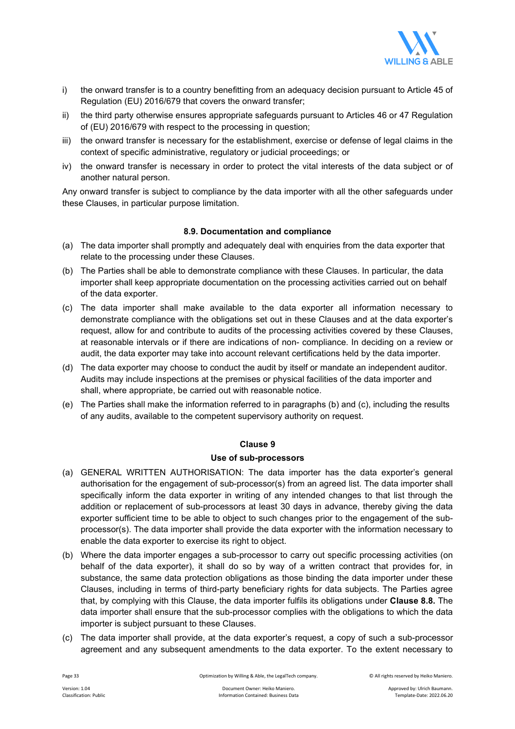i) the onward transfer is to a country benefitting from an adequacy decision pursuant to Article 45 of Regulation (EU) 2016/679 that covers the onward transfer;

ii) the third party otherwise ensures appropriate safeguards pursuant to Articles 46 or 47 Regulation of (EU) 2016/679 with respect to the processing in question;

iii) the onward transfer is necessary for the establishment, exercise or defense of legal claims in the context of specific administrative, regulatory or judicial proceedings; or

iv) the onward transfer is necessary in order to protect the vital interests of the data subject or of another natural person.

Any onward transfer is subject to compliance by the data importer with all the other safeguards under these Clauses, in particular purpose limitation.

**8.9. Documentation and compliance**

(a) The data importer shall promptly and adequately deal with enquiries from the data exporter that relate to the processing under these Clauses.

(b) The Parties shall be able to demonstrate compliance with these Clauses. In particular, the data importer shall keep appropriate documentation on the processing activities carried out on behalf of the data exporter.

(c) The data importer shall make available to the data exporter all information necessary to demonstrate compliance with the obligations set out in these Clauses and at the data exporter's request, allow for and contribute to audits of the processing activities covered by these Clauses, at reasonable intervals or if there are indications of non- compliance. In deciding on a review or audit, the data exporter may take into account relevant certifications held by the data importer.

(d) The data exporter may choose to conduct the audit by itself or mandate an independent auditor. Audits may include inspections at the premises or physical facilities of the data importer and shall, where appropriate, be carried out with reasonable notice.

(e) The Parties shall make the information referred to in paragraphs (b) and (c), including the results of any audits, available to the competent supervisory authority on request.

**Clause 9**

**Use of sub-processors**

(a) GENERAL WRITTEN AUTHORISATION: The data importer has the data exporter's general authorisation for the engagement of sub-processor(s) from an agreed list. The data importer shall specifically inform the data exporter in writing of any intended changes to that list through the addition or replacement of sub-processors at least 30 days in advance, thereby giving the data exporter sufficient time to be able to object to such changes prior to the engagement of the sub-processor(s). The data importer shall provide the data exporter with the information necessary to enable the data exporter to exercise its right to object.

(b) Where the data importer engages a sub-processor to carry out specific processing activities (on behalf of the data exporter), it shall do so by way of a written contract that provides for, in substance, the same data protection obligations as those binding the data importer under these Clauses, including in terms of third-party beneficiary rights for data subjects. The Parties agree that, by complying with this Clause, the data importer fulfils its obligations under **Clause 8.8.** The data importer shall ensure that the sub-processor complies with the obligations to which the data importer is subject pursuant to these Clauses.

(c) The data importer shall provide, at the data exporter's request, a copy of such a sub-processor agreement and any subsequent amendments to the data exporter. To the extent necessary to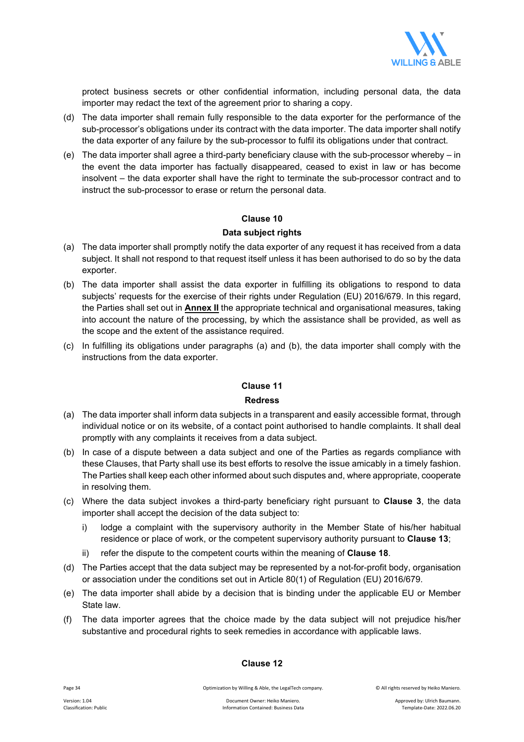protect business secrets or other confidential information, including personal data, the data importer may redact the text of the agreement prior to sharing a copy.

(d) The data importer shall remain fully responsible to the data exporter for the performance of the sub-processor's obligations under its contract with the data importer. The data importer shall notify the data exporter of any failure by the sub-processor to fulfil its obligations under that contract.

(e) The data importer shall agree a third-party beneficiary clause with the sub-processor whereby – in the event the data importer has factually disappeared, ceased to exist in law or has become insolvent – the data exporter shall have the right to terminate the sub-processor contract and to instruct the sub-processor to erase or return the personal data.

**Clause 10**

**Data subject rights**

(a) The data importer shall promptly notify the data exporter of any request it has received from a data subject. It shall not respond to that request itself unless it has been authorised to do so by the data exporter.

(b) The data importer shall assist the data exporter in fulfilling its obligations to respond to data subjects' requests for the exercise of their rights under Regulation (EU) 2016/679. In this regard, the Parties shall set out in **Annex II** the appropriate technical and organisational measures, taking into account the nature of the processing, by which the assistance shall be provided, as well as the scope and the extent of the assistance required.

(c) In fulfilling its obligations under paragraphs (a) and (b), the data importer shall comply with the instructions from the data exporter.

**Clause 11**

**Redress**

(a) The data importer shall inform data subjects in a transparent and easily accessible format, through individual notice or on its website, of a contact point authorised to handle complaints. It shall deal promptly with any complaints it receives from a data subject.

(b) In case of a dispute between a data subject and one of the Parties as regards compliance with these Clauses, that Party shall use its best efforts to resolve the issue amicably in a timely fashion. The Parties shall keep each other informed about such disputes and, where appropriate, cooperate in resolving them.

(c) Where the data subject invokes a third-party beneficiary right pursuant to **Clause 3**, the data importer shall accept the decision of the data subject to:

   i) lodge a complaint with the supervisory authority in the Member State of his/her habitual residence or place of work, or the competent supervisory authority pursuant to **Clause 13**;

   ii) refer the dispute to the competent courts within the meaning of **Clause 18**.

(d) The Parties accept that the data subject may be represented by a not-for-profit body, organisation or association under the conditions set out in Article 80(1) of Regulation (EU) 2016/679.

(e) The data importer shall abide by a decision that is binding under the applicable EU or Member State law.

(f) The data importer agrees that the choice made by the data subject will not prejudice his/her substantive and procedural rights to seek remedies in accordance with applicable laws.

**Clause 12**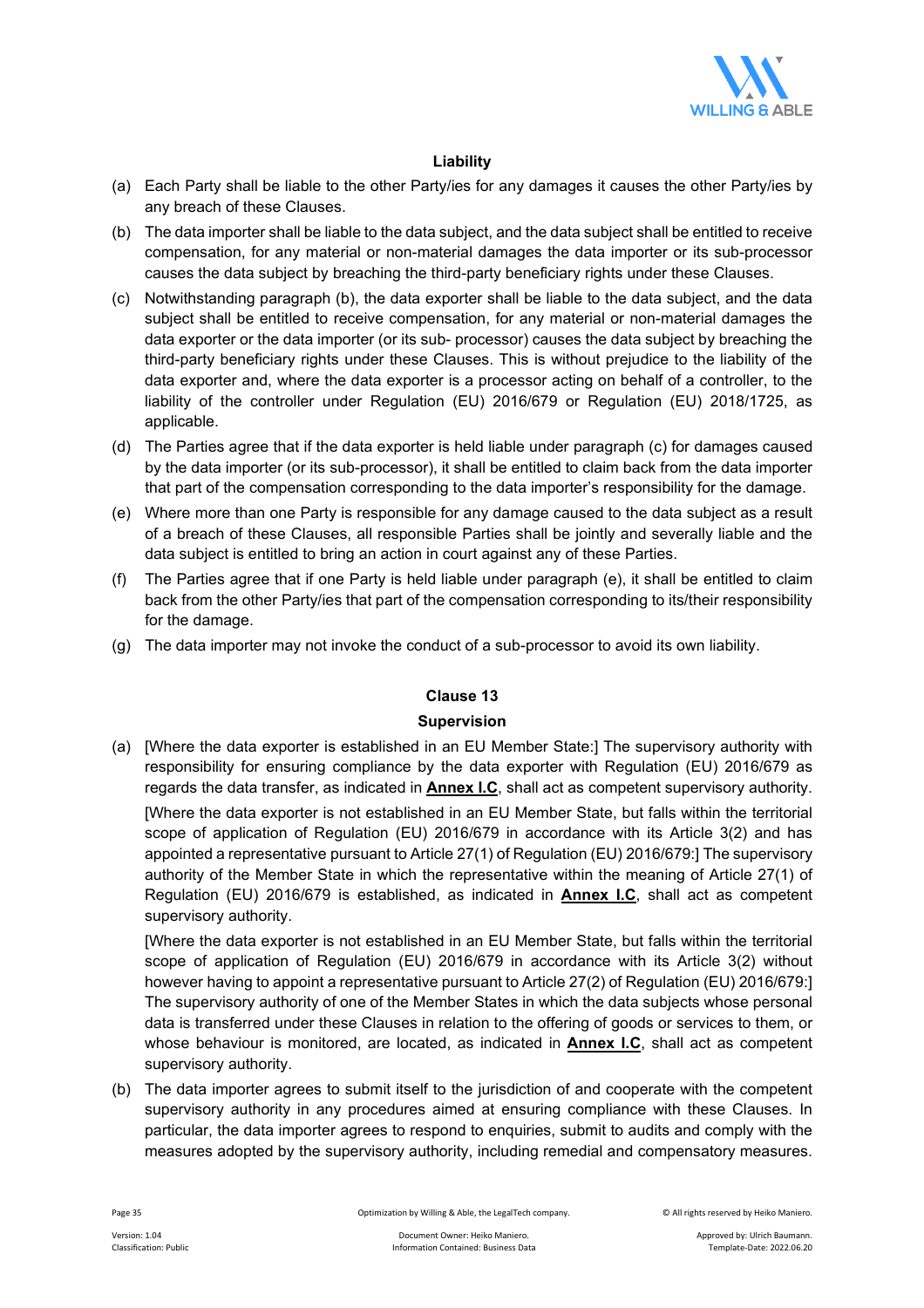### Liability

(a) Each Party shall be liable to the other Party/ies for any damages it causes the other Party/ies by any breach of these Clauses.

(b) The data importer shall be liable to the data subject, and the data subject shall be entitled to receive compensation, for any material or non-material damages the data importer or its sub-processor causes the data subject by breaching the third-party beneficiary rights under these Clauses.

(c) Notwithstanding paragraph (b), the data exporter shall be liable to the data subject, and the data subject shall be entitled to receive compensation, for any material or non-material damages the data exporter or the data importer (or its sub- processor) causes the data subject by breaching the third-party beneficiary rights under these Clauses. This is without prejudice to the liability of the data exporter and, where the data exporter is a processor acting on behalf of a controller, to the liability of the controller under Regulation (EU) 2016/679 or Regulation (EU) 2018/1725, as applicable.

(d) The Parties agree that if the data exporter is held liable under paragraph (c) for damages caused by the data importer (or its sub-processor), it shall be entitled to claim back from the data importer that part of the compensation corresponding to the data importer's responsibility for the damage.

(e) Where more than one Party is responsible for any damage caused to the data subject as a result of a breach of these Clauses, all responsible Parties shall be jointly and severally liable and the data subject is entitled to bring an action in court against any of these Parties.

(f) The Parties agree that if one Party is held liable under paragraph (e), it shall be entitled to claim back from the other Party/ies that part of the compensation corresponding to its/their responsibility for the damage.

(g) The data importer may not invoke the conduct of a sub-processor to avoid its own liability.

### Clause 13

### Supervision

(a) [Where the data exporter is established in an EU Member State:] The supervisory authority with responsibility for ensuring compliance by the data exporter with Regulation (EU) 2016/679 as regards the data transfer, as indicated in **Annex I.C**, shall act as competent supervisory authority.

[Where the data exporter is not established in an EU Member State, but falls within the territorial scope of application of Regulation (EU) 2016/679 in accordance with its Article 3(2) and has appointed a representative pursuant to Article 27(1) of Regulation (EU) 2016/679:] The supervisory authority of the Member State in which the representative within the meaning of Article 27(1) of Regulation (EU) 2016/679 is established, as indicated in **Annex I.C**, shall act as competent supervisory authority.

[Where the data exporter is not established in an EU Member State, but falls within the territorial scope of application of Regulation (EU) 2016/679 in accordance with its Article 3(2) without however having to appoint a representative pursuant to Article 27(2) of Regulation (EU) 2016/679:] The supervisory authority of one of the Member States in which the data subjects whose personal data is transferred under these Clauses in relation to the offering of goods or services to them, or whose behaviour is monitored, are located, as indicated in **Annex I.C**, shall act as competent supervisory authority.

(b) The data importer agrees to submit itself to the jurisdiction of and cooperate with the competent supervisory authority in any procedures aimed at ensuring compliance with these Clauses. In particular, the data importer agrees to respond to enquiries, submit to audits and comply with the measures adopted by the supervisory authority, including remedial and compensatory measures.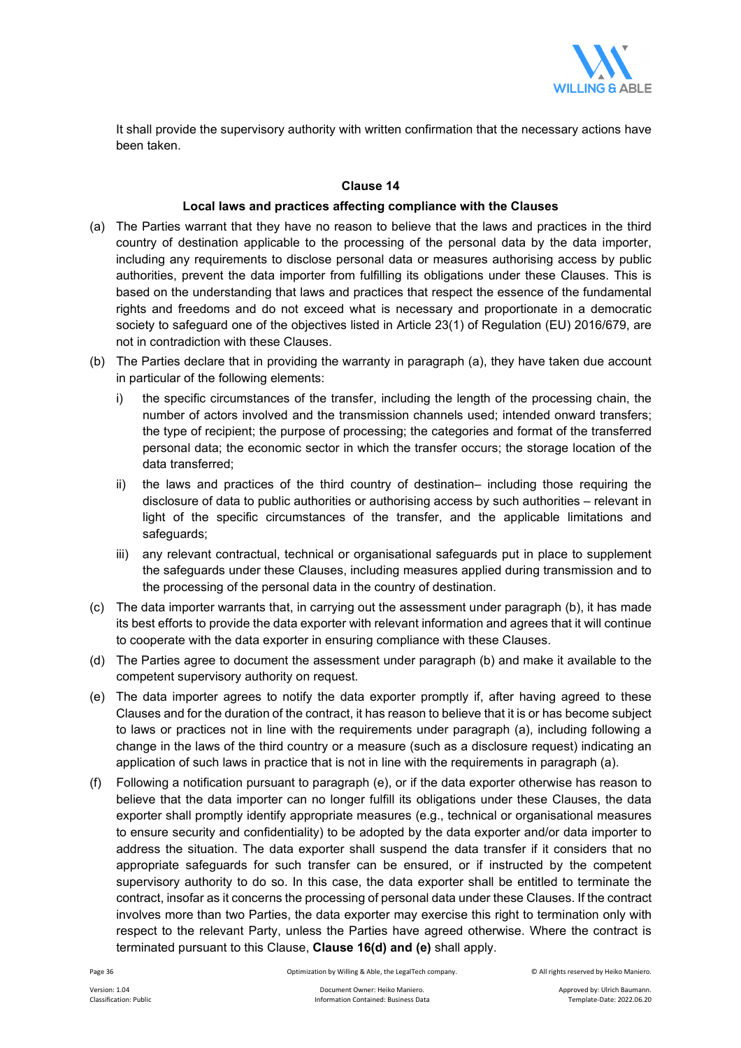It shall provide the supervisory authority with written confirmation that the necessary actions have been taken.

### Clause 14

### Local laws and practices affecting compliance with the Clauses

(a) The Parties warrant that they have no reason to believe that the laws and practices in the third country of destination applicable to the processing of the personal data by the data importer, including any requirements to disclose personal data or measures authorising access by public authorities, prevent the data importer from fulfilling its obligations under these Clauses. This is based on the understanding that laws and practices that respect the essence of the fundamental rights and freedoms and do not exceed what is necessary and proportionate in a democratic society to safeguard one of the objectives listed in Article 23(1) of Regulation (EU) 2016/679, are not in contradiction with these Clauses.

(b) The Parties declare that in providing the warranty in paragraph (a), they have taken due account in particular of the following elements:

   i) the specific circumstances of the transfer, including the length of the processing chain, the number of actors involved and the transmission channels used; intended onward transfers; the type of recipient; the purpose of processing; the categories and format of the transferred personal data; the economic sector in which the transfer occurs; the storage location of the data transferred;

   ii) the laws and practices of the third country of destination– including those requiring the disclosure of data to public authorities or authorising access by such authorities – relevant in light of the specific circumstances of the transfer, and the applicable limitations and safeguards;

   iii) any relevant contractual, technical or organisational safeguards put in place to supplement the safeguards under these Clauses, including measures applied during transmission and to the processing of the personal data in the country of destination.

(c) The data importer warrants that, in carrying out the assessment under paragraph (b), it has made its best efforts to provide the data exporter with relevant information and agrees that it will continue to cooperate with the data exporter in ensuring compliance with these Clauses.

(d) The Parties agree to document the assessment under paragraph (b) and make it available to the competent supervisory authority on request.

(e) The data importer agrees to notify the data exporter promptly if, after having agreed to these Clauses and for the duration of the contract, it has reason to believe that it is or has become subject to laws or practices not in line with the requirements under paragraph (a), including following a change in the laws of the third country or a measure (such as a disclosure request) indicating an application of such laws in practice that is not in line with the requirements in paragraph (a).

(f) Following a notification pursuant to paragraph (e), or if the data exporter otherwise has reason to believe that the data importer can no longer fulfill its obligations under these Clauses, the data exporter shall promptly identify appropriate measures (e.g., technical or organisational measures to ensure security and confidentiality) to be adopted by the data exporter and/or data importer to address the situation. The data exporter shall suspend the data transfer if it considers that no appropriate safeguards for such transfer can be ensured, or if instructed by the competent supervisory authority to do so. In this case, the data exporter shall be entitled to terminate the contract, insofar as it concerns the processing of personal data under these Clauses. If the contract involves more than two Parties, the data exporter may exercise this right to termination only with respect to the relevant Party, unless the Parties have agreed otherwise. Where the contract is terminated pursuant to this Clause, **Clause 16(d) and (e)** shall apply.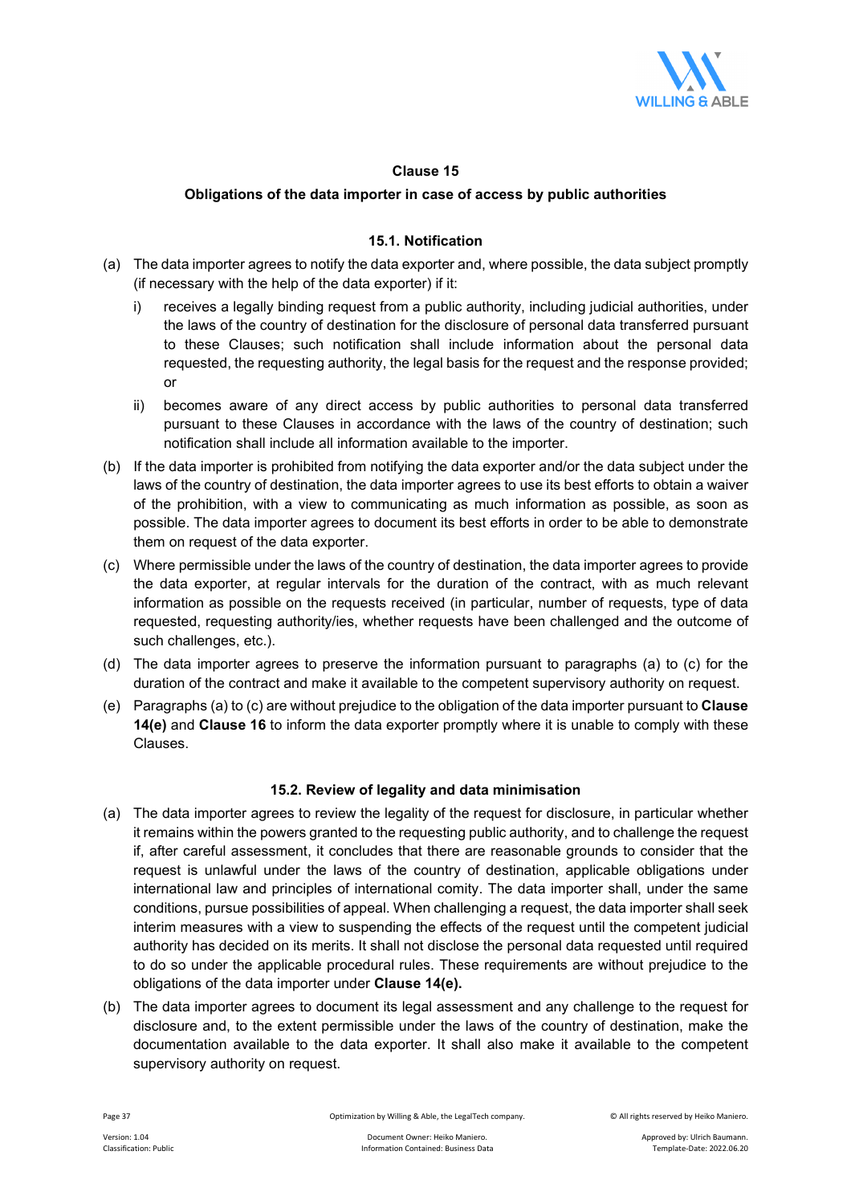## Clause 15

### Obligations of the data importer in case of access by public authorities

#### 15.1. Notification

(a) The data importer agrees to notify the data exporter and, where possible, the data subject promptly (if necessary with the help of the data exporter) if it:

   i) receives a legally binding request from a public authority, including judicial authorities, under the laws of the country of destination for the disclosure of personal data transferred pursuant to these Clauses; such notification shall include information about the personal data requested, the requesting authority, the legal basis for the request and the response provided; or

   ii) becomes aware of any direct access by public authorities to personal data transferred pursuant to these Clauses in accordance with the laws of the country of destination; such notification shall include all information available to the importer.

(b) If the data importer is prohibited from notifying the data exporter and/or the data subject under the laws of the country of destination, the data importer agrees to use its best efforts to obtain a waiver of the prohibition, with a view to communicating as much information as possible, as soon as possible. The data importer agrees to document its best efforts in order to be able to demonstrate them on request of the data exporter.

(c) Where permissible under the laws of the country of destination, the data importer agrees to provide the data exporter, at regular intervals for the duration of the contract, with as much relevant information as possible on the requests received (in particular, number of requests, type of data requested, requesting authority/ies, whether requests have been challenged and the outcome of such challenges, etc.).

(d) The data importer agrees to preserve the information pursuant to paragraphs (a) to (c) for the duration of the contract and make it available to the competent supervisory authority on request.

(e) Paragraphs (a) to (c) are without prejudice to the obligation of the data importer pursuant to **Clause 14(e)** and **Clause 16** to inform the data exporter promptly where it is unable to comply with these Clauses.

#### 15.2. Review of legality and data minimisation

(a) The data importer agrees to review the legality of the request for disclosure, in particular whether it remains within the powers granted to the requesting public authority, and to challenge the request if, after careful assessment, it concludes that there are reasonable grounds to consider that the request is unlawful under the laws of the country of destination, applicable obligations under international law and principles of international comity. The data importer shall, under the same conditions, pursue possibilities of appeal. When challenging a request, the data importer shall seek interim measures with a view to suspending the effects of the request until the competent judicial authority has decided on its merits. It shall not disclose the personal data requested until required to do so under the applicable procedural rules. These requirements are without prejudice to the obligations of the data importer under **Clause 14(e).**

(b) The data importer agrees to document its legal assessment and any challenge to the request for disclosure and, to the extent permissible under the laws of the country of destination, make the documentation available to the data exporter. It shall also make it available to the competent supervisory authority on request.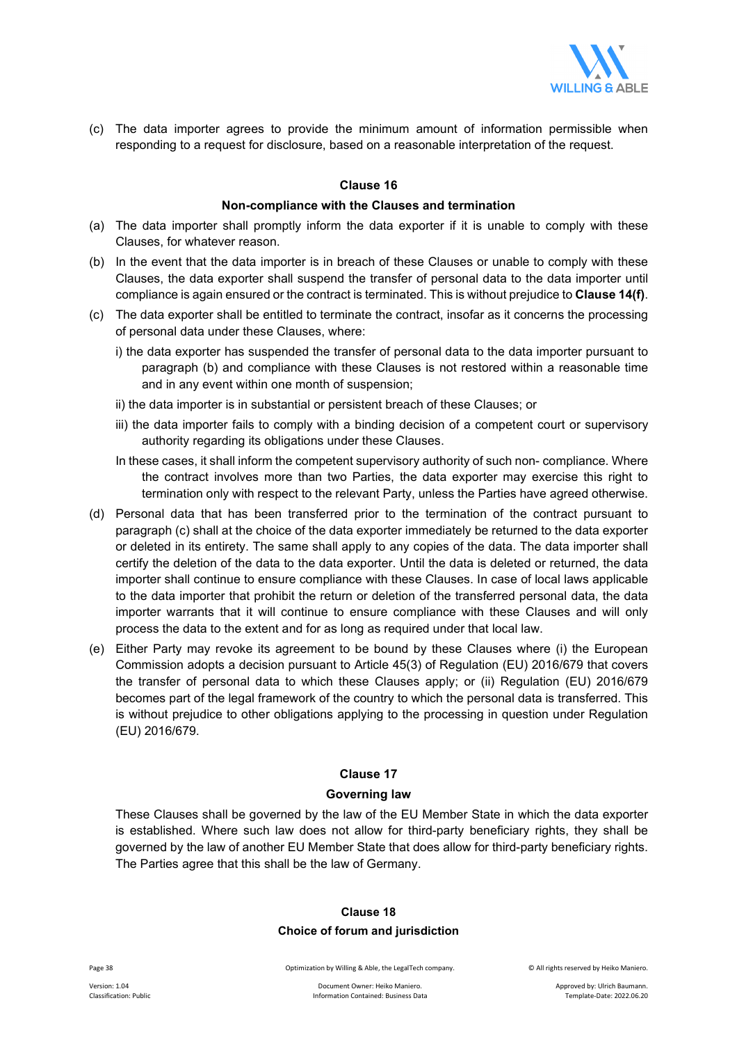(c) The data importer agrees to provide the minimum amount of information permissible when responding to a request for disclosure, based on a reasonable interpretation of the request.

**Clause 16**

**Non-compliance with the Clauses and termination**

(a) The data importer shall promptly inform the data exporter if it is unable to comply with these Clauses, for whatever reason.

(b) In the event that the data importer is in breach of these Clauses or unable to comply with these Clauses, the data exporter shall suspend the transfer of personal data to the data importer until compliance is again ensured or the contract is terminated. This is without prejudice to **Clause 14(f)**.

(c) The data exporter shall be entitled to terminate the contract, insofar as it concerns the processing of personal data under these Clauses, where:

i) the data exporter has suspended the transfer of personal data to the data importer pursuant to paragraph (b) and compliance with these Clauses is not restored within a reasonable time and in any event within one month of suspension;

ii) the data importer is in substantial or persistent breach of these Clauses; or

iii) the data importer fails to comply with a binding decision of a competent court or supervisory authority regarding its obligations under these Clauses.

In these cases, it shall inform the competent supervisory authority of such non- compliance. Where the contract involves more than two Parties, the data exporter may exercise this right to termination only with respect to the relevant Party, unless the Parties have agreed otherwise.

(d) Personal data that has been transferred prior to the termination of the contract pursuant to paragraph (c) shall at the choice of the data exporter immediately be returned to the data exporter or deleted in its entirety. The same shall apply to any copies of the data. The data importer shall certify the deletion of the data to the data exporter. Until the data is deleted or returned, the data importer shall continue to ensure compliance with these Clauses. In case of local laws applicable to the data importer that prohibit the return or deletion of the transferred personal data, the data importer warrants that it will continue to ensure compliance with these Clauses and will only process the data to the extent and for as long as required under that local law.

(e) Either Party may revoke its agreement to be bound by these Clauses where (i) the European Commission adopts a decision pursuant to Article 45(3) of Regulation (EU) 2016/679 that covers the transfer of personal data to which these Clauses apply; or (ii) Regulation (EU) 2016/679 becomes part of the legal framework of the country to which the personal data is transferred. This is without prejudice to other obligations applying to the processing in question under Regulation (EU) 2016/679.

**Clause 17**

**Governing law**

These Clauses shall be governed by the law of the EU Member State in which the data exporter is established. Where such law does not allow for third-party beneficiary rights, they shall be governed by the law of another EU Member State that does allow for third-party beneficiary rights. The Parties agree that this shall be the law of Germany.

**Clause 18**

**Choice of forum and jurisdiction**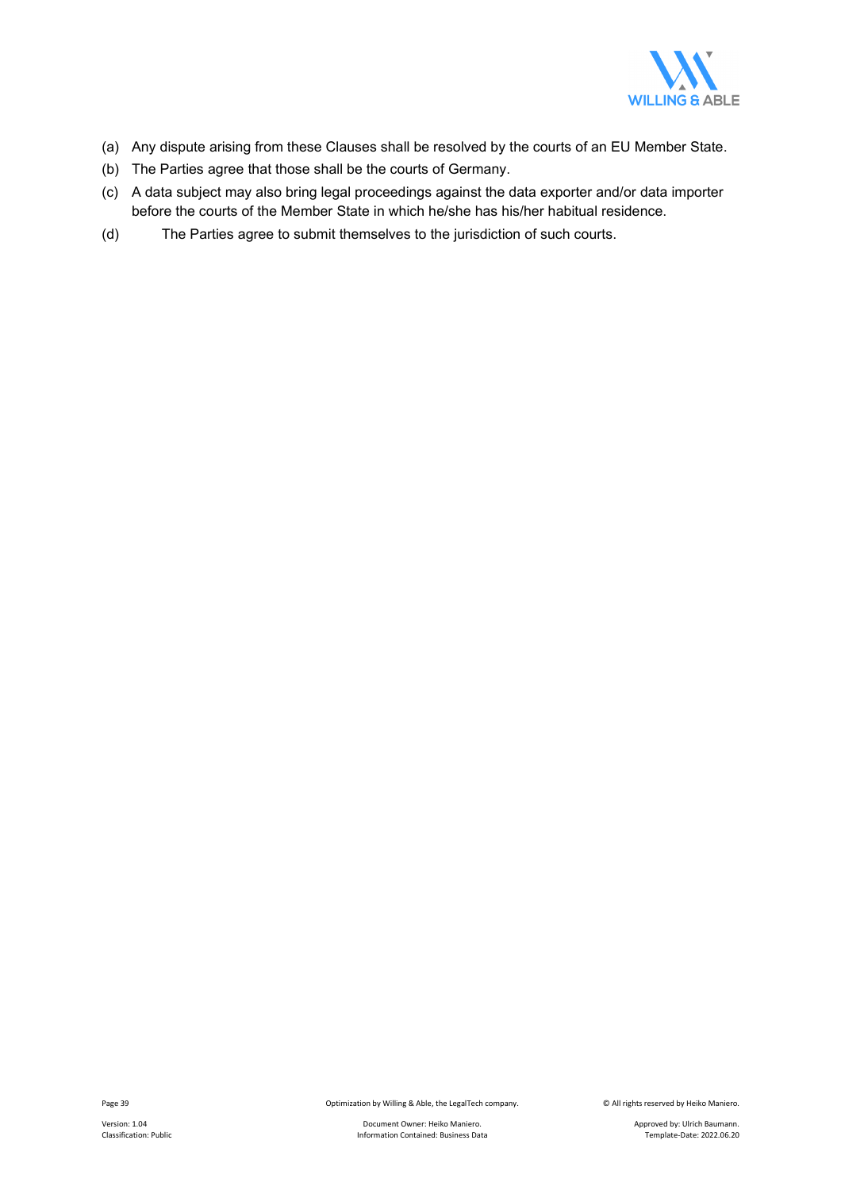(a) Any dispute arising from these Clauses shall be resolved by the courts of an EU Member State.

(b) The Parties agree that those shall be the courts of Germany.

(c) A data subject may also bring legal proceedings against the data exporter and/or data importer before the courts of the Member State in which he/she has his/her habitual residence.

(d) The Parties agree to submit themselves to the jurisdiction of such courts.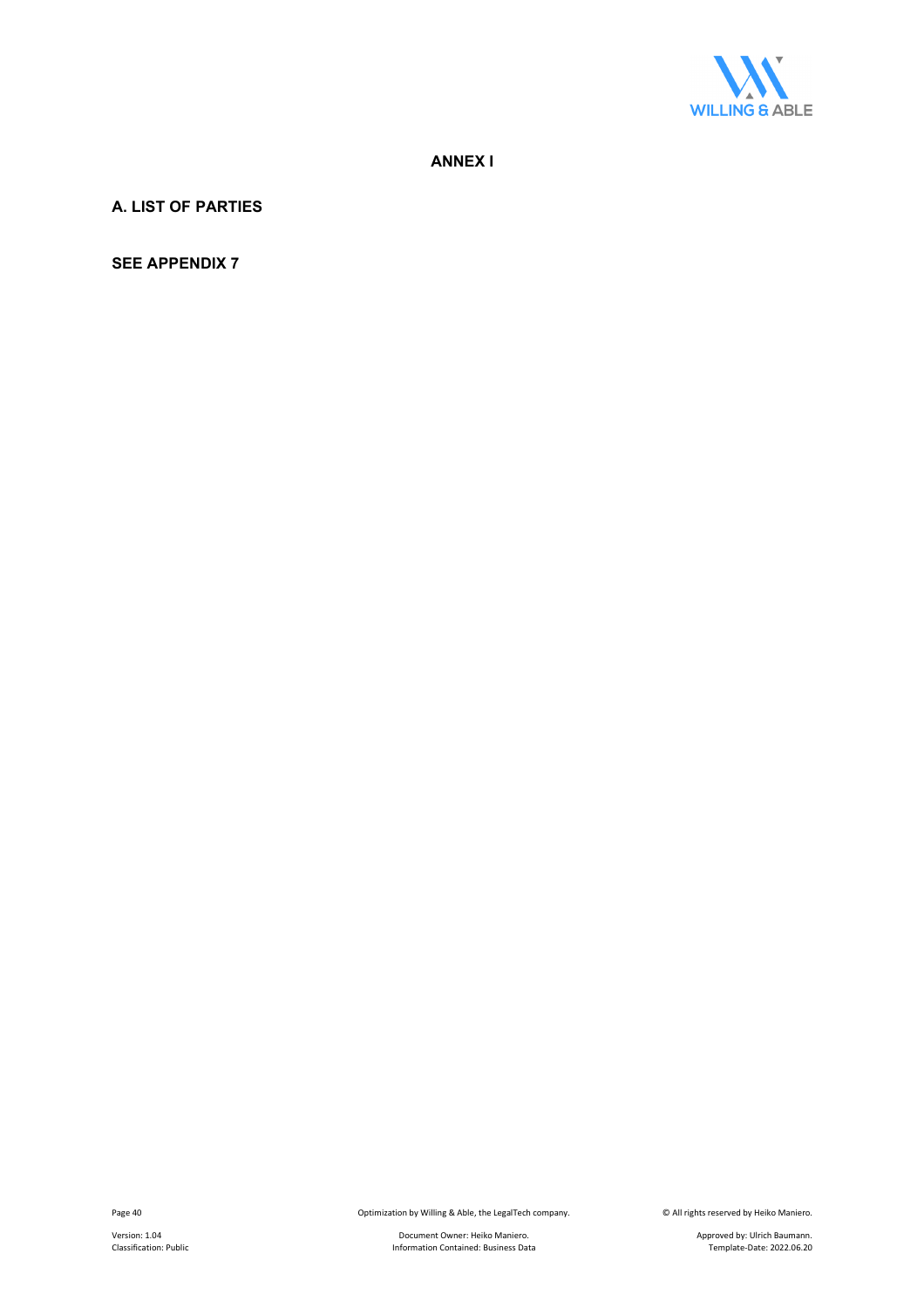# ANNEX I

## A. LIST OF PARTIES

**SEE APPENDIX 7**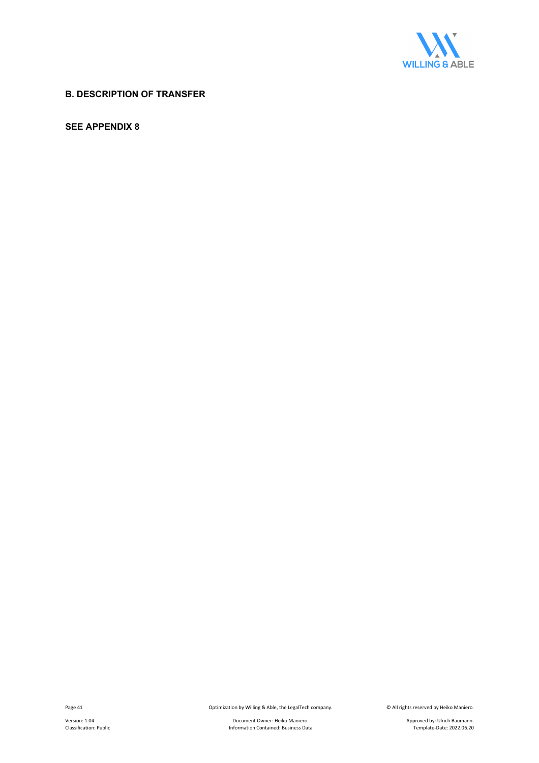## B. DESCRIPTION OF TRANSFER

**SEE APPENDIX 8**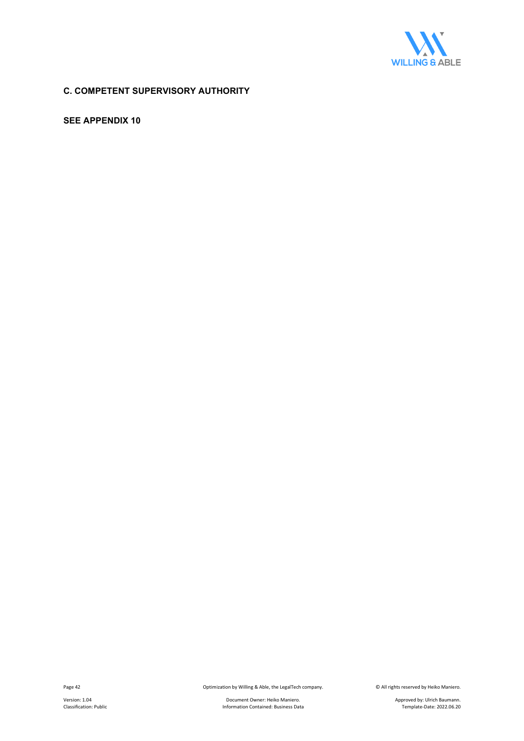## C. COMPETENT SUPERVISORY AUTHORITY

**SEE APPENDIX 10**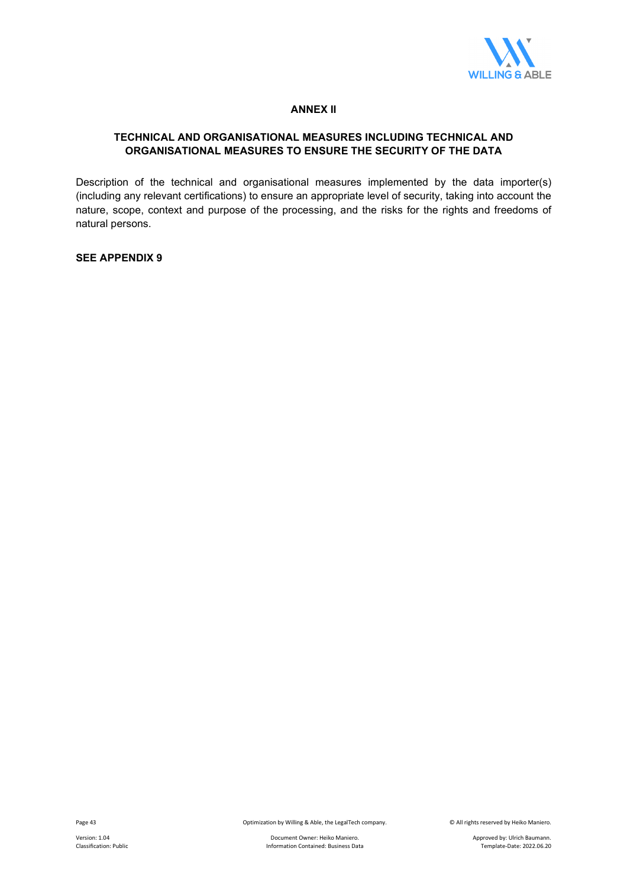# ANNEX II

## TECHNICAL AND ORGANISATIONAL MEASURES INCLUDING TECHNICAL AND ORGANISATIONAL MEASURES TO ENSURE THE SECURITY OF THE DATA

Description of the technical and organisational measures implemented by the data importer(s) (including any relevant certifications) to ensure an appropriate level of security, taking into account the nature, scope, context and purpose of the processing, and the risks for the rights and freedoms of natural persons.

**SEE APPENDIX 9**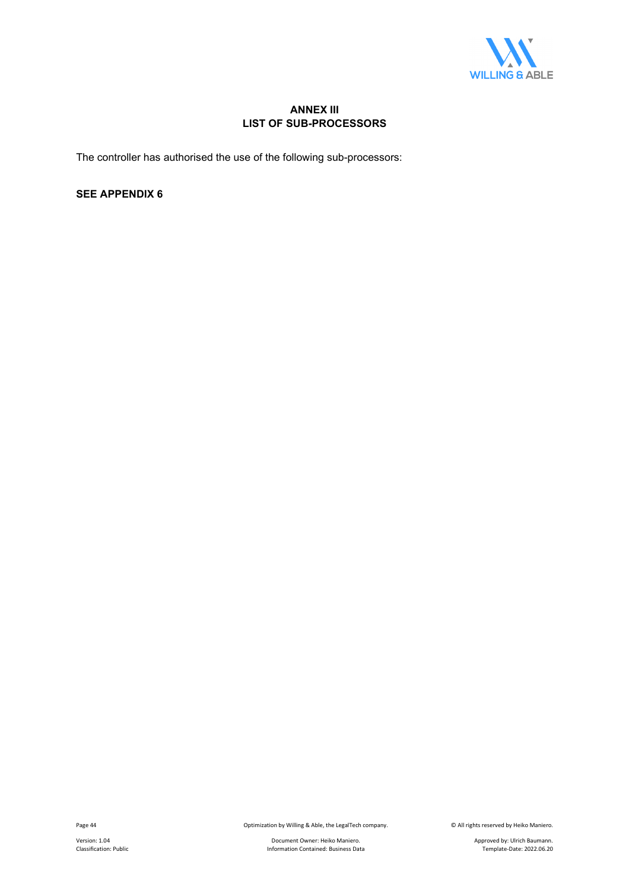## ANNEX III
## LIST OF SUB-PROCESSORS

The controller has authorised the use of the following sub-processors:

**SEE APPENDIX 6**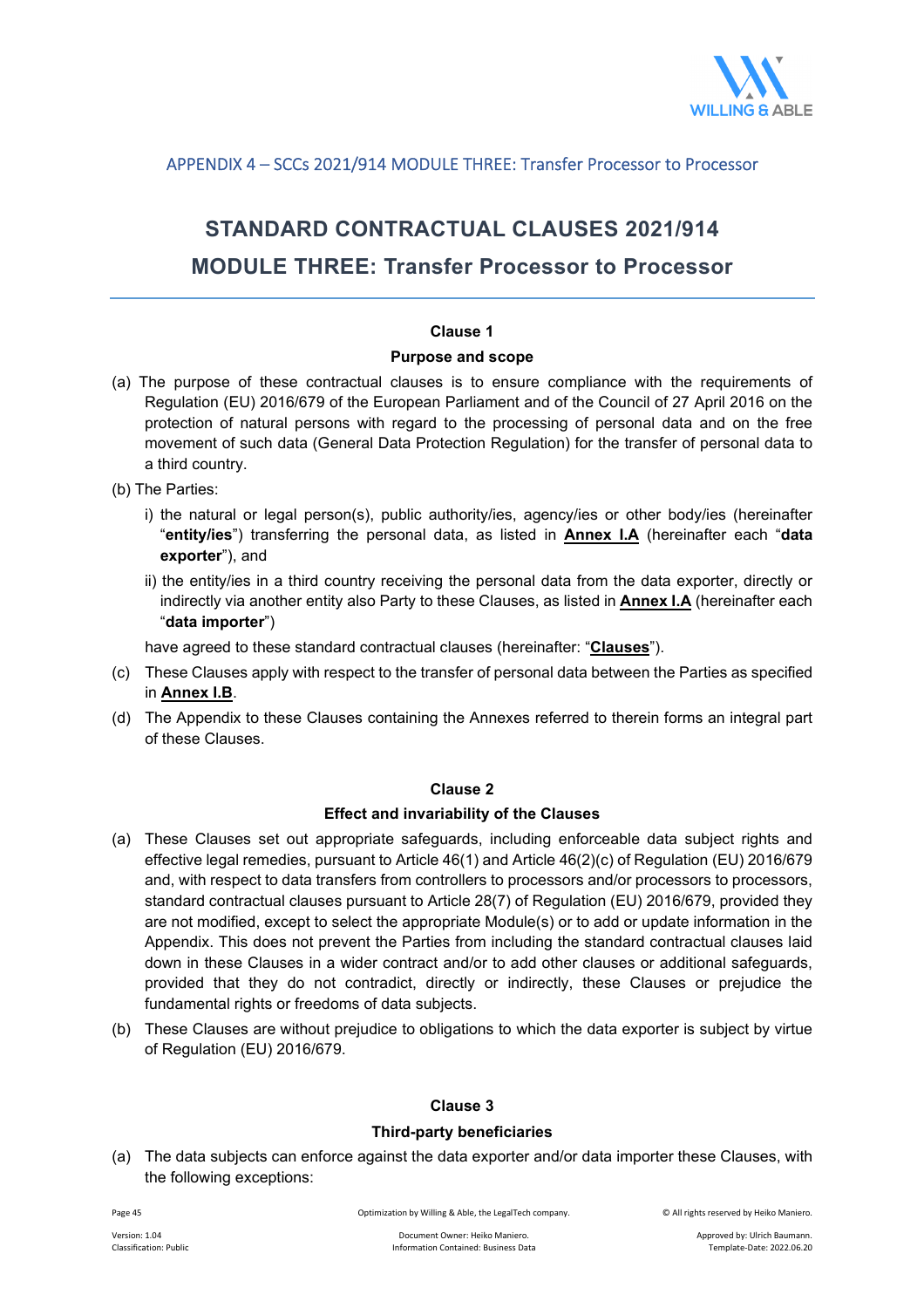APPENDIX 4 – SCCs 2021/914 MODULE THREE: Transfer Processor to Processor

# STANDARD CONTRACTUAL CLAUSES 2021/914
# MODULE THREE: Transfer Processor to Processor

### Clause 1

### Purpose and scope

(a) The purpose of these contractual clauses is to ensure compliance with the requirements of Regulation (EU) 2016/679 of the European Parliament and of the Council of 27 April 2016 on the protection of natural persons with regard to the processing of personal data and on the free movement of such data (General Data Protection Regulation) for the transfer of personal data to a third country.

(b) The Parties:

i) the natural or legal person(s), public authority/ies, agency/ies or other body/ies (hereinafter "**entity/ies**") transferring the personal data, as listed in **Annex I.A** (hereinafter each "**data exporter**"), and

ii) the entity/ies in a third country receiving the personal data from the data exporter, directly or indirectly via another entity also Party to these Clauses, as listed in **Annex I.A** (hereinafter each "**data importer**")

have agreed to these standard contractual clauses (hereinafter: "**Clauses**").

(c) These Clauses apply with respect to the transfer of personal data between the Parties as specified in **Annex I.B**.

(d) The Appendix to these Clauses containing the Annexes referred to therein forms an integral part of these Clauses.

### Clause 2

### Effect and invariability of the Clauses

(a) These Clauses set out appropriate safeguards, including enforceable data subject rights and effective legal remedies, pursuant to Article 46(1) and Article 46(2)(c) of Regulation (EU) 2016/679 and, with respect to data transfers from controllers to processors and/or processors to processors, standard contractual clauses pursuant to Article 28(7) of Regulation (EU) 2016/679, provided they are not modified, except to select the appropriate Module(s) or to add or update information in the Appendix. This does not prevent the Parties from including the standard contractual clauses laid down in these Clauses in a wider contract and/or to add other clauses or additional safeguards, provided that they do not contradict, directly or indirectly, these Clauses or prejudice the fundamental rights or freedoms of data subjects.

(b) These Clauses are without prejudice to obligations to which the data exporter is subject by virtue of Regulation (EU) 2016/679.

### Clause 3

### Third-party beneficiaries

(a) The data subjects can enforce against the data exporter and/or data importer these Clauses, with the following exceptions: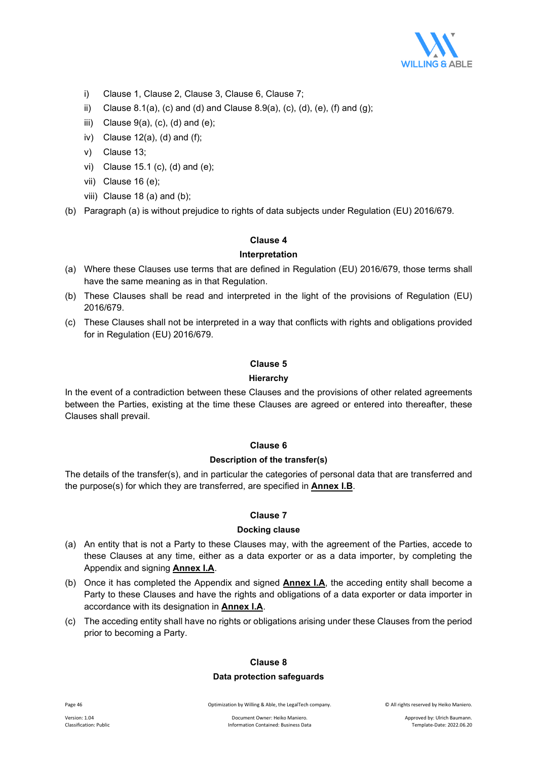- i) Clause 1, Clause 2, Clause 3, Clause 6, Clause 7;
- ii) Clause 8.1(a), (c) and (d) and Clause 8.9(a), (c), (d), (e), (f) and (g);
- iii) Clause 9(a), (c), (d) and (e);
- iv) Clause 12(a), (d) and (f);
- v) Clause 13;
- vi) Clause 15.1 (c), (d) and (e);
- vii) Clause 16 (e);
- viii) Clause 18 (a) and (b);

(b) Paragraph (a) is without prejudice to rights of data subjects under Regulation (EU) 2016/679.

### Clause 4

### Interpretation

(a) Where these Clauses use terms that are defined in Regulation (EU) 2016/679, those terms shall have the same meaning as in that Regulation.

(b) These Clauses shall be read and interpreted in the light of the provisions of Regulation (EU) 2016/679.

(c) These Clauses shall not be interpreted in a way that conflicts with rights and obligations provided for in Regulation (EU) 2016/679.

### Clause 5

### Hierarchy

In the event of a contradiction between these Clauses and the provisions of other related agreements between the Parties, existing at the time these Clauses are agreed or entered into thereafter, these Clauses shall prevail.

### Clause 6

### Description of the transfer(s)

The details of the transfer(s), and in particular the categories of personal data that are transferred and the purpose(s) for which they are transferred, are specified in **Annex I.B**.

### Clause 7

### Docking clause

(a) An entity that is not a Party to these Clauses may, with the agreement of the Parties, accede to these Clauses at any time, either as a data exporter or as a data importer, by completing the Appendix and signing **Annex I.A**.

(b) Once it has completed the Appendix and signed **Annex I.A**, the acceding entity shall become a Party to these Clauses and have the rights and obligations of a data exporter or data importer in accordance with its designation in **Annex I.A**.

(c) The acceding entity shall have no rights or obligations arising under these Clauses from the period prior to becoming a Party.

### Clause 8

### Data protection safeguards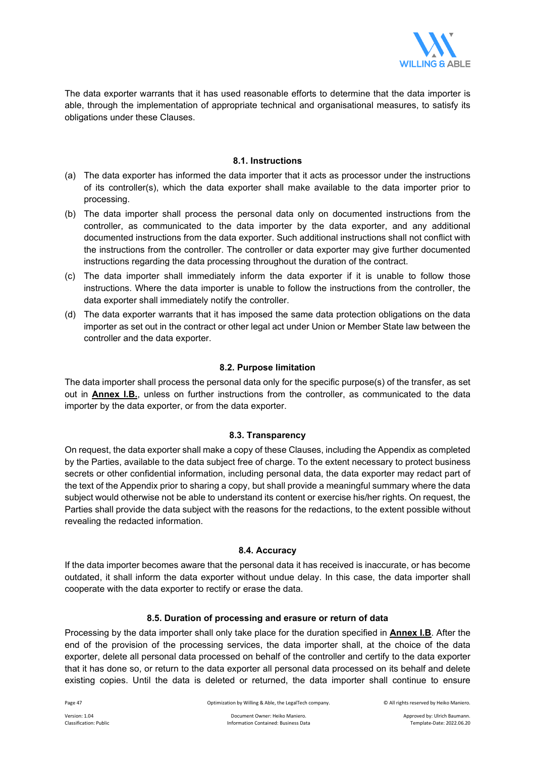The data exporter warrants that it has used reasonable efforts to determine that the data importer is able, through the implementation of appropriate technical and organisational measures, to satisfy its obligations under these Clauses.

### 8.1. Instructions

(a) The data exporter has informed the data importer that it acts as processor under the instructions of its controller(s), which the data exporter shall make available to the data importer prior to processing.

(b) The data importer shall process the personal data only on documented instructions from the controller, as communicated to the data importer by the data exporter, and any additional documented instructions from the data exporter. Such additional instructions shall not conflict with the instructions from the controller. The controller or data exporter may give further documented instructions regarding the data processing throughout the duration of the contract.

(c) The data importer shall immediately inform the data exporter if it is unable to follow those instructions. Where the data importer is unable to follow the instructions from the controller, the data exporter shall immediately notify the controller.

(d) The data exporter warrants that it has imposed the same data protection obligations on the data importer as set out in the contract or other legal act under Union or Member State law between the controller and the data exporter.

### 8.2. Purpose limitation

The data importer shall process the personal data only for the specific purpose(s) of the transfer, as set out in **Annex I.B.**, unless on further instructions from the controller, as communicated to the data importer by the data exporter, or from the data exporter.

### 8.3. Transparency

On request, the data exporter shall make a copy of these Clauses, including the Appendix as completed by the Parties, available to the data subject free of charge. To the extent necessary to protect business secrets or other confidential information, including personal data, the data exporter may redact part of the text of the Appendix prior to sharing a copy, but shall provide a meaningful summary where the data subject would otherwise not be able to understand its content or exercise his/her rights. On request, the Parties shall provide the data subject with the reasons for the redactions, to the extent possible without revealing the redacted information.

### 8.4. Accuracy

If the data importer becomes aware that the personal data it has received is inaccurate, or has become outdated, it shall inform the data exporter without undue delay. In this case, the data importer shall cooperate with the data exporter to rectify or erase the data.

### 8.5. Duration of processing and erasure or return of data

Processing by the data importer shall only take place for the duration specified in **Annex I.B**. After the end of the provision of the processing services, the data importer shall, at the choice of the data exporter, delete all personal data processed on behalf of the controller and certify to the data exporter that it has done so, or return to the data exporter all personal data processed on its behalf and delete existing copies. Until the data is deleted or returned, the data importer shall continue to ensure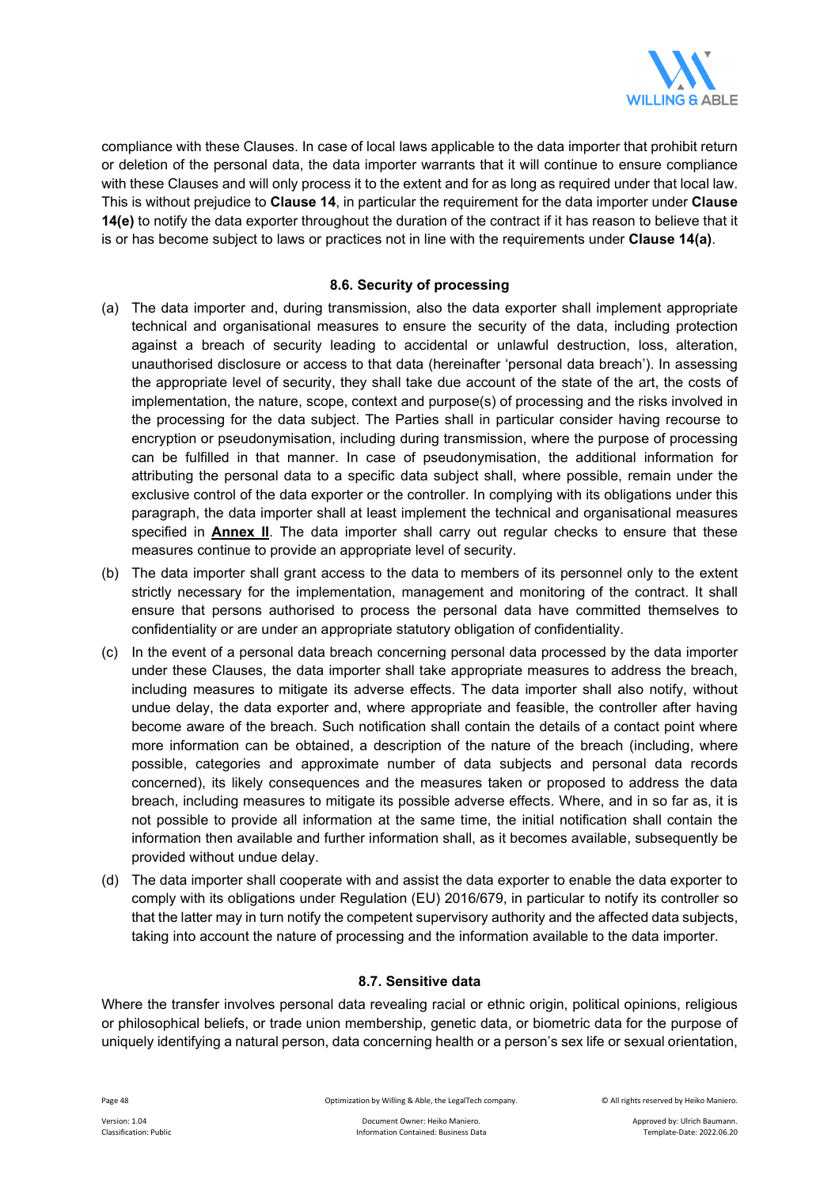compliance with these Clauses. In case of local laws applicable to the data importer that prohibit return or deletion of the personal data, the data importer warrants that it will continue to ensure compliance with these Clauses and will only process it to the extent and for as long as required under that local law. This is without prejudice to **Clause 14**, in particular the requirement for the data importer under **Clause 14(e)** to notify the data exporter throughout the duration of the contract if it has reason to believe that it is or has become subject to laws or practices not in line with the requirements under **Clause 14(a)**.

#### 8.6. Security of processing

(a) The data importer and, during transmission, also the data exporter shall implement appropriate technical and organisational measures to ensure the security of the data, including protection against a breach of security leading to accidental or unlawful destruction, loss, alteration, unauthorised disclosure or access to that data (hereinafter 'personal data breach'). In assessing the appropriate level of security, they shall take due account of the state of the art, the costs of implementation, the nature, scope, context and purpose(s) of processing and the risks involved in the processing for the data subject. The Parties shall in particular consider having recourse to encryption or pseudonymisation, including during transmission, where the purpose of processing can be fulfilled in that manner. In case of pseudonymisation, the additional information for attributing the personal data to a specific data subject shall, where possible, remain under the exclusive control of the data exporter or the controller. In complying with its obligations under this paragraph, the data importer shall at least implement the technical and organisational measures specified in **Annex II**. The data importer shall carry out regular checks to ensure that these measures continue to provide an appropriate level of security.

(b) The data importer shall grant access to the data to members of its personnel only to the extent strictly necessary for the implementation, management and monitoring of the contract. It shall ensure that persons authorised to process the personal data have committed themselves to confidentiality or are under an appropriate statutory obligation of confidentiality.

(c) In the event of a personal data breach concerning personal data processed by the data importer under these Clauses, the data importer shall take appropriate measures to address the breach, including measures to mitigate its adverse effects. The data importer shall also notify, without undue delay, the data exporter and, where appropriate and feasible, the controller after having become aware of the breach. Such notification shall contain the details of a contact point where more information can be obtained, a description of the nature of the breach (including, where possible, categories and approximate number of data subjects and personal data records concerned), its likely consequences and the measures taken or proposed to address the data breach, including measures to mitigate its possible adverse effects. Where, and in so far as, it is not possible to provide all information at the same time, the initial notification shall contain the information then available and further information shall, as it becomes available, subsequently be provided without undue delay.

(d) The data importer shall cooperate with and assist the data exporter to enable the data exporter to comply with its obligations under Regulation (EU) 2016/679, in particular to notify its controller so that the latter may in turn notify the competent supervisory authority and the affected data subjects, taking into account the nature of processing and the information available to the data importer.

#### 8.7. Sensitive data

Where the transfer involves personal data revealing racial or ethnic origin, political opinions, religious or philosophical beliefs, or trade union membership, genetic data, or biometric data for the purpose of uniquely identifying a natural person, data concerning health or a person's sex life or sexual orientation,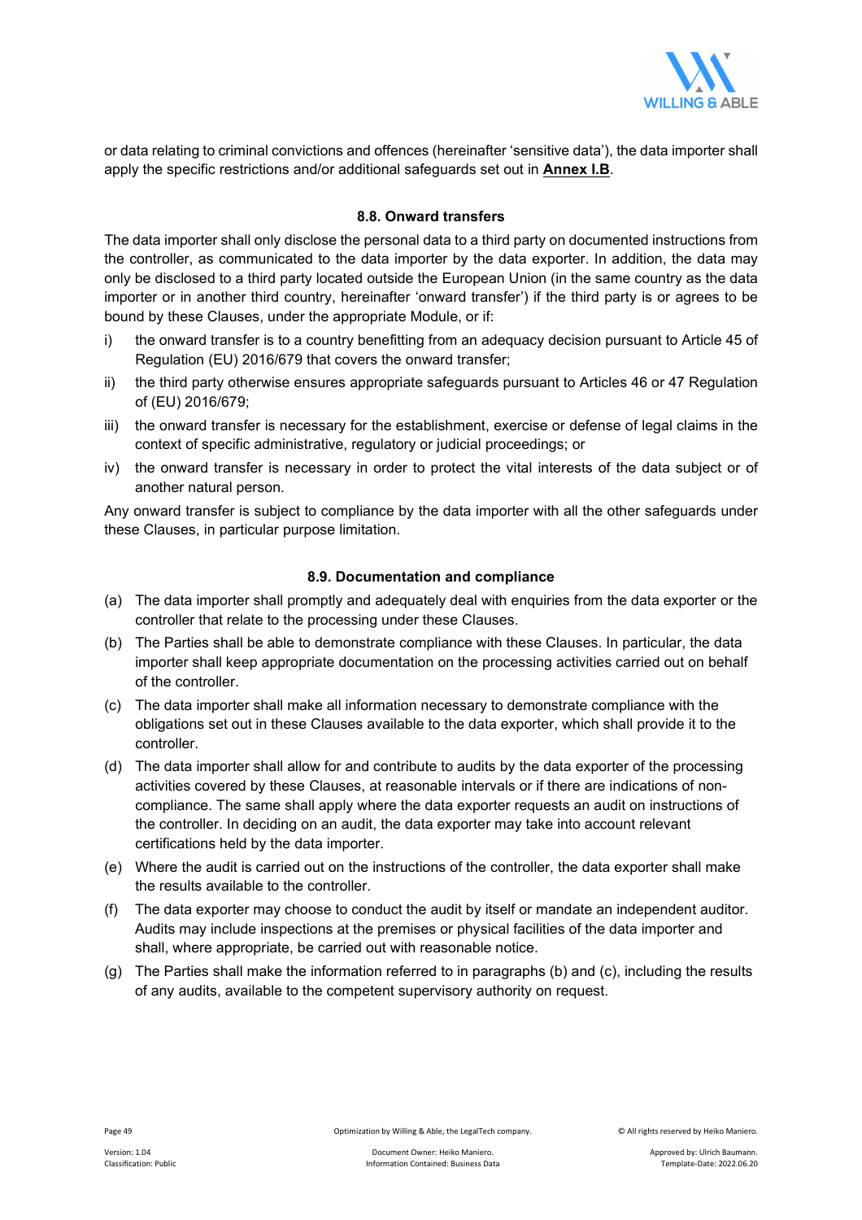or data relating to criminal convictions and offences (hereinafter 'sensitive data'), the data importer shall apply the specific restrictions and/or additional safeguards set out in **Annex I.B**.

### 8.8. Onward transfers

The data importer shall only disclose the personal data to a third party on documented instructions from the controller, as communicated to the data importer by the data exporter. In addition, the data may only be disclosed to a third party located outside the European Union (in the same country as the data importer or in another third country, hereinafter 'onward transfer') if the third party is or agrees to be bound by these Clauses, under the appropriate Module, or if:

i) the onward transfer is to a country benefitting from an adequacy decision pursuant to Article 45 of Regulation (EU) 2016/679 that covers the onward transfer;

ii) the third party otherwise ensures appropriate safeguards pursuant to Articles 46 or 47 Regulation of (EU) 2016/679;

iii) the onward transfer is necessary for the establishment, exercise or defense of legal claims in the context of specific administrative, regulatory or judicial proceedings; or

iv) the onward transfer is necessary in order to protect the vital interests of the data subject or of another natural person.

Any onward transfer is subject to compliance by the data importer with all the other safeguards under these Clauses, in particular purpose limitation.

### 8.9. Documentation and compliance

(a) The data importer shall promptly and adequately deal with enquiries from the data exporter or the controller that relate to the processing under these Clauses.

(b) The Parties shall be able to demonstrate compliance with these Clauses. In particular, the data importer shall keep appropriate documentation on the processing activities carried out on behalf of the controller.

(c) The data importer shall make all information necessary to demonstrate compliance with the obligations set out in these Clauses available to the data exporter, which shall provide it to the controller.

(d) The data importer shall allow for and contribute to audits by the data exporter of the processing activities covered by these Clauses, at reasonable intervals or if there are indications of non-compliance. The same shall apply where the data exporter requests an audit on instructions of the controller. In deciding on an audit, the data exporter may take into account relevant certifications held by the data importer.

(e) Where the audit is carried out on the instructions of the controller, the data exporter shall make the results available to the controller.

(f) The data exporter may choose to conduct the audit by itself or mandate an independent auditor. Audits may include inspections at the premises or physical facilities of the data importer and shall, where appropriate, be carried out with reasonable notice.

(g) The Parties shall make the information referred to in paragraphs (b) and (c), including the results of any audits, available to the competent supervisory authority on request.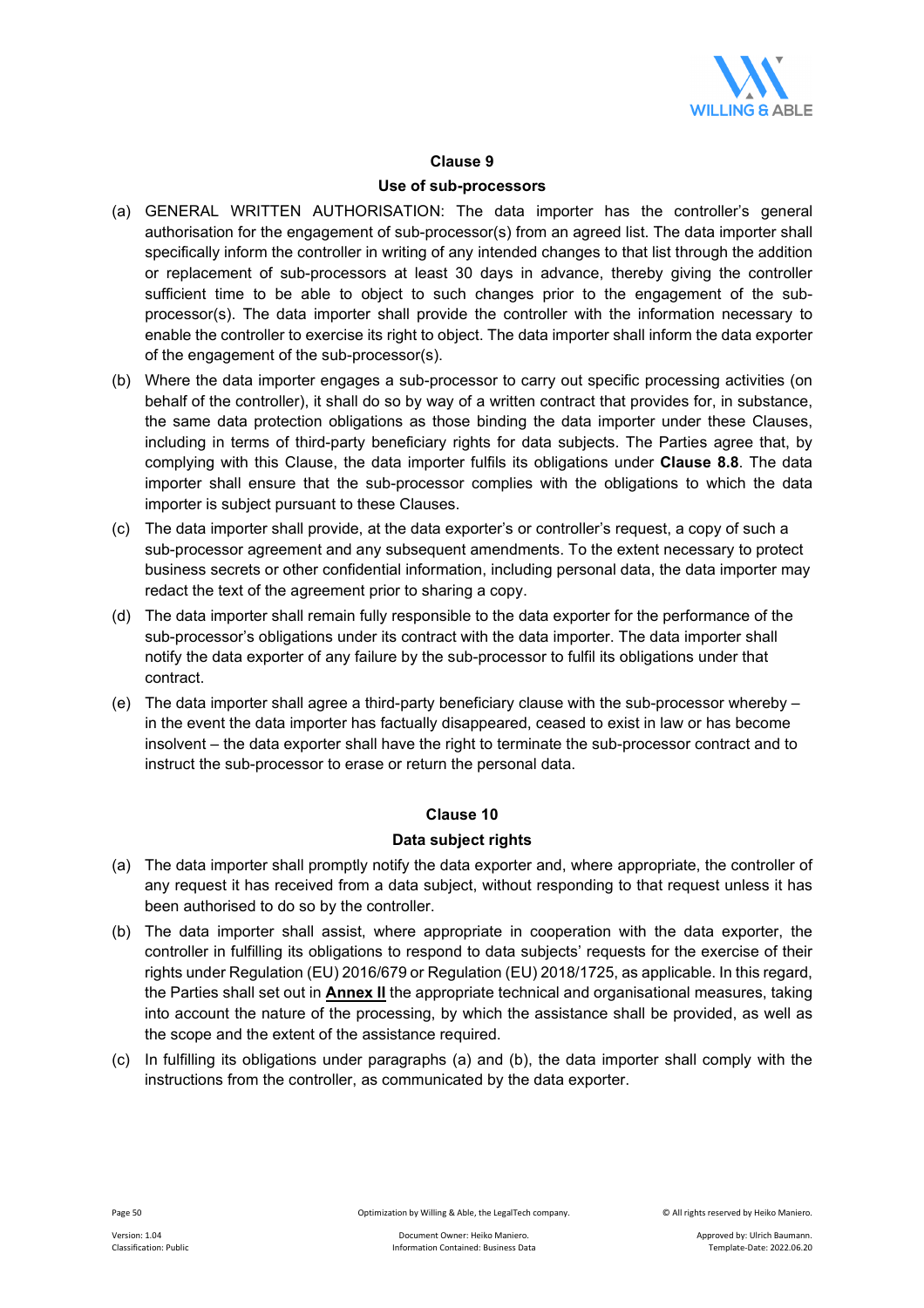## Clause 9

### Use of sub-processors

(a) GENERAL WRITTEN AUTHORISATION: The data importer has the controller's general authorisation for the engagement of sub-processor(s) from an agreed list. The data importer shall specifically inform the controller in writing of any intended changes to that list through the addition or replacement of sub-processors at least 30 days in advance, thereby giving the controller sufficient time to be able to object to such changes prior to the engagement of the sub-processor(s). The data importer shall provide the controller with the information necessary to enable the controller to exercise its right to object. The data importer shall inform the data exporter of the engagement of the sub-processor(s).

(b) Where the data importer engages a sub-processor to carry out specific processing activities (on behalf of the controller), it shall do so by way of a written contract that provides for, in substance, the same data protection obligations as those binding the data importer under these Clauses, including in terms of third-party beneficiary rights for data subjects. The Parties agree that, by complying with this Clause, the data importer fulfils its obligations under **Clause 8.8**. The data importer shall ensure that the sub-processor complies with the obligations to which the data importer is subject pursuant to these Clauses.

(c) The data importer shall provide, at the data exporter's or controller's request, a copy of such a sub-processor agreement and any subsequent amendments. To the extent necessary to protect business secrets or other confidential information, including personal data, the data importer may redact the text of the agreement prior to sharing a copy.

(d) The data importer shall remain fully responsible to the data exporter for the performance of the sub-processor's obligations under its contract with the data importer. The data importer shall notify the data exporter of any failure by the sub-processor to fulfil its obligations under that contract.

(e) The data importer shall agree a third-party beneficiary clause with the sub-processor whereby – in the event the data importer has factually disappeared, ceased to exist in law or has become insolvent – the data exporter shall have the right to terminate the sub-processor contract and to instruct the sub-processor to erase or return the personal data.

## Clause 10

### Data subject rights

(a) The data importer shall promptly notify the data exporter and, where appropriate, the controller of any request it has received from a data subject, without responding to that request unless it has been authorised to do so by the controller.

(b) The data importer shall assist, where appropriate in cooperation with the data exporter, the controller in fulfilling its obligations to respond to data subjects' requests for the exercise of their rights under Regulation (EU) 2016/679 or Regulation (EU) 2018/1725, as applicable. In this regard, the Parties shall set out in **Annex II** the appropriate technical and organisational measures, taking into account the nature of the processing, by which the assistance shall be provided, as well as the scope and the extent of the assistance required.

(c) In fulfilling its obligations under paragraphs (a) and (b), the data importer shall comply with the instructions from the controller, as communicated by the data exporter.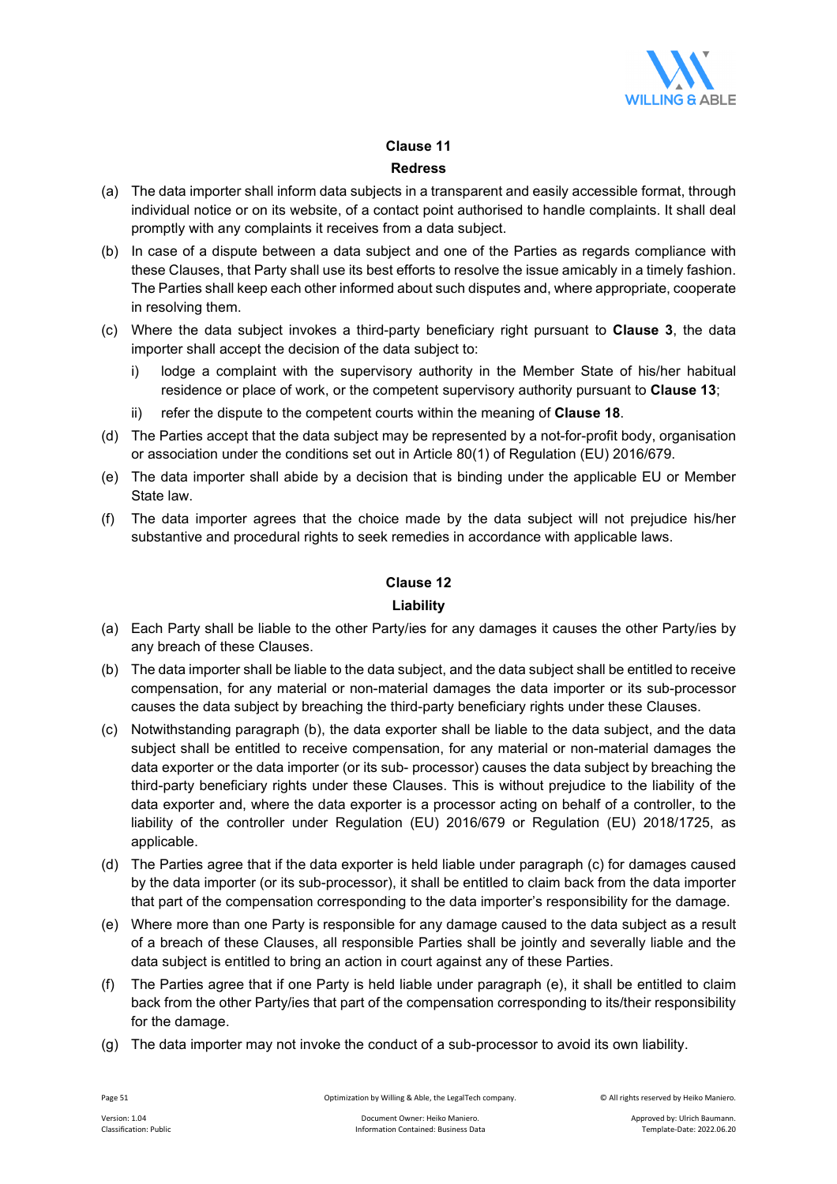## Clause 11

### Redress

(a) The data importer shall inform data subjects in a transparent and easily accessible format, through individual notice or on its website, of a contact point authorised to handle complaints. It shall deal promptly with any complaints it receives from a data subject.

(b) In case of a dispute between a data subject and one of the Parties as regards compliance with these Clauses, that Party shall use its best efforts to resolve the issue amicably in a timely fashion. The Parties shall keep each other informed about such disputes and, where appropriate, cooperate in resolving them.

(c) Where the data subject invokes a third-party beneficiary right pursuant to **Clause 3**, the data importer shall accept the decision of the data subject to:

   i) lodge a complaint with the supervisory authority in the Member State of his/her habitual residence or place of work, or the competent supervisory authority pursuant to **Clause 13**;

   ii) refer the dispute to the competent courts within the meaning of **Clause 18**.

(d) The Parties accept that the data subject may be represented by a not-for-profit body, organisation or association under the conditions set out in Article 80(1) of Regulation (EU) 2016/679.

(e) The data importer shall abide by a decision that is binding under the applicable EU or Member State law.

(f) The data importer agrees that the choice made by the data subject will not prejudice his/her substantive and procedural rights to seek remedies in accordance with applicable laws.

## Clause 12

### Liability

(a) Each Party shall be liable to the other Party/ies for any damages it causes the other Party/ies by any breach of these Clauses.

(b) The data importer shall be liable to the data subject, and the data subject shall be entitled to receive compensation, for any material or non-material damages the data importer or its sub-processor causes the data subject by breaching the third-party beneficiary rights under these Clauses.

(c) Notwithstanding paragraph (b), the data exporter shall be liable to the data subject, and the data subject shall be entitled to receive compensation, for any material or non-material damages the data exporter or the data importer (or its sub- processor) causes the data subject by breaching the third-party beneficiary rights under these Clauses. This is without prejudice to the liability of the data exporter and, where the data exporter is a processor acting on behalf of a controller, to the liability of the controller under Regulation (EU) 2016/679 or Regulation (EU) 2018/1725, as applicable.

(d) The Parties agree that if the data exporter is held liable under paragraph (c) for damages caused by the data importer (or its sub-processor), it shall be entitled to claim back from the data importer that part of the compensation corresponding to the data importer's responsibility for the damage.

(e) Where more than one Party is responsible for any damage caused to the data subject as a result of a breach of these Clauses, all responsible Parties shall be jointly and severally liable and the data subject is entitled to bring an action in court against any of these Parties.

(f) The Parties agree that if one Party is held liable under paragraph (e), it shall be entitled to claim back from the other Party/ies that part of the compensation corresponding to its/their responsibility for the damage.

(g) The data importer may not invoke the conduct of a sub-processor to avoid its own liability.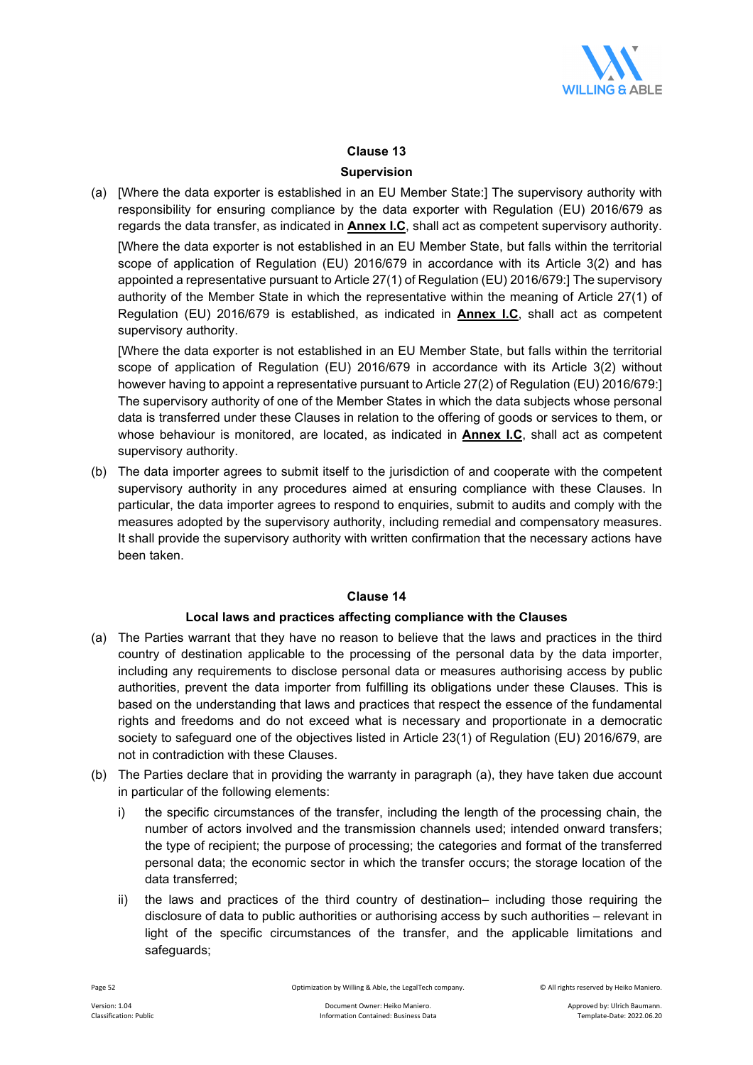## Clause 13

### Supervision

(a) [Where the data exporter is established in an EU Member State:] The supervisory authority with responsibility for ensuring compliance by the data exporter with Regulation (EU) 2016/679 as regards the data transfer, as indicated in **Annex I.C**, shall act as competent supervisory authority.

[Where the data exporter is not established in an EU Member State, but falls within the territorial scope of application of Regulation (EU) 2016/679 in accordance with its Article 3(2) and has appointed a representative pursuant to Article 27(1) of Regulation (EU) 2016/679:] The supervisory authority of the Member State in which the representative within the meaning of Article 27(1) of Regulation (EU) 2016/679 is established, as indicated in **Annex I.C**, shall act as competent supervisory authority.

[Where the data exporter is not established in an EU Member State, but falls within the territorial scope of application of Regulation (EU) 2016/679 in accordance with its Article 3(2) without however having to appoint a representative pursuant to Article 27(2) of Regulation (EU) 2016/679:] The supervisory authority of one of the Member States in which the data subjects whose personal data is transferred under these Clauses in relation to the offering of goods or services to them, or whose behaviour is monitored, are located, as indicated in **Annex I.C**, shall act as competent supervisory authority.

(b) The data importer agrees to submit itself to the jurisdiction of and cooperate with the competent supervisory authority in any procedures aimed at ensuring compliance with these Clauses. In particular, the data importer agrees to respond to enquiries, submit to audits and comply with the measures adopted by the supervisory authority, including remedial and compensatory measures. It shall provide the supervisory authority with written confirmation that the necessary actions have been taken.

## Clause 14

### Local laws and practices affecting compliance with the Clauses

(a) The Parties warrant that they have no reason to believe that the laws and practices in the third country of destination applicable to the processing of the personal data by the data importer, including any requirements to disclose personal data or measures authorising access by public authorities, prevent the data importer from fulfilling its obligations under these Clauses. This is based on the understanding that laws and practices that respect the essence of the fundamental rights and freedoms and do not exceed what is necessary and proportionate in a democratic society to safeguard one of the objectives listed in Article 23(1) of Regulation (EU) 2016/679, are not in contradiction with these Clauses.

(b) The Parties declare that in providing the warranty in paragraph (a), they have taken due account in particular of the following elements:

i) the specific circumstances of the transfer, including the length of the processing chain, the number of actors involved and the transmission channels used; intended onward transfers; the type of recipient; the purpose of processing; the categories and format of the transferred personal data; the economic sector in which the transfer occurs; the storage location of the data transferred;

ii) the laws and practices of the third country of destination– including those requiring the disclosure of data to public authorities or authorising access by such authorities – relevant in light of the specific circumstances of the transfer, and the applicable limitations and safeguards;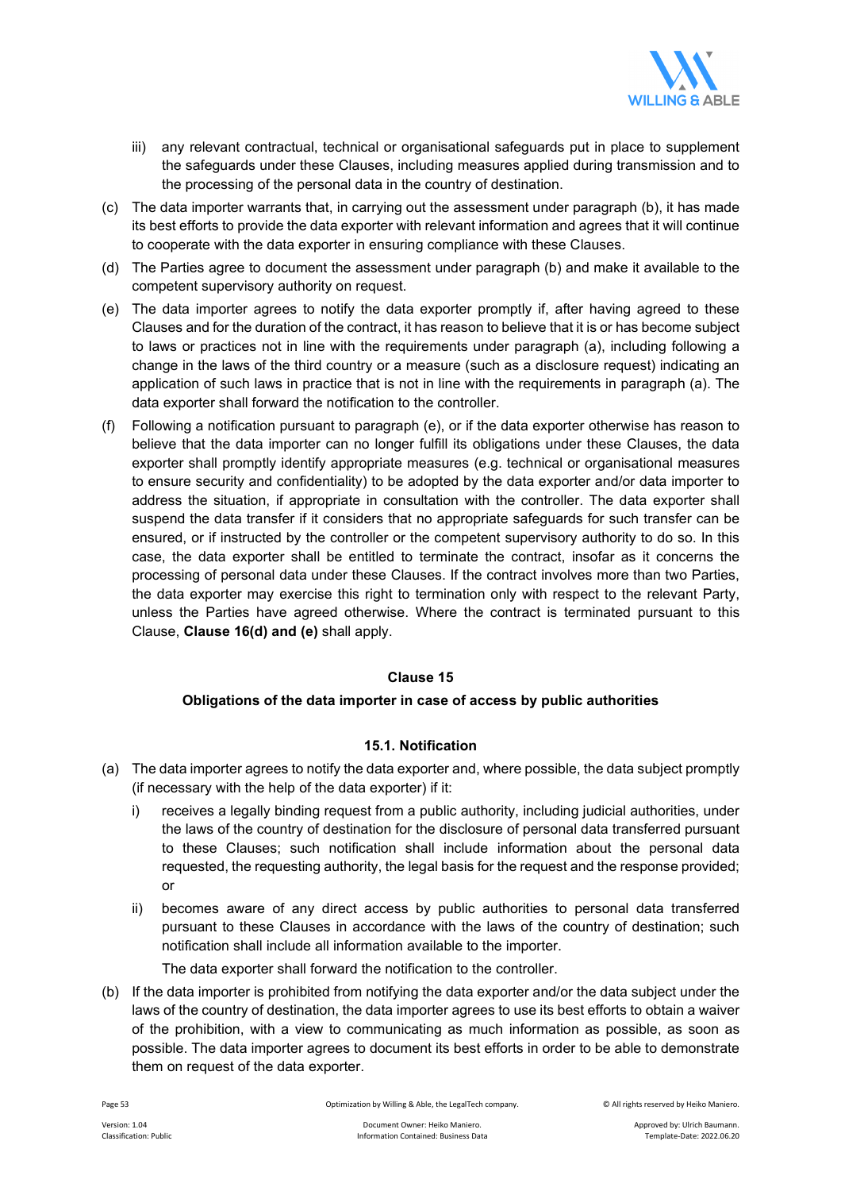iii) any relevant contractual, technical or organisational safeguards put in place to supplement the safeguards under these Clauses, including measures applied during transmission and to the processing of the personal data in the country of destination.

(c) The data importer warrants that, in carrying out the assessment under paragraph (b), it has made its best efforts to provide the data exporter with relevant information and agrees that it will continue to cooperate with the data exporter in ensuring compliance with these Clauses.

(d) The Parties agree to document the assessment under paragraph (b) and make it available to the competent supervisory authority on request.

(e) The data importer agrees to notify the data exporter promptly if, after having agreed to these Clauses and for the duration of the contract, it has reason to believe that it is or has become subject to laws or practices not in line with the requirements under paragraph (a), including following a change in the laws of the third country or a measure (such as a disclosure request) indicating an application of such laws in practice that is not in line with the requirements in paragraph (a). The data exporter shall forward the notification to the controller.

(f) Following a notification pursuant to paragraph (e), or if the data exporter otherwise has reason to believe that the data importer can no longer fulfill its obligations under these Clauses, the data exporter shall promptly identify appropriate measures (e.g. technical or organisational measures to ensure security and confidentiality) to be adopted by the data exporter and/or data importer to address the situation, if appropriate in consultation with the controller. The data exporter shall suspend the data transfer if it considers that no appropriate safeguards for such transfer can be ensured, or if instructed by the controller or the competent supervisory authority to do so. In this case, the data exporter shall be entitled to terminate the contract, insofar as it concerns the processing of personal data under these Clauses. If the contract involves more than two Parties, the data exporter may exercise this right to termination only with respect to the relevant Party, unless the Parties have agreed otherwise. Where the contract is terminated pursuant to this Clause, **Clause 16(d) and (e)** shall apply.

## Clause 15

## Obligations of the data importer in case of access by public authorities

### 15.1. Notification

(a) The data importer agrees to notify the data exporter and, where possible, the data subject promptly (if necessary with the help of the data exporter) if it:

i) receives a legally binding request from a public authority, including judicial authorities, under the laws of the country of destination for the disclosure of personal data transferred pursuant to these Clauses; such notification shall include information about the personal data requested, the requesting authority, the legal basis for the request and the response provided; or

ii) becomes aware of any direct access by public authorities to personal data transferred pursuant to these Clauses in accordance with the laws of the country of destination; such notification shall include all information available to the importer.

The data exporter shall forward the notification to the controller.

(b) If the data importer is prohibited from notifying the data exporter and/or the data subject under the laws of the country of destination, the data importer agrees to use its best efforts to obtain a waiver of the prohibition, with a view to communicating as much information as possible, as soon as possible. The data importer agrees to document its best efforts in order to be able to demonstrate them on request of the data exporter.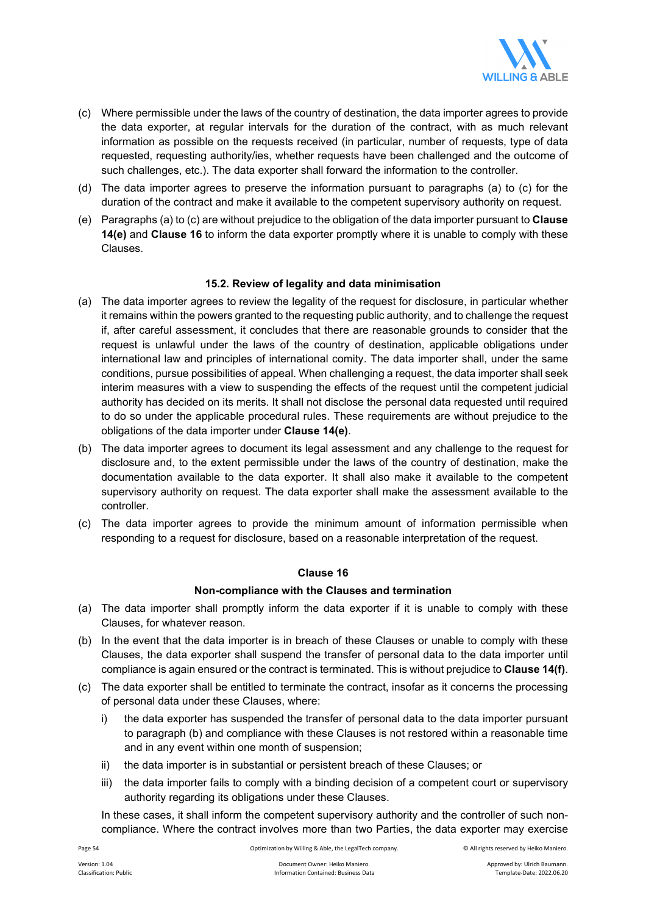(c) Where permissible under the laws of the country of destination, the data importer agrees to provide the data exporter, at regular intervals for the duration of the contract, with as much relevant information as possible on the requests received (in particular, number of requests, type of data requested, requesting authority/ies, whether requests have been challenged and the outcome of such challenges, etc.). The data exporter shall forward the information to the controller.

(d) The data importer agrees to preserve the information pursuant to paragraphs (a) to (c) for the duration of the contract and make it available to the competent supervisory authority on request.

(e) Paragraphs (a) to (c) are without prejudice to the obligation of the data importer pursuant to **Clause 14(e)** and **Clause 16** to inform the data exporter promptly where it is unable to comply with these Clauses.

#### 15.2. Review of legality and data minimisation

(a) The data importer agrees to review the legality of the request for disclosure, in particular whether it remains within the powers granted to the requesting public authority, and to challenge the request if, after careful assessment, it concludes that there are reasonable grounds to consider that the request is unlawful under the laws of the country of destination, applicable obligations under international law and principles of international comity. The data importer shall, under the same conditions, pursue possibilities of appeal. When challenging a request, the data importer shall seek interim measures with a view to suspending the effects of the request until the competent judicial authority has decided on its merits. It shall not disclose the personal data requested until required to do so under the applicable procedural rules. These requirements are without prejudice to the obligations of the data importer under **Clause 14(e)**.

(b) The data importer agrees to document its legal assessment and any challenge to the request for disclosure and, to the extent permissible under the laws of the country of destination, make the documentation available to the data exporter. It shall also make it available to the competent supervisory authority on request. The data exporter shall make the assessment available to the controller.

(c) The data importer agrees to provide the minimum amount of information permissible when responding to a request for disclosure, based on a reasonable interpretation of the request.

### Clause 16

#### Non-compliance with the Clauses and termination

(a) The data importer shall promptly inform the data exporter if it is unable to comply with these Clauses, for whatever reason.

(b) In the event that the data importer is in breach of these Clauses or unable to comply with these Clauses, the data exporter shall suspend the transfer of personal data to the data importer until compliance is again ensured or the contract is terminated. This is without prejudice to **Clause 14(f)**.

(c) The data exporter shall be entitled to terminate the contract, insofar as it concerns the processing of personal data under these Clauses, where:

  i) the data exporter has suspended the transfer of personal data to the data importer pursuant to paragraph (b) and compliance with these Clauses is not restored within a reasonable time and in any event within one month of suspension;

  ii) the data importer is in substantial or persistent breach of these Clauses; or

  iii) the data importer fails to comply with a binding decision of a competent court or supervisory authority regarding its obligations under these Clauses.

  In these cases, it shall inform the competent supervisory authority and the controller of such non-compliance. Where the contract involves more than two Parties, the data exporter may exercise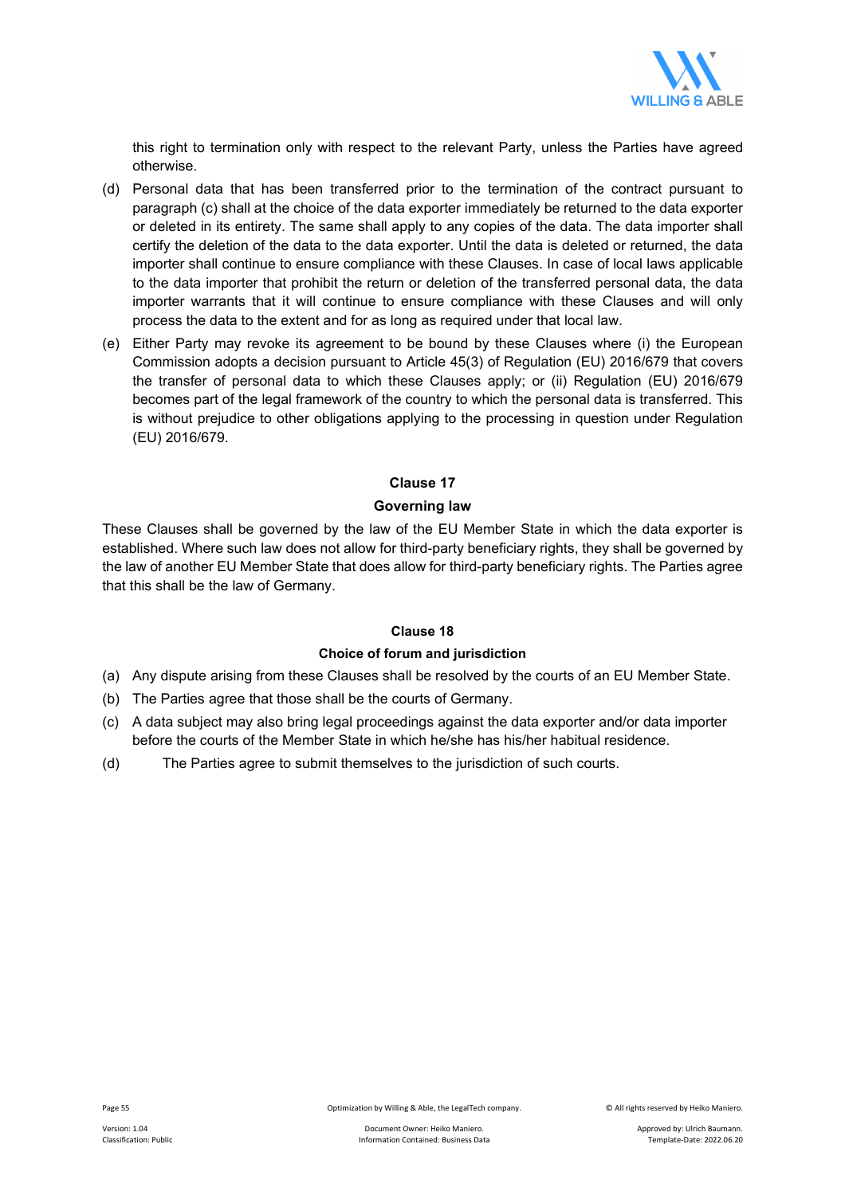this right to termination only with respect to the relevant Party, unless the Parties have agreed otherwise.

(d) Personal data that has been transferred prior to the termination of the contract pursuant to paragraph (c) shall at the choice of the data exporter immediately be returned to the data exporter or deleted in its entirety. The same shall apply to any copies of the data. The data importer shall certify the deletion of the data to the data exporter. Until the data is deleted or returned, the data importer shall continue to ensure compliance with these Clauses. In case of local laws applicable to the data importer that prohibit the return or deletion of the transferred personal data, the data importer warrants that it will continue to ensure compliance with these Clauses and will only process the data to the extent and for as long as required under that local law.

(e) Either Party may revoke its agreement to be bound by these Clauses where (i) the European Commission adopts a decision pursuant to Article 45(3) of Regulation (EU) 2016/679 that covers the transfer of personal data to which these Clauses apply; or (ii) Regulation (EU) 2016/679 becomes part of the legal framework of the country to which the personal data is transferred. This is without prejudice to other obligations applying to the processing in question under Regulation (EU) 2016/679.

**Clause 17**

**Governing law**

These Clauses shall be governed by the law of the EU Member State in which the data exporter is established. Where such law does not allow for third-party beneficiary rights, they shall be governed by the law of another EU Member State that does allow for third-party beneficiary rights. The Parties agree that this shall be the law of Germany.

**Clause 18**

**Choice of forum and jurisdiction**

(a) Any dispute arising from these Clauses shall be resolved by the courts of an EU Member State.

(b) The Parties agree that those shall be the courts of Germany.

(c) A data subject may also bring legal proceedings against the data exporter and/or data importer before the courts of the Member State in which he/she has his/her habitual residence.

(d) The Parties agree to submit themselves to the jurisdiction of such courts.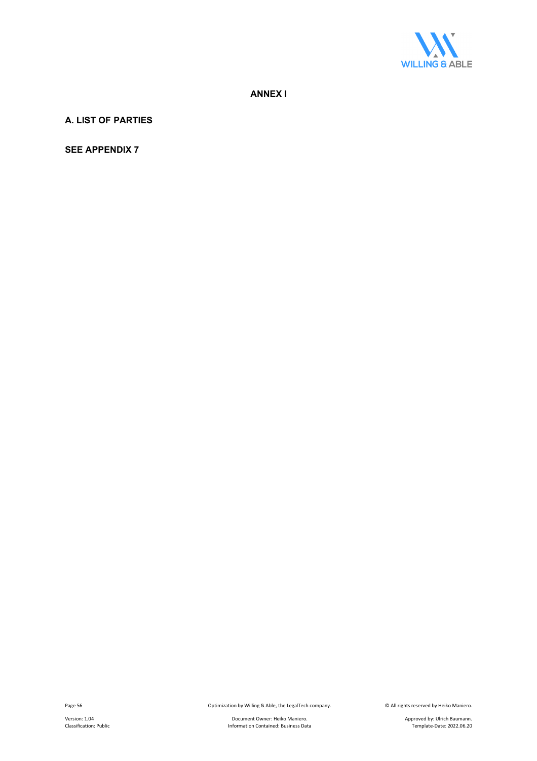# ANNEX I

## A. LIST OF PARTIES

**SEE APPENDIX 7**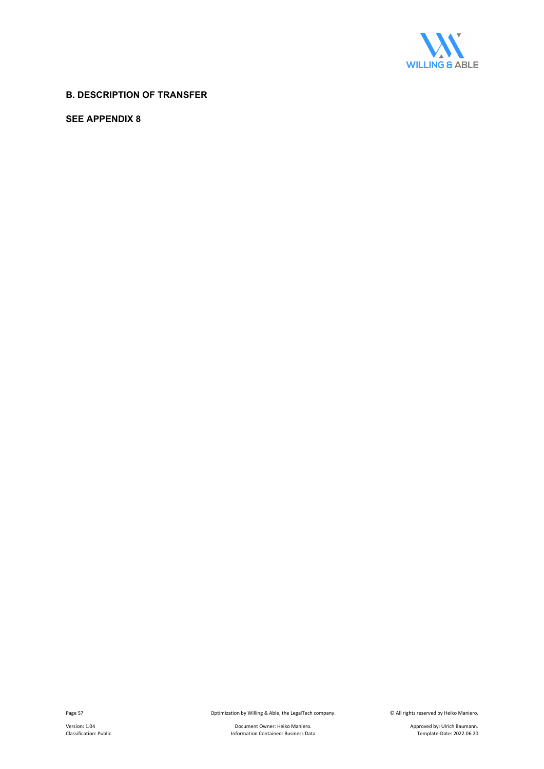## B. DESCRIPTION OF TRANSFER

**SEE APPENDIX 8**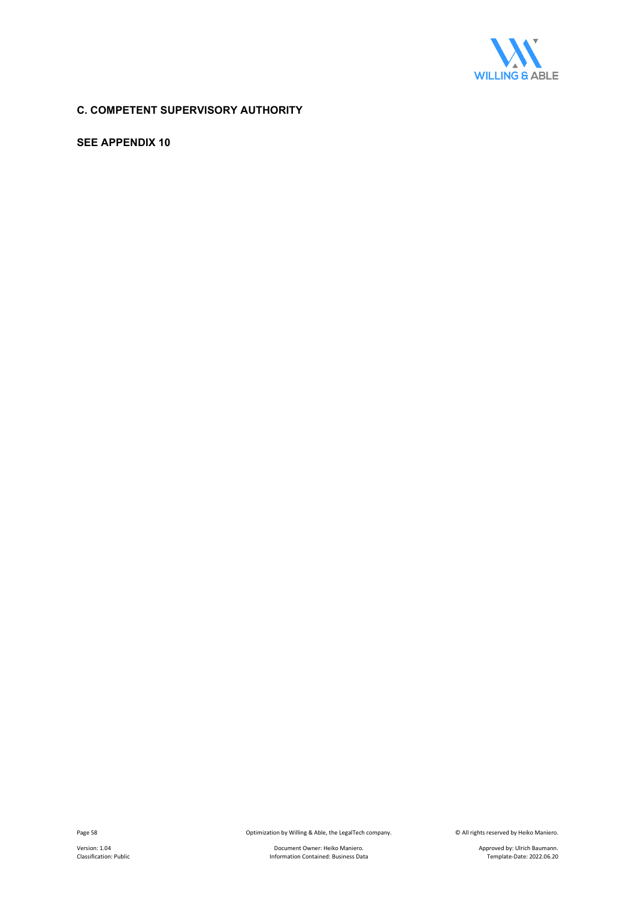## C. COMPETENT SUPERVISORY AUTHORITY

**SEE APPENDIX 10**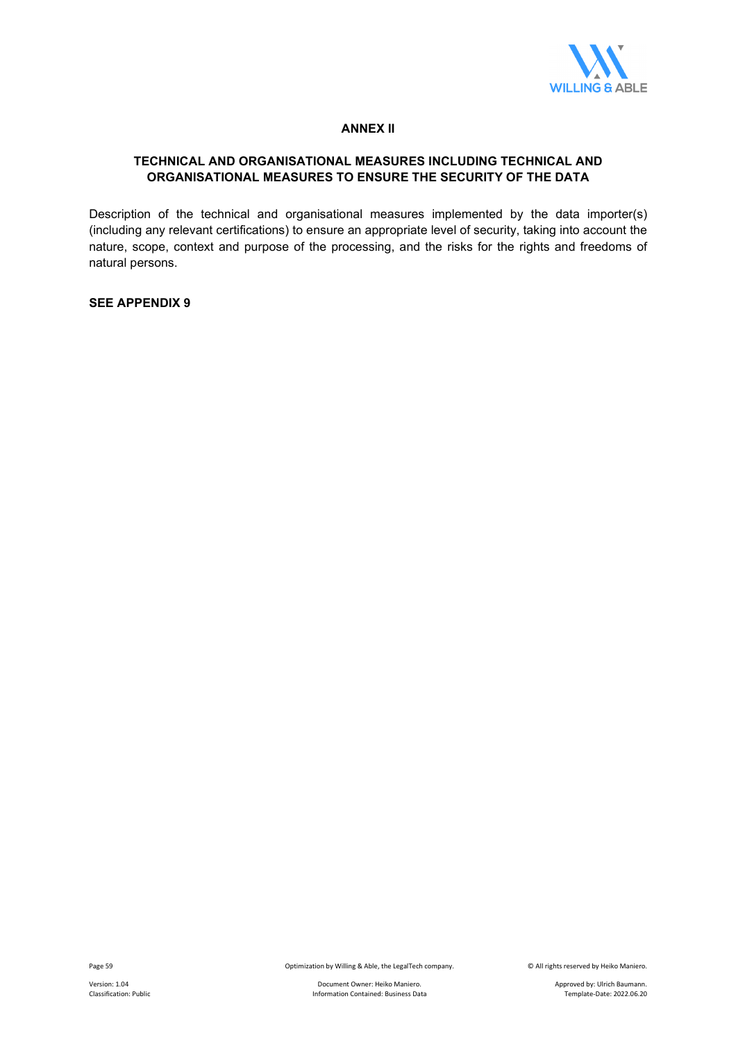## ANNEX II

### TECHNICAL AND ORGANISATIONAL MEASURES INCLUDING TECHNICAL AND ORGANISATIONAL MEASURES TO ENSURE THE SECURITY OF THE DATA

Description of the technical and organisational measures implemented by the data importer(s) (including any relevant certifications) to ensure an appropriate level of security, taking into account the nature, scope, context and purpose of the processing, and the risks for the rights and freedoms of natural persons.

**SEE APPENDIX 9**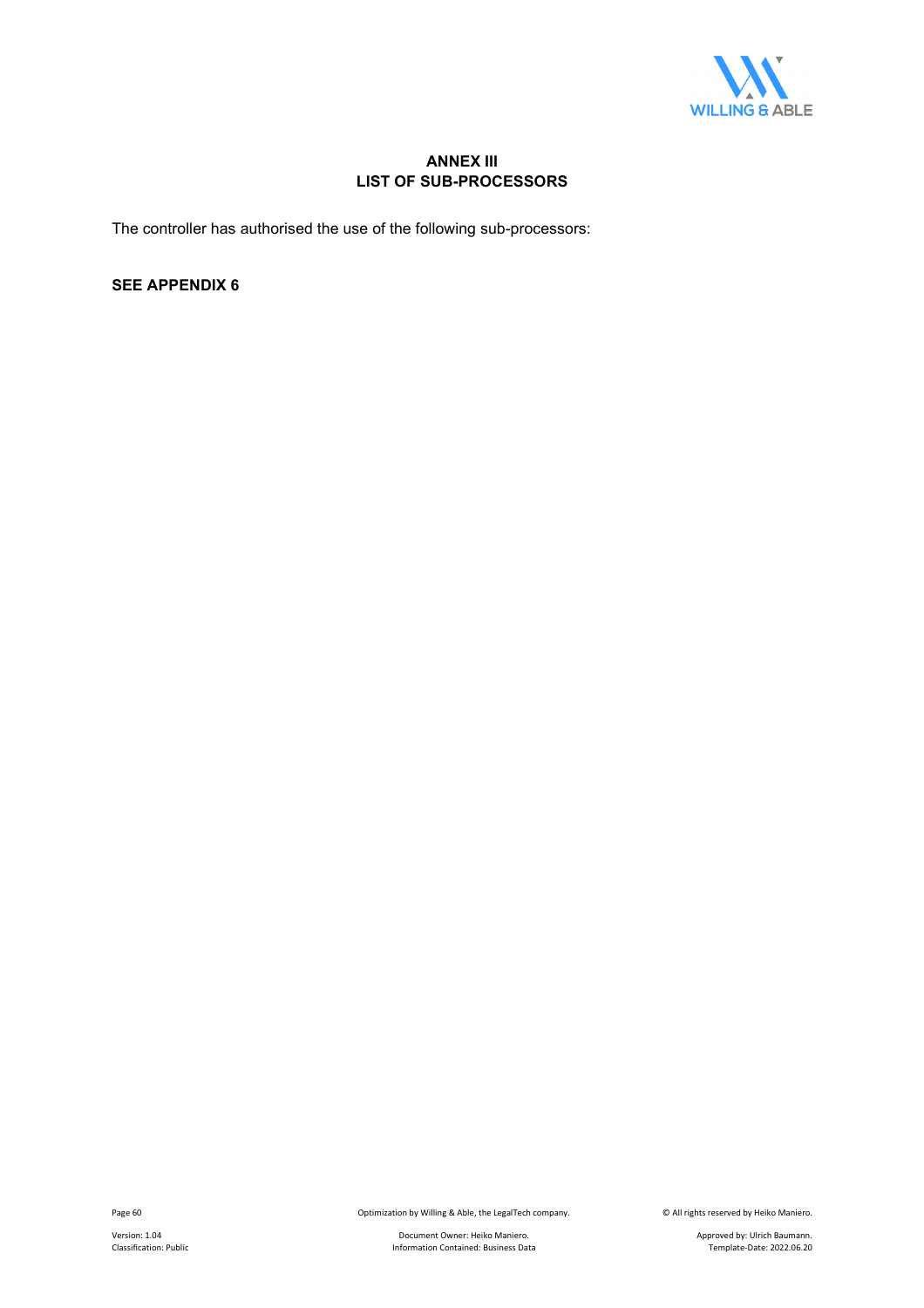# ANNEX III
## LIST OF SUB-PROCESSORS

The controller has authorised the use of the following sub-processors:

**SEE APPENDIX 6**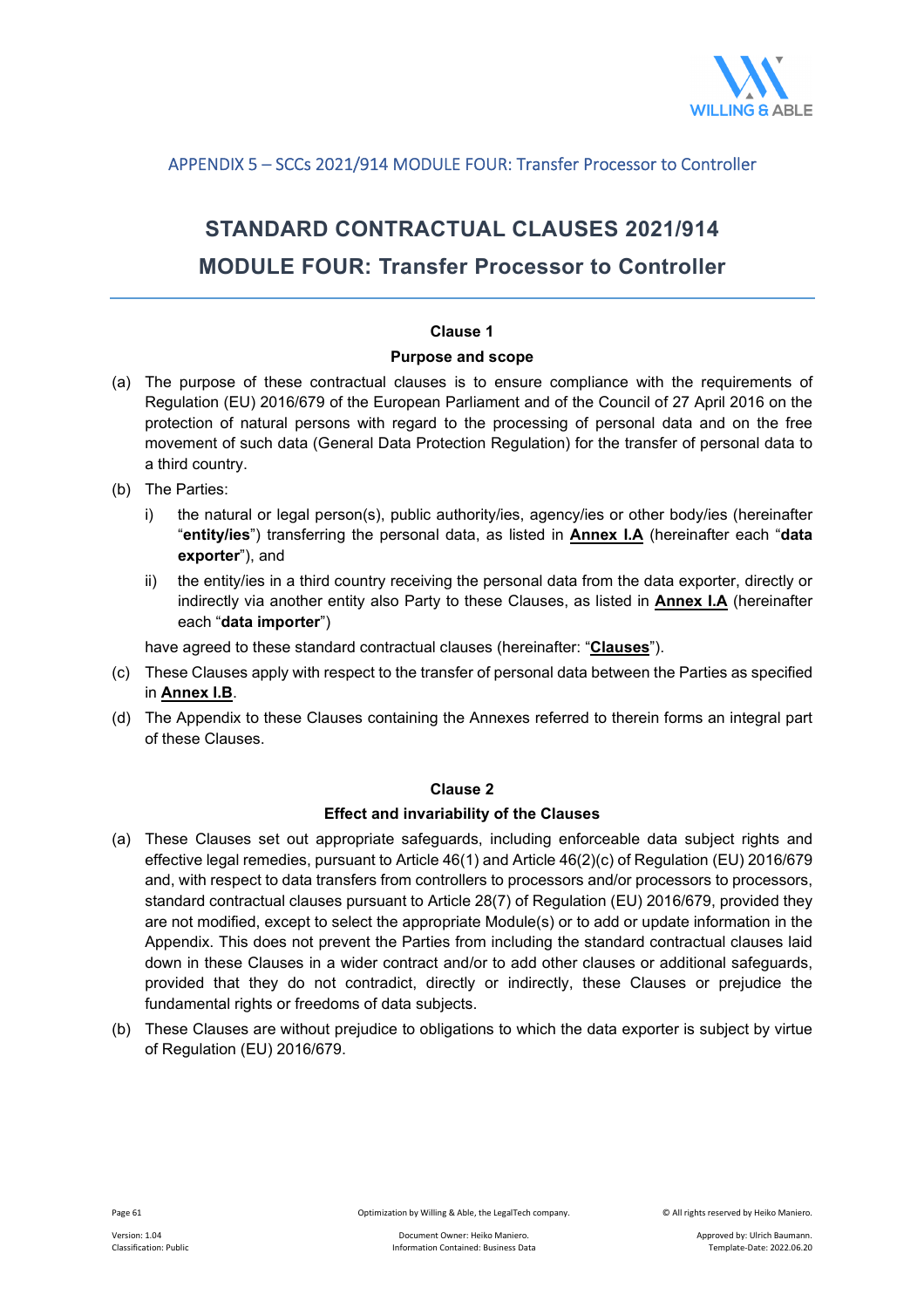APPENDIX 5 – SCCs 2021/914 MODULE FOUR: Transfer Processor to Controller

# STANDARD CONTRACTUAL CLAUSES 2021/914

# MODULE FOUR: Transfer Processor to Controller

---

### Clause 1

### Purpose and scope

(a) The purpose of these contractual clauses is to ensure compliance with the requirements of Regulation (EU) 2016/679 of the European Parliament and of the Council of 27 April 2016 on the protection of natural persons with regard to the processing of personal data and on the free movement of such data (General Data Protection Regulation) for the transfer of personal data to a third country.

(b) The Parties:

i) the natural or legal person(s), public authority/ies, agency/ies or other body/ies (hereinafter "**entity/ies**") transferring the personal data, as listed in **Annex I.A** (hereinafter each "**data exporter**"), and

ii) the entity/ies in a third country receiving the personal data from the data exporter, directly or indirectly via another entity also Party to these Clauses, as listed in **Annex I.A** (hereinafter each "**data importer**")

have agreed to these standard contractual clauses (hereinafter: "**Clauses**").

(c) These Clauses apply with respect to the transfer of personal data between the Parties as specified in **Annex I.B**.

(d) The Appendix to these Clauses containing the Annexes referred to therein forms an integral part of these Clauses.

### Clause 2

### Effect and invariability of the Clauses

(a) These Clauses set out appropriate safeguards, including enforceable data subject rights and effective legal remedies, pursuant to Article 46(1) and Article 46(2)(c) of Regulation (EU) 2016/679 and, with respect to data transfers from controllers to processors and/or processors to processors, standard contractual clauses pursuant to Article 28(7) of Regulation (EU) 2016/679, provided they are not modified, except to select the appropriate Module(s) or to add or update information in the Appendix. This does not prevent the Parties from including the standard contractual clauses laid down in these Clauses in a wider contract and/or to add other clauses or additional safeguards, provided that they do not contradict, directly or indirectly, these Clauses or prejudice the fundamental rights or freedoms of data subjects.

(b) These Clauses are without prejudice to obligations to which the data exporter is subject by virtue of Regulation (EU) 2016/679.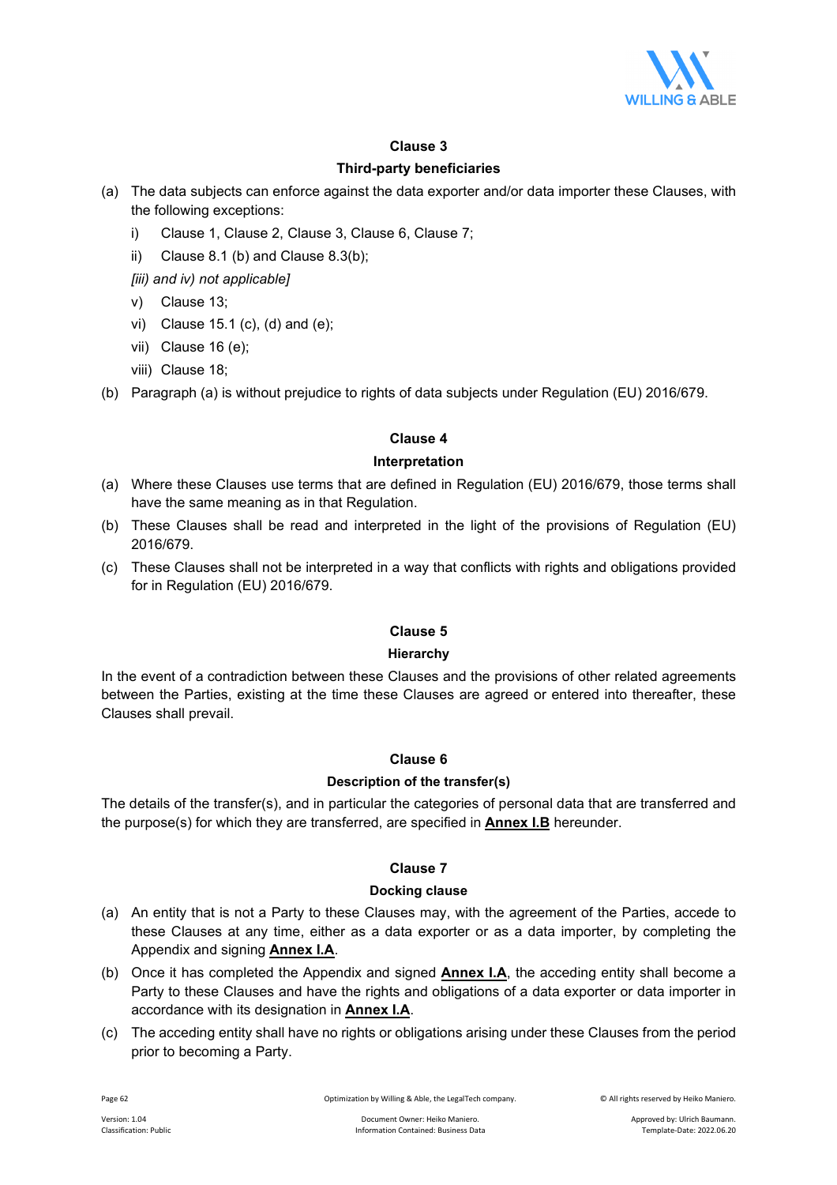**Clause 3**

**Third-party beneficiaries**

(a) The data subjects can enforce against the data exporter and/or data importer these Clauses, with the following exceptions:

   i) Clause 1, Clause 2, Clause 3, Clause 6, Clause 7;

   ii) Clause 8.1 (b) and Clause 8.3(b);

   *[iii) and iv) not applicable]*

   v) Clause 13;

   vi) Clause 15.1 (c), (d) and (e);

   vii) Clause 16 (e);

   viii) Clause 18;

(b) Paragraph (a) is without prejudice to rights of data subjects under Regulation (EU) 2016/679.

**Clause 4**

**Interpretation**

(a) Where these Clauses use terms that are defined in Regulation (EU) 2016/679, those terms shall have the same meaning as in that Regulation.

(b) These Clauses shall be read and interpreted in the light of the provisions of Regulation (EU) 2016/679.

(c) These Clauses shall not be interpreted in a way that conflicts with rights and obligations provided for in Regulation (EU) 2016/679.

**Clause 5**

**Hierarchy**

In the event of a contradiction between these Clauses and the provisions of other related agreements between the Parties, existing at the time these Clauses are agreed or entered into thereafter, these Clauses shall prevail.

**Clause 6**

**Description of the transfer(s)**

The details of the transfer(s), and in particular the categories of personal data that are transferred and the purpose(s) for which they are transferred, are specified in **Annex I.B** hereunder.

**Clause 7**

**Docking clause**

(a) An entity that is not a Party to these Clauses may, with the agreement of the Parties, accede to these Clauses at any time, either as a data exporter or as a data importer, by completing the Appendix and signing **Annex I.A**.

(b) Once it has completed the Appendix and signed **Annex I.A**, the acceding entity shall become a Party to these Clauses and have the rights and obligations of a data exporter or data importer in accordance with its designation in **Annex I.A**.

(c) The acceding entity shall have no rights or obligations arising under these Clauses from the period prior to becoming a Party.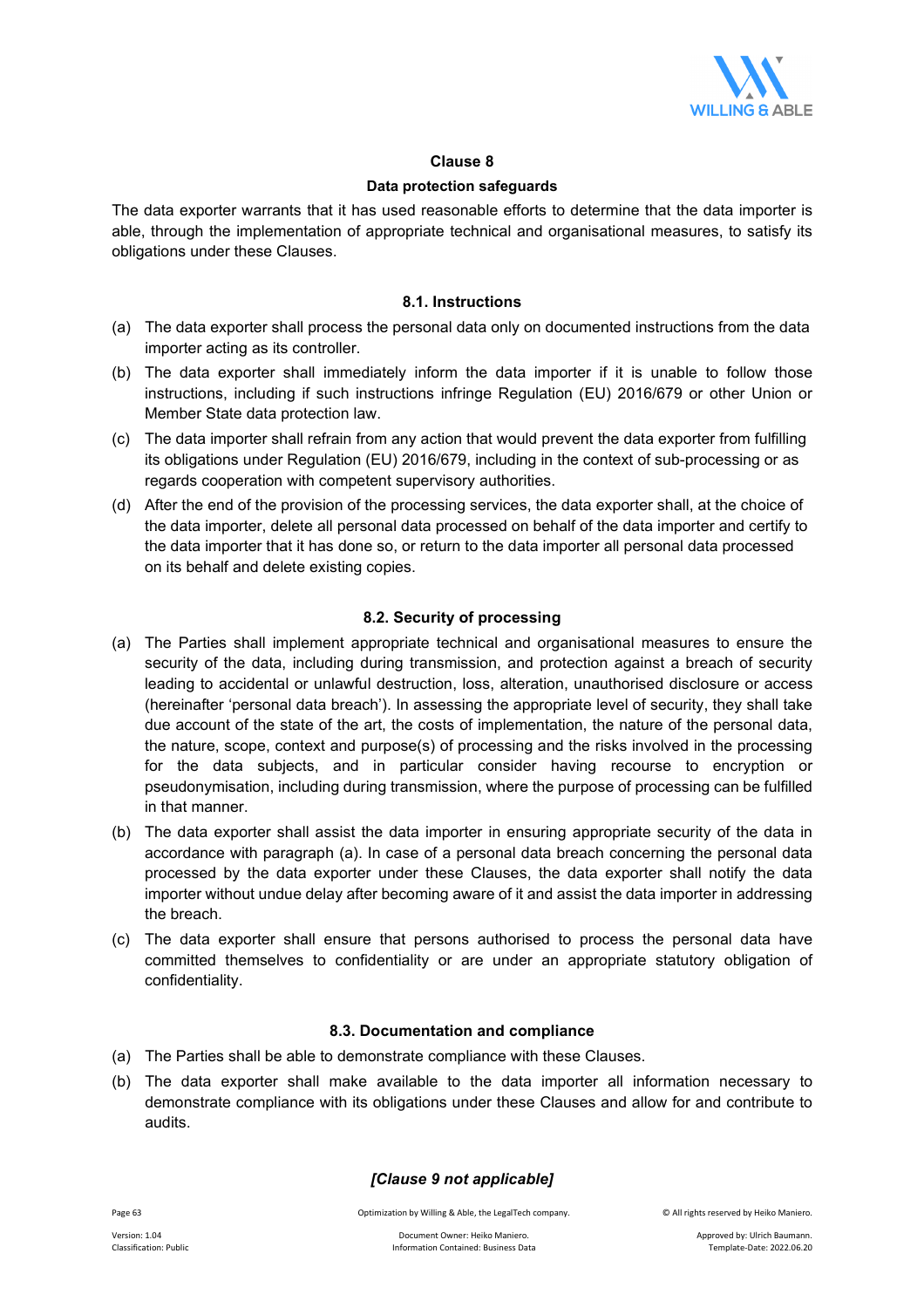**Clause 8**

**Data protection safeguards**

The data exporter warrants that it has used reasonable efforts to determine that the data importer is able, through the implementation of appropriate technical and organisational measures, to satisfy its obligations under these Clauses.

**8.1. Instructions**

(a) The data exporter shall process the personal data only on documented instructions from the data importer acting as its controller.

(b) The data exporter shall immediately inform the data importer if it is unable to follow those instructions, including if such instructions infringe Regulation (EU) 2016/679 or other Union or Member State data protection law.

(c) The data importer shall refrain from any action that would prevent the data exporter from fulfilling its obligations under Regulation (EU) 2016/679, including in the context of sub-processing or as regards cooperation with competent supervisory authorities.

(d) After the end of the provision of the processing services, the data exporter shall, at the choice of the data importer, delete all personal data processed on behalf of the data importer and certify to the data importer that it has done so, or return to the data importer all personal data processed on its behalf and delete existing copies.

**8.2. Security of processing**

(a) The Parties shall implement appropriate technical and organisational measures to ensure the security of the data, including during transmission, and protection against a breach of security leading to accidental or unlawful destruction, loss, alteration, unauthorised disclosure or access (hereinafter 'personal data breach'). In assessing the appropriate level of security, they shall take due account of the state of the art, the costs of implementation, the nature of the personal data, the nature, scope, context and purpose(s) of processing and the risks involved in the processing for the data subjects, and in particular consider having recourse to encryption or pseudonymisation, including during transmission, where the purpose of processing can be fulfilled in that manner.

(b) The data exporter shall assist the data importer in ensuring appropriate security of the data in accordance with paragraph (a). In case of a personal data breach concerning the personal data processed by the data exporter under these Clauses, the data exporter shall notify the data importer without undue delay after becoming aware of it and assist the data importer in addressing the breach.

(c) The data exporter shall ensure that persons authorised to process the personal data have committed themselves to confidentiality or are under an appropriate statutory obligation of confidentiality.

**8.3. Documentation and compliance**

(a) The Parties shall be able to demonstrate compliance with these Clauses.

(b) The data exporter shall make available to the data importer all information necessary to demonstrate compliance with its obligations under these Clauses and allow for and contribute to audits.

***[Clause 9 not applicable]***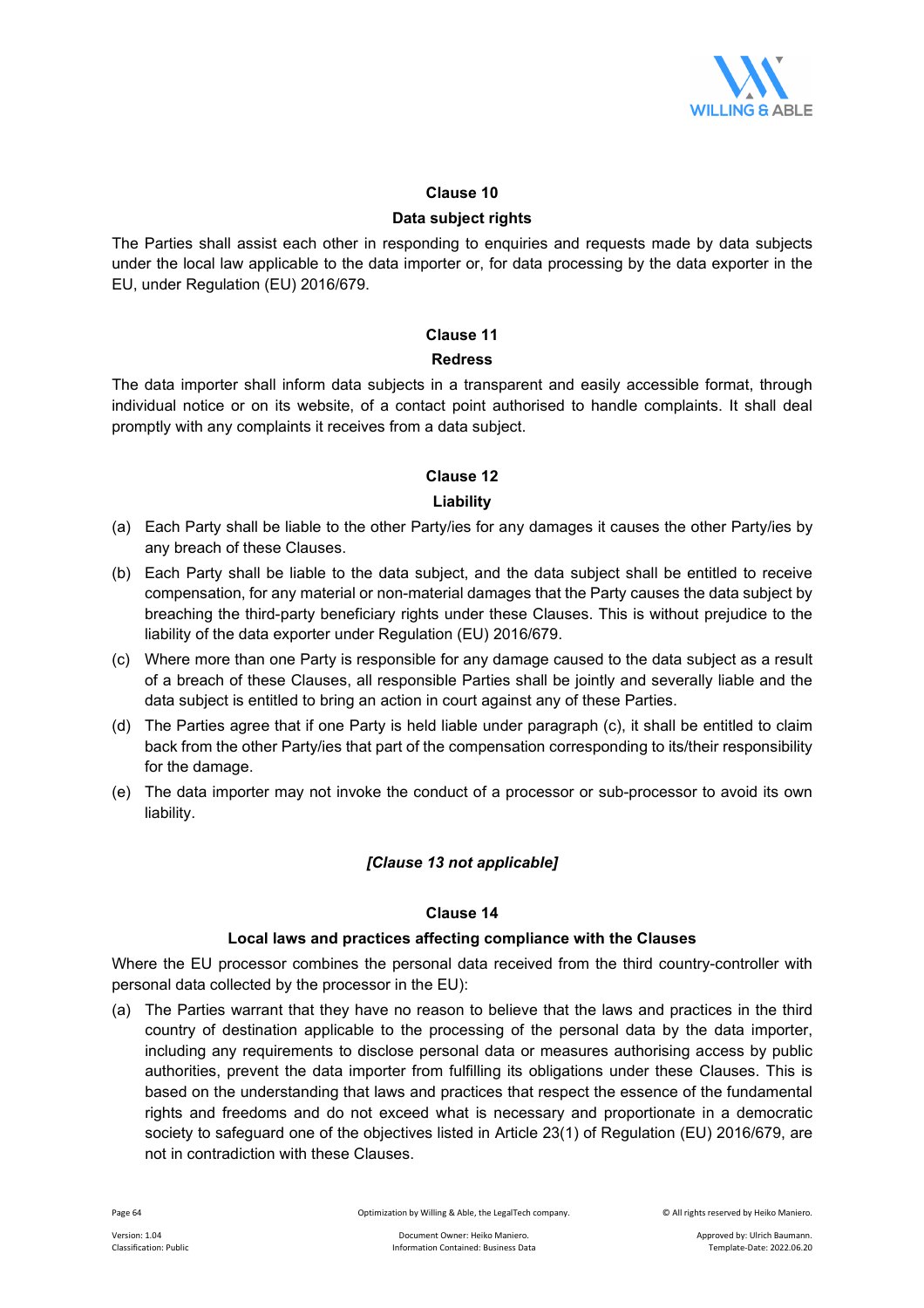**Clause 10**

**Data subject rights**

The Parties shall assist each other in responding to enquiries and requests made by data subjects under the local law applicable to the data importer or, for data processing by the data exporter in the EU, under Regulation (EU) 2016/679.

**Clause 11**

**Redress**

The data importer shall inform data subjects in a transparent and easily accessible format, through individual notice or on its website, of a contact point authorised to handle complaints. It shall deal promptly with any complaints it receives from a data subject.

**Clause 12**

**Liability**

(a) Each Party shall be liable to the other Party/ies for any damages it causes the other Party/ies by any breach of these Clauses.

(b) Each Party shall be liable to the data subject, and the data subject shall be entitled to receive compensation, for any material or non-material damages that the Party causes the data subject by breaching the third-party beneficiary rights under these Clauses. This is without prejudice to the liability of the data exporter under Regulation (EU) 2016/679.

(c) Where more than one Party is responsible for any damage caused to the data subject as a result of a breach of these Clauses, all responsible Parties shall be jointly and severally liable and the data subject is entitled to bring an action in court against any of these Parties.

(d) The Parties agree that if one Party is held liable under paragraph (c), it shall be entitled to claim back from the other Party/ies that part of the compensation corresponding to its/their responsibility for the damage.

(e) The data importer may not invoke the conduct of a processor or sub-processor to avoid its own liability.

***[Clause 13 not applicable]***

**Clause 14**

**Local laws and practices affecting compliance with the Clauses**

Where the EU processor combines the personal data received from the third country-controller with personal data collected by the processor in the EU):

(a) The Parties warrant that they have no reason to believe that the laws and practices in the third country of destination applicable to the processing of the personal data by the data importer, including any requirements to disclose personal data or measures authorising access by public authorities, prevent the data importer from fulfilling its obligations under these Clauses. This is based on the understanding that laws and practices that respect the essence of the fundamental rights and freedoms and do not exceed what is necessary and proportionate in a democratic society to safeguard one of the objectives listed in Article 23(1) of Regulation (EU) 2016/679, are not in contradiction with these Clauses.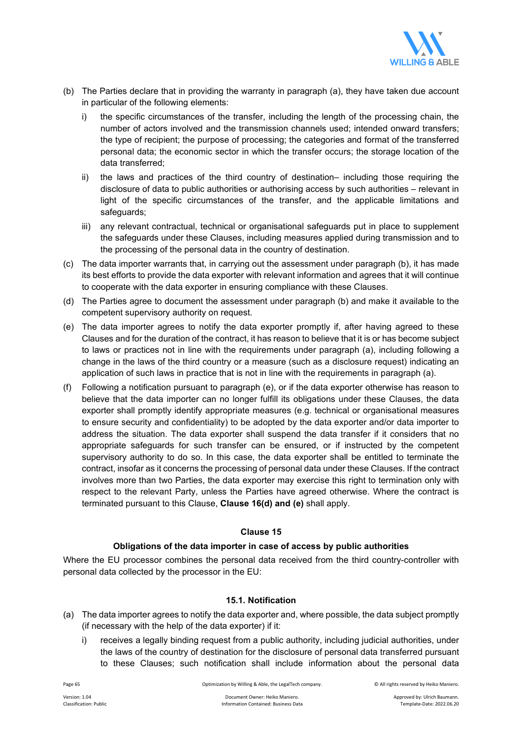(b) The Parties declare that in providing the warranty in paragraph (a), they have taken due account in particular of the following elements:

   i) the specific circumstances of the transfer, including the length of the processing chain, the number of actors involved and the transmission channels used; intended onward transfers; the type of recipient; the purpose of processing; the categories and format of the transferred personal data; the economic sector in which the transfer occurs; the storage location of the data transferred;

   ii) the laws and practices of the third country of destination– including those requiring the disclosure of data to public authorities or authorising access by such authorities – relevant in light of the specific circumstances of the transfer, and the applicable limitations and safeguards;

   iii) any relevant contractual, technical or organisational safeguards put in place to supplement the safeguards under these Clauses, including measures applied during transmission and to the processing of the personal data in the country of destination.

(c) The data importer warrants that, in carrying out the assessment under paragraph (b), it has made its best efforts to provide the data exporter with relevant information and agrees that it will continue to cooperate with the data exporter in ensuring compliance with these Clauses.

(d) The Parties agree to document the assessment under paragraph (b) and make it available to the competent supervisory authority on request.

(e) The data importer agrees to notify the data exporter promptly if, after having agreed to these Clauses and for the duration of the contract, it has reason to believe that it is or has become subject to laws or practices not in line with the requirements under paragraph (a), including following a change in the laws of the third country or a measure (such as a disclosure request) indicating an application of such laws in practice that is not in line with the requirements in paragraph (a).

(f) Following a notification pursuant to paragraph (e), or if the data exporter otherwise has reason to believe that the data importer can no longer fulfill its obligations under these Clauses, the data exporter shall promptly identify appropriate measures (e.g. technical or organisational measures to ensure security and confidentiality) to be adopted by the data exporter and/or data importer to address the situation. The data exporter shall suspend the data transfer if it considers that no appropriate safeguards for such transfer can be ensured, or if instructed by the competent supervisory authority to do so. In this case, the data exporter shall be entitled to terminate the contract, insofar as it concerns the processing of personal data under these Clauses. If the contract involves more than two Parties, the data exporter may exercise this right to termination only with respect to the relevant Party, unless the Parties have agreed otherwise. Where the contract is terminated pursuant to this Clause, **Clause 16(d) and (e)** shall apply.

### Clause 15

### Obligations of the data importer in case of access by public authorities

Where the EU processor combines the personal data received from the third country-controller with personal data collected by the processor in the EU:

#### 15.1. Notification

(a) The data importer agrees to notify the data exporter and, where possible, the data subject promptly (if necessary with the help of the data exporter) if it:

   i) receives a legally binding request from a public authority, including judicial authorities, under the laws of the country of destination for the disclosure of personal data transferred pursuant to these Clauses; such notification shall include information about the personal data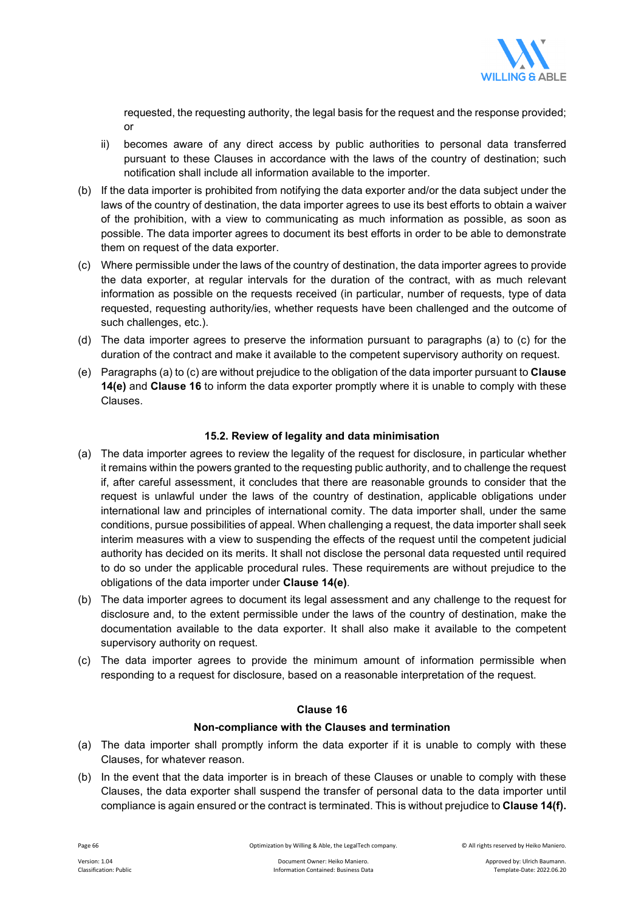requested, the requesting authority, the legal basis for the request and the response provided; or

ii) becomes aware of any direct access by public authorities to personal data transferred pursuant to these Clauses in accordance with the laws of the country of destination; such notification shall include all information available to the importer.

(b) If the data importer is prohibited from notifying the data exporter and/or the data subject under the laws of the country of destination, the data importer agrees to use its best efforts to obtain a waiver of the prohibition, with a view to communicating as much information as possible, as soon as possible. The data importer agrees to document its best efforts in order to be able to demonstrate them on request of the data exporter.

(c) Where permissible under the laws of the country of destination, the data importer agrees to provide the data exporter, at regular intervals for the duration of the contract, with as much relevant information as possible on the requests received (in particular, number of requests, type of data requested, requesting authority/ies, whether requests have been challenged and the outcome of such challenges, etc.).

(d) The data importer agrees to preserve the information pursuant to paragraphs (a) to (c) for the duration of the contract and make it available to the competent supervisory authority on request.

(e) Paragraphs (a) to (c) are without prejudice to the obligation of the data importer pursuant to **Clause 14(e)** and **Clause 16** to inform the data exporter promptly where it is unable to comply with these Clauses.

#### 15.2. Review of legality and data minimisation

(a) The data importer agrees to review the legality of the request for disclosure, in particular whether it remains within the powers granted to the requesting public authority, and to challenge the request if, after careful assessment, it concludes that there are reasonable grounds to consider that the request is unlawful under the laws of the country of destination, applicable obligations under international law and principles of international comity. The data importer shall, under the same conditions, pursue possibilities of appeal. When challenging a request, the data importer shall seek interim measures with a view to suspending the effects of the request until the competent judicial authority has decided on its merits. It shall not disclose the personal data requested until required to do so under the applicable procedural rules. These requirements are without prejudice to the obligations of the data importer under **Clause 14(e)**.

(b) The data importer agrees to document its legal assessment and any challenge to the request for disclosure and, to the extent permissible under the laws of the country of destination, make the documentation available to the data exporter. It shall also make it available to the competent supervisory authority on request.

(c) The data importer agrees to provide the minimum amount of information permissible when responding to a request for disclosure, based on a reasonable interpretation of the request.

### Clause 16

### Non-compliance with the Clauses and termination

(a) The data importer shall promptly inform the data exporter if it is unable to comply with these Clauses, for whatever reason.

(b) In the event that the data importer is in breach of these Clauses or unable to comply with these Clauses, the data exporter shall suspend the transfer of personal data to the data importer until compliance is again ensured or the contract is terminated. This is without prejudice to **Clause 14(f).**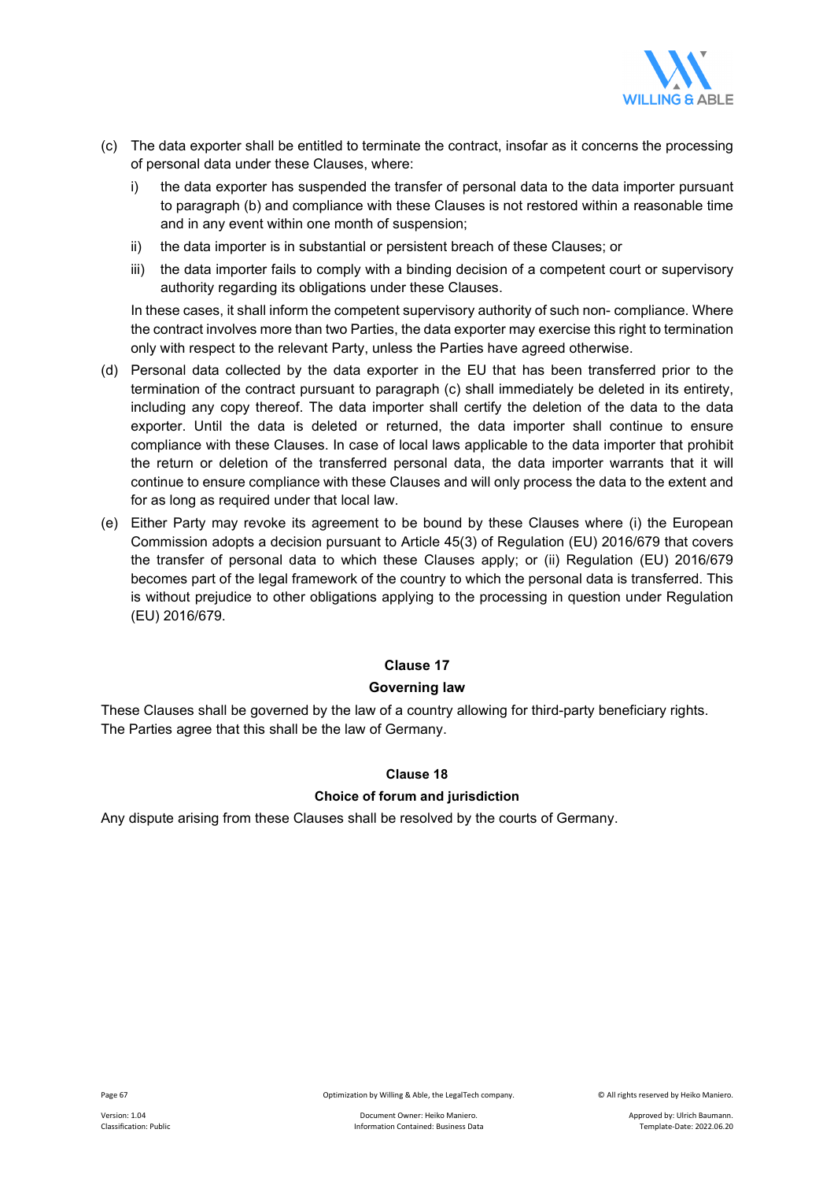(c) The data exporter shall be entitled to terminate the contract, insofar as it concerns the processing of personal data under these Clauses, where:

   i) the data exporter has suspended the transfer of personal data to the data importer pursuant to paragraph (b) and compliance with these Clauses is not restored within a reasonable time and in any event within one month of suspension;

   ii) the data importer is in substantial or persistent breach of these Clauses; or

   iii) the data importer fails to comply with a binding decision of a competent court or supervisory authority regarding its obligations under these Clauses.

   In these cases, it shall inform the competent supervisory authority of such non- compliance. Where the contract involves more than two Parties, the data exporter may exercise this right to termination only with respect to the relevant Party, unless the Parties have agreed otherwise.

(d) Personal data collected by the data exporter in the EU that has been transferred prior to the termination of the contract pursuant to paragraph (c) shall immediately be deleted in its entirety, including any copy thereof. The data importer shall certify the deletion of the data to the data exporter. Until the data is deleted or returned, the data importer shall continue to ensure compliance with these Clauses. In case of local laws applicable to the data importer that prohibit the return or deletion of the transferred personal data, the data importer warrants that it will continue to ensure compliance with these Clauses and will only process the data to the extent and for as long as required under that local law.

(e) Either Party may revoke its agreement to be bound by these Clauses where (i) the European Commission adopts a decision pursuant to Article 45(3) of Regulation (EU) 2016/679 that covers the transfer of personal data to which these Clauses apply; or (ii) Regulation (EU) 2016/679 becomes part of the legal framework of the country to which the personal data is transferred. This is without prejudice to other obligations applying to the processing in question under Regulation (EU) 2016/679.

### Clause 17

### Governing law

These Clauses shall be governed by the law of a country allowing for third-party beneficiary rights. The Parties agree that this shall be the law of Germany.

### Clause 18

### Choice of forum and jurisdiction

Any dispute arising from these Clauses shall be resolved by the courts of Germany.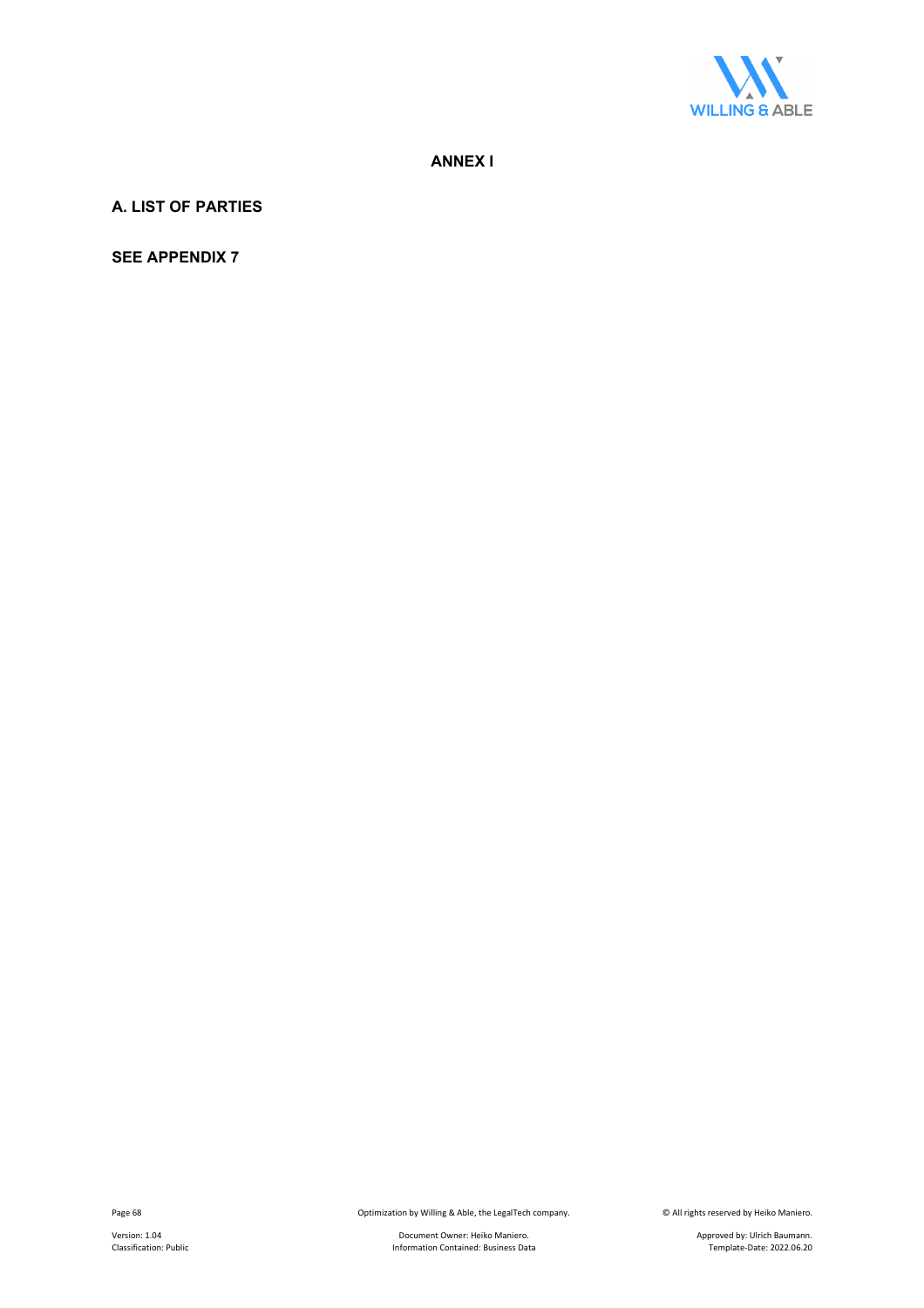# ANNEX I

## A. LIST OF PARTIES

**SEE APPENDIX 7**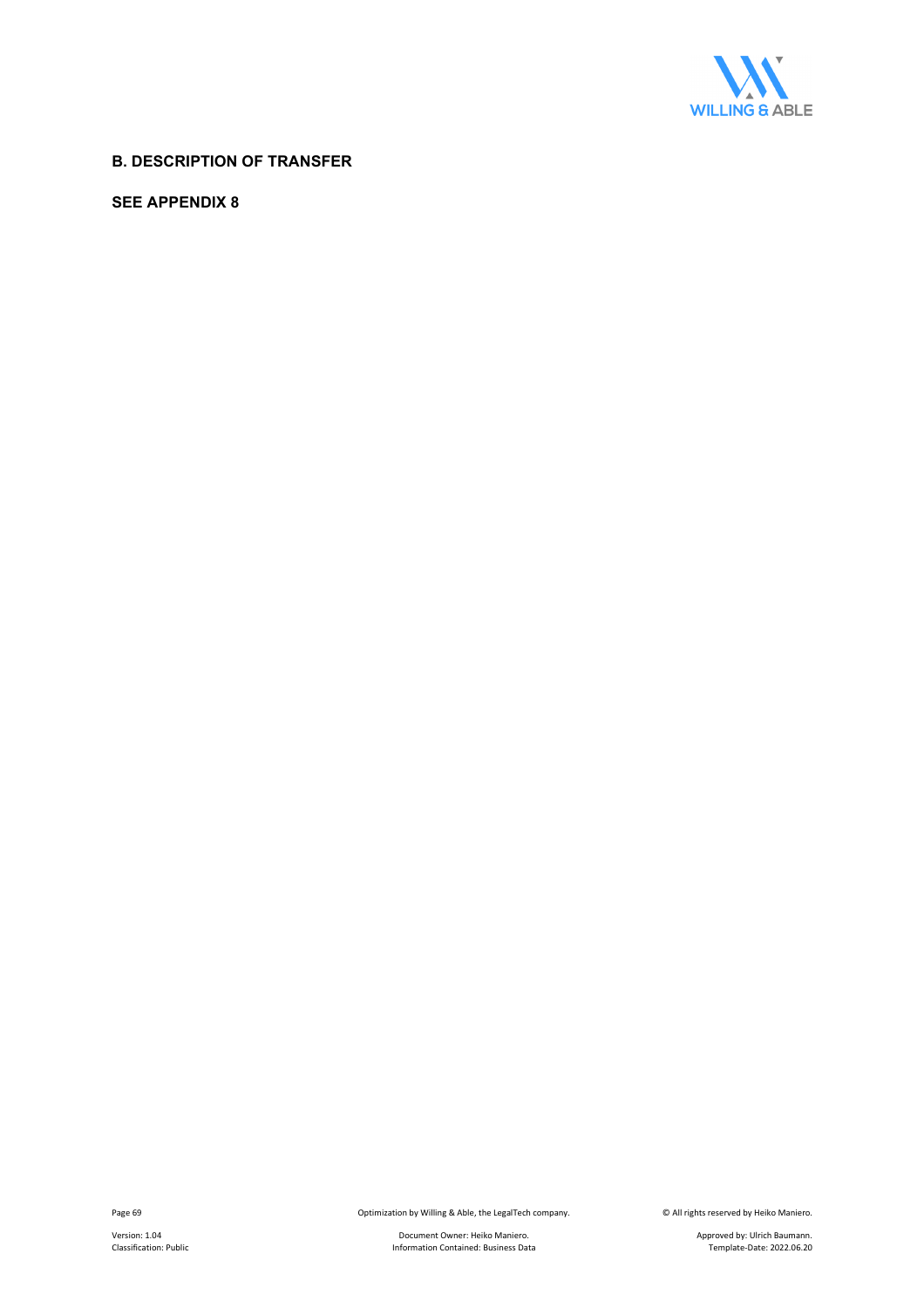## B. DESCRIPTION OF TRANSFER

**SEE APPENDIX 8**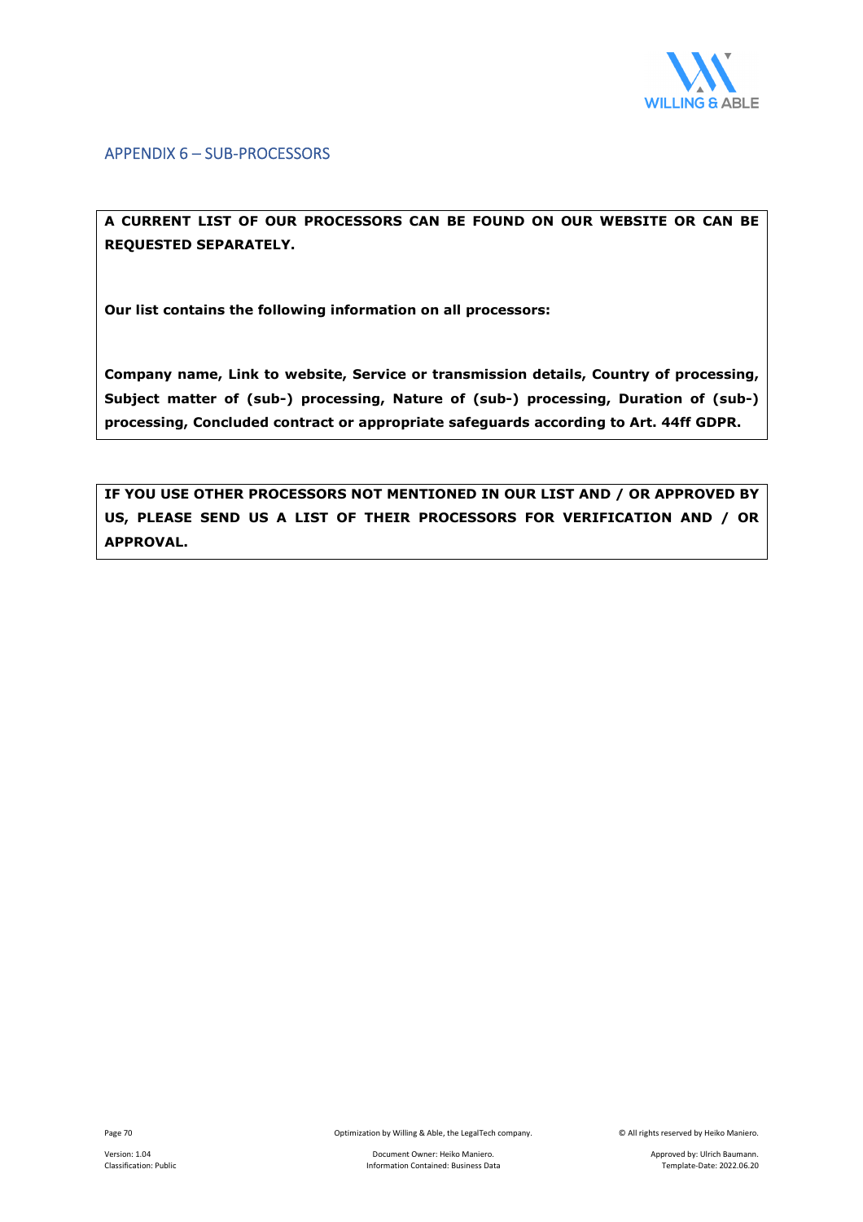## APPENDIX 6 – SUB-PROCESSORS

**A CURRENT LIST OF OUR PROCESSORS CAN BE FOUND ON OUR WEBSITE OR CAN BE REQUESTED SEPARATELY.**

**Our list contains the following information on all processors:**

**Company name, Link to website, Service or transmission details, Country of processing, Subject matter of (sub-) processing, Nature of (sub-) processing, Duration of (sub-) processing, Concluded contract or appropriate safeguards according to Art. 44ff GDPR.**

**IF YOU USE OTHER PROCESSORS NOT MENTIONED IN OUR LIST AND / OR APPROVED BY US, PLEASE SEND US A LIST OF THEIR PROCESSORS FOR VERIFICATION AND / OR APPROVAL.**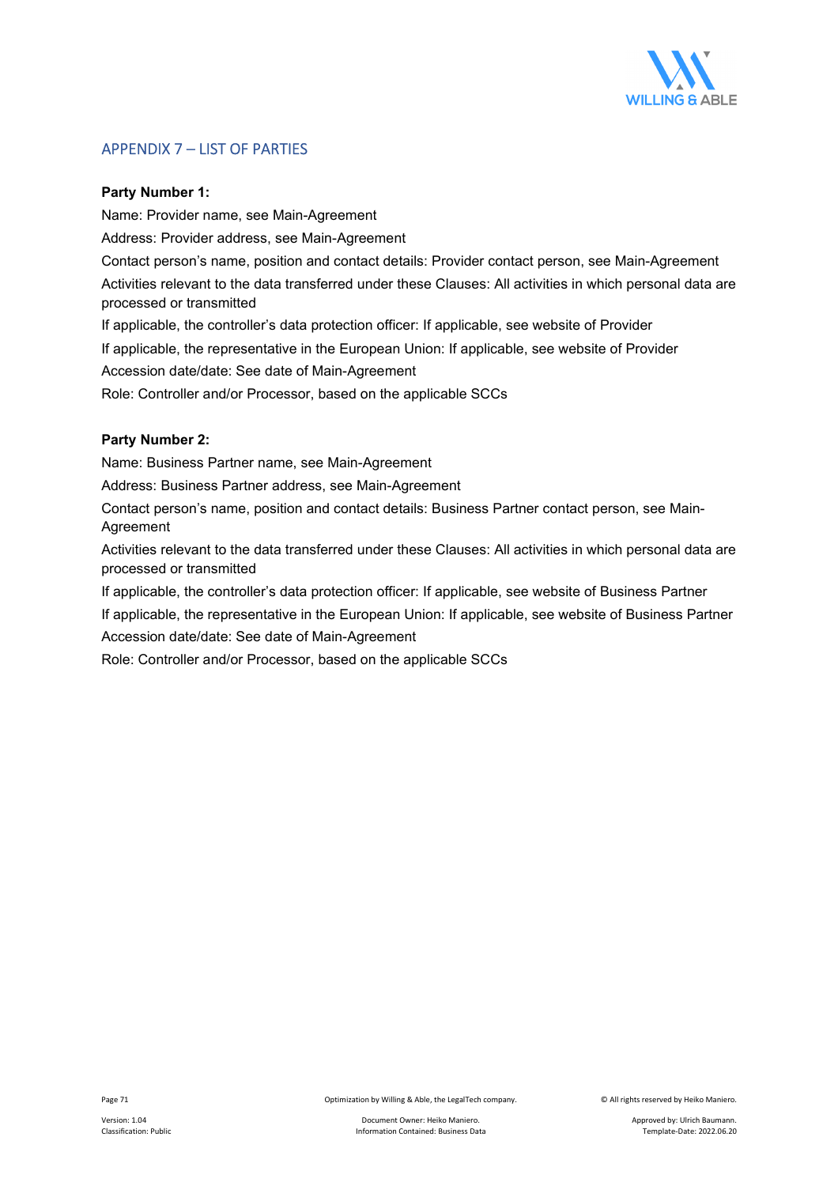## APPENDIX 7 – LIST OF PARTIES

**Party Number 1:**

Name: Provider name, see Main-Agreement

Address: Provider address, see Main-Agreement

Contact person's name, position and contact details: Provider contact person, see Main-Agreement

Activities relevant to the data transferred under these Clauses: All activities in which personal data are processed or transmitted

If applicable, the controller's data protection officer: If applicable, see website of Provider

If applicable, the representative in the European Union: If applicable, see website of Provider

Accession date/date: See date of Main-Agreement

Role: Controller and/or Processor, based on the applicable SCCs

**Party Number 2:**

Name: Business Partner name, see Main-Agreement

Address: Business Partner address, see Main-Agreement

Contact person's name, position and contact details: Business Partner contact person, see Main-Agreement

Activities relevant to the data transferred under these Clauses: All activities in which personal data are processed or transmitted

If applicable, the controller's data protection officer: If applicable, see website of Business Partner

If applicable, the representative in the European Union: If applicable, see website of Business Partner

Accession date/date: See date of Main-Agreement

Role: Controller and/or Processor, based on the applicable SCCs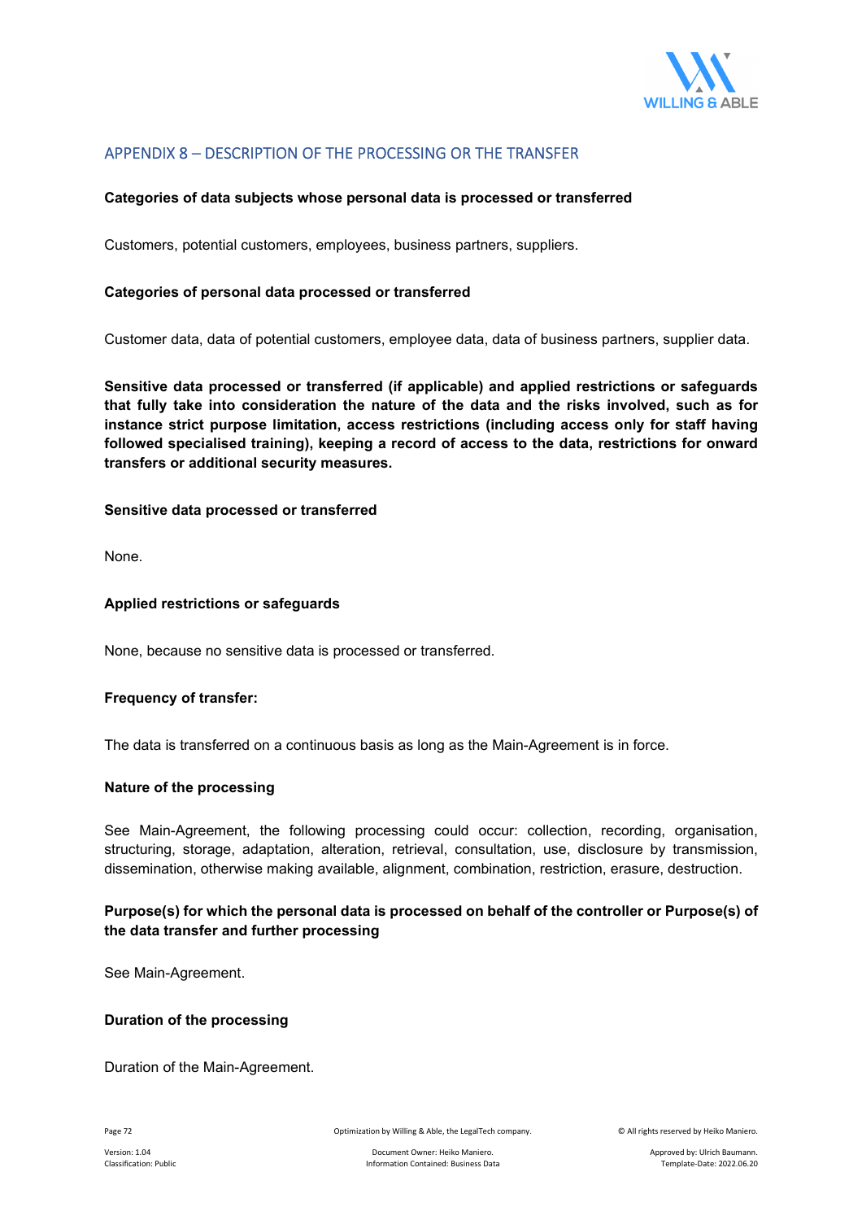## APPENDIX 8 – DESCRIPTION OF THE PROCESSING OR THE TRANSFER

**Categories of data subjects whose personal data is processed or transferred**

Customers, potential customers, employees, business partners, suppliers.

**Categories of personal data processed or transferred**

Customer data, data of potential customers, employee data, data of business partners, supplier data.

**Sensitive data processed or transferred (if applicable) and applied restrictions or safeguards that fully take into consideration the nature of the data and the risks involved, such as for instance strict purpose limitation, access restrictions (including access only for staff having followed specialised training), keeping a record of access to the data, restrictions for onward transfers or additional security measures.**

**Sensitive data processed or transferred**

None.

**Applied restrictions or safeguards**

None, because no sensitive data is processed or transferred.

**Frequency of transfer:**

The data is transferred on a continuous basis as long as the Main-Agreement is in force.

**Nature of the processing**

See Main-Agreement, the following processing could occur: collection, recording, organisation, structuring, storage, adaptation, alteration, retrieval, consultation, use, disclosure by transmission, dissemination, otherwise making available, alignment, combination, restriction, erasure, destruction.

**Purpose(s) for which the personal data is processed on behalf of the controller or Purpose(s) of the data transfer and further processing**

See Main-Agreement.

**Duration of the processing**

Duration of the Main-Agreement.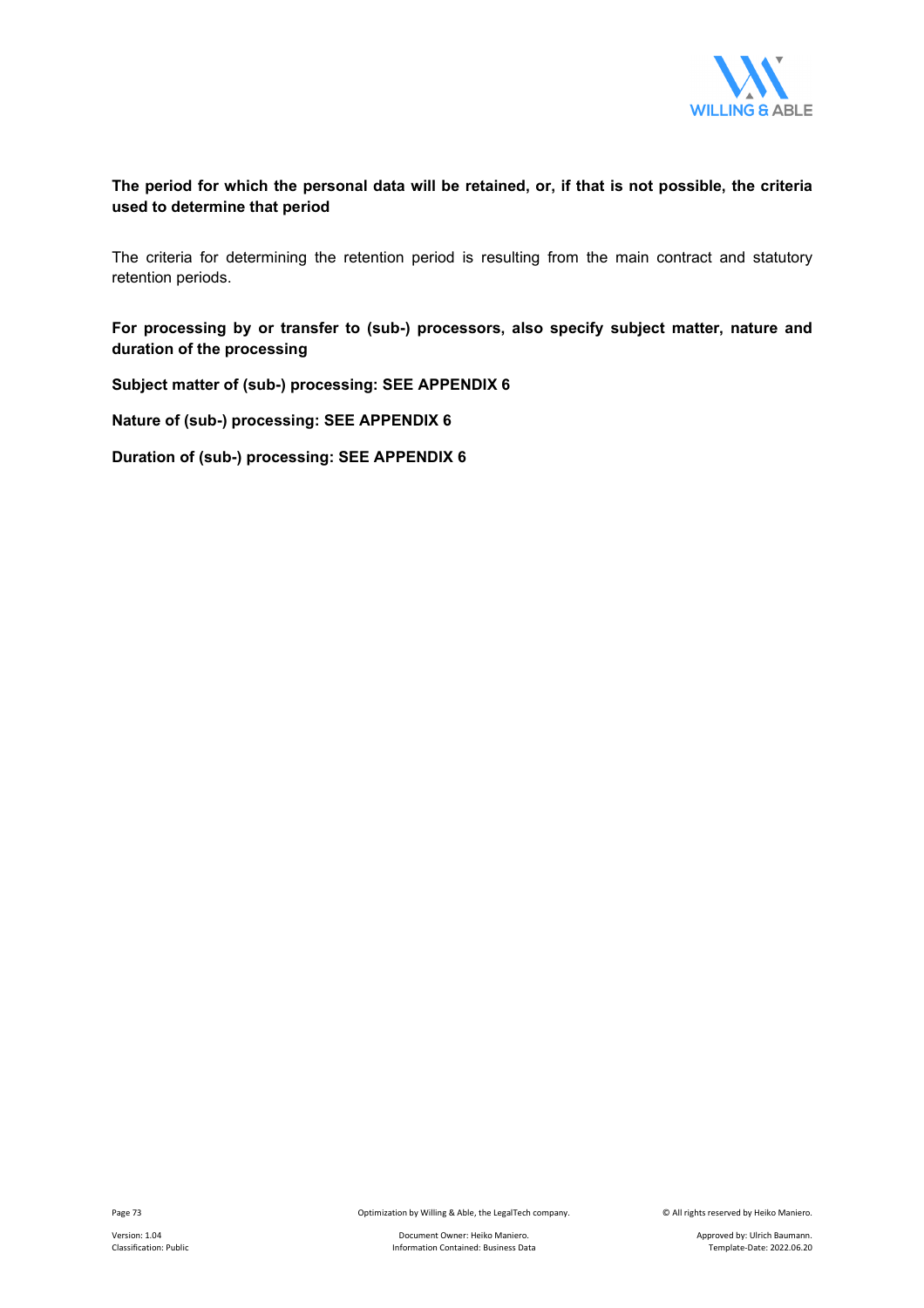**The period for which the personal data will be retained, or, if that is not possible, the criteria used to determine that period**

The criteria for determining the retention period is resulting from the main contract and statutory retention periods.

**For processing by or transfer to (sub-) processors, also specify subject matter, nature and duration of the processing**

**Subject matter of (sub-) processing: SEE APPENDIX 6**

**Nature of (sub-) processing: SEE APPENDIX 6**

**Duration of (sub-) processing: SEE APPENDIX 6**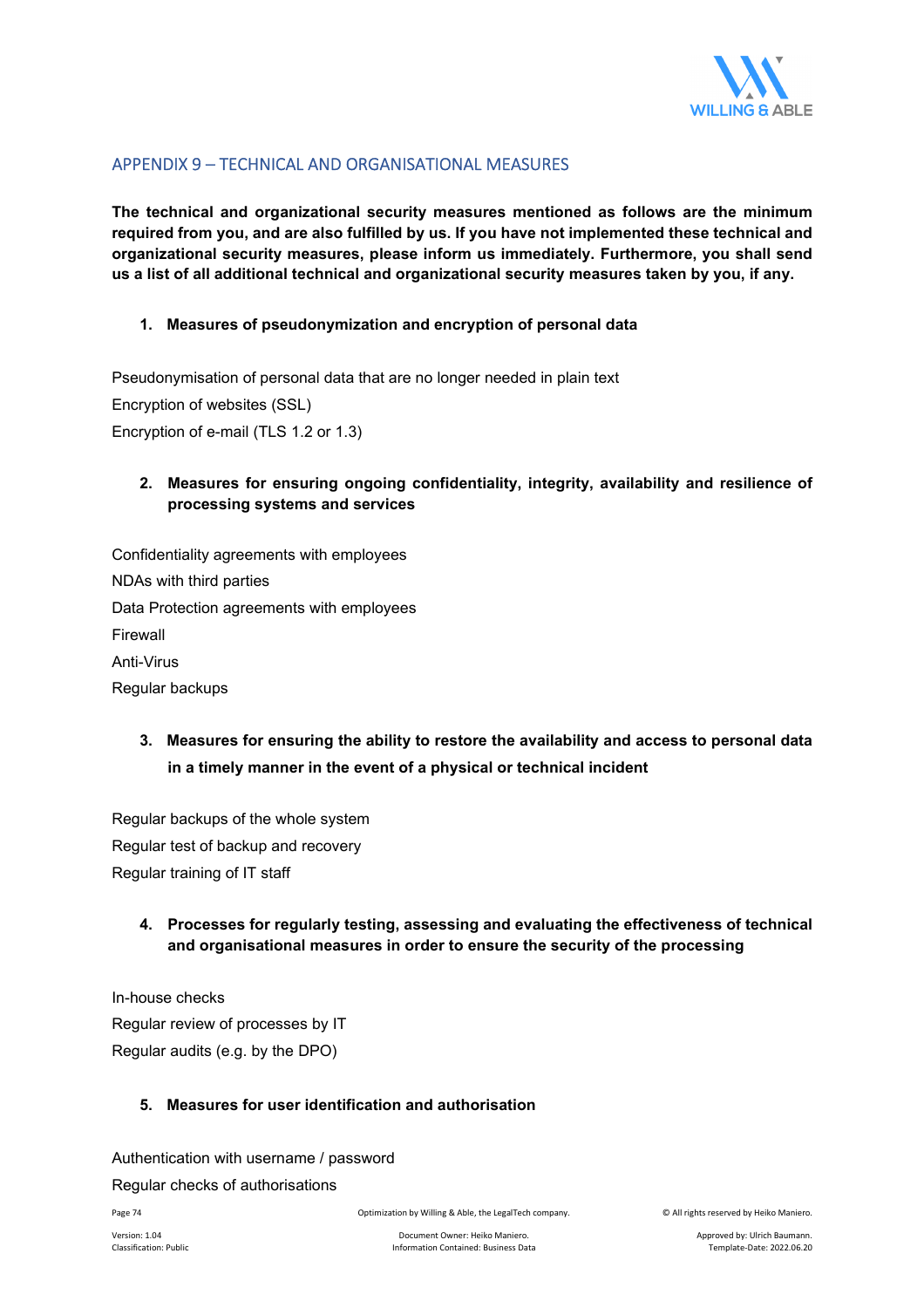## APPENDIX 9 – TECHNICAL AND ORGANISATIONAL MEASURES

**The technical and organizational security measures mentioned as follows are the minimum required from you, and are also fulfilled by us. If you have not implemented these technical and organizational security measures, please inform us immediately. Furthermore, you shall send us a list of all additional technical and organizational security measures taken by you, if any.**

1. **Measures of pseudonymization and encryption of personal data**

Pseudonymisation of personal data that are no longer needed in plain text

Encryption of websites (SSL)

Encryption of e-mail (TLS 1.2 or 1.3)

2. **Measures for ensuring ongoing confidentiality, integrity, availability and resilience of processing systems and services**

Confidentiality agreements with employees

NDAs with third parties

Data Protection agreements with employees

Firewall

Anti-Virus

Regular backups

3. **Measures for ensuring the ability to restore the availability and access to personal data in a timely manner in the event of a physical or technical incident**

Regular backups of the whole system

Regular test of backup and recovery

Regular training of IT staff

4. **Processes for regularly testing, assessing and evaluating the effectiveness of technical and organisational measures in order to ensure the security of the processing**

In-house checks

Regular review of processes by IT

Regular audits (e.g. by the DPO)

5. **Measures for user identification and authorisation**

Authentication with username / password

Regular checks of authorisations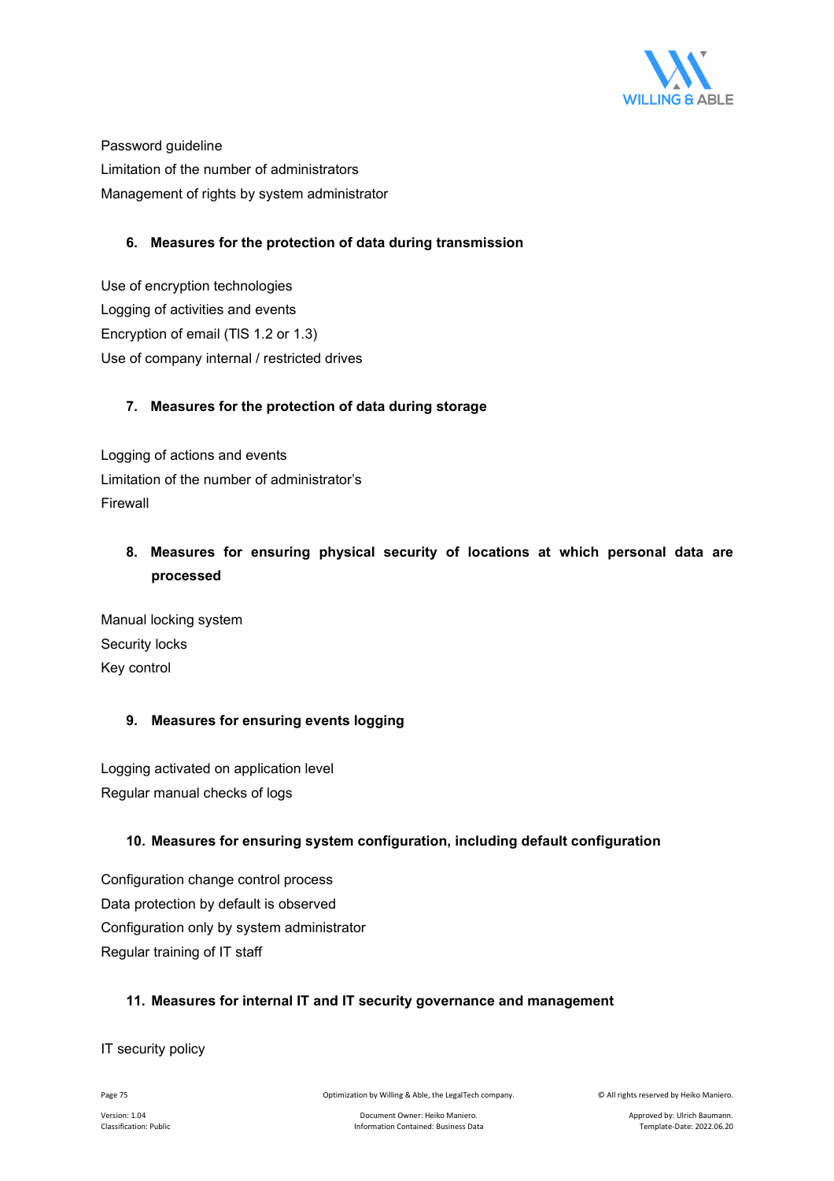Password guideline
Limitation of the number of administrators
Management of rights by system administrator

### 6. Measures for the protection of data during transmission

Use of encryption technologies
Logging of activities and events
Encryption of email (TlS 1.2 or 1.3)
Use of company internal / restricted drives

### 7. Measures for the protection of data during storage

Logging of actions and events
Limitation of the number of administrator's
Firewall

### 8. Measures for ensuring physical security of locations at which personal data are processed

Manual locking system
Security locks
Key control

### 9. Measures for ensuring events logging

Logging activated on application level
Regular manual checks of logs

### 10. Measures for ensuring system configuration, including default configuration

Configuration change control process
Data protection by default is observed
Configuration only by system administrator
Regular training of IT staff

### 11. Measures for internal IT and IT security governance and management

IT security policy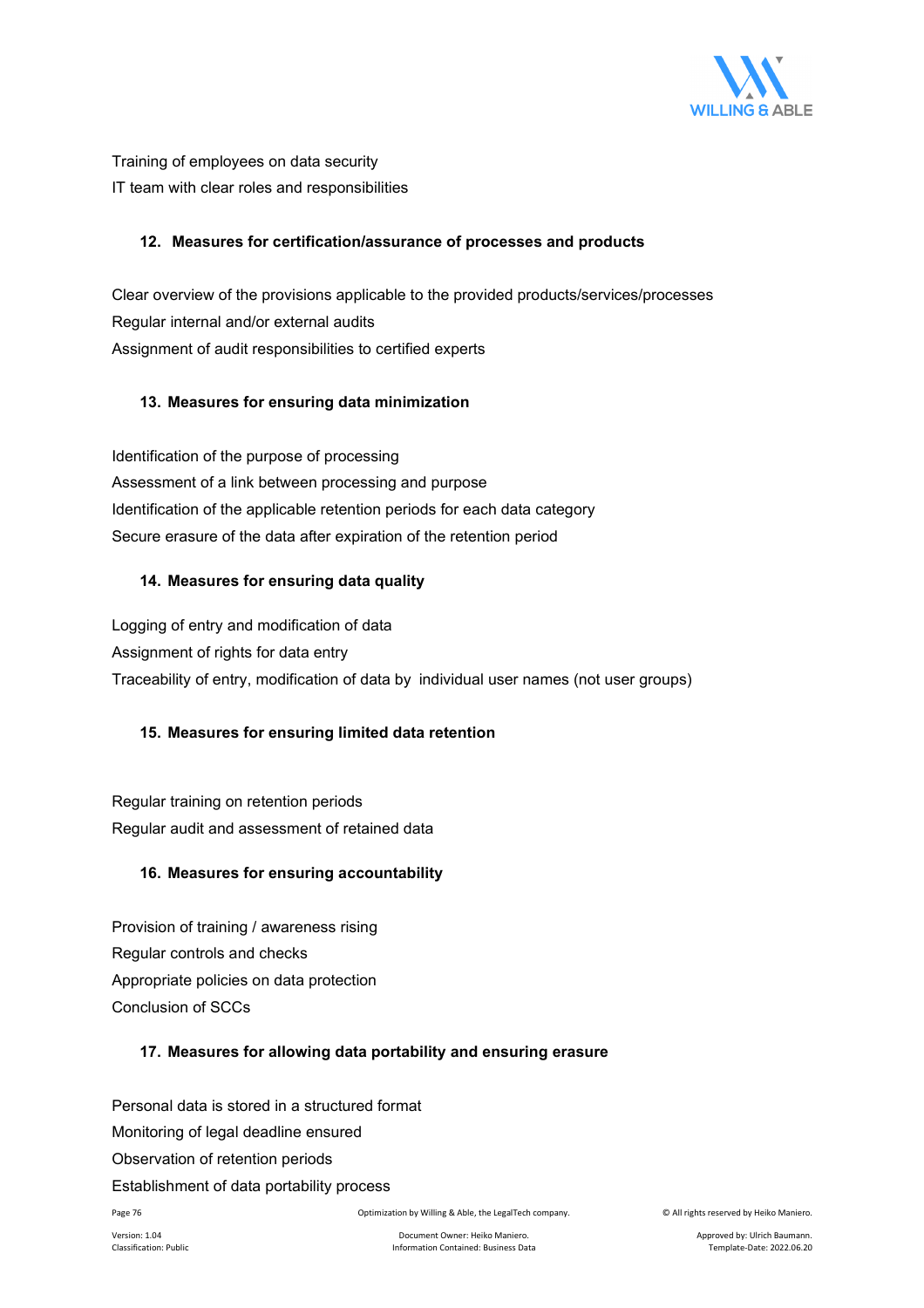Training of employees on data security

IT team with clear roles and responsibilities

## 12. Measures for certification/assurance of processes and products

Clear overview of the provisions applicable to the provided products/services/processes

Regular internal and/or external audits

Assignment of audit responsibilities to certified experts

## 13. Measures for ensuring data minimization

Identification of the purpose of processing

Assessment of a link between processing and purpose

Identification of the applicable retention periods for each data category

Secure erasure of the data after expiration of the retention period

## 14. Measures for ensuring data quality

Logging of entry and modification of data

Assignment of rights for data entry

Traceability of entry, modification of data by individual user names (not user groups)

## 15. Measures for ensuring limited data retention

Regular training on retention periods

Regular audit and assessment of retained data

## 16. Measures for ensuring accountability

Provision of training / awareness rising

Regular controls and checks

Appropriate policies on data protection

Conclusion of SCCs

## 17. Measures for allowing data portability and ensuring erasure

Personal data is stored in a structured format

Monitoring of legal deadline ensured

Observation of retention periods

Establishment of data portability process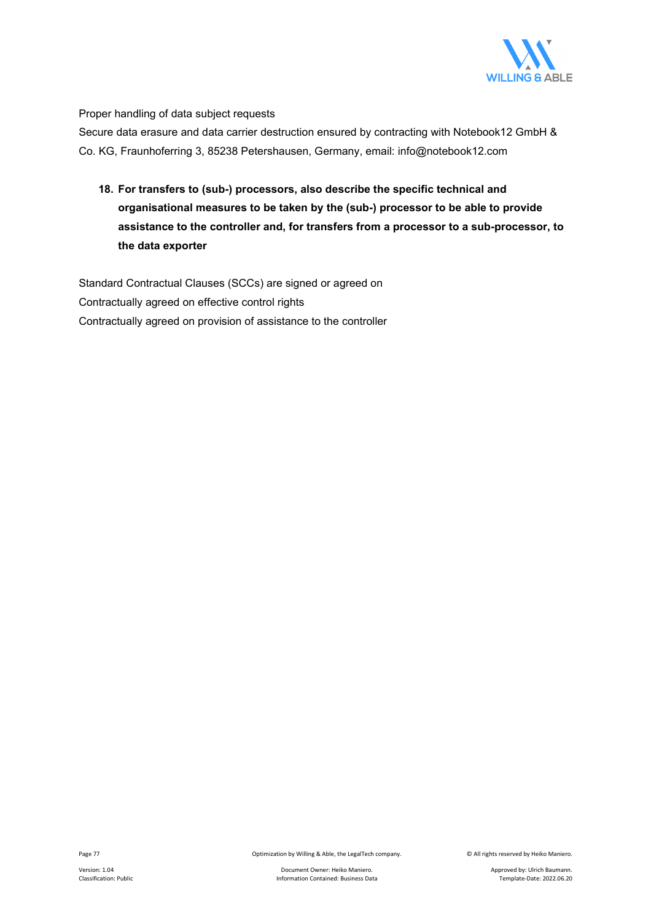Proper handling of data subject requests

Secure data erasure and data carrier destruction ensured by contracting with Notebook12 GmbH & Co. KG, Fraunhoferring 3, 85238 Petershausen, Germany, email: info@notebook12.com

**18. For transfers to (sub-) processors, also describe the specific technical and organisational measures to be taken by the (sub-) processor to be able to provide assistance to the controller and, for transfers from a processor to a sub-processor, to the data exporter**

Standard Contractual Clauses (SCCs) are signed or agreed on

Contractually agreed on effective control rights

Contractually agreed on provision of assistance to the controller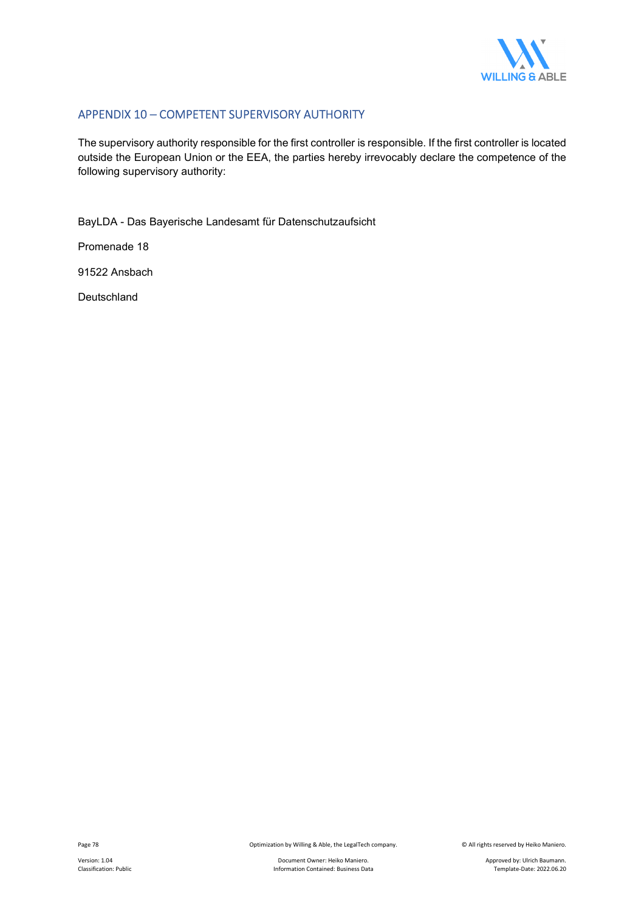## APPENDIX 10 – COMPETENT SUPERVISORY AUTHORITY

The supervisory authority responsible for the first controller is responsible. If the first controller is located outside the European Union or the EEA, the parties hereby irrevocably declare the competence of the following supervisory authority:

BayLDA - Das Bayerische Landesamt für Datenschutzaufsicht

Promenade 18

91522 Ansbach

Deutschland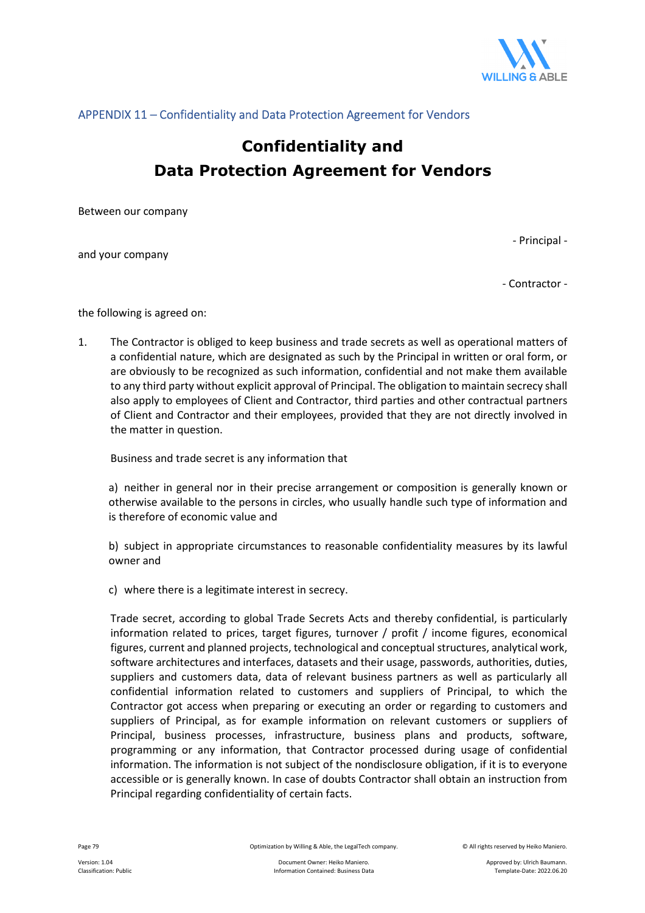APPENDIX 11 – Confidentiality and Data Protection Agreement for Vendors

# Confidentiality and Data Protection Agreement for Vendors

Between our company

- Principal -

and your company

- Contractor -

the following is agreed on:

1. The Contractor is obliged to keep business and trade secrets as well as operational matters of a confidential nature, which are designated as such by the Principal in written or oral form, or are obviously to be recognized as such information, confidential and not make them available to any third party without explicit approval of Principal. The obligation to maintain secrecy shall also apply to employees of Client and Contractor, third parties and other contractual partners of Client and Contractor and their employees, provided that they are not directly involved in the matter in question.

   Business and trade secret is any information that

   a) neither in general nor in their precise arrangement or composition is generally known or otherwise available to the persons in circles, who usually handle such type of information and is therefore of economic value and

   b) subject in appropriate circumstances to reasonable confidentiality measures by its lawful owner and

   c) where there is a legitimate interest in secrecy.

   Trade secret, according to global Trade Secrets Acts and thereby confidential, is particularly information related to prices, target figures, turnover / profit / income figures, economical figures, current and planned projects, technological and conceptual structures, analytical work, software architectures and interfaces, datasets and their usage, passwords, authorities, duties, suppliers and customers data, data of relevant business partners as well as particularly all confidential information related to customers and suppliers of Principal, to which the Contractor got access when preparing or executing an order or regarding to customers and suppliers of Principal, as for example information on relevant customers or suppliers of Principal, business processes, infrastructure, business plans and products, software, programming or any information, that Contractor processed during usage of confidential information. The information is not subject of the nondisclosure obligation, if it is to everyone accessible or is generally known. In case of doubts Contractor shall obtain an instruction from Principal regarding confidentiality of certain facts.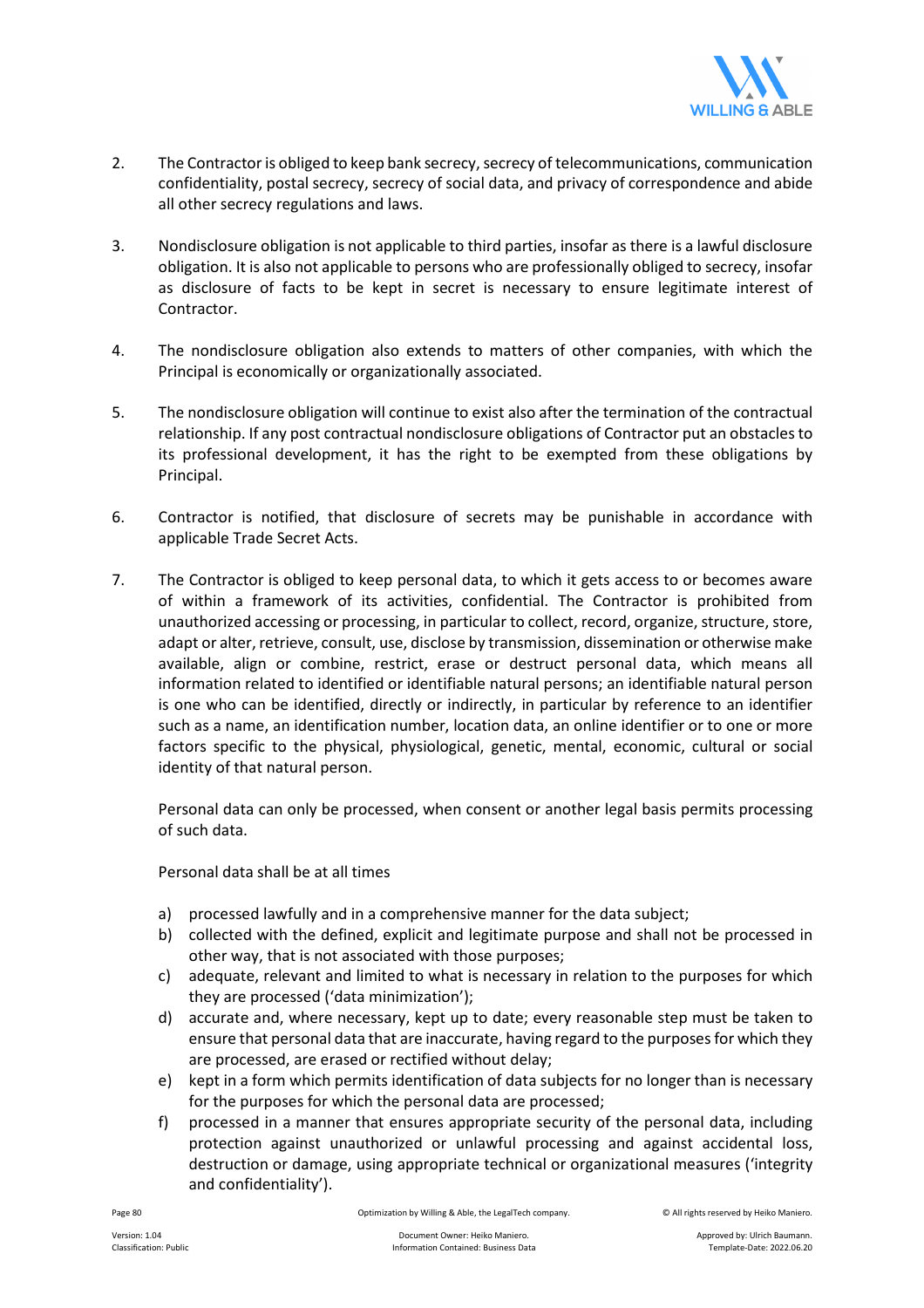2. The Contractor is obliged to keep bank secrecy, secrecy of telecommunications, communication confidentiality, postal secrecy, secrecy of social data, and privacy of correspondence and abide all other secrecy regulations and laws.

3. Nondisclosure obligation is not applicable to third parties, insofar as there is a lawful disclosure obligation. It is also not applicable to persons who are professionally obliged to secrecy, insofar as disclosure of facts to be kept in secret is necessary to ensure legitimate interest of Contractor.

4. The nondisclosure obligation also extends to matters of other companies, with which the Principal is economically or organizationally associated.

5. The nondisclosure obligation will continue to exist also after the termination of the contractual relationship. If any post contractual nondisclosure obligations of Contractor put an obstacles to its professional development, it has the right to be exempted from these obligations by Principal.

6. Contractor is notified, that disclosure of secrets may be punishable in accordance with applicable Trade Secret Acts.

7. The Contractor is obliged to keep personal data, to which it gets access to or becomes aware of within a framework of its activities, confidential. The Contractor is prohibited from unauthorized accessing or processing, in particular to collect, record, organize, structure, store, adapt or alter, retrieve, consult, use, disclose by transmission, dissemination or otherwise make available, align or combine, restrict, erase or destruct personal data, which means all information related to identified or identifiable natural persons; an identifiable natural person is one who can be identified, directly or indirectly, in particular by reference to an identifier such as a name, an identification number, location data, an online identifier or to one or more factors specific to the physical, physiological, genetic, mental, economic, cultural or social identity of that natural person.

   Personal data can only be processed, when consent or another legal basis permits processing of such data.

   Personal data shall be at all times

   a) processed lawfully and in a comprehensive manner for the data subject;
   b) collected with the defined, explicit and legitimate purpose and shall not be processed in other way, that is not associated with those purposes;
   c) adequate, relevant and limited to what is necessary in relation to the purposes for which they are processed ('data minimization');
   d) accurate and, where necessary, kept up to date; every reasonable step must be taken to ensure that personal data that are inaccurate, having regard to the purposes for which they are processed, are erased or rectified without delay;
   e) kept in a form which permits identification of data subjects for no longer than is necessary for the purposes for which the personal data are processed;
   f) processed in a manner that ensures appropriate security of the personal data, including protection against unauthorized or unlawful processing and against accidental loss, destruction or damage, using appropriate technical or organizational measures ('integrity and confidentiality').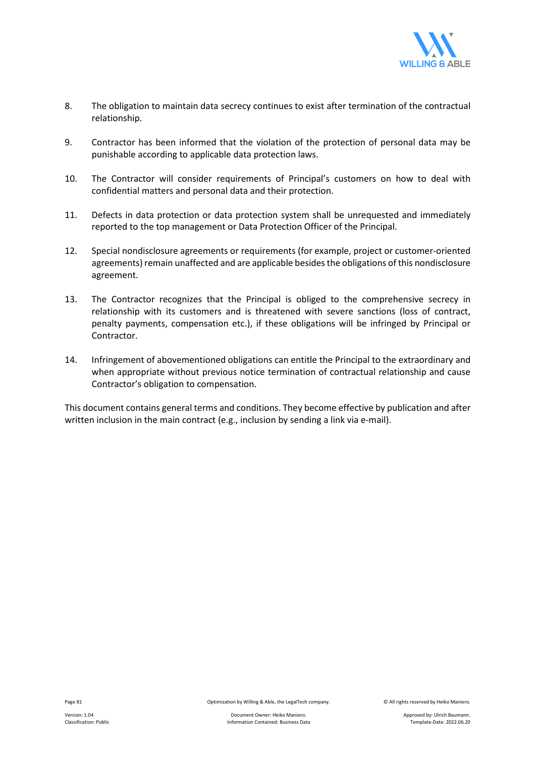8. The obligation to maintain data secrecy continues to exist after termination of the contractual relationship.

9. Contractor has been informed that the violation of the protection of personal data may be punishable according to applicable data protection laws.

10. The Contractor will consider requirements of Principal's customers on how to deal with confidential matters and personal data and their protection.

11. Defects in data protection or data protection system shall be unrequested and immediately reported to the top management or Data Protection Officer of the Principal.

12. Special nondisclosure agreements or requirements (for example, project or customer-oriented agreements) remain unaffected and are applicable besides the obligations of this nondisclosure agreement.

13. The Contractor recognizes that the Principal is obliged to the comprehensive secrecy in relationship with its customers and is threatened with severe sanctions (loss of contract, penalty payments, compensation etc.), if these obligations will be infringed by Principal or Contractor.

14. Infringement of abovementioned obligations can entitle the Principal to the extraordinary and when appropriate without previous notice termination of contractual relationship and cause Contractor's obligation to compensation.

This document contains general terms and conditions. They become effective by publication and after written inclusion in the main contract (e.g., inclusion by sending a link via e-mail).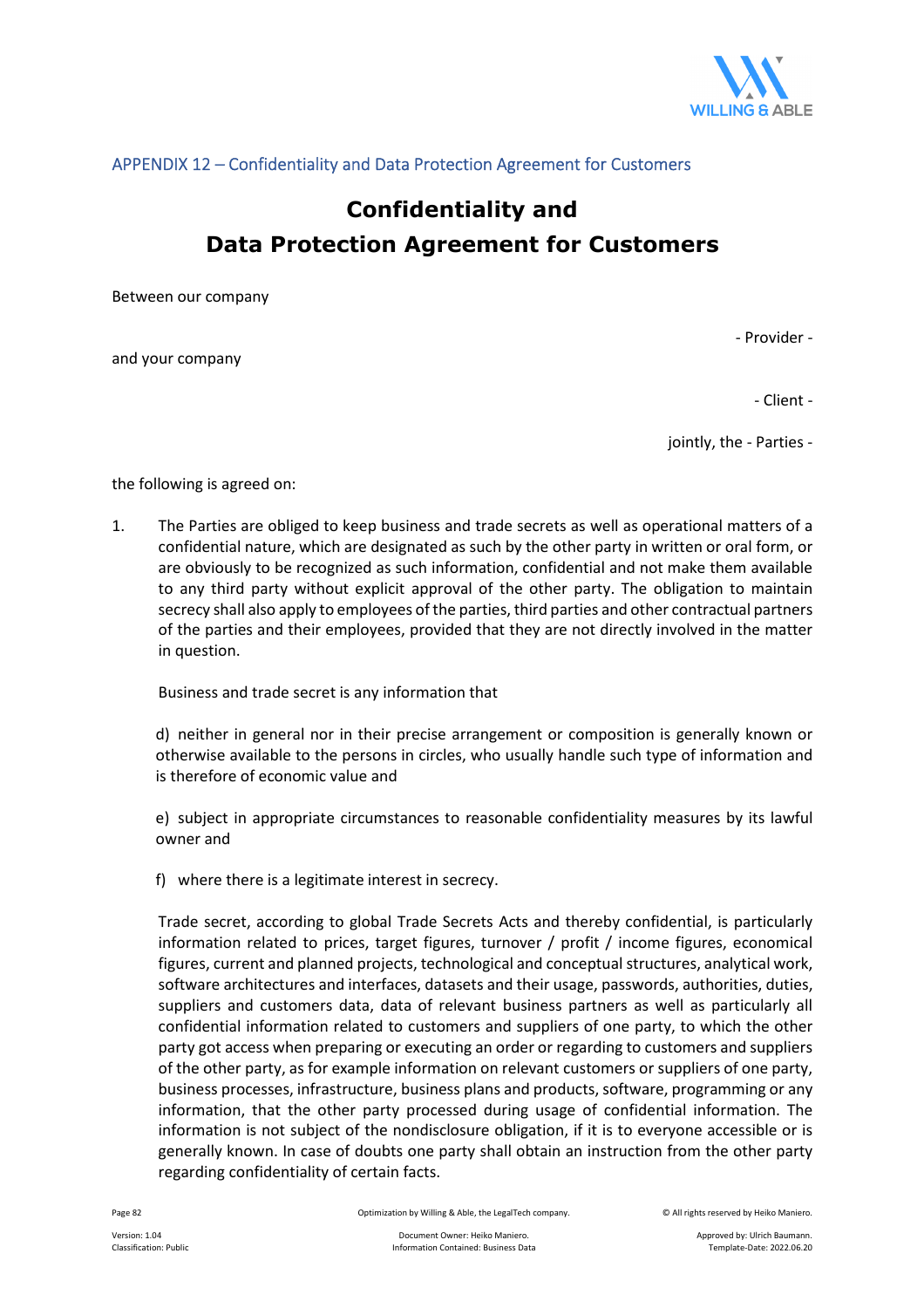APPENDIX 12 – Confidentiality and Data Protection Agreement for Customers

# Confidentiality and Data Protection Agreement for Customers

Between our company

- Provider -

and your company

- Client -

jointly, the - Parties -

the following is agreed on:

1. The Parties are obliged to keep business and trade secrets as well as operational matters of a confidential nature, which are designated as such by the other party in written or oral form, or are obviously to be recognized as such information, confidential and not make them available to any third party without explicit approval of the other party. The obligation to maintain secrecy shall also apply to employees of the parties, third parties and other contractual partners of the parties and their employees, provided that they are not directly involved in the matter in question.

   Business and trade secret is any information that

   d) neither in general nor in their precise arrangement or composition is generally known or otherwise available to the persons in circles, who usually handle such type of information and is therefore of economic value and

   e) subject in appropriate circumstances to reasonable confidentiality measures by its lawful owner and

   f) where there is a legitimate interest in secrecy.

   Trade secret, according to global Trade Secrets Acts and thereby confidential, is particularly information related to prices, target figures, turnover / profit / income figures, economical figures, current and planned projects, technological and conceptual structures, analytical work, software architectures and interfaces, datasets and their usage, passwords, authorities, duties, suppliers and customers data, data of relevant business partners as well as particularly all confidential information related to customers and suppliers of one party, to which the other party got access when preparing or executing an order or regarding to customers and suppliers of the other party, as for example information on relevant customers or suppliers of one party, business processes, infrastructure, business plans and products, software, programming or any information, that the other party processed during usage of confidential information. The information is not subject of the nondisclosure obligation, if it is to everyone accessible or is generally known. In case of doubts one party shall obtain an instruction from the other party regarding confidentiality of certain facts.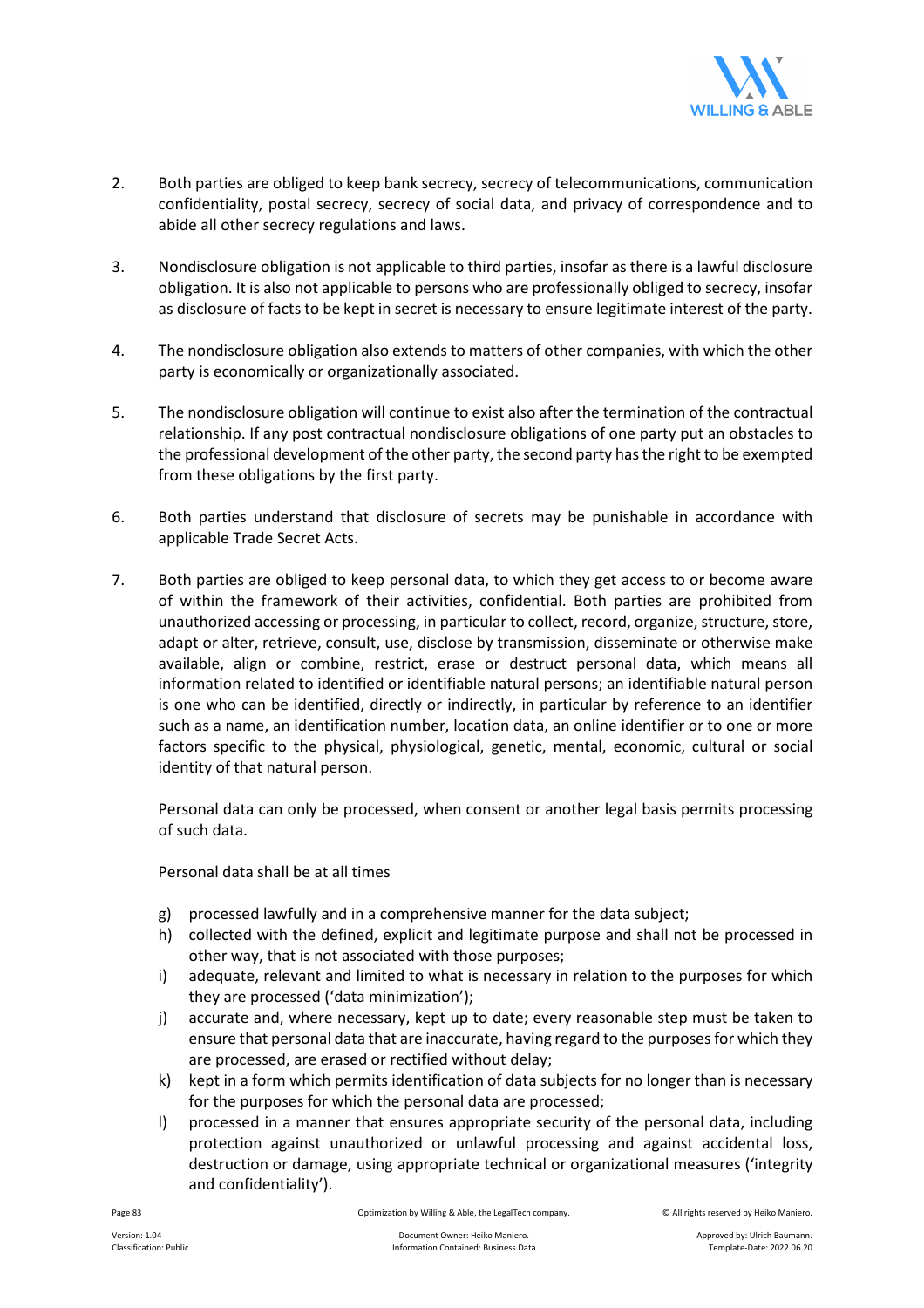2. Both parties are obliged to keep bank secrecy, secrecy of telecommunications, communication confidentiality, postal secrecy, secrecy of social data, and privacy of correspondence and to abide all other secrecy regulations and laws.

3. Nondisclosure obligation is not applicable to third parties, insofar as there is a lawful disclosure obligation. It is also not applicable to persons who are professionally obliged to secrecy, insofar as disclosure of facts to be kept in secret is necessary to ensure legitimate interest of the party.

4. The nondisclosure obligation also extends to matters of other companies, with which the other party is economically or organizationally associated.

5. The nondisclosure obligation will continue to exist also after the termination of the contractual relationship. If any post contractual nondisclosure obligations of one party put an obstacles to the professional development of the other party, the second party has the right to be exempted from these obligations by the first party.

6. Both parties understand that disclosure of secrets may be punishable in accordance with applicable Trade Secret Acts.

7. Both parties are obliged to keep personal data, to which they get access to or become aware of within the framework of their activities, confidential. Both parties are prohibited from unauthorized accessing or processing, in particular to collect, record, organize, structure, store, adapt or alter, retrieve, consult, use, disclose by transmission, disseminate or otherwise make available, align or combine, restrict, erase or destruct personal data, which means all information related to identified or identifiable natural persons; an identifiable natural person is one who can be identified, directly or indirectly, in particular by reference to an identifier such as a name, an identification number, location data, an online identifier or to one or more factors specific to the physical, physiological, genetic, mental, economic, cultural or social identity of that natural person.

   Personal data can only be processed, when consent or another legal basis permits processing of such data.

   Personal data shall be at all times

   g) processed lawfully and in a comprehensive manner for the data subject;
   h) collected with the defined, explicit and legitimate purpose and shall not be processed in other way, that is not associated with those purposes;
   i) adequate, relevant and limited to what is necessary in relation to the purposes for which they are processed ('data minimization');
   j) accurate and, where necessary, kept up to date; every reasonable step must be taken to ensure that personal data that are inaccurate, having regard to the purposes for which they are processed, are erased or rectified without delay;
   k) kept in a form which permits identification of data subjects for no longer than is necessary for the purposes for which the personal data are processed;
   l) processed in a manner that ensures appropriate security of the personal data, including protection against unauthorized or unlawful processing and against accidental loss, destruction or damage, using appropriate technical or organizational measures ('integrity and confidentiality').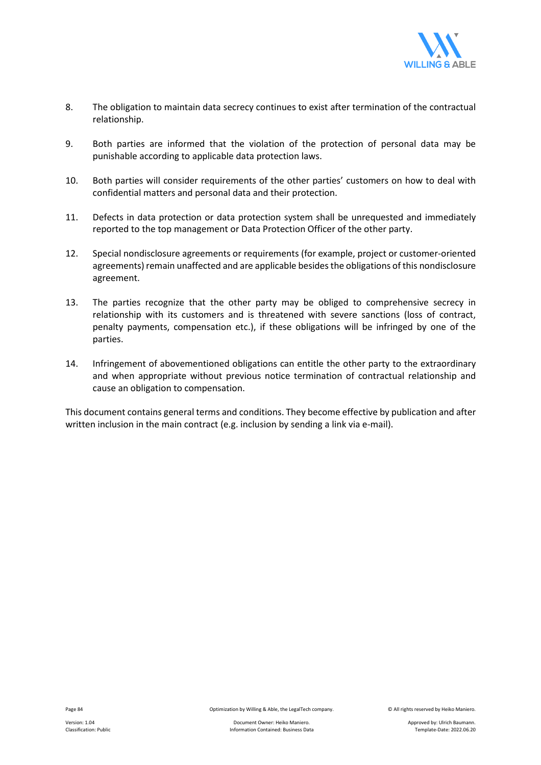8. The obligation to maintain data secrecy continues to exist after termination of the contractual relationship.

9. Both parties are informed that the violation of the protection of personal data may be punishable according to applicable data protection laws.

10. Both parties will consider requirements of the other parties' customers on how to deal with confidential matters and personal data and their protection.

11. Defects in data protection or data protection system shall be unrequested and immediately reported to the top management or Data Protection Officer of the other party.

12. Special nondisclosure agreements or requirements (for example, project or customer-oriented agreements) remain unaffected and are applicable besides the obligations of this nondisclosure agreement.

13. The parties recognize that the other party may be obliged to comprehensive secrecy in relationship with its customers and is threatened with severe sanctions (loss of contract, penalty payments, compensation etc.), if these obligations will be infringed by one of the parties.

14. Infringement of abovementioned obligations can entitle the other party to the extraordinary and when appropriate without previous notice termination of contractual relationship and cause an obligation to compensation.

This document contains general terms and conditions. They become effective by publication and after written inclusion in the main contract (e.g. inclusion by sending a link via e-mail).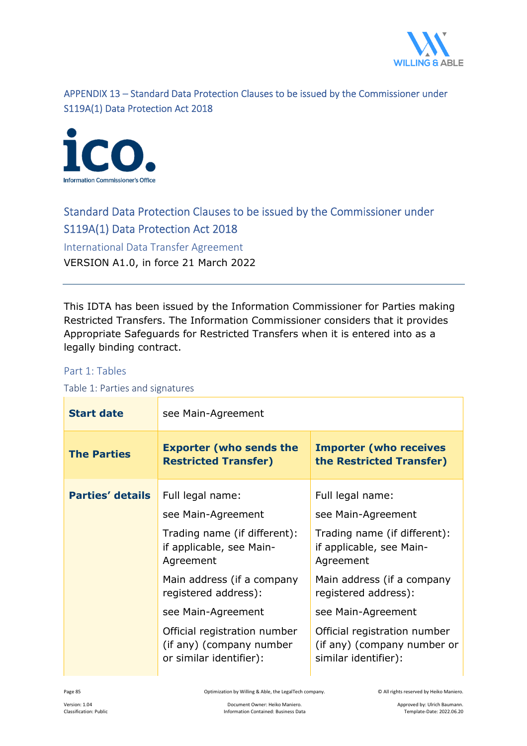APPENDIX 13 – Standard Data Protection Clauses to be issued by the Commissioner under S119A(1) Data Protection Act 2018

# Standard Data Protection Clauses to be issued by the Commissioner under S119A(1) Data Protection Act 2018

## International Data Transfer Agreement

VERSION A1.0, in force 21 March 2022

---

This IDTA has been issued by the Information Commissioner for Parties making Restricted Transfers. The Information Commissioner considers that it provides Appropriate Safeguards for Restricted Transfers when it is entered into as a legally binding contract.

## Part 1: Tables

### Table 1: Parties and signatures

| **Start date** | see Main-Agreement | |
|---|---|---|
| **The Parties** | **Exporter (who sends the Restricted Transfer)** | **Importer (who receives the Restricted Transfer)** |
| **Parties' details** | Full legal name:<br>see Main-Agreement<br>Trading name (if different): if applicable, see Main-Agreement<br>Main address (if a company registered address):<br>see Main-Agreement<br>Official registration number (if any) (company number or similar identifier): | Full legal name:<br>see Main-Agreement<br>Trading name (if different): if applicable, see Main-Agreement<br>Main address (if a company registered address):<br>see Main-Agreement<br>Official registration number (if any) (company number or similar identifier): |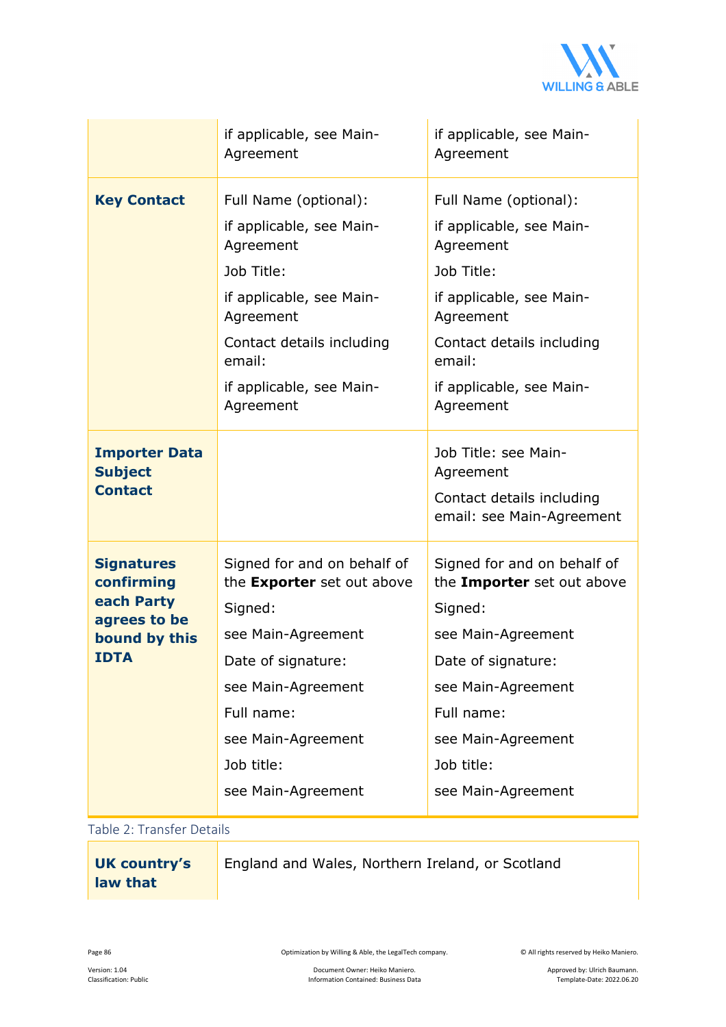| | | |
|---|---|---|
| | if applicable, see Main-Agreement | if applicable, see Main-Agreement |
| **Key Contact** | Full Name (optional):<br>if applicable, see Main-Agreement<br>Job Title:<br>if applicable, see Main-Agreement<br>Contact details including email:<br>if applicable, see Main-Agreement | Full Name (optional):<br>if applicable, see Main-Agreement<br>Job Title:<br>if applicable, see Main-Agreement<br>Contact details including email:<br>if applicable, see Main-Agreement |
| **Importer Data Subject Contact** | | Job Title: see Main-Agreement<br>Contact details including email: see Main-Agreement |
| **Signatures confirming each Party agrees to be bound by this IDTA** | Signed for and on behalf of the **Exporter** set out above<br>Signed:<br>see Main-Agreement<br>Date of signature:<br>see Main-Agreement<br>Full name:<br>see Main-Agreement<br>Job title:<br>see Main-Agreement | Signed for and on behalf of the **Importer** set out above<br>Signed:<br>see Main-Agreement<br>Date of signature:<br>see Main-Agreement<br>Full name:<br>see Main-Agreement<br>Job title:<br>see Main-Agreement |

Table 2: Transfer Details

| | |
|---|---|
| **UK country's law that** | England and Wales, Northern Ireland, or Scotland |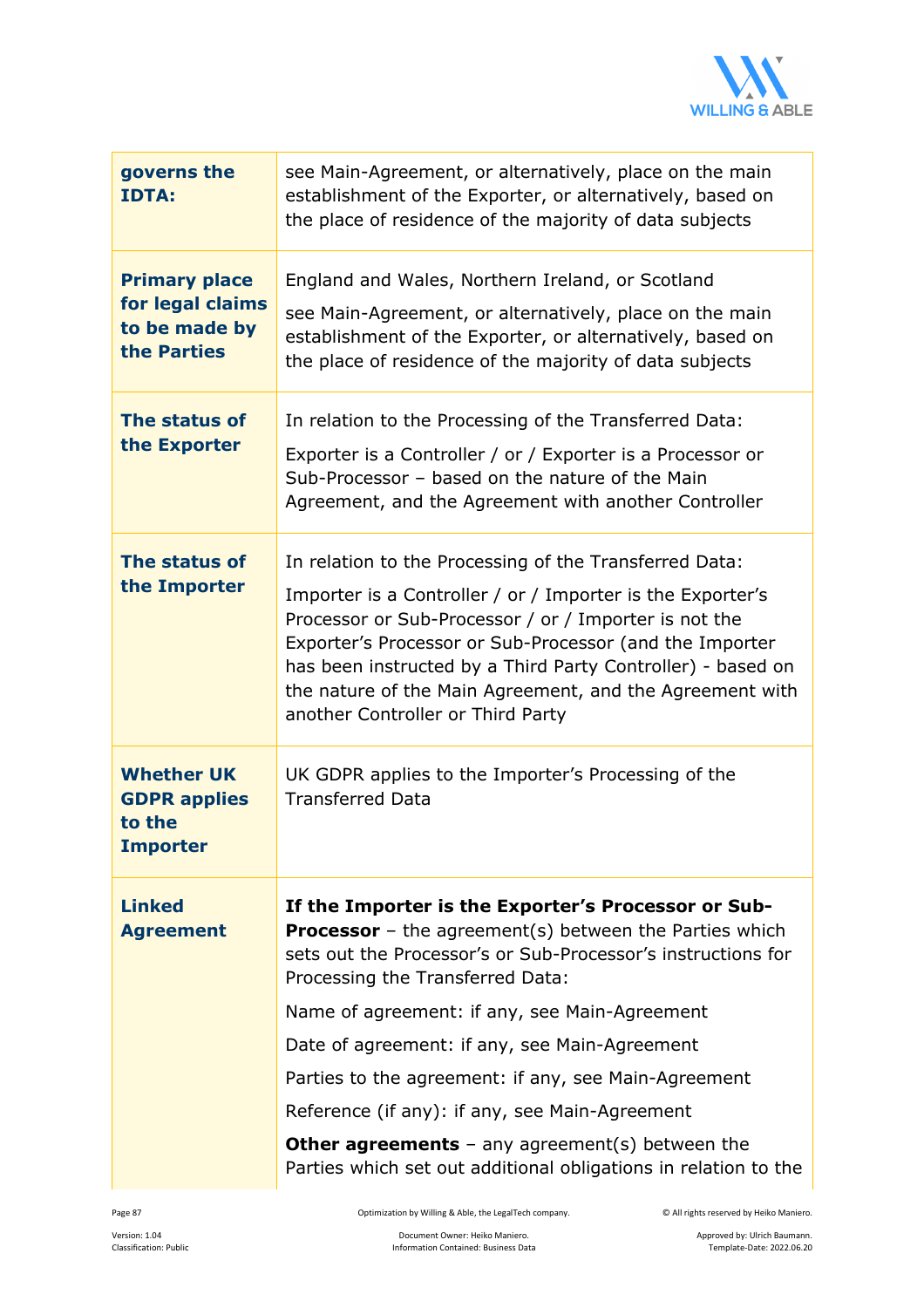| | |
|---|---|
| **governs the IDTA:** | see Main-Agreement, or alternatively, place on the main establishment of the Exporter, or alternatively, based on the place of residence of the majority of data subjects |
| **Primary place for legal claims to be made by the Parties** | England and Wales, Northern Ireland, or Scotland<br><br>see Main-Agreement, or alternatively, place on the main establishment of the Exporter, or alternatively, based on the place of residence of the majority of data subjects |
| **The status of the Exporter** | In relation to the Processing of the Transferred Data:<br><br>Exporter is a Controller / or / Exporter is a Processor or Sub-Processor – based on the nature of the Main Agreement, and the Agreement with another Controller |
| **The status of the Importer** | In relation to the Processing of the Transferred Data:<br><br>Importer is a Controller / or / Importer is the Exporter's Processor or Sub-Processor / or / Importer is not the Exporter's Processor or Sub-Processor (and the Importer has been instructed by a Third Party Controller) - based on the nature of the Main Agreement, and the Agreement with another Controller or Third Party |
| **Whether UK GDPR applies to the Importer** | UK GDPR applies to the Importer's Processing of the Transferred Data |
| **Linked Agreement** | **If the Importer is the Exporter's Processor or Sub-Processor** – the agreement(s) between the Parties which sets out the Processor's or Sub-Processor's instructions for Processing the Transferred Data:<br><br>Name of agreement: if any, see Main-Agreement<br><br>Date of agreement: if any, see Main-Agreement<br><br>Parties to the agreement: if any, see Main-Agreement<br><br>Reference (if any): if any, see Main-Agreement<br><br>**Other agreements** – any agreement(s) between the Parties which set out additional obligations in relation to the |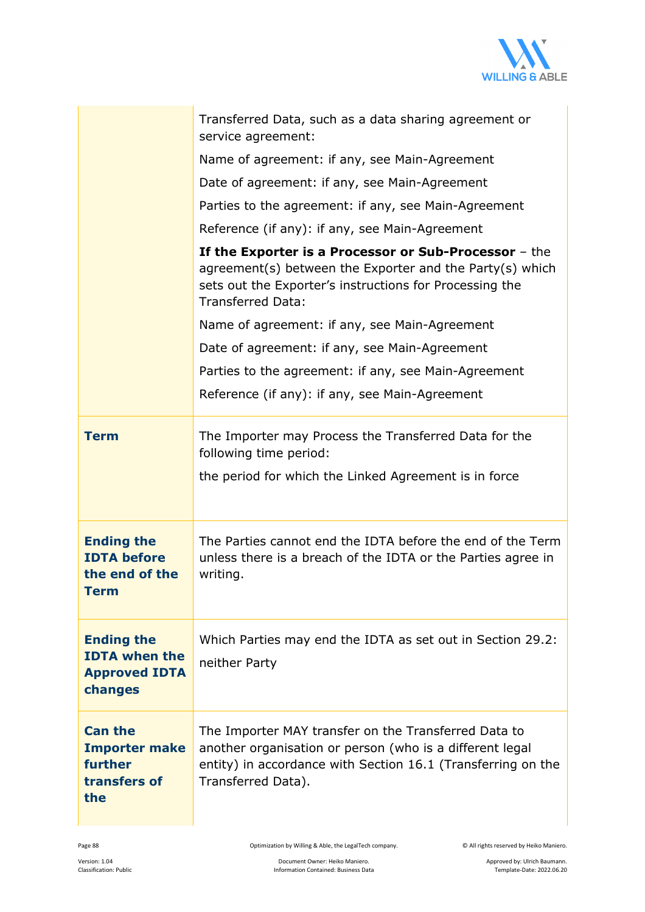| | |
|---|---|
| | Transferred Data, such as a data sharing agreement or service agreement:<br><br>Name of agreement: if any, see Main-Agreement<br><br>Date of agreement: if any, see Main-Agreement<br><br>Parties to the agreement: if any, see Main-Agreement<br><br>Reference (if any): if any, see Main-Agreement<br><br>**If the Exporter is a Processor or Sub-Processor** – the agreement(s) between the Exporter and the Party(s) which sets out the Exporter's instructions for Processing the Transferred Data:<br><br>Name of agreement: if any, see Main-Agreement<br><br>Date of agreement: if any, see Main-Agreement<br><br>Parties to the agreement: if any, see Main-Agreement<br><br>Reference (if any): if any, see Main-Agreement |
| **Term** | The Importer may Process the Transferred Data for the following time period:<br><br>the period for which the Linked Agreement is in force |
| **Ending the IDTA before the end of the Term** | The Parties cannot end the IDTA before the end of the Term unless there is a breach of the IDTA or the Parties agree in writing. |
| **Ending the IDTA when the Approved IDTA changes** | Which Parties may end the IDTA as set out in Section 29.2:<br><br>neither Party |
| **Can the Importer make further transfers of the** | The Importer MAY transfer on the Transferred Data to another organisation or person (who is a different legal entity) in accordance with Section 16.1 (Transferring on the Transferred Data). |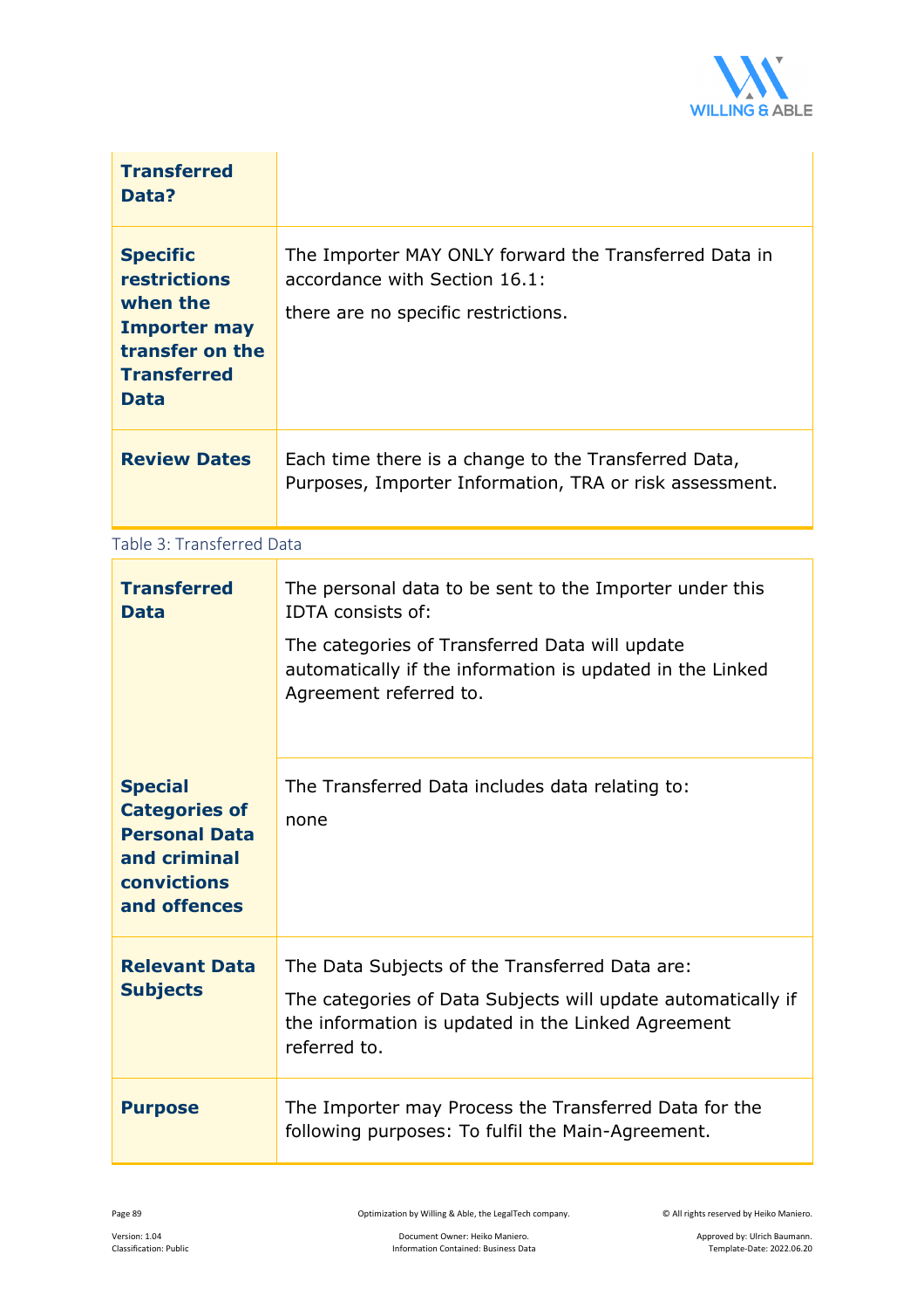| | |
|---|---|
| **Transferred Data?** | |
| **Specific restrictions when the Importer may transfer on the Transferred Data** | The Importer MAY ONLY forward the Transferred Data in accordance with Section 16.1:<br><br>there are no specific restrictions. |
| **Review Dates** | Each time there is a change to the Transferred Data, Purposes, Importer Information, TRA or risk assessment. |

Table 3: Transferred Data

| | |
|---|---|
| **Transferred Data** | The personal data to be sent to the Importer under this IDTA consists of:<br><br>The categories of Transferred Data will update automatically if the information is updated in the Linked Agreement referred to. |
| **Special Categories of Personal Data and criminal convictions and offences** | The Transferred Data includes data relating to:<br><br>none |
| **Relevant Data Subjects** | The Data Subjects of the Transferred Data are:<br><br>The categories of Data Subjects will update automatically if the information is updated in the Linked Agreement referred to. |
| **Purpose** | The Importer may Process the Transferred Data for the following purposes: To fulfil the Main-Agreement. |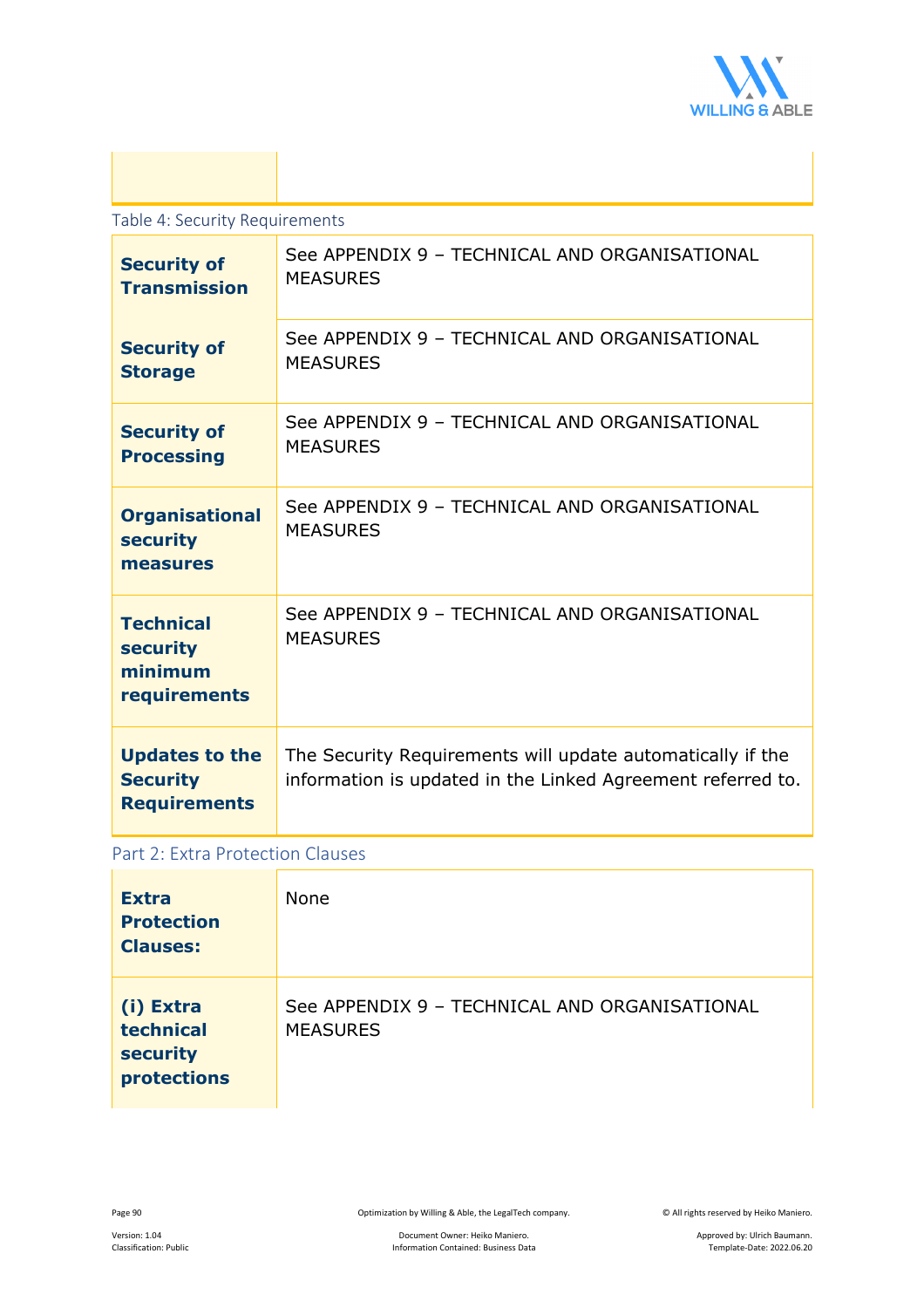|  |  |
|---|---|

Table 4: Security Requirements

| **Security of Transmission** | See APPENDIX 9 – TECHNICAL AND ORGANISATIONAL MEASURES |
|---|---|
| **Security of Storage** | See APPENDIX 9 – TECHNICAL AND ORGANISATIONAL MEASURES |
| **Security of Processing** | See APPENDIX 9 – TECHNICAL AND ORGANISATIONAL MEASURES |
| **Organisational security measures** | See APPENDIX 9 – TECHNICAL AND ORGANISATIONAL MEASURES |
| **Technical security minimum requirements** | See APPENDIX 9 – TECHNICAL AND ORGANISATIONAL MEASURES |
| **Updates to the Security Requirements** | The Security Requirements will update automatically if the information is updated in the Linked Agreement referred to. |

Part 2: Extra Protection Clauses

| **Extra Protection Clauses:** | None |
|---|---|
| **(i) Extra technical security protections** | See APPENDIX 9 – TECHNICAL AND ORGANISATIONAL MEASURES |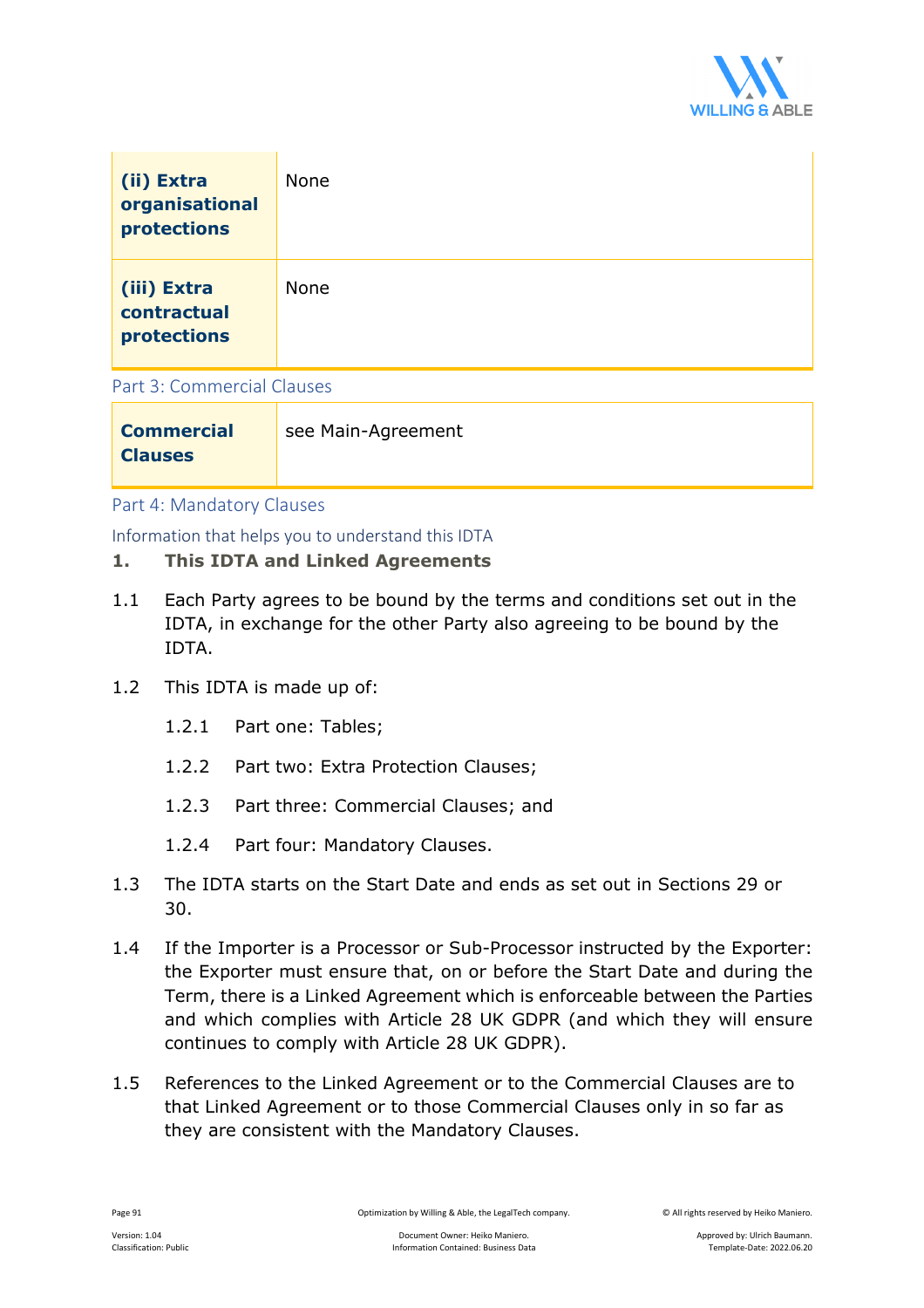| | |
|---|---|
| **(ii) Extra organisational protections** | None |
| **(iii) Extra contractual protections** | None |

## Part 3: Commercial Clauses

| | |
|---|---|
| **Commercial Clauses** | see Main-Agreement |

## Part 4: Mandatory Clauses

### Information that helps you to understand this IDTA

**1. This IDTA and Linked Agreements**

1.1 Each Party agrees to be bound by the terms and conditions set out in the IDTA, in exchange for the other Party also agreeing to be bound by the IDTA.

1.2 This IDTA is made up of:

1.2.1 Part one: Tables;

1.2.2 Part two: Extra Protection Clauses;

1.2.3 Part three: Commercial Clauses; and

1.2.4 Part four: Mandatory Clauses.

1.3 The IDTA starts on the Start Date and ends as set out in Sections 29 or 30.

1.4 If the Importer is a Processor or Sub-Processor instructed by the Exporter: the Exporter must ensure that, on or before the Start Date and during the Term, there is a Linked Agreement which is enforceable between the Parties and which complies with Article 28 UK GDPR (and which they will ensure continues to comply with Article 28 UK GDPR).

1.5 References to the Linked Agreement or to the Commercial Clauses are to that Linked Agreement or to those Commercial Clauses only in so far as they are consistent with the Mandatory Clauses.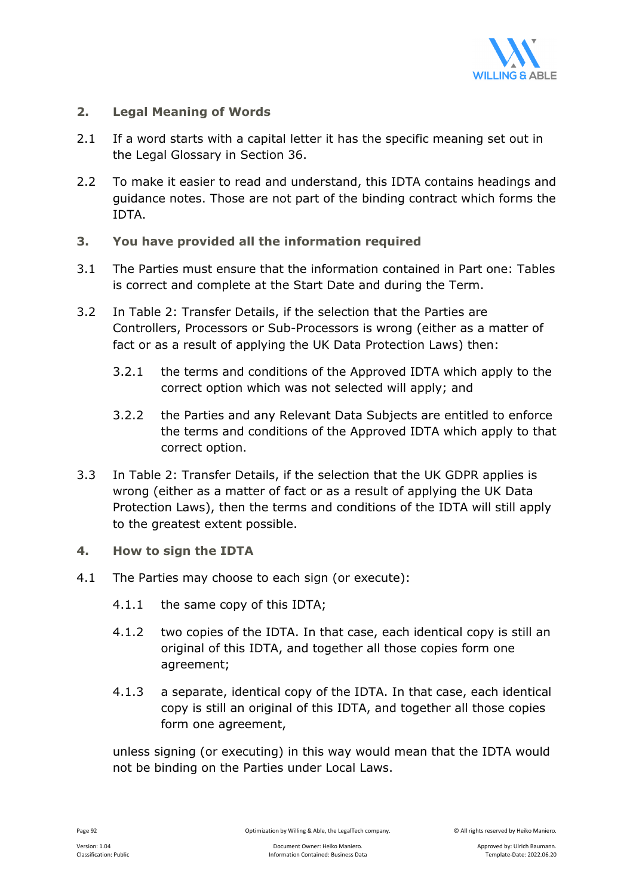## 2. Legal Meaning of Words

2.1 If a word starts with a capital letter it has the specific meaning set out in the Legal Glossary in Section 36.

2.2 To make it easier to read and understand, this IDTA contains headings and guidance notes. Those are not part of the binding contract which forms the IDTA.

## 3. You have provided all the information required

3.1 The Parties must ensure that the information contained in Part one: Tables is correct and complete at the Start Date and during the Term.

3.2 In Table 2: Transfer Details, if the selection that the Parties are Controllers, Processors or Sub-Processors is wrong (either as a matter of fact or as a result of applying the UK Data Protection Laws) then:

- 3.2.1 the terms and conditions of the Approved IDTA which apply to the correct option which was not selected will apply; and
- 3.2.2 the Parties and any Relevant Data Subjects are entitled to enforce the terms and conditions of the Approved IDTA which apply to that correct option.

3.3 In Table 2: Transfer Details, if the selection that the UK GDPR applies is wrong (either as a matter of fact or as a result of applying the UK Data Protection Laws), then the terms and conditions of the IDTA will still apply to the greatest extent possible.

## 4. How to sign the IDTA

4.1 The Parties may choose to each sign (or execute):

- 4.1.1 the same copy of this IDTA;
- 4.1.2 two copies of the IDTA. In that case, each identical copy is still an original of this IDTA, and together all those copies form one agreement;
- 4.1.3 a separate, identical copy of the IDTA. In that case, each identical copy is still an original of this IDTA, and together all those copies form one agreement,

unless signing (or executing) in this way would mean that the IDTA would not be binding on the Parties under Local Laws.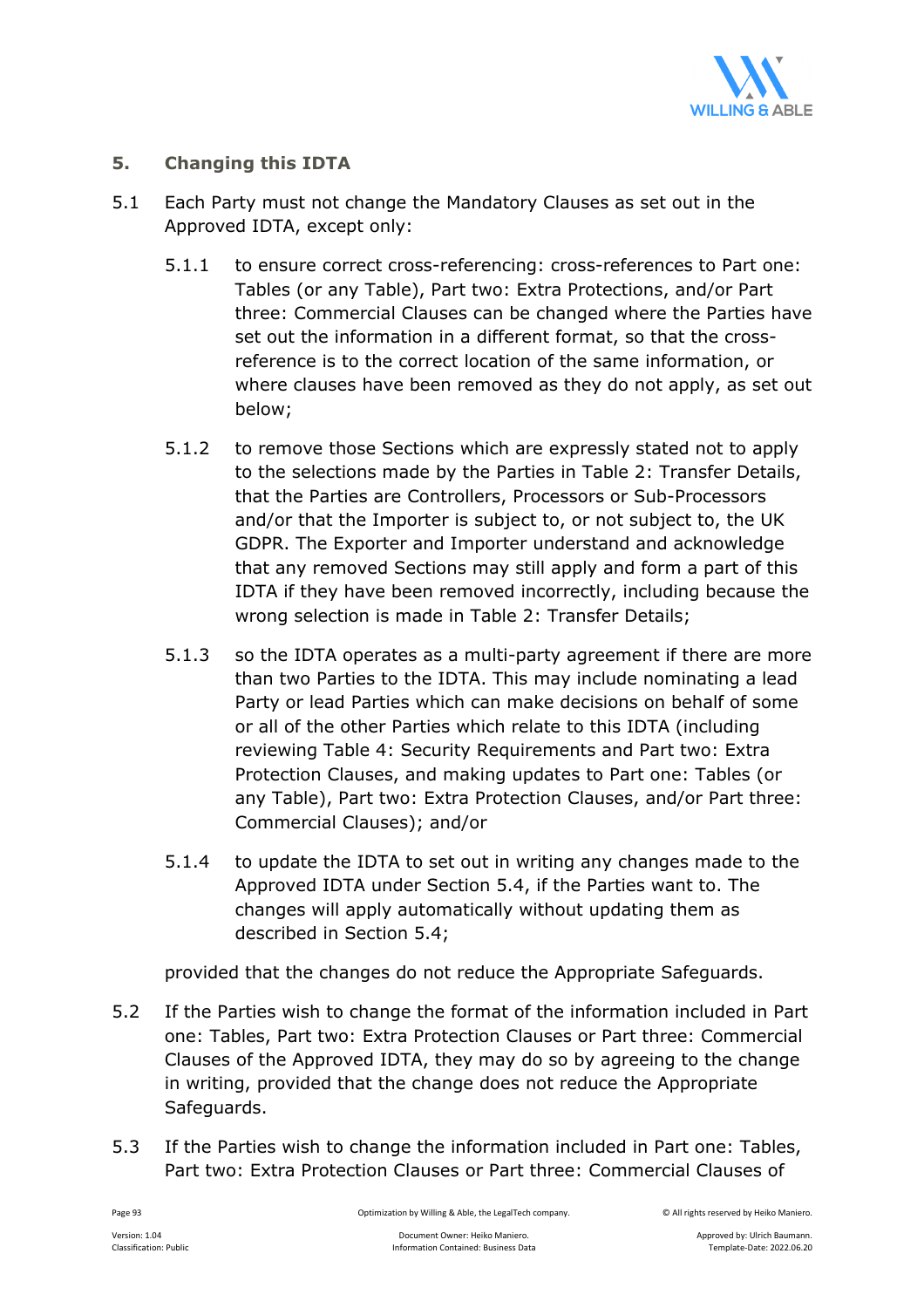## 5. Changing this IDTA

5.1 Each Party must not change the Mandatory Clauses as set out in the Approved IDTA, except only:

5.1.1 to ensure correct cross-referencing: cross-references to Part one: Tables (or any Table), Part two: Extra Protections, and/or Part three: Commercial Clauses can be changed where the Parties have set out the information in a different format, so that the cross-reference is to the correct location of the same information, or where clauses have been removed as they do not apply, as set out below;

5.1.2 to remove those Sections which are expressly stated not to apply to the selections made by the Parties in Table 2: Transfer Details, that the Parties are Controllers, Processors or Sub-Processors and/or that the Importer is subject to, or not subject to, the UK GDPR. The Exporter and Importer understand and acknowledge that any removed Sections may still apply and form a part of this IDTA if they have been removed incorrectly, including because the wrong selection is made in Table 2: Transfer Details;

5.1.3 so the IDTA operates as a multi-party agreement if there are more than two Parties to the IDTA. This may include nominating a lead Party or lead Parties which can make decisions on behalf of some or all of the other Parties which relate to this IDTA (including reviewing Table 4: Security Requirements and Part two: Extra Protection Clauses, and making updates to Part one: Tables (or any Table), Part two: Extra Protection Clauses, and/or Part three: Commercial Clauses); and/or

5.1.4 to update the IDTA to set out in writing any changes made to the Approved IDTA under Section 5.4, if the Parties want to. The changes will apply automatically without updating them as described in Section 5.4;

provided that the changes do not reduce the Appropriate Safeguards.

5.2 If the Parties wish to change the format of the information included in Part one: Tables, Part two: Extra Protection Clauses or Part three: Commercial Clauses of the Approved IDTA, they may do so by agreeing to the change in writing, provided that the change does not reduce the Appropriate Safeguards.

5.3 If the Parties wish to change the information included in Part one: Tables, Part two: Extra Protection Clauses or Part three: Commercial Clauses of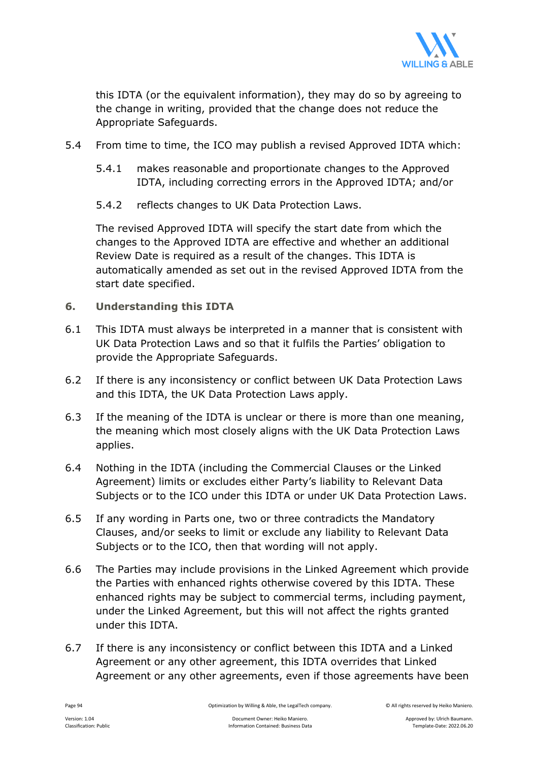this IDTA (or the equivalent information), they may do so by agreeing to the change in writing, provided that the change does not reduce the Appropriate Safeguards.

5.4 From time to time, the ICO may publish a revised Approved IDTA which:

5.4.1 makes reasonable and proportionate changes to the Approved IDTA, including correcting errors in the Approved IDTA; and/or

5.4.2 reflects changes to UK Data Protection Laws.

The revised Approved IDTA will specify the start date from which the changes to the Approved IDTA are effective and whether an additional Review Date is required as a result of the changes. This IDTA is automatically amended as set out in the revised Approved IDTA from the start date specified.

## 6. Understanding this IDTA

6.1 This IDTA must always be interpreted in a manner that is consistent with UK Data Protection Laws and so that it fulfils the Parties' obligation to provide the Appropriate Safeguards.

6.2 If there is any inconsistency or conflict between UK Data Protection Laws and this IDTA, the UK Data Protection Laws apply.

6.3 If the meaning of the IDTA is unclear or there is more than one meaning, the meaning which most closely aligns with the UK Data Protection Laws applies.

6.4 Nothing in the IDTA (including the Commercial Clauses or the Linked Agreement) limits or excludes either Party's liability to Relevant Data Subjects or to the ICO under this IDTA or under UK Data Protection Laws.

6.5 If any wording in Parts one, two or three contradicts the Mandatory Clauses, and/or seeks to limit or exclude any liability to Relevant Data Subjects or to the ICO, then that wording will not apply.

6.6 The Parties may include provisions in the Linked Agreement which provide the Parties with enhanced rights otherwise covered by this IDTA. These enhanced rights may be subject to commercial terms, including payment, under the Linked Agreement, but this will not affect the rights granted under this IDTA.

6.7 If there is any inconsistency or conflict between this IDTA and a Linked Agreement or any other agreement, this IDTA overrides that Linked Agreement or any other agreements, even if those agreements have been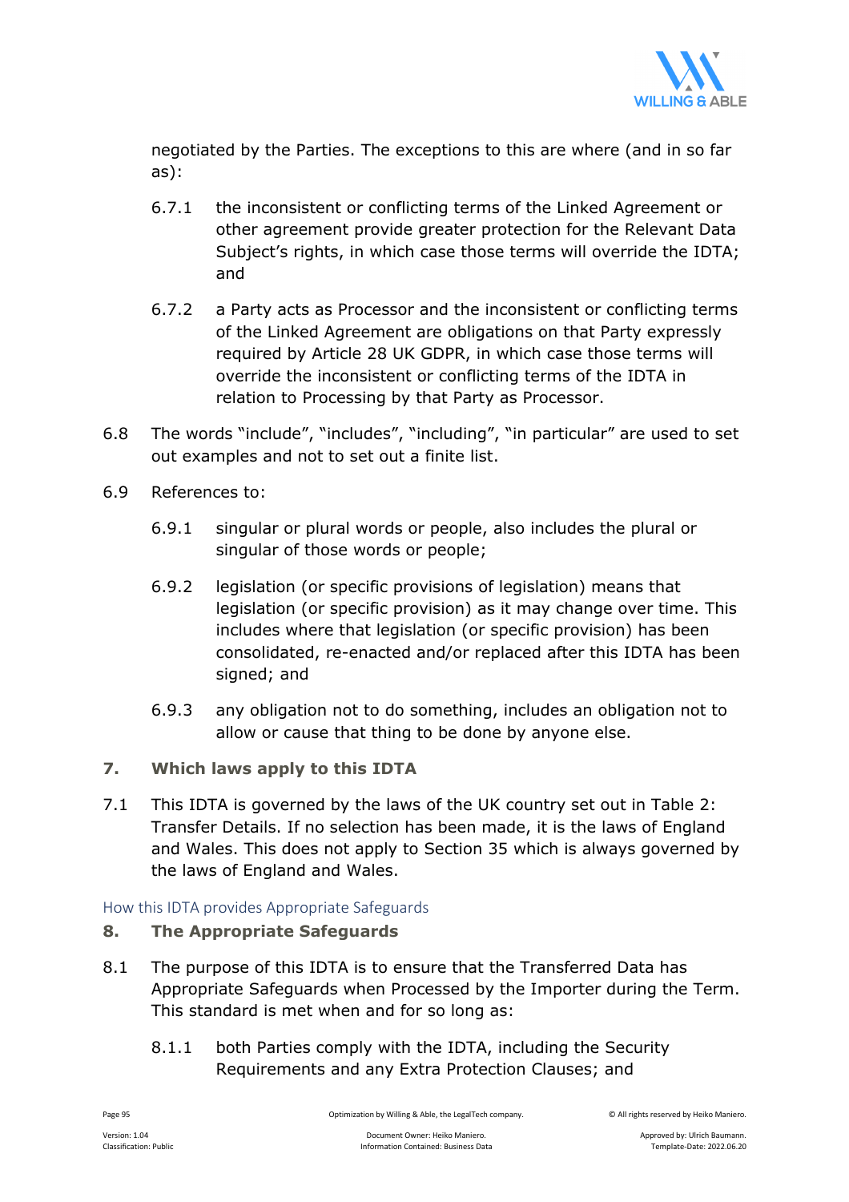negotiated by the Parties. The exceptions to this are where (and in so far as):

6.7.1 the inconsistent or conflicting terms of the Linked Agreement or other agreement provide greater protection for the Relevant Data Subject's rights, in which case those terms will override the IDTA; and

6.7.2 a Party acts as Processor and the inconsistent or conflicting terms of the Linked Agreement are obligations on that Party expressly required by Article 28 UK GDPR, in which case those terms will override the inconsistent or conflicting terms of the IDTA in relation to Processing by that Party as Processor.

6.8 The words "include", "includes", "including", "in particular" are used to set out examples and not to set out a finite list.

6.9 References to:

6.9.1 singular or plural words or people, also includes the plural or singular of those words or people;

6.9.2 legislation (or specific provisions of legislation) means that legislation (or specific provision) as it may change over time. This includes where that legislation (or specific provision) has been consolidated, re-enacted and/or replaced after this IDTA has been signed; and

6.9.3 any obligation not to do something, includes an obligation not to allow or cause that thing to be done by anyone else.

**7. Which laws apply to this IDTA**

7.1 This IDTA is governed by the laws of the UK country set out in Table 2: Transfer Details. If no selection has been made, it is the laws of England and Wales. This does not apply to Section 35 which is always governed by the laws of England and Wales.

## How this IDTA provides Appropriate Safeguards

**8. The Appropriate Safeguards**

8.1 The purpose of this IDTA is to ensure that the Transferred Data has Appropriate Safeguards when Processed by the Importer during the Term. This standard is met when and for so long as:

8.1.1 both Parties comply with the IDTA, including the Security Requirements and any Extra Protection Clauses; and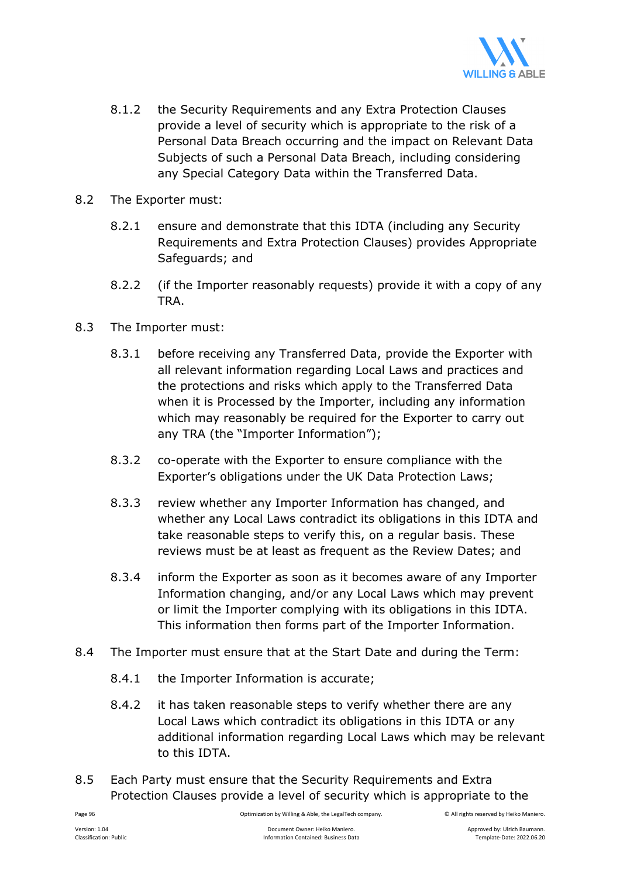8.1.2 the Security Requirements and any Extra Protection Clauses provide a level of security which is appropriate to the risk of a Personal Data Breach occurring and the impact on Relevant Data Subjects of such a Personal Data Breach, including considering any Special Category Data within the Transferred Data.

8.2 The Exporter must:

8.2.1 ensure and demonstrate that this IDTA (including any Security Requirements and Extra Protection Clauses) provides Appropriate Safeguards; and

8.2.2 (if the Importer reasonably requests) provide it with a copy of any TRA.

8.3 The Importer must:

8.3.1 before receiving any Transferred Data, provide the Exporter with all relevant information regarding Local Laws and practices and the protections and risks which apply to the Transferred Data when it is Processed by the Importer, including any information which may reasonably be required for the Exporter to carry out any TRA (the "Importer Information");

8.3.2 co-operate with the Exporter to ensure compliance with the Exporter's obligations under the UK Data Protection Laws;

8.3.3 review whether any Importer Information has changed, and whether any Local Laws contradict its obligations in this IDTA and take reasonable steps to verify this, on a regular basis. These reviews must be at least as frequent as the Review Dates; and

8.3.4 inform the Exporter as soon as it becomes aware of any Importer Information changing, and/or any Local Laws which may prevent or limit the Importer complying with its obligations in this IDTA. This information then forms part of the Importer Information.

8.4 The Importer must ensure that at the Start Date and during the Term:

8.4.1 the Importer Information is accurate;

8.4.2 it has taken reasonable steps to verify whether there are any Local Laws which contradict its obligations in this IDTA or any additional information regarding Local Laws which may be relevant to this IDTA.

8.5 Each Party must ensure that the Security Requirements and Extra Protection Clauses provide a level of security which is appropriate to the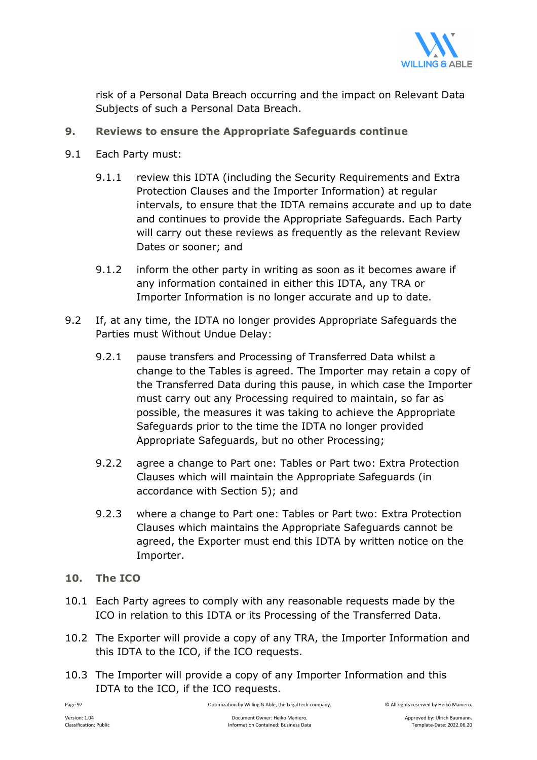risk of a Personal Data Breach occurring and the impact on Relevant Data Subjects of such a Personal Data Breach.

## 9. Reviews to ensure the Appropriate Safeguards continue

9.1 Each Party must:

9.1.1 review this IDTA (including the Security Requirements and Extra Protection Clauses and the Importer Information) at regular intervals, to ensure that the IDTA remains accurate and up to date and continues to provide the Appropriate Safeguards. Each Party will carry out these reviews as frequently as the relevant Review Dates or sooner; and

9.1.2 inform the other party in writing as soon as it becomes aware if any information contained in either this IDTA, any TRA or Importer Information is no longer accurate and up to date.

9.2 If, at any time, the IDTA no longer provides Appropriate Safeguards the Parties must Without Undue Delay:

9.2.1 pause transfers and Processing of Transferred Data whilst a change to the Tables is agreed. The Importer may retain a copy of the Transferred Data during this pause, in which case the Importer must carry out any Processing required to maintain, so far as possible, the measures it was taking to achieve the Appropriate Safeguards prior to the time the IDTA no longer provided Appropriate Safeguards, but no other Processing;

9.2.2 agree a change to Part one: Tables or Part two: Extra Protection Clauses which will maintain the Appropriate Safeguards (in accordance with Section 5); and

9.2.3 where a change to Part one: Tables or Part two: Extra Protection Clauses which maintains the Appropriate Safeguards cannot be agreed, the Exporter must end this IDTA by written notice on the Importer.

## 10. The ICO

10.1 Each Party agrees to comply with any reasonable requests made by the ICO in relation to this IDTA or its Processing of the Transferred Data.

10.2 The Exporter will provide a copy of any TRA, the Importer Information and this IDTA to the ICO, if the ICO requests.

10.3 The Importer will provide a copy of any Importer Information and this IDTA to the ICO, if the ICO requests.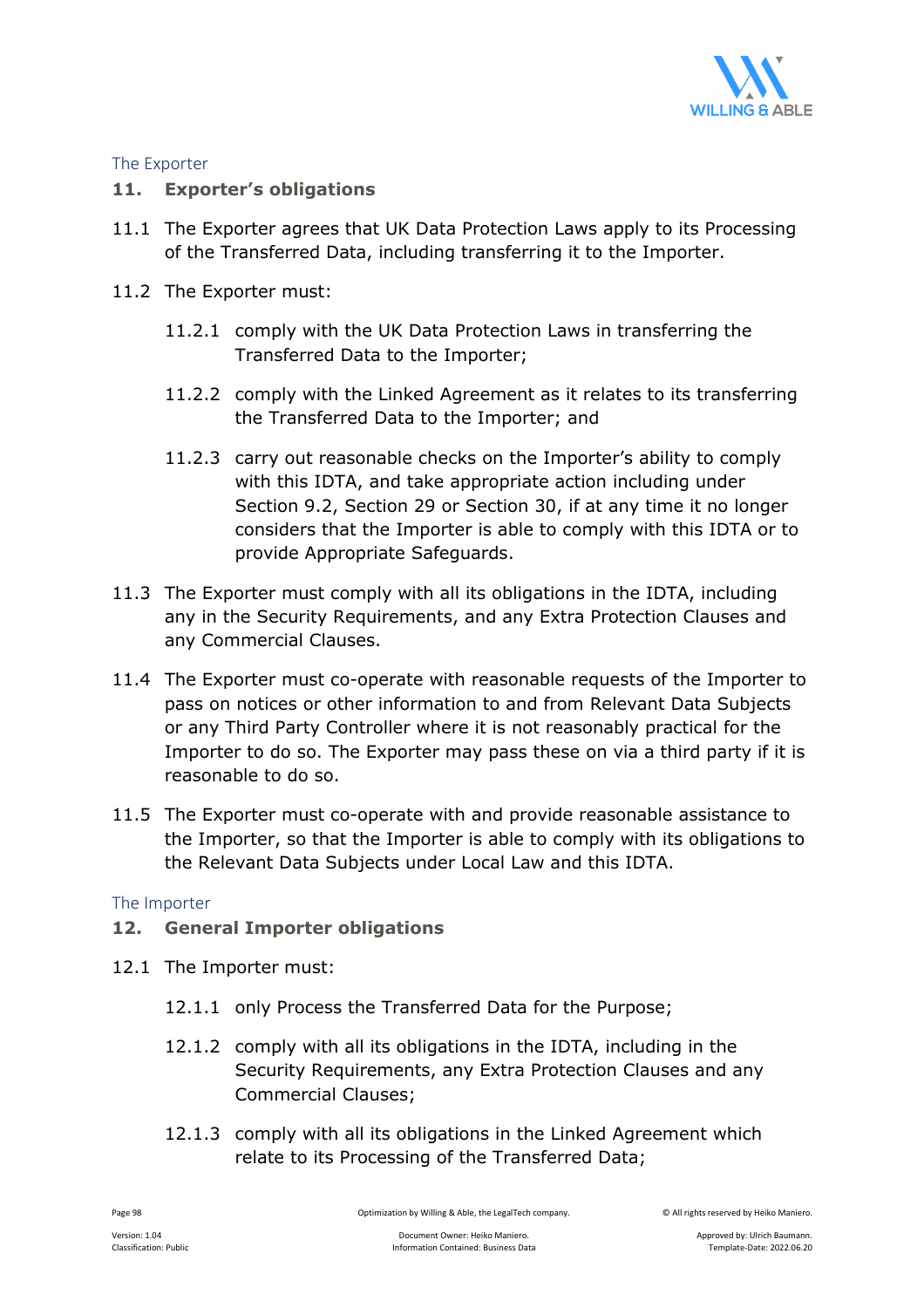The Exporter

## 11. Exporter's obligations

11.1 The Exporter agrees that UK Data Protection Laws apply to its Processing of the Transferred Data, including transferring it to the Importer.

11.2 The Exporter must:

11.2.1 comply with the UK Data Protection Laws in transferring the Transferred Data to the Importer;

11.2.2 comply with the Linked Agreement as it relates to its transferring the Transferred Data to the Importer; and

11.2.3 carry out reasonable checks on the Importer's ability to comply with this IDTA, and take appropriate action including under Section 9.2, Section 29 or Section 30, if at any time it no longer considers that the Importer is able to comply with this IDTA or to provide Appropriate Safeguards.

11.3 The Exporter must comply with all its obligations in the IDTA, including any in the Security Requirements, and any Extra Protection Clauses and any Commercial Clauses.

11.4 The Exporter must co-operate with reasonable requests of the Importer to pass on notices or other information to and from Relevant Data Subjects or any Third Party Controller where it is not reasonably practical for the Importer to do so. The Exporter may pass these on via a third party if it is reasonable to do so.

11.5 The Exporter must co-operate with and provide reasonable assistance to the Importer, so that the Importer is able to comply with its obligations to the Relevant Data Subjects under Local Law and this IDTA.

The Importer

## 12. General Importer obligations

12.1 The Importer must:

12.1.1 only Process the Transferred Data for the Purpose;

12.1.2 comply with all its obligations in the IDTA, including in the Security Requirements, any Extra Protection Clauses and any Commercial Clauses;

12.1.3 comply with all its obligations in the Linked Agreement which relate to its Processing of the Transferred Data;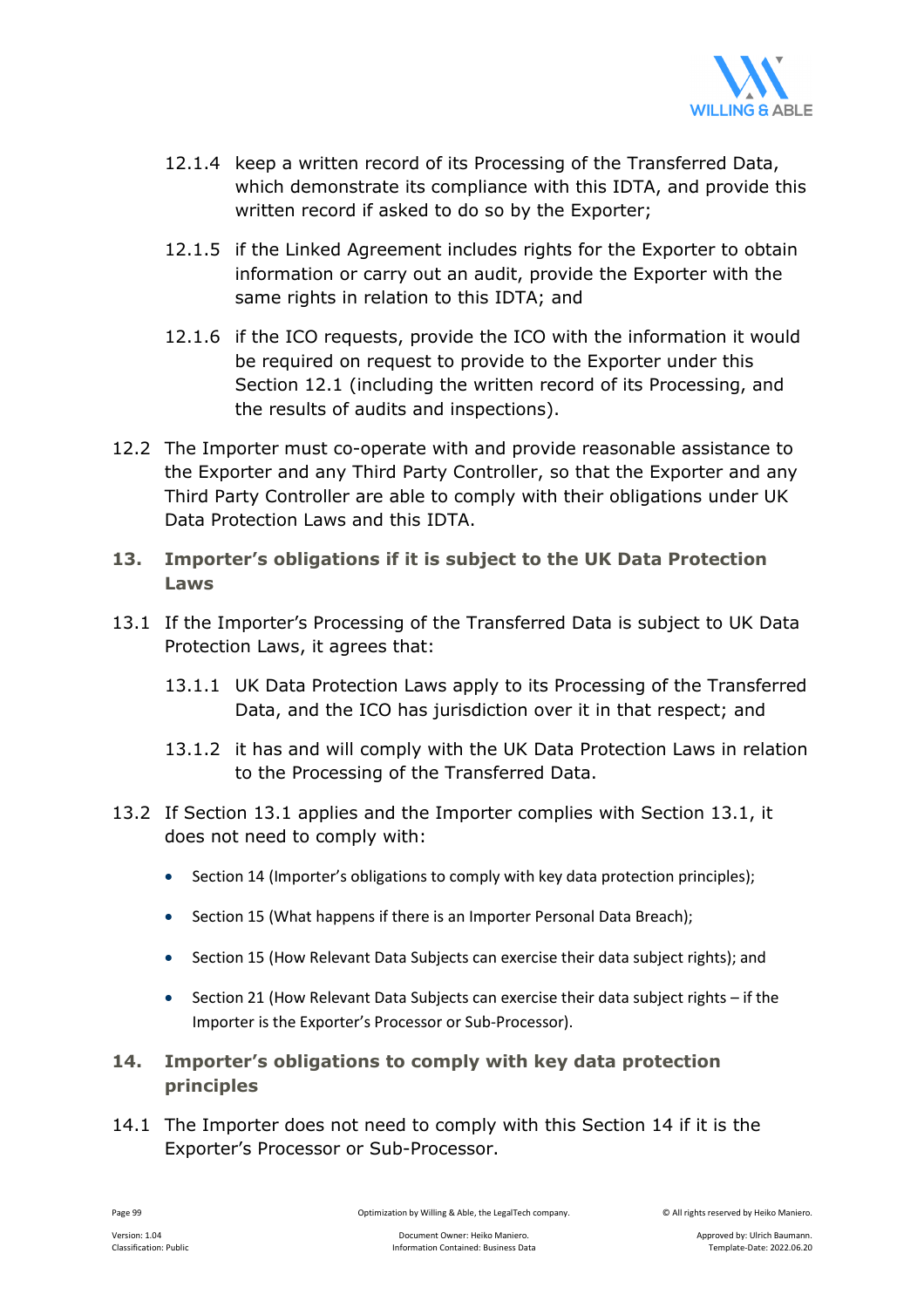12.1.4 keep a written record of its Processing of the Transferred Data, which demonstrate its compliance with this IDTA, and provide this written record if asked to do so by the Exporter;

12.1.5 if the Linked Agreement includes rights for the Exporter to obtain information or carry out an audit, provide the Exporter with the same rights in relation to this IDTA; and

12.1.6 if the ICO requests, provide the ICO with the information it would be required on request to provide to the Exporter under this Section 12.1 (including the written record of its Processing, and the results of audits and inspections).

12.2 The Importer must co-operate with and provide reasonable assistance to the Exporter and any Third Party Controller, so that the Exporter and any Third Party Controller are able to comply with their obligations under UK Data Protection Laws and this IDTA.

## 13. Importer's obligations if it is subject to the UK Data Protection Laws

13.1 If the Importer's Processing of the Transferred Data is subject to UK Data Protection Laws, it agrees that:

13.1.1 UK Data Protection Laws apply to its Processing of the Transferred Data, and the ICO has jurisdiction over it in that respect; and

13.1.2 it has and will comply with the UK Data Protection Laws in relation to the Processing of the Transferred Data.

13.2 If Section 13.1 applies and the Importer complies with Section 13.1, it does not need to comply with:

- Section 14 (Importer's obligations to comply with key data protection principles);
- Section 15 (What happens if there is an Importer Personal Data Breach);
- Section 15 (How Relevant Data Subjects can exercise their data subject rights); and
- Section 21 (How Relevant Data Subjects can exercise their data subject rights – if the Importer is the Exporter's Processor or Sub-Processor).

## 14. Importer's obligations to comply with key data protection principles

14.1 The Importer does not need to comply with this Section 14 if it is the Exporter's Processor or Sub-Processor.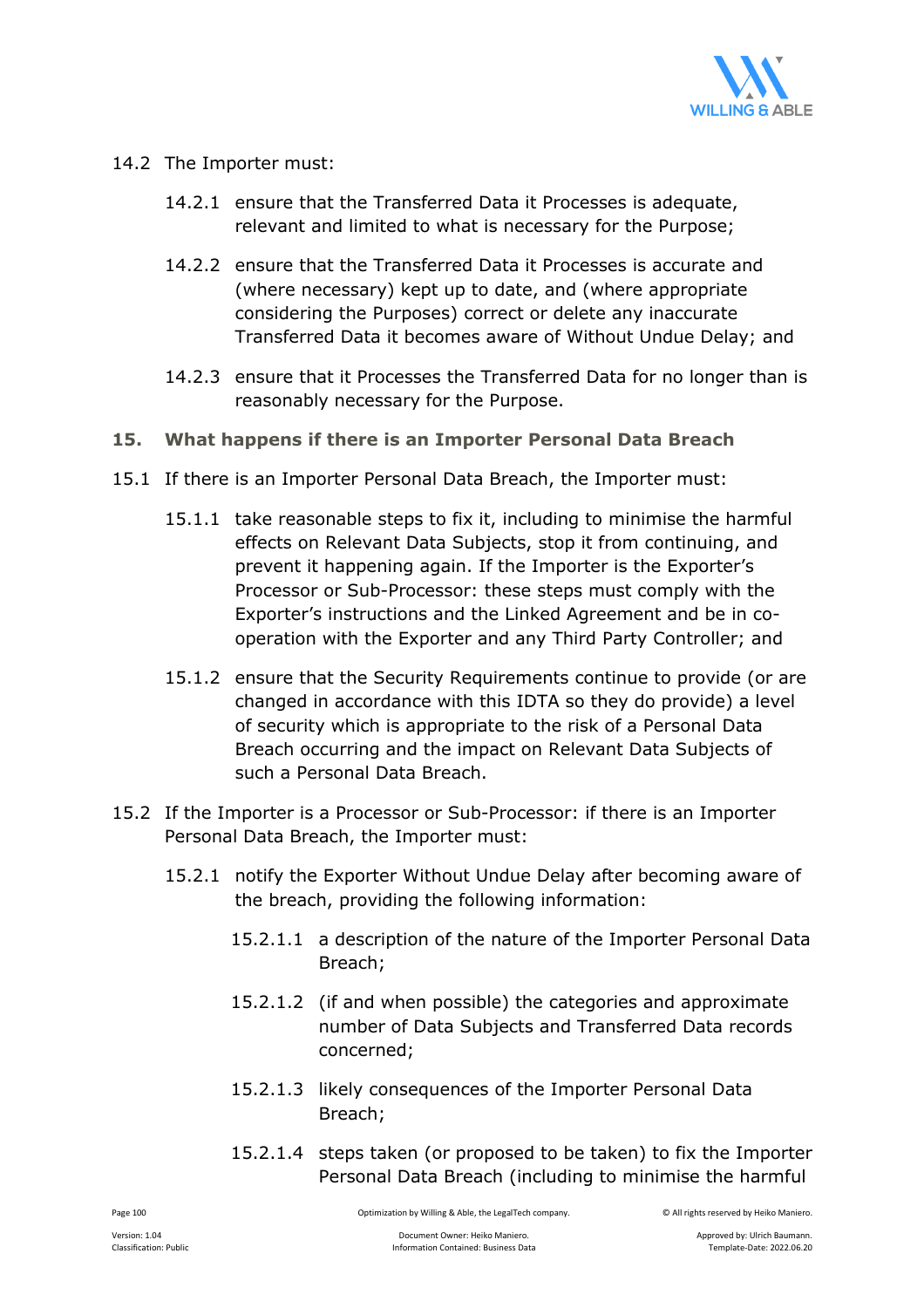14.2 The Importer must:

14.2.1 ensure that the Transferred Data it Processes is adequate, relevant and limited to what is necessary for the Purpose;

14.2.2 ensure that the Transferred Data it Processes is accurate and (where necessary) kept up to date, and (where appropriate considering the Purposes) correct or delete any inaccurate Transferred Data it becomes aware of Without Undue Delay; and

14.2.3 ensure that it Processes the Transferred Data for no longer than is reasonably necessary for the Purpose.

## 15. What happens if there is an Importer Personal Data Breach

15.1 If there is an Importer Personal Data Breach, the Importer must:

15.1.1 take reasonable steps to fix it, including to minimise the harmful effects on Relevant Data Subjects, stop it from continuing, and prevent it happening again. If the Importer is the Exporter's Processor or Sub-Processor: these steps must comply with the Exporter's instructions and the Linked Agreement and be in co-operation with the Exporter and any Third Party Controller; and

15.1.2 ensure that the Security Requirements continue to provide (or are changed in accordance with this IDTA so they do provide) a level of security which is appropriate to the risk of a Personal Data Breach occurring and the impact on Relevant Data Subjects of such a Personal Data Breach.

15.2 If the Importer is a Processor or Sub-Processor: if there is an Importer Personal Data Breach, the Importer must:

15.2.1 notify the Exporter Without Undue Delay after becoming aware of the breach, providing the following information:

15.2.1.1 a description of the nature of the Importer Personal Data Breach;

15.2.1.2 (if and when possible) the categories and approximate number of Data Subjects and Transferred Data records concerned;

15.2.1.3 likely consequences of the Importer Personal Data Breach;

15.2.1.4 steps taken (or proposed to be taken) to fix the Importer Personal Data Breach (including to minimise the harmful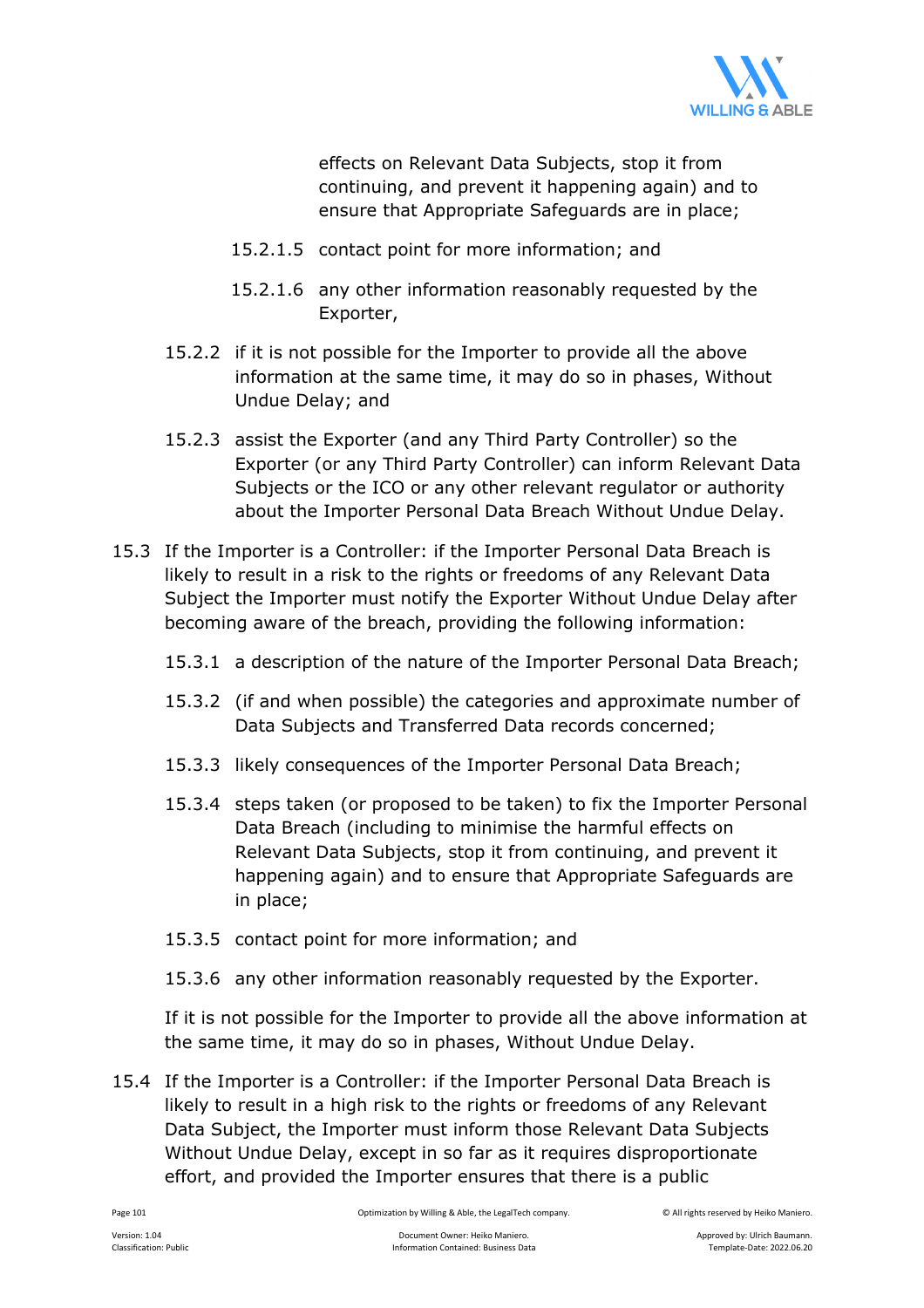effects on Relevant Data Subjects, stop it from continuing, and prevent it happening again) and to ensure that Appropriate Safeguards are in place;

15.2.1.5 contact point for more information; and

15.2.1.6 any other information reasonably requested by the Exporter,

15.2.2 if it is not possible for the Importer to provide all the above information at the same time, it may do so in phases, Without Undue Delay; and

15.2.3 assist the Exporter (and any Third Party Controller) so the Exporter (or any Third Party Controller) can inform Relevant Data Subjects or the ICO or any other relevant regulator or authority about the Importer Personal Data Breach Without Undue Delay.

15.3 If the Importer is a Controller: if the Importer Personal Data Breach is likely to result in a risk to the rights or freedoms of any Relevant Data Subject the Importer must notify the Exporter Without Undue Delay after becoming aware of the breach, providing the following information:

15.3.1 a description of the nature of the Importer Personal Data Breach;

15.3.2 (if and when possible) the categories and approximate number of Data Subjects and Transferred Data records concerned;

15.3.3 likely consequences of the Importer Personal Data Breach;

15.3.4 steps taken (or proposed to be taken) to fix the Importer Personal Data Breach (including to minimise the harmful effects on Relevant Data Subjects, stop it from continuing, and prevent it happening again) and to ensure that Appropriate Safeguards are in place;

15.3.5 contact point for more information; and

15.3.6 any other information reasonably requested by the Exporter.

If it is not possible for the Importer to provide all the above information at the same time, it may do so in phases, Without Undue Delay.

15.4 If the Importer is a Controller: if the Importer Personal Data Breach is likely to result in a high risk to the rights or freedoms of any Relevant Data Subject, the Importer must inform those Relevant Data Subjects Without Undue Delay, except in so far as it requires disproportionate effort, and provided the Importer ensures that there is a public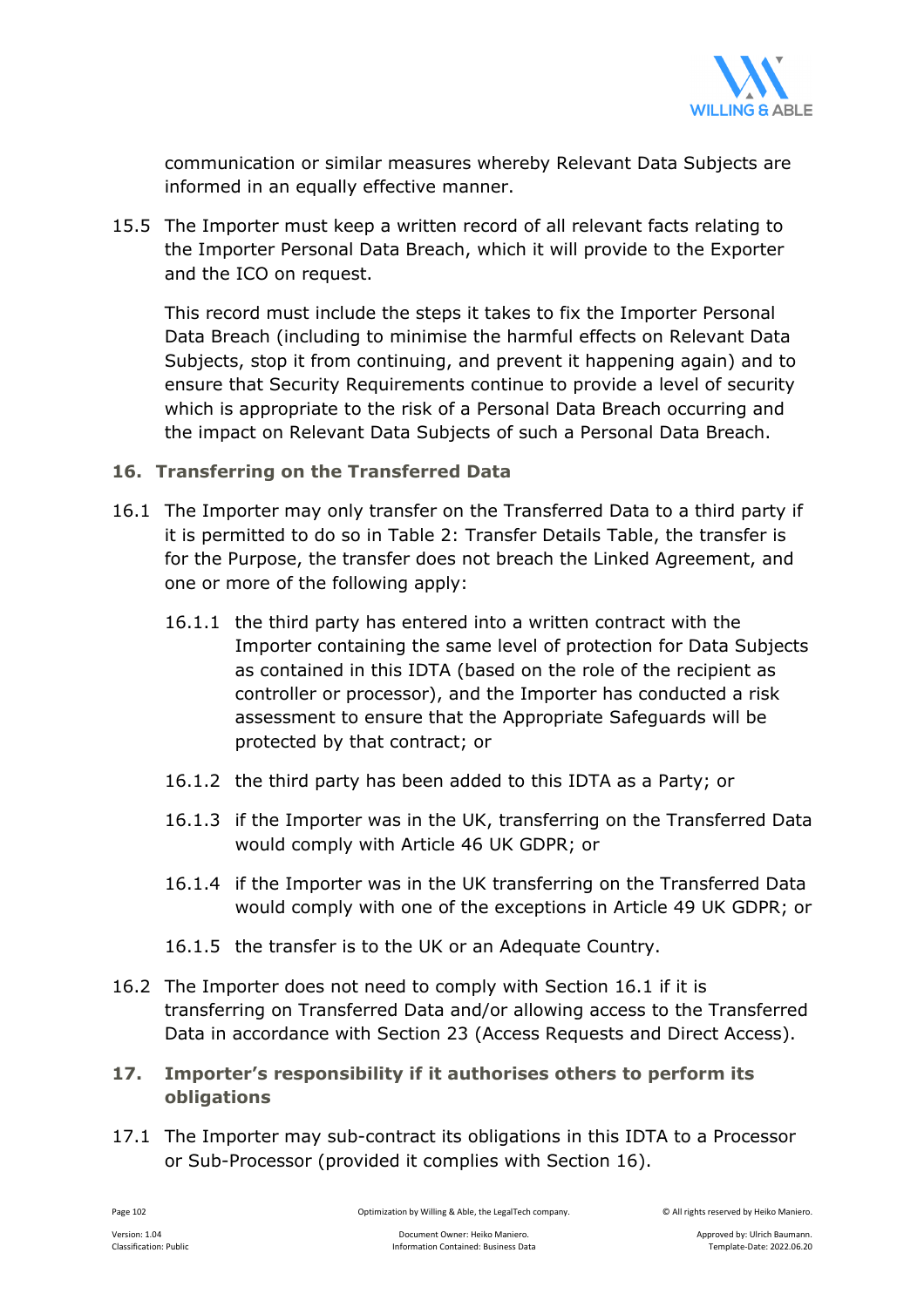communication or similar measures whereby Relevant Data Subjects are informed in an equally effective manner.

15.5 The Importer must keep a written record of all relevant facts relating to the Importer Personal Data Breach, which it will provide to the Exporter and the ICO on request.

This record must include the steps it takes to fix the Importer Personal Data Breach (including to minimise the harmful effects on Relevant Data Subjects, stop it from continuing, and prevent it happening again) and to ensure that Security Requirements continue to provide a level of security which is appropriate to the risk of a Personal Data Breach occurring and the impact on Relevant Data Subjects of such a Personal Data Breach.

## 16. Transferring on the Transferred Data

16.1 The Importer may only transfer on the Transferred Data to a third party if it is permitted to do so in Table 2: Transfer Details Table, the transfer is for the Purpose, the transfer does not breach the Linked Agreement, and one or more of the following apply:

16.1.1 the third party has entered into a written contract with the Importer containing the same level of protection for Data Subjects as contained in this IDTA (based on the role of the recipient as controller or processor), and the Importer has conducted a risk assessment to ensure that the Appropriate Safeguards will be protected by that contract; or

16.1.2 the third party has been added to this IDTA as a Party; or

16.1.3 if the Importer was in the UK, transferring on the Transferred Data would comply with Article 46 UK GDPR; or

16.1.4 if the Importer was in the UK transferring on the Transferred Data would comply with one of the exceptions in Article 49 UK GDPR; or

16.1.5 the transfer is to the UK or an Adequate Country.

16.2 The Importer does not need to comply with Section 16.1 if it is transferring on Transferred Data and/or allowing access to the Transferred Data in accordance with Section 23 (Access Requests and Direct Access).

## 17. Importer's responsibility if it authorises others to perform its obligations

17.1 The Importer may sub-contract its obligations in this IDTA to a Processor or Sub-Processor (provided it complies with Section 16).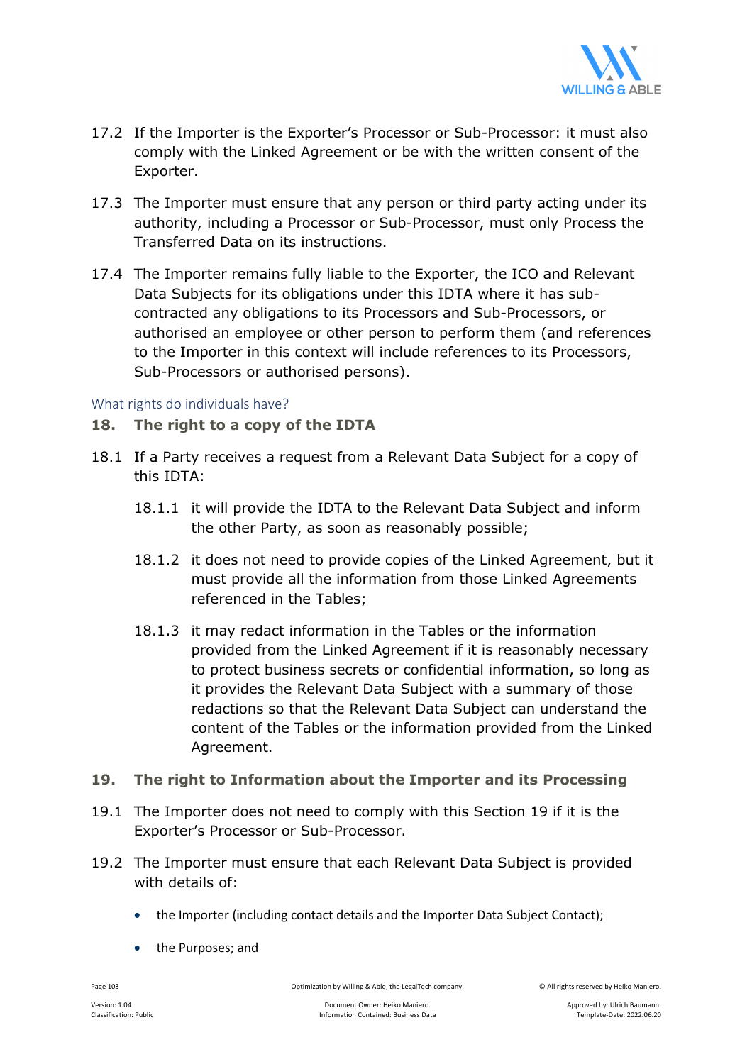17.2 If the Importer is the Exporter's Processor or Sub-Processor: it must also comply with the Linked Agreement or be with the written consent of the Exporter.

17.3 The Importer must ensure that any person or third party acting under its authority, including a Processor or Sub-Processor, must only Process the Transferred Data on its instructions.

17.4 The Importer remains fully liable to the Exporter, the ICO and Relevant Data Subjects for its obligations under this IDTA where it has sub-contracted any obligations to its Processors and Sub-Processors, or authorised an employee or other person to perform them (and references to the Importer in this context will include references to its Processors, Sub-Processors or authorised persons).

What rights do individuals have?

## 18. The right to a copy of the IDTA

18.1 If a Party receives a request from a Relevant Data Subject for a copy of this IDTA:

18.1.1 it will provide the IDTA to the Relevant Data Subject and inform the other Party, as soon as reasonably possible;

18.1.2 it does not need to provide copies of the Linked Agreement, but it must provide all the information from those Linked Agreements referenced in the Tables;

18.1.3 it may redact information in the Tables or the information provided from the Linked Agreement if it is reasonably necessary to protect business secrets or confidential information, so long as it provides the Relevant Data Subject with a summary of those redactions so that the Relevant Data Subject can understand the content of the Tables or the information provided from the Linked Agreement.

## 19. The right to Information about the Importer and its Processing

19.1 The Importer does not need to comply with this Section 19 if it is the Exporter's Processor or Sub-Processor.

19.2 The Importer must ensure that each Relevant Data Subject is provided with details of:

- the Importer (including contact details and the Importer Data Subject Contact);
- the Purposes; and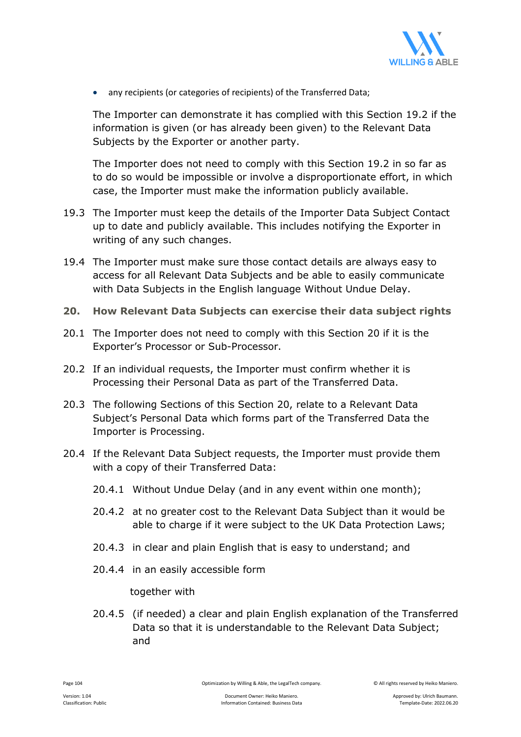- any recipients (or categories of recipients) of the Transferred Data;

The Importer can demonstrate it has complied with this Section 19.2 if the information is given (or has already been given) to the Relevant Data Subjects by the Exporter or another party.

The Importer does not need to comply with this Section 19.2 in so far as to do so would be impossible or involve a disproportionate effort, in which case, the Importer must make the information publicly available.

19.3 The Importer must keep the details of the Importer Data Subject Contact up to date and publicly available. This includes notifying the Exporter in writing of any such changes.

19.4 The Importer must make sure those contact details are always easy to access for all Relevant Data Subjects and be able to easily communicate with Data Subjects in the English language Without Undue Delay.

## 20. How Relevant Data Subjects can exercise their data subject rights

20.1 The Importer does not need to comply with this Section 20 if it is the Exporter's Processor or Sub-Processor.

20.2 If an individual requests, the Importer must confirm whether it is Processing their Personal Data as part of the Transferred Data.

20.3 The following Sections of this Section 20, relate to a Relevant Data Subject's Personal Data which forms part of the Transferred Data the Importer is Processing.

20.4 If the Relevant Data Subject requests, the Importer must provide them with a copy of their Transferred Data:

20.4.1 Without Undue Delay (and in any event within one month);

20.4.2 at no greater cost to the Relevant Data Subject than it would be able to charge if it were subject to the UK Data Protection Laws;

20.4.3 in clear and plain English that is easy to understand; and

20.4.4 in an easily accessible form

together with

20.4.5 (if needed) a clear and plain English explanation of the Transferred Data so that it is understandable to the Relevant Data Subject; and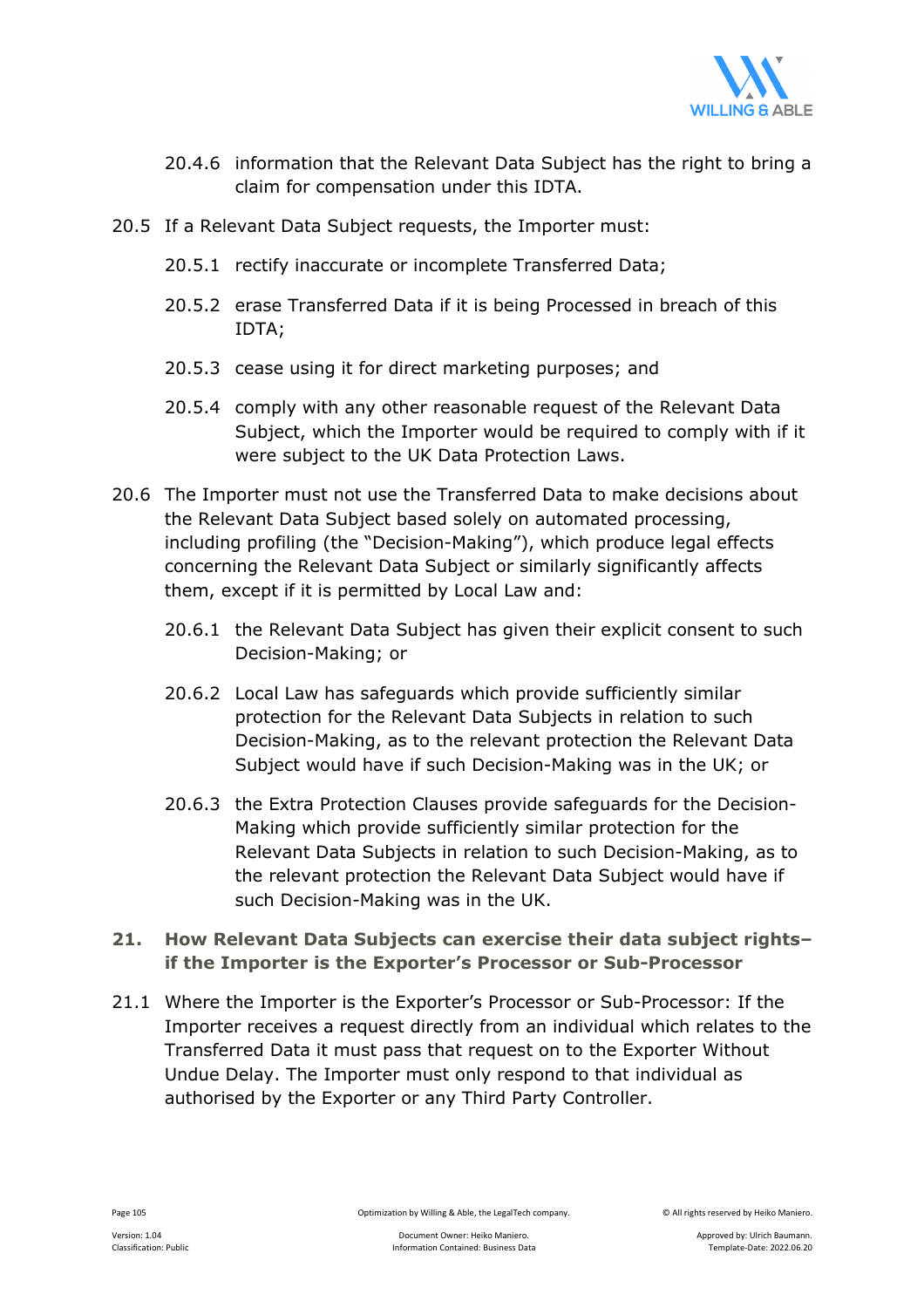20.4.6 information that the Relevant Data Subject has the right to bring a claim for compensation under this IDTA.

20.5 If a Relevant Data Subject requests, the Importer must:

20.5.1 rectify inaccurate or incomplete Transferred Data;

20.5.2 erase Transferred Data if it is being Processed in breach of this IDTA;

20.5.3 cease using it for direct marketing purposes; and

20.5.4 comply with any other reasonable request of the Relevant Data Subject, which the Importer would be required to comply with if it were subject to the UK Data Protection Laws.

20.6 The Importer must not use the Transferred Data to make decisions about the Relevant Data Subject based solely on automated processing, including profiling (the "Decision-Making"), which produce legal effects concerning the Relevant Data Subject or similarly significantly affects them, except if it is permitted by Local Law and:

20.6.1 the Relevant Data Subject has given their explicit consent to such Decision-Making; or

20.6.2 Local Law has safeguards which provide sufficiently similar protection for the Relevant Data Subjects in relation to such Decision-Making, as to the relevant protection the Relevant Data Subject would have if such Decision-Making was in the UK; or

20.6.3 the Extra Protection Clauses provide safeguards for the Decision-Making which provide sufficiently similar protection for the Relevant Data Subjects in relation to such Decision-Making, as to the relevant protection the Relevant Data Subject would have if such Decision-Making was in the UK.

## 21. How Relevant Data Subjects can exercise their data subject rights– if the Importer is the Exporter's Processor or Sub-Processor

21.1 Where the Importer is the Exporter's Processor or Sub-Processor: If the Importer receives a request directly from an individual which relates to the Transferred Data it must pass that request on to the Exporter Without Undue Delay. The Importer must only respond to that individual as authorised by the Exporter or any Third Party Controller.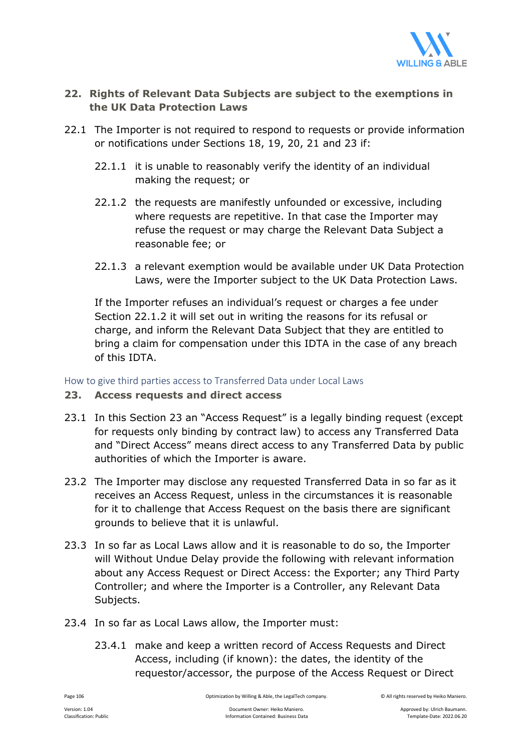## 22. Rights of Relevant Data Subjects are subject to the exemptions in the UK Data Protection Laws

22.1 The Importer is not required to respond to requests or provide information or notifications under Sections 18, 19, 20, 21 and 23 if:

22.1.1 it is unable to reasonably verify the identity of an individual making the request; or

22.1.2 the requests are manifestly unfounded or excessive, including where requests are repetitive. In that case the Importer may refuse the request or may charge the Relevant Data Subject a reasonable fee; or

22.1.3 a relevant exemption would be available under UK Data Protection Laws, were the Importer subject to the UK Data Protection Laws.

If the Importer refuses an individual's request or charges a fee under Section 22.1.2 it will set out in writing the reasons for its refusal or charge, and inform the Relevant Data Subject that they are entitled to bring a claim for compensation under this IDTA in the case of any breach of this IDTA.

How to give third parties access to Transferred Data under Local Laws

## 23. Access requests and direct access

23.1 In this Section 23 an "Access Request" is a legally binding request (except for requests only binding by contract law) to access any Transferred Data and "Direct Access" means direct access to any Transferred Data by public authorities of which the Importer is aware.

23.2 The Importer may disclose any requested Transferred Data in so far as it receives an Access Request, unless in the circumstances it is reasonable for it to challenge that Access Request on the basis there are significant grounds to believe that it is unlawful.

23.3 In so far as Local Laws allow and it is reasonable to do so, the Importer will Without Undue Delay provide the following with relevant information about any Access Request or Direct Access: the Exporter; any Third Party Controller; and where the Importer is a Controller, any Relevant Data Subjects.

23.4 In so far as Local Laws allow, the Importer must:

23.4.1 make and keep a written record of Access Requests and Direct Access, including (if known): the dates, the identity of the requestor/accessor, the purpose of the Access Request or Direct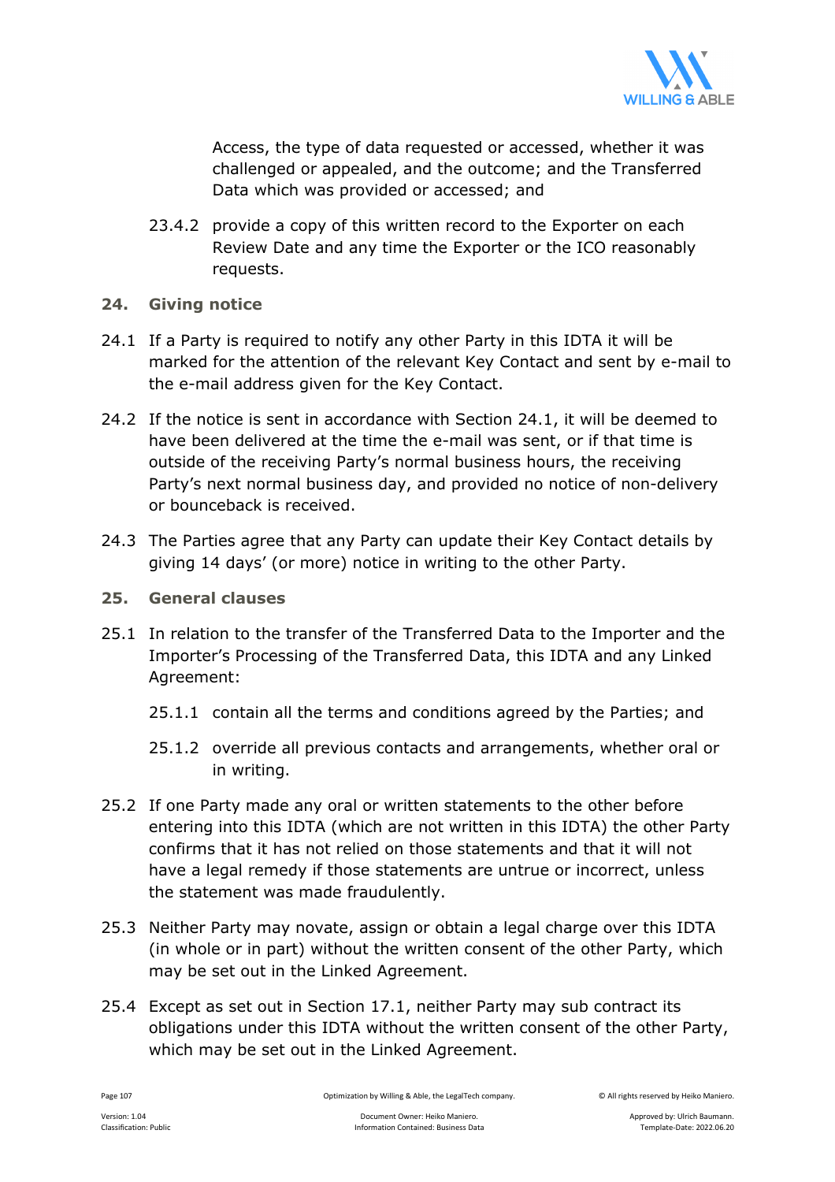Access, the type of data requested or accessed, whether it was challenged or appealed, and the outcome; and the Transferred Data which was provided or accessed; and

23.4.2 provide a copy of this written record to the Exporter on each Review Date and any time the Exporter or the ICO reasonably requests.

## 24. Giving notice

24.1 If a Party is required to notify any other Party in this IDTA it will be marked for the attention of the relevant Key Contact and sent by e-mail to the e-mail address given for the Key Contact.

24.2 If the notice is sent in accordance with Section 24.1, it will be deemed to have been delivered at the time the e-mail was sent, or if that time is outside of the receiving Party's normal business hours, the receiving Party's next normal business day, and provided no notice of non-delivery or bounceback is received.

24.3 The Parties agree that any Party can update their Key Contact details by giving 14 days' (or more) notice in writing to the other Party.

## 25. General clauses

25.1 In relation to the transfer of the Transferred Data to the Importer and the Importer's Processing of the Transferred Data, this IDTA and any Linked Agreement:

25.1.1 contain all the terms and conditions agreed by the Parties; and

25.1.2 override all previous contacts and arrangements, whether oral or in writing.

25.2 If one Party made any oral or written statements to the other before entering into this IDTA (which are not written in this IDTA) the other Party confirms that it has not relied on those statements and that it will not have a legal remedy if those statements are untrue or incorrect, unless the statement was made fraudulently.

25.3 Neither Party may novate, assign or obtain a legal charge over this IDTA (in whole or in part) without the written consent of the other Party, which may be set out in the Linked Agreement.

25.4 Except as set out in Section 17.1, neither Party may sub contract its obligations under this IDTA without the written consent of the other Party, which may be set out in the Linked Agreement.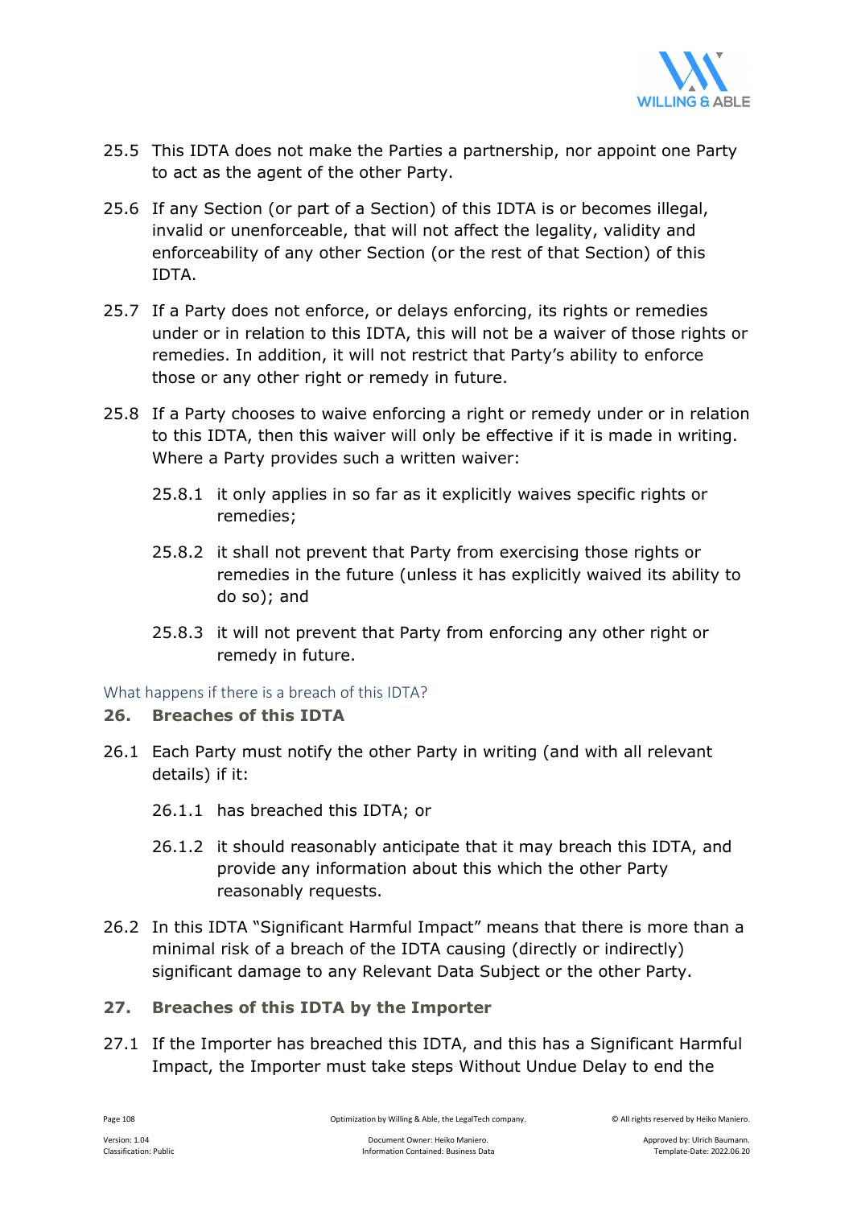25.5 This IDTA does not make the Parties a partnership, nor appoint one Party to act as the agent of the other Party.

25.6 If any Section (or part of a Section) of this IDTA is or becomes illegal, invalid or unenforceable, that will not affect the legality, validity and enforceability of any other Section (or the rest of that Section) of this IDTA.

25.7 If a Party does not enforce, or delays enforcing, its rights or remedies under or in relation to this IDTA, this will not be a waiver of those rights or remedies. In addition, it will not restrict that Party's ability to enforce those or any other right or remedy in future.

25.8 If a Party chooses to waive enforcing a right or remedy under or in relation to this IDTA, then this waiver will only be effective if it is made in writing. Where a Party provides such a written waiver:

25.8.1 it only applies in so far as it explicitly waives specific rights or remedies;

25.8.2 it shall not prevent that Party from exercising those rights or remedies in the future (unless it has explicitly waived its ability to do so); and

25.8.3 it will not prevent that Party from enforcing any other right or remedy in future.

What happens if there is a breach of this IDTA?

## 26. Breaches of this IDTA

26.1 Each Party must notify the other Party in writing (and with all relevant details) if it:

26.1.1 has breached this IDTA; or

26.1.2 it should reasonably anticipate that it may breach this IDTA, and provide any information about this which the other Party reasonably requests.

26.2 In this IDTA "Significant Harmful Impact" means that there is more than a minimal risk of a breach of the IDTA causing (directly or indirectly) significant damage to any Relevant Data Subject or the other Party.

## 27. Breaches of this IDTA by the Importer

27.1 If the Importer has breached this IDTA, and this has a Significant Harmful Impact, the Importer must take steps Without Undue Delay to end the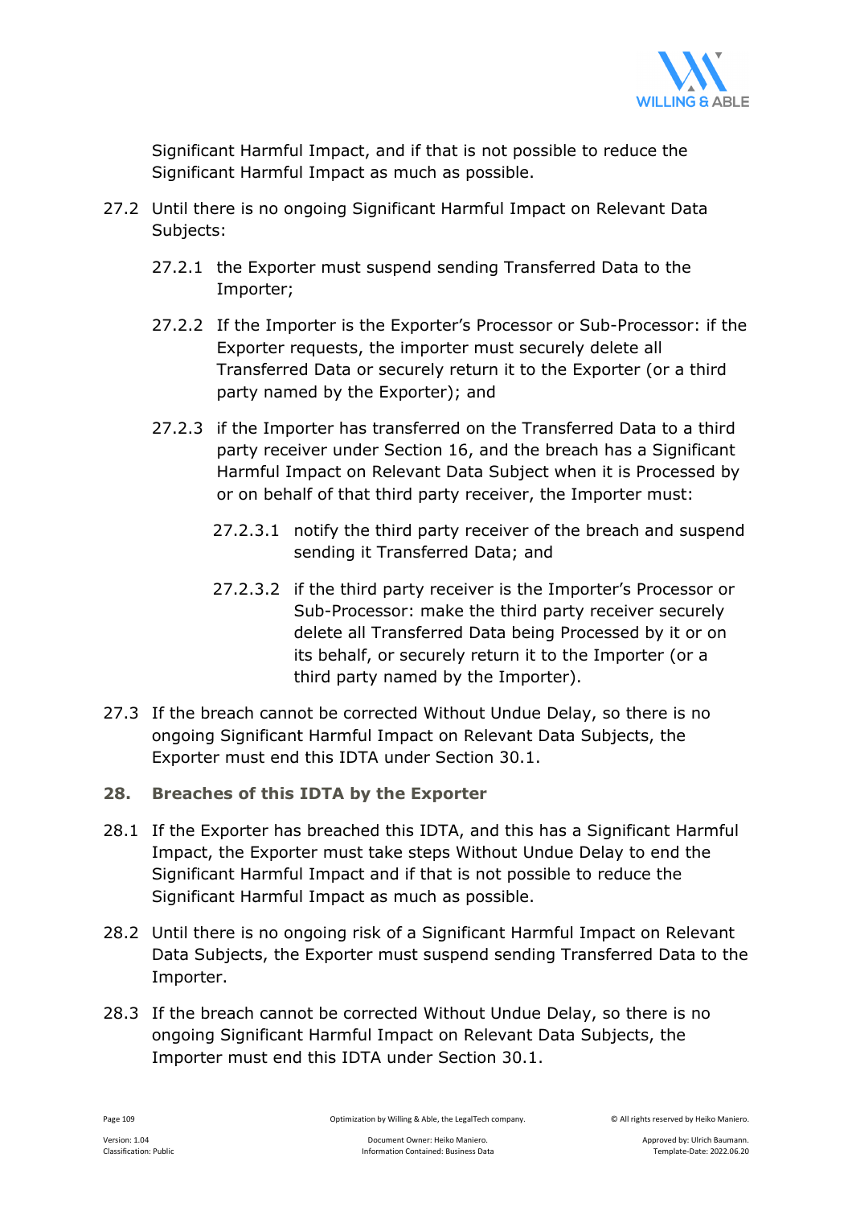Significant Harmful Impact, and if that is not possible to reduce the Significant Harmful Impact as much as possible.

27.2 Until there is no ongoing Significant Harmful Impact on Relevant Data Subjects:

27.2.1 the Exporter must suspend sending Transferred Data to the Importer;

27.2.2 If the Importer is the Exporter's Processor or Sub-Processor: if the Exporter requests, the importer must securely delete all Transferred Data or securely return it to the Exporter (or a third party named by the Exporter); and

27.2.3 if the Importer has transferred on the Transferred Data to a third party receiver under Section 16, and the breach has a Significant Harmful Impact on Relevant Data Subject when it is Processed by or on behalf of that third party receiver, the Importer must:

27.2.3.1 notify the third party receiver of the breach and suspend sending it Transferred Data; and

27.2.3.2 if the third party receiver is the Importer's Processor or Sub-Processor: make the third party receiver securely delete all Transferred Data being Processed by it or on its behalf, or securely return it to the Importer (or a third party named by the Importer).

27.3 If the breach cannot be corrected Without Undue Delay, so there is no ongoing Significant Harmful Impact on Relevant Data Subjects, the Exporter must end this IDTA under Section 30.1.

## 28. Breaches of this IDTA by the Exporter

28.1 If the Exporter has breached this IDTA, and this has a Significant Harmful Impact, the Exporter must take steps Without Undue Delay to end the Significant Harmful Impact and if that is not possible to reduce the Significant Harmful Impact as much as possible.

28.2 Until there is no ongoing risk of a Significant Harmful Impact on Relevant Data Subjects, the Exporter must suspend sending Transferred Data to the Importer.

28.3 If the breach cannot be corrected Without Undue Delay, so there is no ongoing Significant Harmful Impact on Relevant Data Subjects, the Importer must end this IDTA under Section 30.1.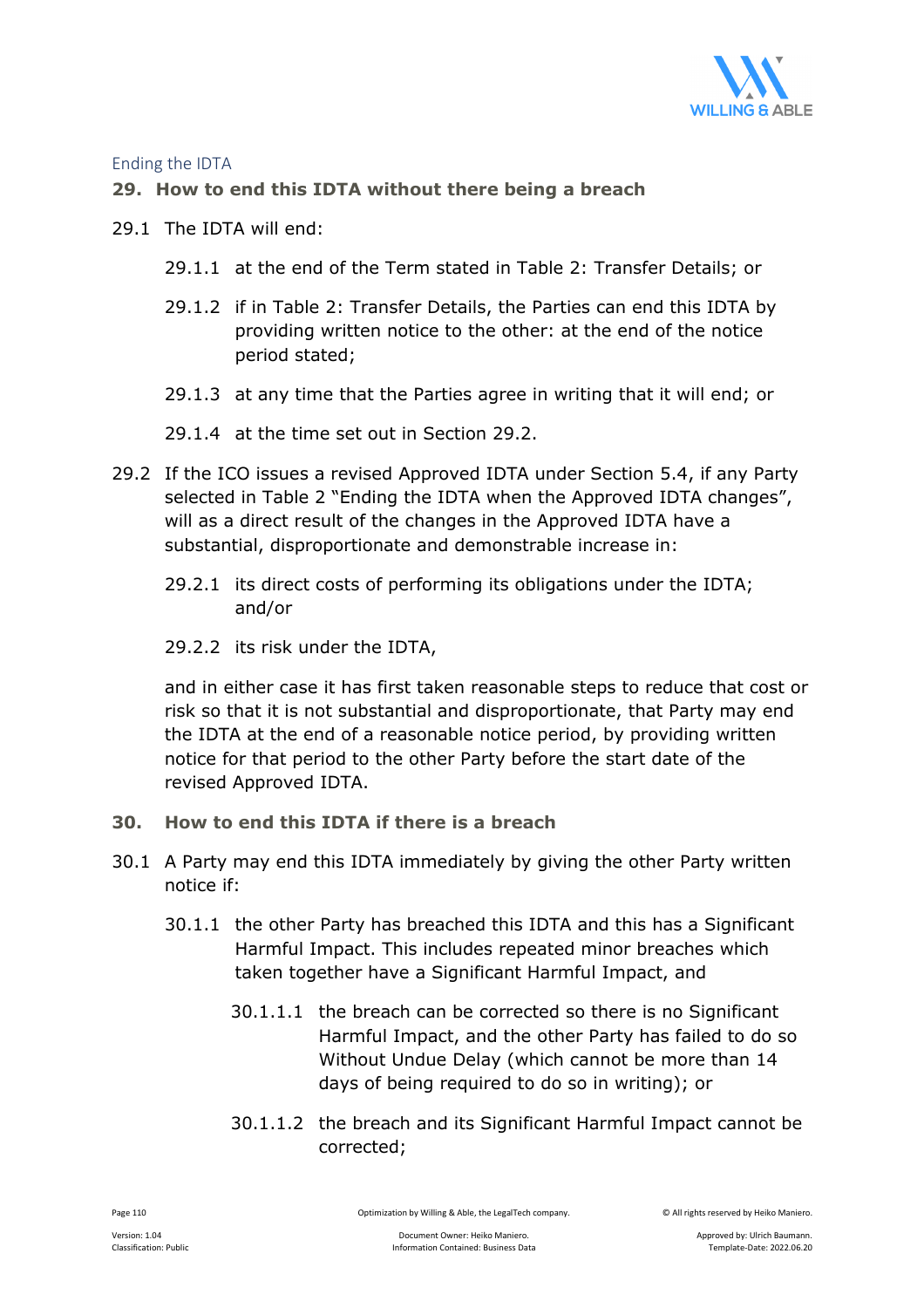Ending the IDTA

## 29. How to end this IDTA without there being a breach

29.1 The IDTA will end:

29.1.1 at the end of the Term stated in Table 2: Transfer Details; or

29.1.2 if in Table 2: Transfer Details, the Parties can end this IDTA by providing written notice to the other: at the end of the notice period stated;

29.1.3 at any time that the Parties agree in writing that it will end; or

29.1.4 at the time set out in Section 29.2.

29.2 If the ICO issues a revised Approved IDTA under Section 5.4, if any Party selected in Table 2 "Ending the IDTA when the Approved IDTA changes", will as a direct result of the changes in the Approved IDTA have a substantial, disproportionate and demonstrable increase in:

29.2.1 its direct costs of performing its obligations under the IDTA; and/or

29.2.2 its risk under the IDTA,

and in either case it has first taken reasonable steps to reduce that cost or risk so that it is not substantial and disproportionate, that Party may end the IDTA at the end of a reasonable notice period, by providing written notice for that period to the other Party before the start date of the revised Approved IDTA.

## 30. How to end this IDTA if there is a breach

30.1 A Party may end this IDTA immediately by giving the other Party written notice if:

30.1.1 the other Party has breached this IDTA and this has a Significant Harmful Impact. This includes repeated minor breaches which taken together have a Significant Harmful Impact, and

30.1.1.1 the breach can be corrected so there is no Significant Harmful Impact, and the other Party has failed to do so Without Undue Delay (which cannot be more than 14 days of being required to do so in writing); or

30.1.1.2 the breach and its Significant Harmful Impact cannot be corrected;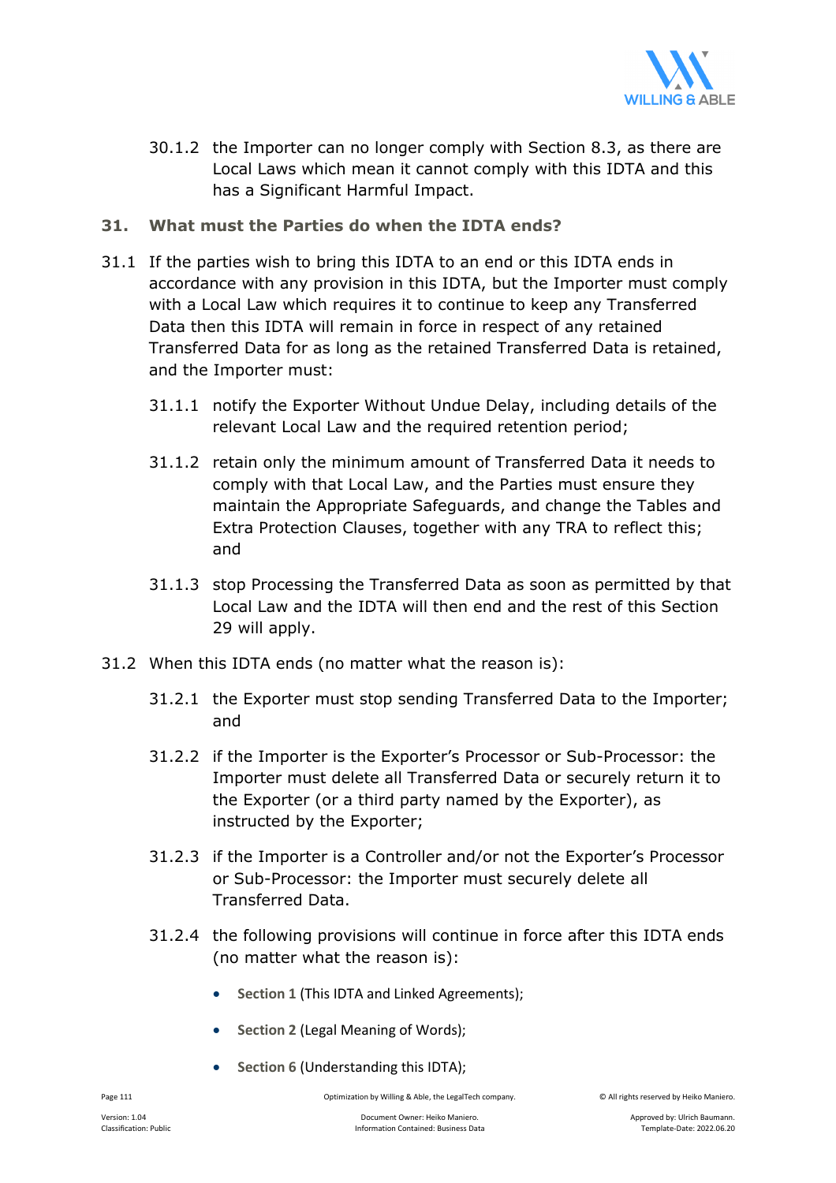30.1.2 the Importer can no longer comply with Section 8.3, as there are Local Laws which mean it cannot comply with this IDTA and this has a Significant Harmful Impact.

## 31. What must the Parties do when the IDTA ends?

31.1 If the parties wish to bring this IDTA to an end or this IDTA ends in accordance with any provision in this IDTA, but the Importer must comply with a Local Law which requires it to continue to keep any Transferred Data then this IDTA will remain in force in respect of any retained Transferred Data for as long as the retained Transferred Data is retained, and the Importer must:

31.1.1 notify the Exporter Without Undue Delay, including details of the relevant Local Law and the required retention period;

31.1.2 retain only the minimum amount of Transferred Data it needs to comply with that Local Law, and the Parties must ensure they maintain the Appropriate Safeguards, and change the Tables and Extra Protection Clauses, together with any TRA to reflect this; and

31.1.3 stop Processing the Transferred Data as soon as permitted by that Local Law and the IDTA will then end and the rest of this Section 29 will apply.

31.2 When this IDTA ends (no matter what the reason is):

31.2.1 the Exporter must stop sending Transferred Data to the Importer; and

31.2.2 if the Importer is the Exporter's Processor or Sub-Processor: the Importer must delete all Transferred Data or securely return it to the Exporter (or a third party named by the Exporter), as instructed by the Exporter;

31.2.3 if the Importer is a Controller and/or not the Exporter's Processor or Sub-Processor: the Importer must securely delete all Transferred Data.

31.2.4 the following provisions will continue in force after this IDTA ends (no matter what the reason is):

- **Section 1** (This IDTA and Linked Agreements);
- **Section 2** (Legal Meaning of Words);
- **Section 6** (Understanding this IDTA);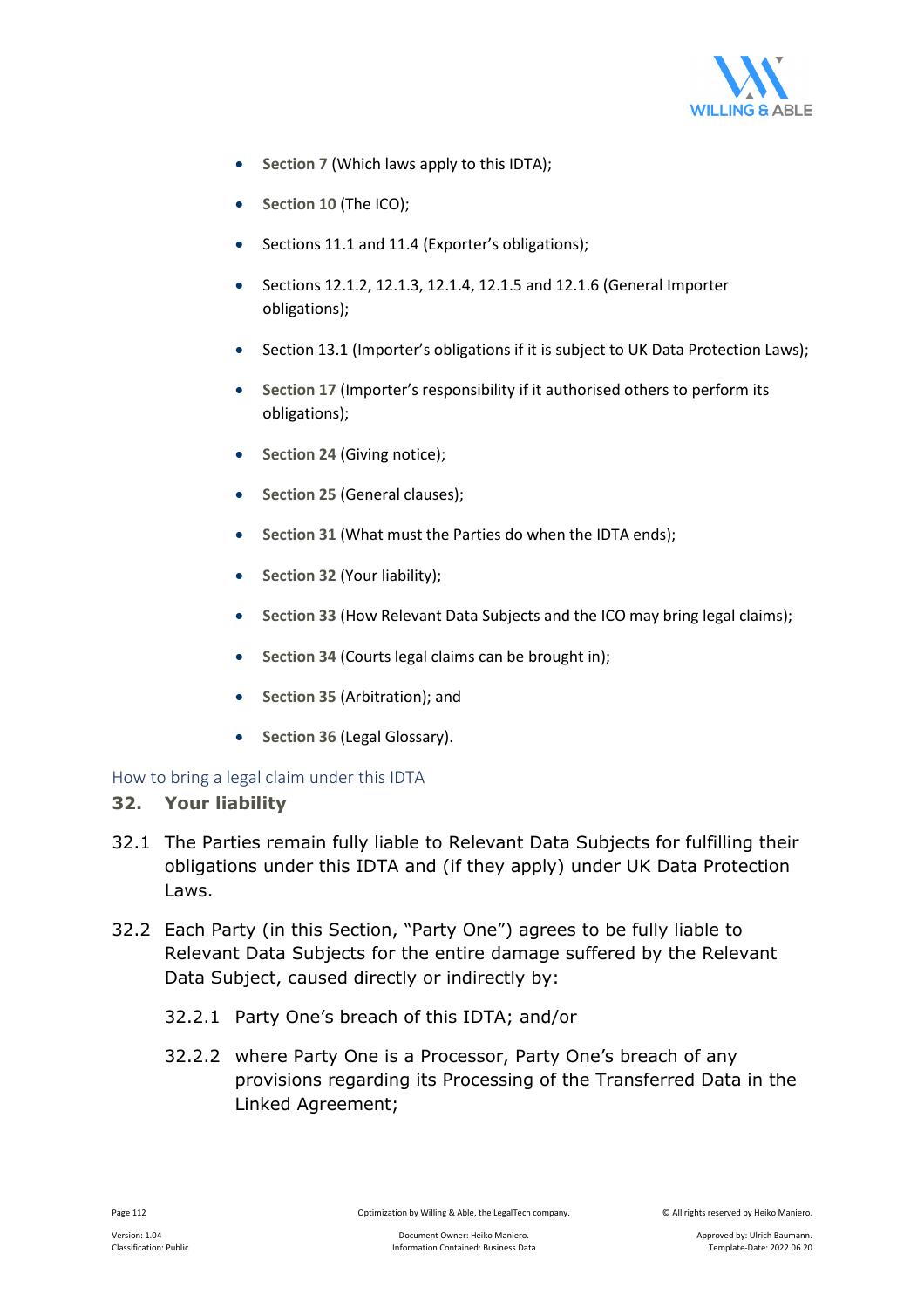- **Section 7** (Which laws apply to this IDTA);
- **Section 10** (The ICO);
- Sections 11.1 and 11.4 (Exporter's obligations);
- Sections 12.1.2, 12.1.3, 12.1.4, 12.1.5 and 12.1.6 (General Importer obligations);
- Section 13.1 (Importer's obligations if it is subject to UK Data Protection Laws);
- **Section 17** (Importer's responsibility if it authorised others to perform its obligations);
- **Section 24** (Giving notice);
- **Section 25** (General clauses);
- **Section 31** (What must the Parties do when the IDTA ends);
- **Section 32** (Your liability);
- **Section 33** (How Relevant Data Subjects and the ICO may bring legal claims);
- **Section 34** (Courts legal claims can be brought in);
- **Section 35** (Arbitration); and
- **Section 36** (Legal Glossary).

## How to bring a legal claim under this IDTA

### 32. Your liability

32.1 The Parties remain fully liable to Relevant Data Subjects for fulfilling their obligations under this IDTA and (if they apply) under UK Data Protection Laws.

32.2 Each Party (in this Section, "Party One") agrees to be fully liable to Relevant Data Subjects for the entire damage suffered by the Relevant Data Subject, caused directly or indirectly by:

32.2.1 Party One's breach of this IDTA; and/or

32.2.2 where Party One is a Processor, Party One's breach of any provisions regarding its Processing of the Transferred Data in the Linked Agreement;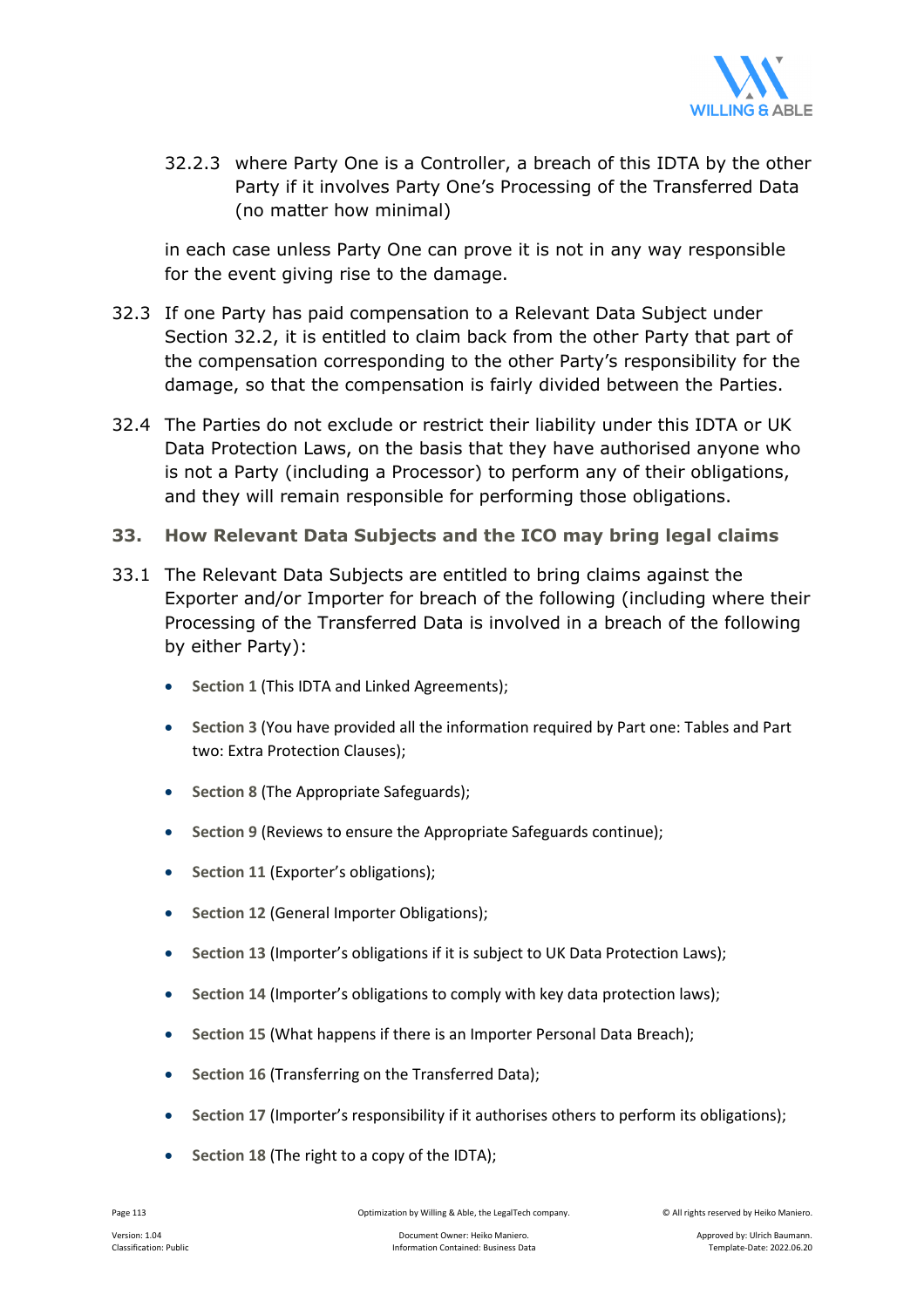32.2.3 where Party One is a Controller, a breach of this IDTA by the other Party if it involves Party One's Processing of the Transferred Data (no matter how minimal)

in each case unless Party One can prove it is not in any way responsible for the event giving rise to the damage.

32.3 If one Party has paid compensation to a Relevant Data Subject under Section 32.2, it is entitled to claim back from the other Party that part of the compensation corresponding to the other Party's responsibility for the damage, so that the compensation is fairly divided between the Parties.

32.4 The Parties do not exclude or restrict their liability under this IDTA or UK Data Protection Laws, on the basis that they have authorised anyone who is not a Party (including a Processor) to perform any of their obligations, and they will remain responsible for performing those obligations.

## 33. How Relevant Data Subjects and the ICO may bring legal claims

33.1 The Relevant Data Subjects are entitled to bring claims against the Exporter and/or Importer for breach of the following (including where their Processing of the Transferred Data is involved in a breach of the following by either Party):

- **Section 1** (This IDTA and Linked Agreements);
- **Section 3** (You have provided all the information required by Part one: Tables and Part two: Extra Protection Clauses);
- **Section 8** (The Appropriate Safeguards);
- **Section 9** (Reviews to ensure the Appropriate Safeguards continue);
- **Section 11** (Exporter's obligations);
- **Section 12** (General Importer Obligations);
- **Section 13** (Importer's obligations if it is subject to UK Data Protection Laws);
- **Section 14** (Importer's obligations to comply with key data protection laws);
- **Section 15** (What happens if there is an Importer Personal Data Breach);
- **Section 16** (Transferring on the Transferred Data);
- **Section 17** (Importer's responsibility if it authorises others to perform its obligations);
- **Section 18** (The right to a copy of the IDTA);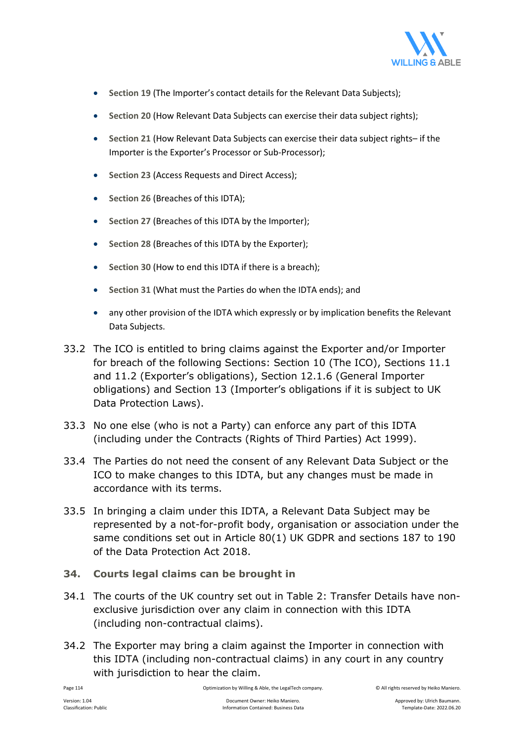- **Section 19** (The Importer's contact details for the Relevant Data Subjects);
- **Section 20** (How Relevant Data Subjects can exercise their data subject rights);
- **Section 21** (How Relevant Data Subjects can exercise their data subject rights– if the Importer is the Exporter's Processor or Sub-Processor);
- **Section 23** (Access Requests and Direct Access);
- **Section 26** (Breaches of this IDTA);
- **Section 27** (Breaches of this IDTA by the Importer);
- **Section 28** (Breaches of this IDTA by the Exporter);
- **Section 30** (How to end this IDTA if there is a breach);
- **Section 31** (What must the Parties do when the IDTA ends); and
- any other provision of the IDTA which expressly or by implication benefits the Relevant Data Subjects.

33.2 The ICO is entitled to bring claims against the Exporter and/or Importer for breach of the following Sections: Section 10 (The ICO), Sections 11.1 and 11.2 (Exporter's obligations), Section 12.1.6 (General Importer obligations) and Section 13 (Importer's obligations if it is subject to UK Data Protection Laws).

33.3 No one else (who is not a Party) can enforce any part of this IDTA (including under the Contracts (Rights of Third Parties) Act 1999).

33.4 The Parties do not need the consent of any Relevant Data Subject or the ICO to make changes to this IDTA, but any changes must be made in accordance with its terms.

33.5 In bringing a claim under this IDTA, a Relevant Data Subject may be represented by a not-for-profit body, organisation or association under the same conditions set out in Article 80(1) UK GDPR and sections 187 to 190 of the Data Protection Act 2018.

## 34. Courts legal claims can be brought in

34.1 The courts of the UK country set out in Table 2: Transfer Details have non-exclusive jurisdiction over any claim in connection with this IDTA (including non-contractual claims).

34.2 The Exporter may bring a claim against the Importer in connection with this IDTA (including non-contractual claims) in any court in any country with jurisdiction to hear the claim.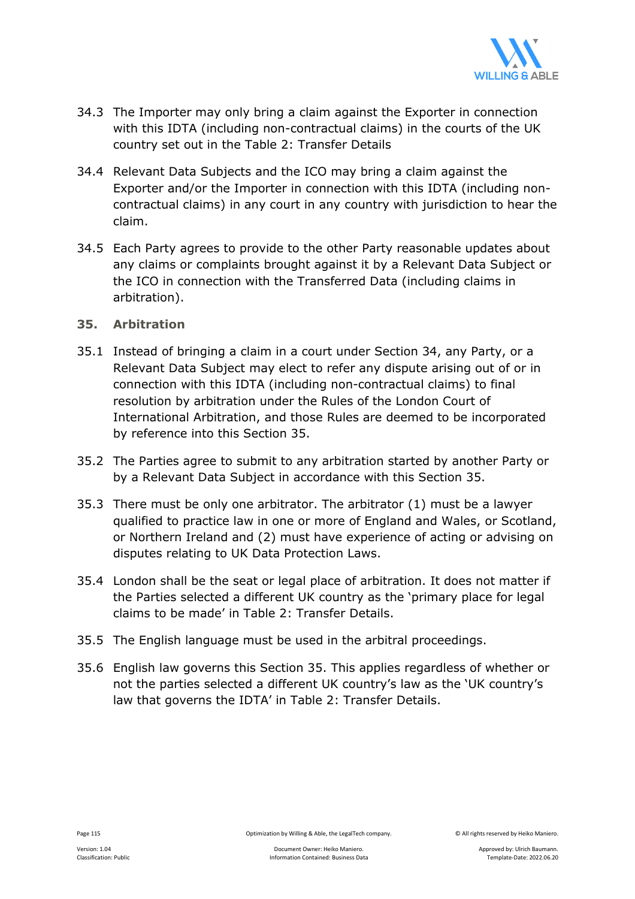34.3 The Importer may only bring a claim against the Exporter in connection with this IDTA (including non-contractual claims) in the courts of the UK country set out in the Table 2: Transfer Details

34.4 Relevant Data Subjects and the ICO may bring a claim against the Exporter and/or the Importer in connection with this IDTA (including non-contractual claims) in any court in any country with jurisdiction to hear the claim.

34.5 Each Party agrees to provide to the other Party reasonable updates about any claims or complaints brought against it by a Relevant Data Subject or the ICO in connection with the Transferred Data (including claims in arbitration).

## 35. Arbitration

35.1 Instead of bringing a claim in a court under Section 34, any Party, or a Relevant Data Subject may elect to refer any dispute arising out of or in connection with this IDTA (including non-contractual claims) to final resolution by arbitration under the Rules of the London Court of International Arbitration, and those Rules are deemed to be incorporated by reference into this Section 35.

35.2 The Parties agree to submit to any arbitration started by another Party or by a Relevant Data Subject in accordance with this Section 35.

35.3 There must be only one arbitrator. The arbitrator (1) must be a lawyer qualified to practice law in one or more of England and Wales, or Scotland, or Northern Ireland and (2) must have experience of acting or advising on disputes relating to UK Data Protection Laws.

35.4 London shall be the seat or legal place of arbitration. It does not matter if the Parties selected a different UK country as the 'primary place for legal claims to be made' in Table 2: Transfer Details.

35.5 The English language must be used in the arbitral proceedings.

35.6 English law governs this Section 35. This applies regardless of whether or not the parties selected a different UK country's law as the 'UK country's law that governs the IDTA' in Table 2: Transfer Details.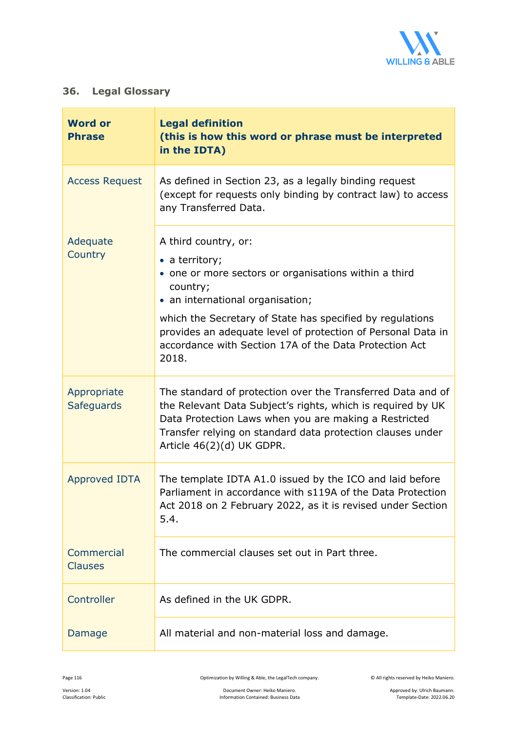## 36. Legal Glossary

| Word or Phrase | Legal definition (this is how this word or phrase must be interpreted in the IDTA) |
|---|---|
| Access Request | As defined in Section 23, as a legally binding request (except for requests only binding by contract law) to access any Transferred Data. |
| Adequate Country | A third country, or:<br>• a territory;<br>• one or more sectors or organisations within a third country;<br>• an international organisation;<br>which the Secretary of State has specified by regulations provides an adequate level of protection of Personal Data in accordance with Section 17A of the Data Protection Act 2018. |
| Appropriate Safeguards | The standard of protection over the Transferred Data and of the Relevant Data Subject's rights, which is required by UK Data Protection Laws when you are making a Restricted Transfer relying on standard data protection clauses under Article 46(2)(d) UK GDPR. |
| Approved IDTA | The template IDTA A1.0 issued by the ICO and laid before Parliament in accordance with s119A of the Data Protection Act 2018 on 2 February 2022, as it is revised under Section 5.4. |
| Commercial Clauses | The commercial clauses set out in Part three. |
| Controller | As defined in the UK GDPR. |
| Damage | All material and non-material loss and damage. |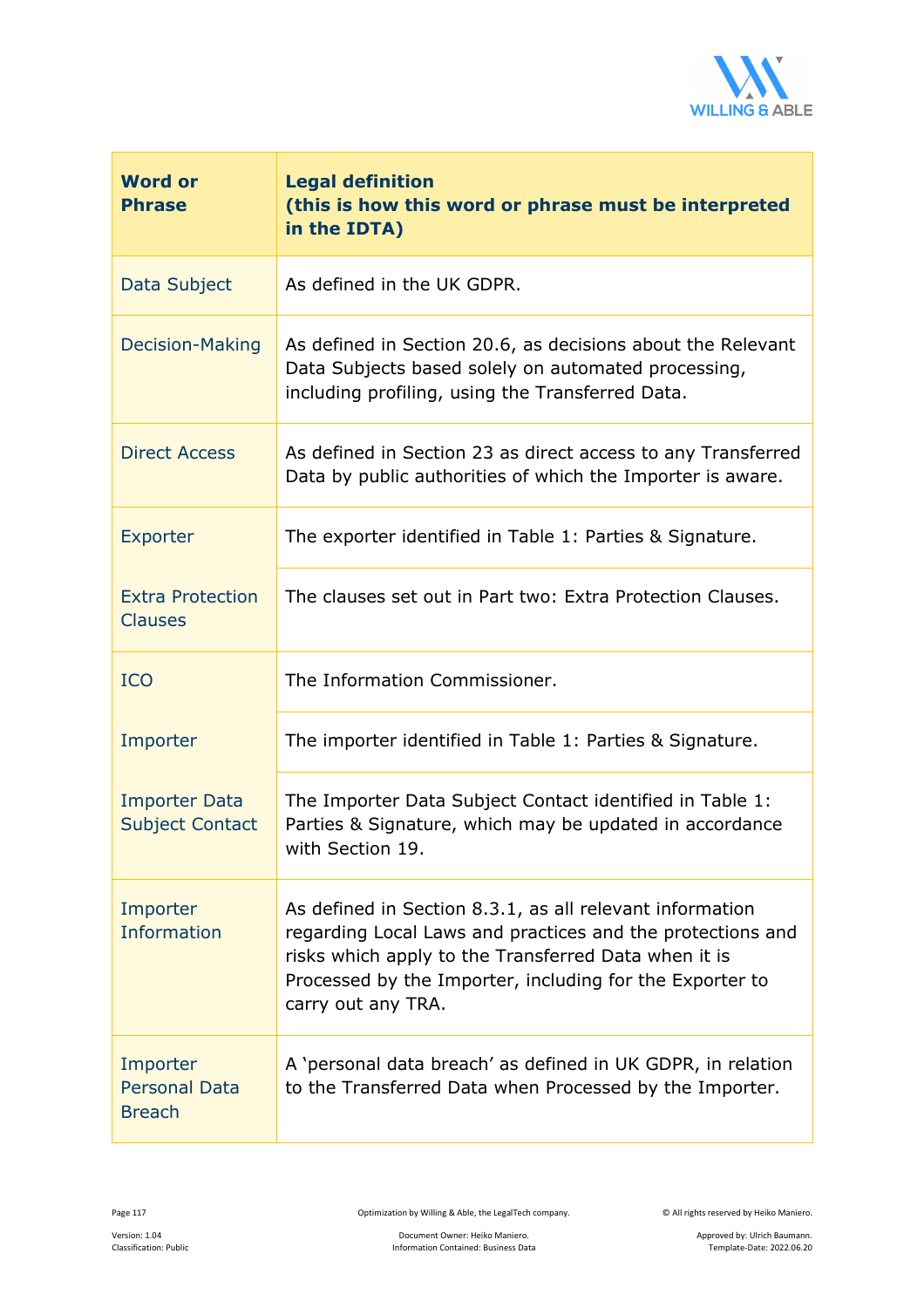| Word or Phrase | Legal definition (this is how this word or phrase must be interpreted in the IDTA) |
|---|---|
| Data Subject | As defined in the UK GDPR. |
| Decision-Making | As defined in Section 20.6, as decisions about the Relevant Data Subjects based solely on automated processing, including profiling, using the Transferred Data. |
| Direct Access | As defined in Section 23 as direct access to any Transferred Data by public authorities of which the Importer is aware. |
| Exporter | The exporter identified in Table 1: Parties & Signature. |
| Extra Protection Clauses | The clauses set out in Part two: Extra Protection Clauses. |
| ICO | The Information Commissioner. |
| Importer | The importer identified in Table 1: Parties & Signature. |
| Importer Data Subject Contact | The Importer Data Subject Contact identified in Table 1: Parties & Signature, which may be updated in accordance with Section 19. |
| Importer Information | As defined in Section 8.3.1, as all relevant information regarding Local Laws and practices and the protections and risks which apply to the Transferred Data when it is Processed by the Importer, including for the Exporter to carry out any TRA. |
| Importer Personal Data Breach | A 'personal data breach' as defined in UK GDPR, in relation to the Transferred Data when Processed by the Importer. |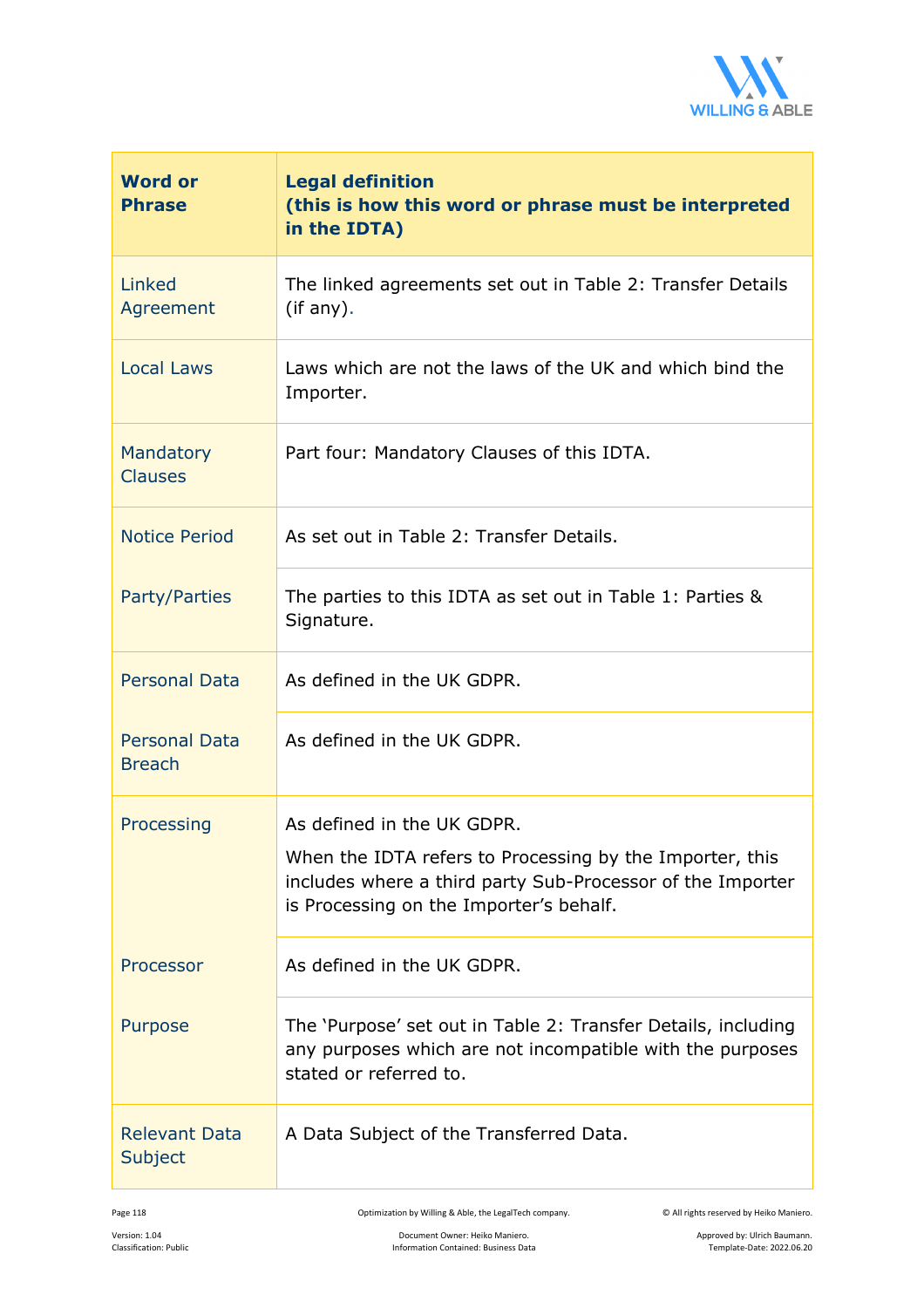| Word or Phrase | Legal definition (this is how this word or phrase must be interpreted in the IDTA) |
| --- | --- |
| Linked Agreement | The linked agreements set out in Table 2: Transfer Details (if any). |
| Local Laws | Laws which are not the laws of the UK and which bind the Importer. |
| Mandatory Clauses | Part four: Mandatory Clauses of this IDTA. |
| Notice Period | As set out in Table 2: Transfer Details. |
| Party/Parties | The parties to this IDTA as set out in Table 1: Parties & Signature. |
| Personal Data | As defined in the UK GDPR. |
| Personal Data Breach | As defined in the UK GDPR. |
| Processing | As defined in the UK GDPR.<br>When the IDTA refers to Processing by the Importer, this includes where a third party Sub-Processor of the Importer is Processing on the Importer's behalf. |
| Processor | As defined in the UK GDPR. |
| Purpose | The 'Purpose' set out in Table 2: Transfer Details, including any purposes which are not incompatible with the purposes stated or referred to. |
| Relevant Data Subject | A Data Subject of the Transferred Data. |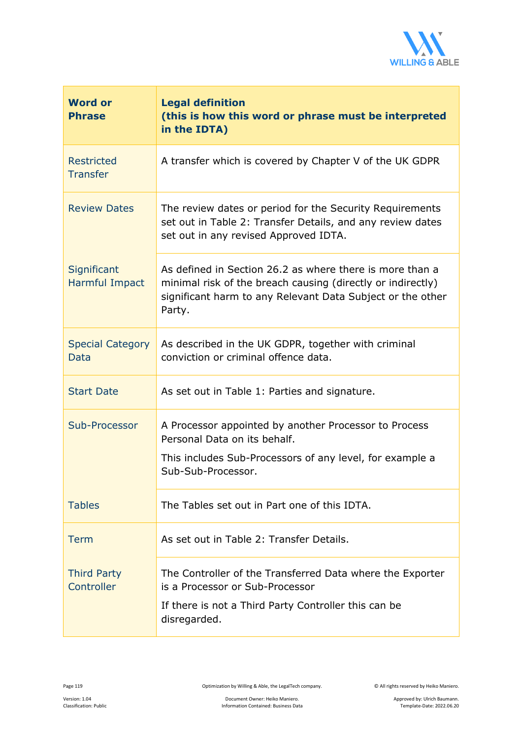| Word or Phrase | Legal definition (this is how this word or phrase must be interpreted in the IDTA) |
|---|---|
| Restricted Transfer | A transfer which is covered by Chapter V of the UK GDPR |
| Review Dates | The review dates or period for the Security Requirements set out in Table 2: Transfer Details, and any review dates set out in any revised Approved IDTA. |
| Significant Harmful Impact | As defined in Section 26.2 as where there is more than a minimal risk of the breach causing (directly or indirectly) significant harm to any Relevant Data Subject or the other Party. |
| Special Category Data | As described in the UK GDPR, together with criminal conviction or criminal offence data. |
| Start Date | As set out in Table 1: Parties and signature. |
| Sub-Processor | A Processor appointed by another Processor to Process Personal Data on its behalf. This includes Sub-Processors of any level, for example a Sub-Sub-Processor. |
| Tables | The Tables set out in Part one of this IDTA. |
| Term | As set out in Table 2: Transfer Details. |
| Third Party Controller | The Controller of the Transferred Data where the Exporter is a Processor or Sub-Processor If there is not a Third Party Controller this can be disregarded. |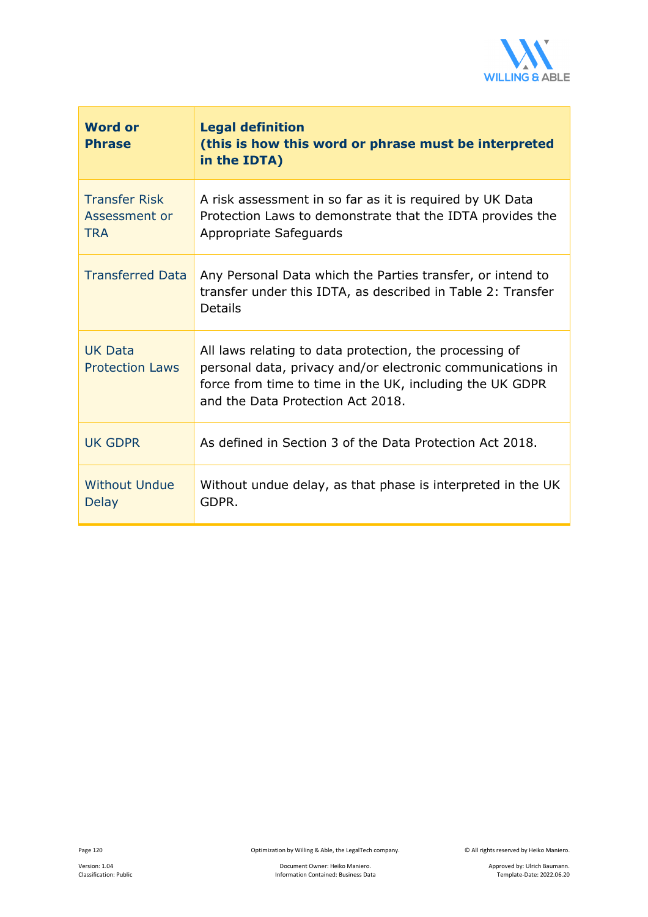| Word or Phrase | Legal definition (this is how this word or phrase must be interpreted in the IDTA) |
|---|---|
| Transfer Risk Assessment or TRA | A risk assessment in so far as it is required by UK Data Protection Laws to demonstrate that the IDTA provides the Appropriate Safeguards |
| Transferred Data | Any Personal Data which the Parties transfer, or intend to transfer under this IDTA, as described in Table 2: Transfer Details |
| UK Data Protection Laws | All laws relating to data protection, the processing of personal data, privacy and/or electronic communications in force from time to time in the UK, including the UK GDPR and the Data Protection Act 2018. |
| UK GDPR | As defined in Section 3 of the Data Protection Act 2018. |
| Without Undue Delay | Without undue delay, as that phase is interpreted in the UK GDPR. |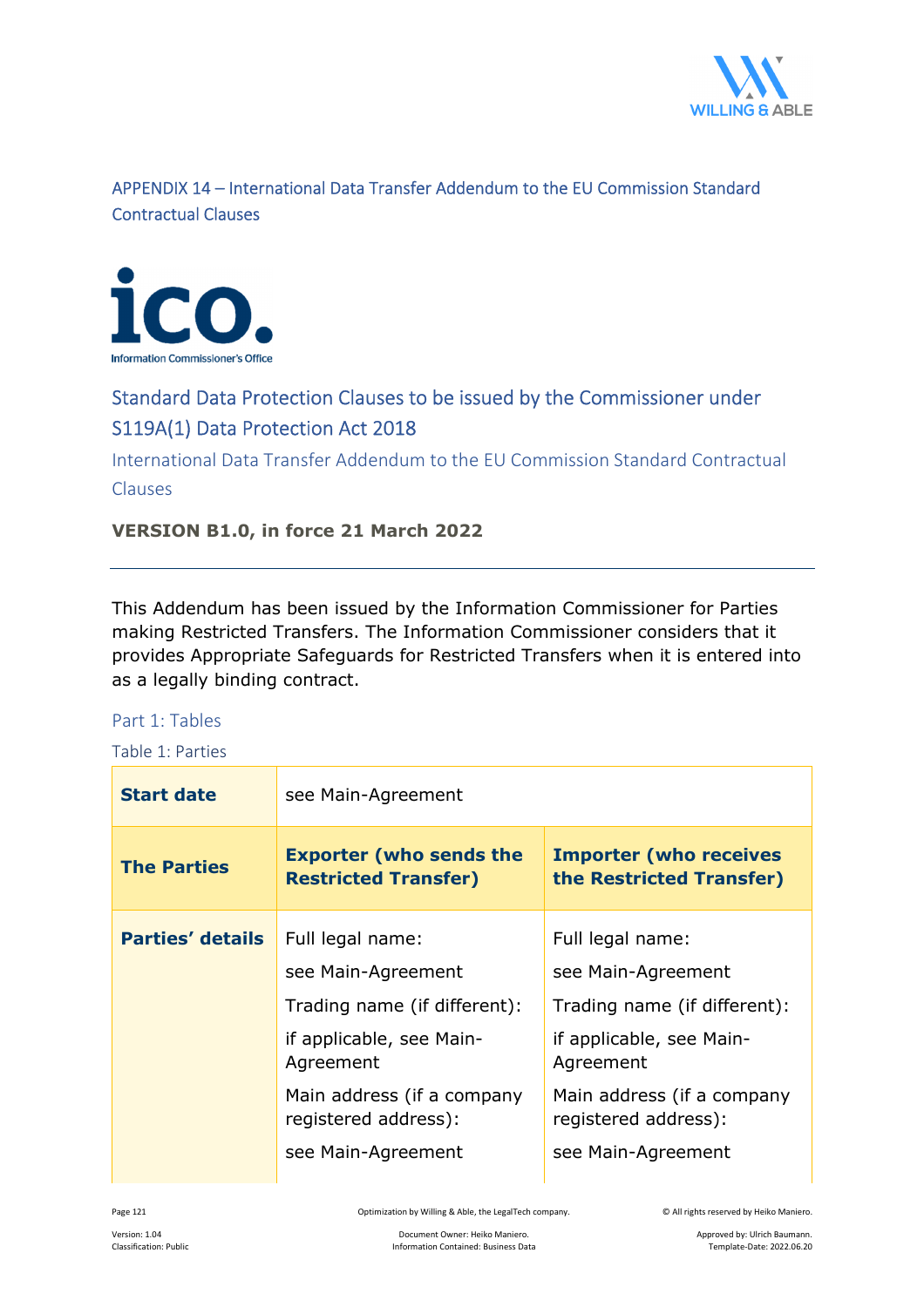## APPENDIX 14 – International Data Transfer Addendum to the EU Commission Standard Contractual Clauses

ico.
Information Commissioner's Office

## Standard Data Protection Clauses to be issued by the Commissioner under S119A(1) Data Protection Act 2018

### International Data Transfer Addendum to the EU Commission Standard Contractual Clauses

**VERSION B1.0, in force 21 March 2022**

This Addendum has been issued by the Information Commissioner for Parties making Restricted Transfers. The Information Commissioner considers that it provides Appropriate Safeguards for Restricted Transfers when it is entered into as a legally binding contract.

### Part 1: Tables

Table 1: Parties

| **Start date** | see Main-Agreement | |
|---|---|---|
| **The Parties** | **Exporter (who sends the Restricted Transfer)** | **Importer (who receives the Restricted Transfer)** |
| **Parties' details** | Full legal name:<br>see Main-Agreement<br>Trading name (if different):<br>if applicable, see Main-Agreement<br>Main address (if a company registered address):<br>see Main-Agreement | Full legal name:<br>see Main-Agreement<br>Trading name (if different):<br>if applicable, see Main-Agreement<br>Main address (if a company registered address):<br>see Main-Agreement |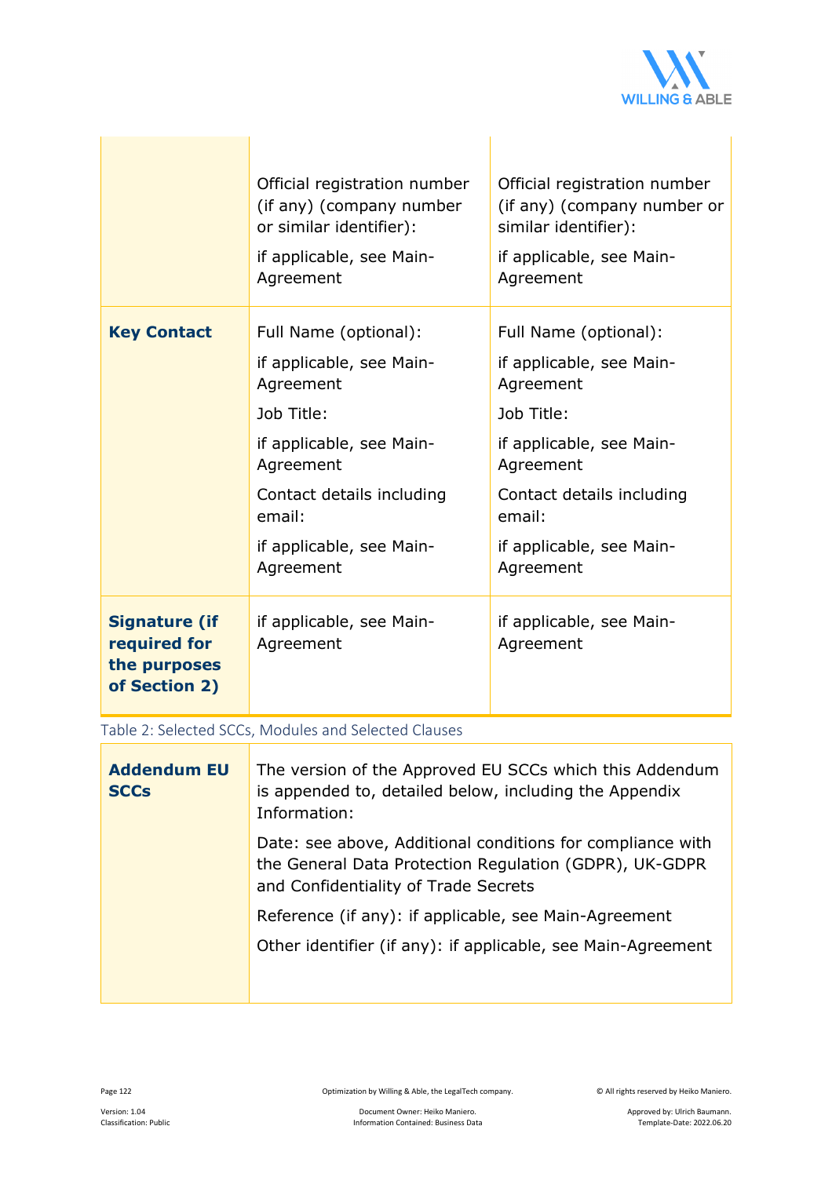| | | |
|---|---|---|
| | Official registration number (if any) (company number or similar identifier): if applicable, see Main-Agreement | Official registration number (if any) (company number or similar identifier): if applicable, see Main-Agreement |
| **Key Contact** | Full Name (optional): if applicable, see Main-Agreement Job Title: if applicable, see Main-Agreement Contact details including email: if applicable, see Main-Agreement | Full Name (optional): if applicable, see Main-Agreement Job Title: if applicable, see Main-Agreement Contact details including email: if applicable, see Main-Agreement |
| **Signature (if required for the purposes of Section 2)** | if applicable, see Main-Agreement | if applicable, see Main-Agreement |

Table 2: Selected SCCs, Modules and Selected Clauses

| | |
|---|---|
| **Addendum EU SCCs** | The version of the Approved EU SCCs which this Addendum is appended to, detailed below, including the Appendix Information: Date: see above, Additional conditions for compliance with the General Data Protection Regulation (GDPR), UK-GDPR and Confidentiality of Trade Secrets Reference (if any): if applicable, see Main-Agreement Other identifier (if any): if applicable, see Main-Agreement |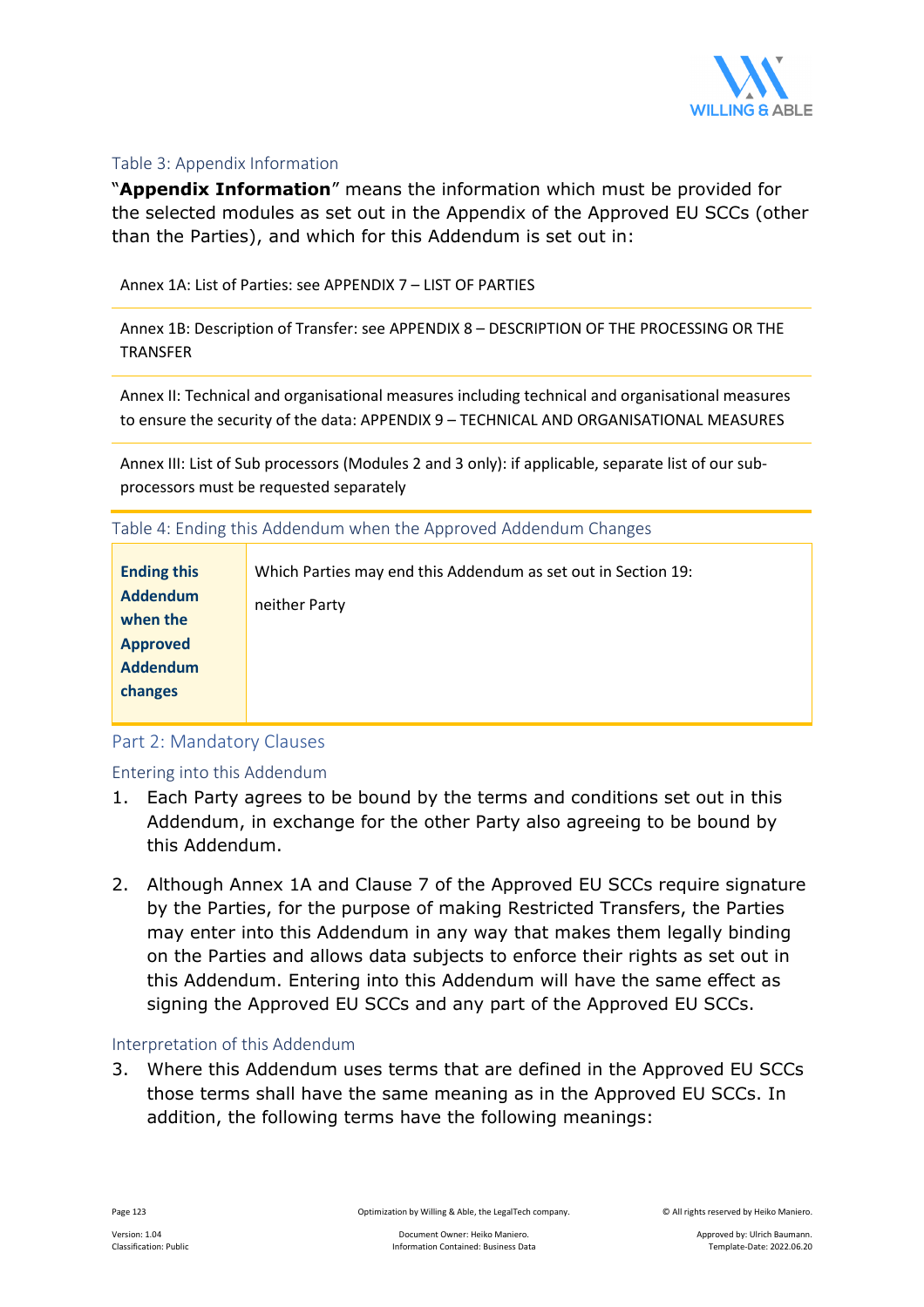### Table 3: Appendix Information

"**Appendix Information**" means the information which must be provided for the selected modules as set out in the Appendix of the Approved EU SCCs (other than the Parties), and which for this Addendum is set out in:

| |
|---|
| Annex 1A: List of Parties: see APPENDIX 7 – LIST OF PARTIES |
| Annex 1B: Description of Transfer: see APPENDIX 8 – DESCRIPTION OF THE PROCESSING OR THE TRANSFER |
| Annex II: Technical and organisational measures including technical and organisational measures to ensure the security of the data: APPENDIX 9 – TECHNICAL AND ORGANISATIONAL MEASURES |
| Annex III: List of Sub processors (Modules 2 and 3 only): if applicable, separate list of our sub-processors must be requested separately |

### Table 4: Ending this Addendum when the Approved Addendum Changes

| | |
|---|---|
| **Ending this Addendum when the Approved Addendum changes** | Which Parties may end this Addendum as set out in Section 19: neither Party |

## Part 2: Mandatory Clauses

### Entering into this Addendum

1. Each Party agrees to be bound by the terms and conditions set out in this Addendum, in exchange for the other Party also agreeing to be bound by this Addendum.

2. Although Annex 1A and Clause 7 of the Approved EU SCCs require signature by the Parties, for the purpose of making Restricted Transfers, the Parties may enter into this Addendum in any way that makes them legally binding on the Parties and allows data subjects to enforce their rights as set out in this Addendum. Entering into this Addendum will have the same effect as signing the Approved EU SCCs and any part of the Approved EU SCCs.

### Interpretation of this Addendum

3. Where this Addendum uses terms that are defined in the Approved EU SCCs those terms shall have the same meaning as in the Approved EU SCCs. In addition, the following terms have the following meanings: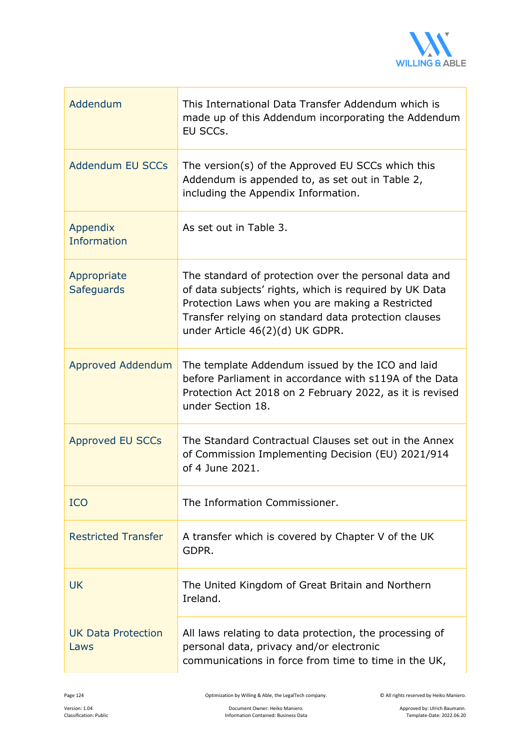| | |
|---|---|
| Addendum | This International Data Transfer Addendum which is made up of this Addendum incorporating the Addendum EU SCCs. |
| Addendum EU SCCs | The version(s) of the Approved EU SCCs which this Addendum is appended to, as set out in Table 2, including the Appendix Information. |
| Appendix Information | As set out in Table 3. |
| Appropriate Safeguards | The standard of protection over the personal data and of data subjects' rights, which is required by UK Data Protection Laws when you are making a Restricted Transfer relying on standard data protection clauses under Article 46(2)(d) UK GDPR. |
| Approved Addendum | The template Addendum issued by the ICO and laid before Parliament in accordance with s119A of the Data Protection Act 2018 on 2 February 2022, as it is revised under Section 18. |
| Approved EU SCCs | The Standard Contractual Clauses set out in the Annex of Commission Implementing Decision (EU) 2021/914 of 4 June 2021. |
| ICO | The Information Commissioner. |
| Restricted Transfer | A transfer which is covered by Chapter V of the UK GDPR. |
| UK | The United Kingdom of Great Britain and Northern Ireland. |
| UK Data Protection Laws | All laws relating to data protection, the processing of personal data, privacy and/or electronic communications in force from time to time in the UK, |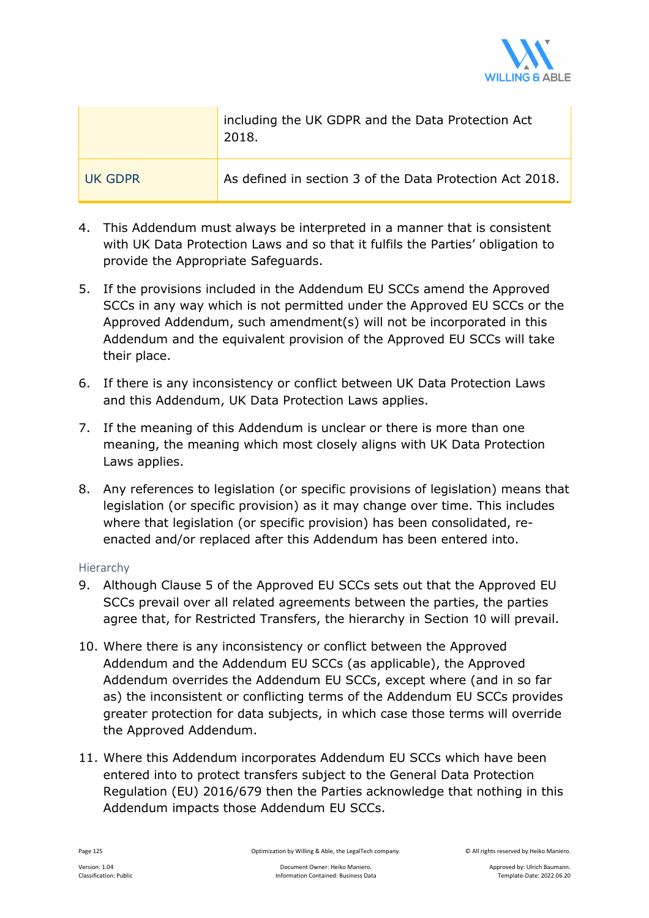| | |
|---|---|
| | including the UK GDPR and the Data Protection Act 2018. |
| UK GDPR | As defined in section 3 of the Data Protection Act 2018. |

4. This Addendum must always be interpreted in a manner that is consistent with UK Data Protection Laws and so that it fulfils the Parties' obligation to provide the Appropriate Safeguards.

5. If the provisions included in the Addendum EU SCCs amend the Approved SCCs in any way which is not permitted under the Approved EU SCCs or the Approved Addendum, such amendment(s) will not be incorporated in this Addendum and the equivalent provision of the Approved EU SCCs will take their place.

6. If there is any inconsistency or conflict between UK Data Protection Laws and this Addendum, UK Data Protection Laws applies.

7. If the meaning of this Addendum is unclear or there is more than one meaning, the meaning which most closely aligns with UK Data Protection Laws applies.

8. Any references to legislation (or specific provisions of legislation) means that legislation (or specific provision) as it may change over time. This includes where that legislation (or specific provision) has been consolidated, re-enacted and/or replaced after this Addendum has been entered into.

### Hierarchy

9. Although Clause 5 of the Approved EU SCCs sets out that the Approved EU SCCs prevail over all related agreements between the parties, the parties agree that, for Restricted Transfers, the hierarchy in Section 10 will prevail.

10. Where there is any inconsistency or conflict between the Approved Addendum and the Addendum EU SCCs (as applicable), the Approved Addendum overrides the Addendum EU SCCs, except where (and in so far as) the inconsistent or conflicting terms of the Addendum EU SCCs provides greater protection for data subjects, in which case those terms will override the Approved Addendum.

11. Where this Addendum incorporates Addendum EU SCCs which have been entered into to protect transfers subject to the General Data Protection Regulation (EU) 2016/679 then the Parties acknowledge that nothing in this Addendum impacts those Addendum EU SCCs.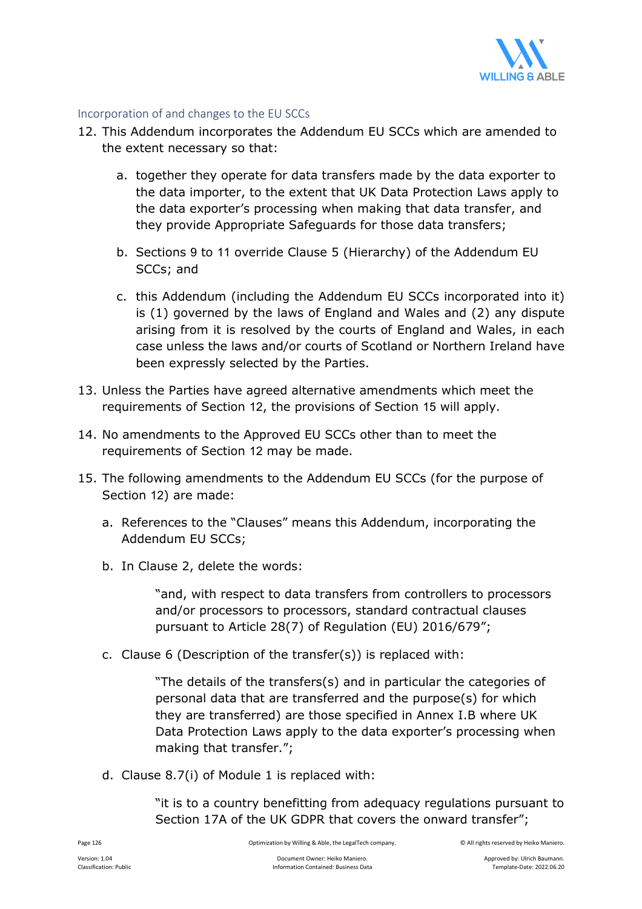### Incorporation of and changes to the EU SCCs

12. This Addendum incorporates the Addendum EU SCCs which are amended to the extent necessary so that:

    a. together they operate for data transfers made by the data exporter to the data importer, to the extent that UK Data Protection Laws apply to the data exporter's processing when making that data transfer, and they provide Appropriate Safeguards for those data transfers;

    b. Sections 9 to 11 override Clause 5 (Hierarchy) of the Addendum EU SCCs; and

    c. this Addendum (including the Addendum EU SCCs incorporated into it) is (1) governed by the laws of England and Wales and (2) any dispute arising from it is resolved by the courts of England and Wales, in each case unless the laws and/or courts of Scotland or Northern Ireland have been expressly selected by the Parties.

13. Unless the Parties have agreed alternative amendments which meet the requirements of Section 12, the provisions of Section 15 will apply.

14. No amendments to the Approved EU SCCs other than to meet the requirements of Section 12 may be made.

15. The following amendments to the Addendum EU SCCs (for the purpose of Section 12) are made:

    a. References to the "Clauses" means this Addendum, incorporating the Addendum EU SCCs;

    b. In Clause 2, delete the words:

       "and, with respect to data transfers from controllers to processors and/or processors to processors, standard contractual clauses pursuant to Article 28(7) of Regulation (EU) 2016/679";

    c. Clause 6 (Description of the transfer(s)) is replaced with:

       "The details of the transfers(s) and in particular the categories of personal data that are transferred and the purpose(s) for which they are transferred) are those specified in Annex I.B where UK Data Protection Laws apply to the data exporter's processing when making that transfer.";

    d. Clause 8.7(i) of Module 1 is replaced with:

       "it is to a country benefitting from adequacy regulations pursuant to Section 17A of the UK GDPR that covers the onward transfer";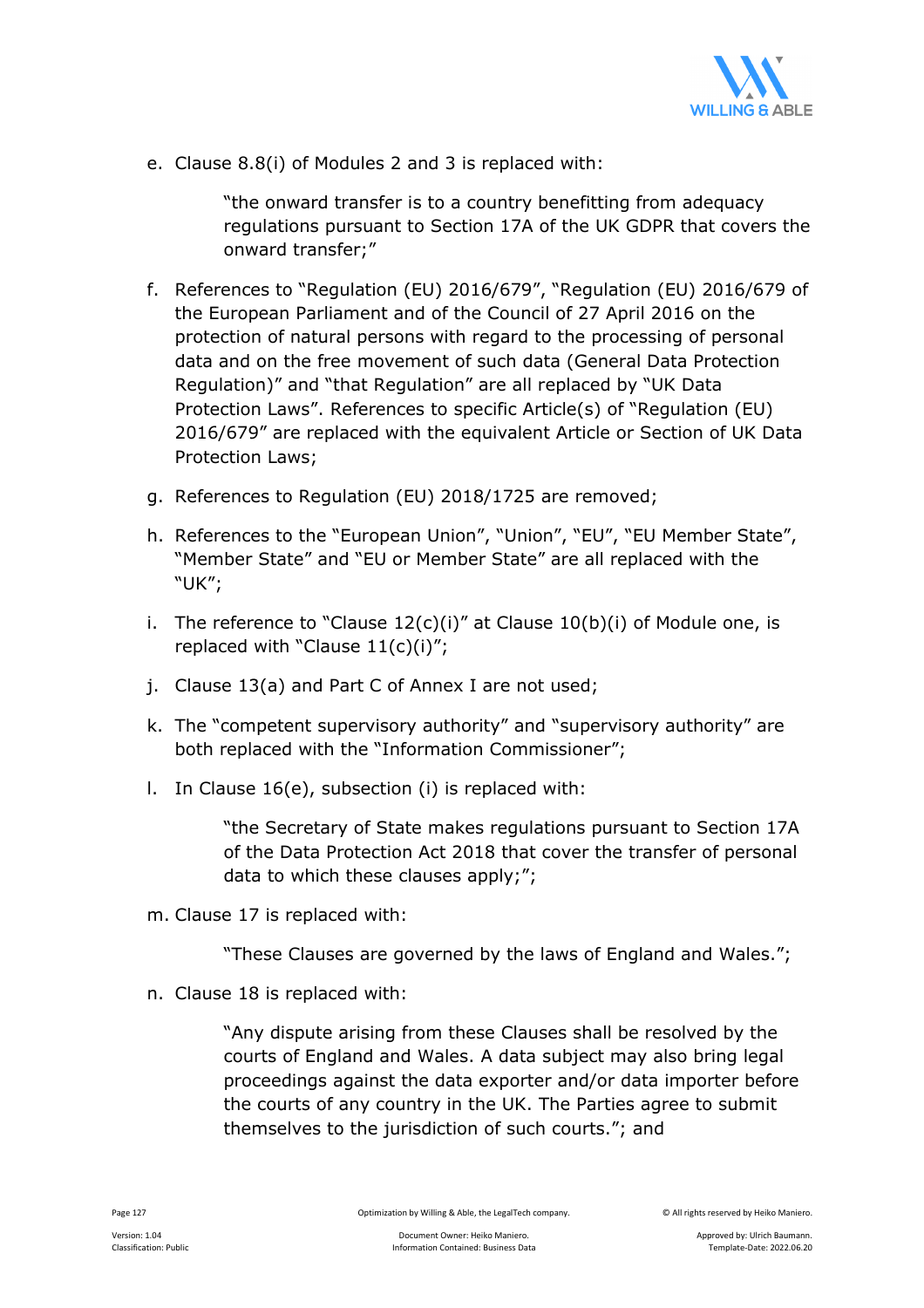e. Clause 8.8(i) of Modules 2 and 3 is replaced with:

> "the onward transfer is to a country benefitting from adequacy regulations pursuant to Section 17A of the UK GDPR that covers the onward transfer;"

f. References to "Regulation (EU) 2016/679", "Regulation (EU) 2016/679 of the European Parliament and of the Council of 27 April 2016 on the protection of natural persons with regard to the processing of personal data and on the free movement of such data (General Data Protection Regulation)" and "that Regulation" are all replaced by "UK Data Protection Laws". References to specific Article(s) of "Regulation (EU) 2016/679" are replaced with the equivalent Article or Section of UK Data Protection Laws;

g. References to Regulation (EU) 2018/1725 are removed;

h. References to the "European Union", "Union", "EU", "EU Member State", "Member State" and "EU or Member State" are all replaced with the "UK";

i. The reference to "Clause 12(c)(i)" at Clause 10(b)(i) of Module one, is replaced with "Clause 11(c)(i)";

j. Clause 13(a) and Part C of Annex I are not used;

k. The "competent supervisory authority" and "supervisory authority" are both replaced with the "Information Commissioner";

l. In Clause 16(e), subsection (i) is replaced with:

> "the Secretary of State makes regulations pursuant to Section 17A of the Data Protection Act 2018 that cover the transfer of personal data to which these clauses apply;";

m. Clause 17 is replaced with:

> "These Clauses are governed by the laws of England and Wales.";

n. Clause 18 is replaced with:

> "Any dispute arising from these Clauses shall be resolved by the courts of England and Wales. A data subject may also bring legal proceedings against the data exporter and/or data importer before the courts of any country in the UK. The Parties agree to submit themselves to the jurisdiction of such courts."; and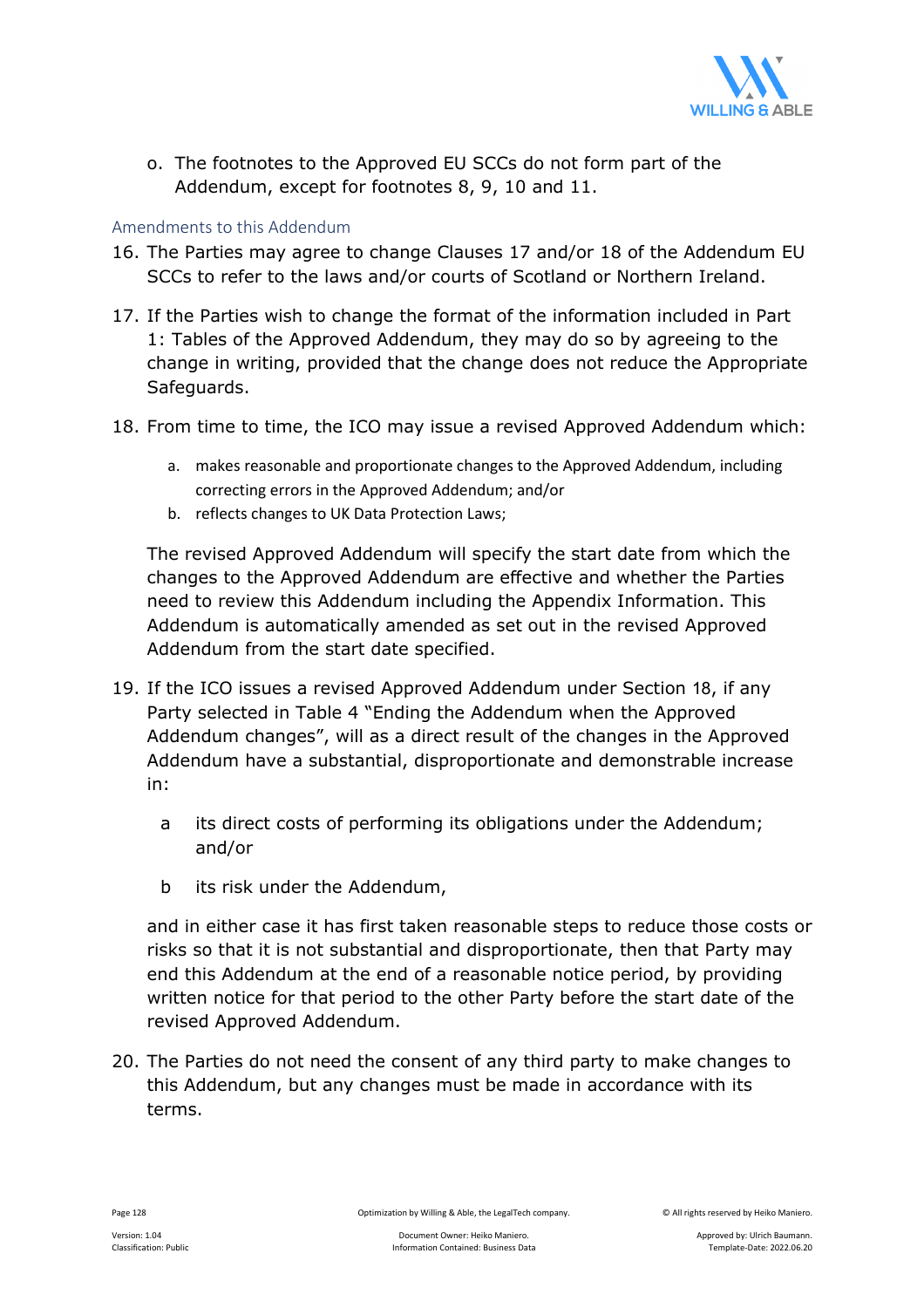o. The footnotes to the Approved EU SCCs do not form part of the Addendum, except for footnotes 8, 9, 10 and 11.

### Amendments to this Addendum

16. The Parties may agree to change Clauses 17 and/or 18 of the Addendum EU SCCs to refer to the laws and/or courts of Scotland or Northern Ireland.

17. If the Parties wish to change the format of the information included in Part 1: Tables of the Approved Addendum, they may do so by agreeing to the change in writing, provided that the change does not reduce the Appropriate Safeguards.

18. From time to time, the ICO may issue a revised Approved Addendum which:

    a. makes reasonable and proportionate changes to the Approved Addendum, including correcting errors in the Approved Addendum; and/or
    b. reflects changes to UK Data Protection Laws;

    The revised Approved Addendum will specify the start date from which the changes to the Approved Addendum are effective and whether the Parties need to review this Addendum including the Appendix Information. This Addendum is automatically amended as set out in the revised Approved Addendum from the start date specified.

19. If the ICO issues a revised Approved Addendum under Section 18, if any Party selected in Table 4 "Ending the Addendum when the Approved Addendum changes", will as a direct result of the changes in the Approved Addendum have a substantial, disproportionate and demonstrable increase in:

    a its direct costs of performing its obligations under the Addendum; and/or

    b its risk under the Addendum,

    and in either case it has first taken reasonable steps to reduce those costs or risks so that it is not substantial and disproportionate, then that Party may end this Addendum at the end of a reasonable notice period, by providing written notice for that period to the other Party before the start date of the revised Approved Addendum.

20. The Parties do not need the consent of any third party to make changes to this Addendum, but any changes must be made in accordance with its terms.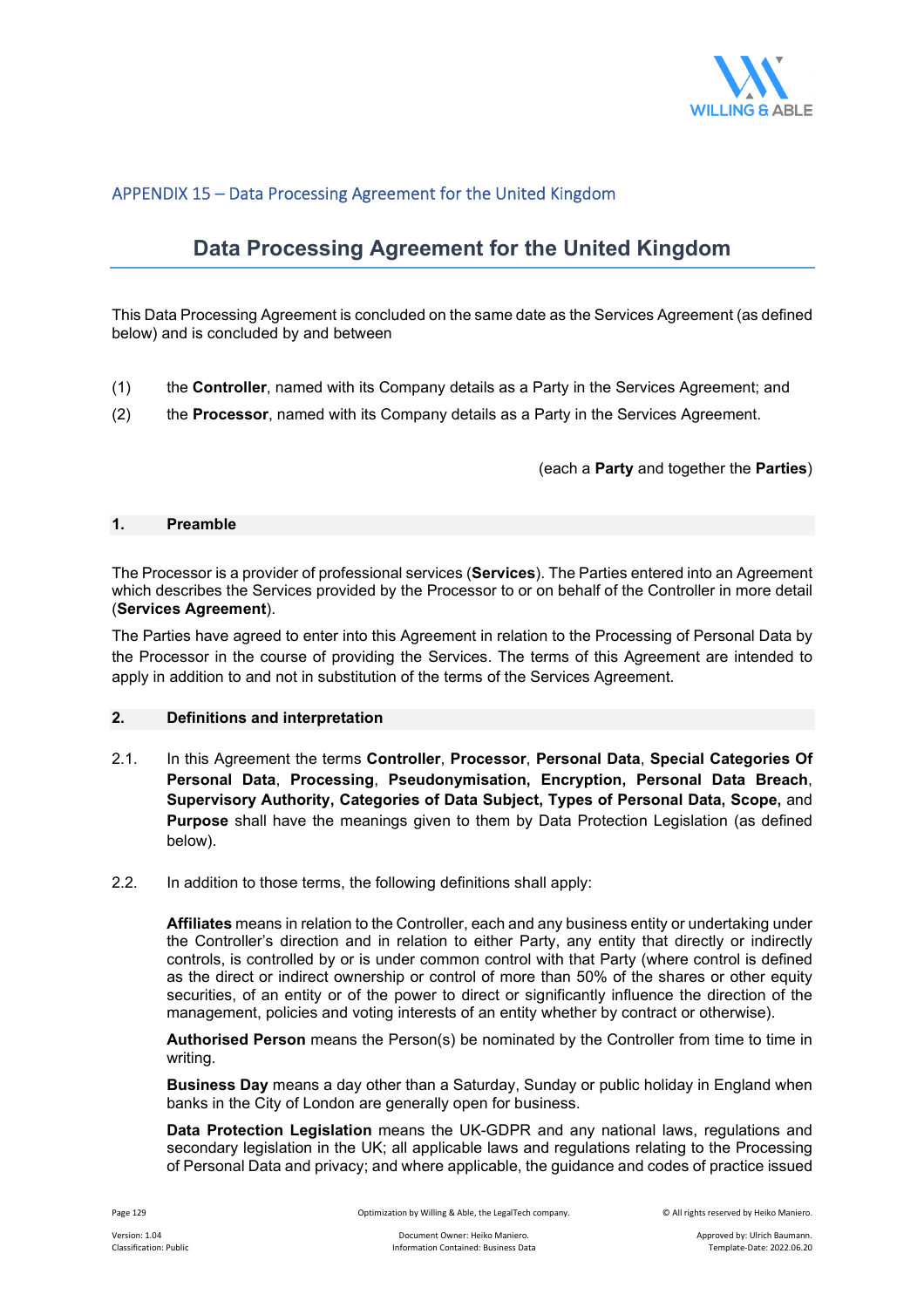APPENDIX 15 – Data Processing Agreement for the United Kingdom

# Data Processing Agreement for the United Kingdom

This Data Processing Agreement is concluded on the same date as the Services Agreement (as defined below) and is concluded by and between

(1) the **Controller**, named with its Company details as a Party in the Services Agreement; and

(2) the **Processor**, named with its Company details as a Party in the Services Agreement.

(each a **Party** and together the **Parties**)

## 1. Preamble

The Processor is a provider of professional services (**Services**). The Parties entered into an Agreement which describes the Services provided by the Processor to or on behalf of the Controller in more detail (**Services Agreement**).

The Parties have agreed to enter into this Agreement in relation to the Processing of Personal Data by the Processor in the course of providing the Services. The terms of this Agreement are intended to apply in addition to and not in substitution of the terms of the Services Agreement.

## 2. Definitions and interpretation

2.1. In this Agreement the terms **Controller**, **Processor**, **Personal Data**, **Special Categories Of Personal Data**, **Processing**, **Pseudonymisation, Encryption, Personal Data Breach**, **Supervisory Authority, Categories of Data Subject, Types of Personal Data, Scope,** and **Purpose** shall have the meanings given to them by Data Protection Legislation (as defined below).

2.2. In addition to those terms, the following definitions shall apply:

**Affiliates** means in relation to the Controller, each and any business entity or undertaking under the Controller's direction and in relation to either Party, any entity that directly or indirectly controls, is controlled by or is under common control with that Party (where control is defined as the direct or indirect ownership or control of more than 50% of the shares or other equity securities, of an entity or of the power to direct or significantly influence the direction of the management, policies and voting interests of an entity whether by contract or otherwise).

**Authorised Person** means the Person(s) be nominated by the Controller from time to time in writing.

**Business Day** means a day other than a Saturday, Sunday or public holiday in England when banks in the City of London are generally open for business.

**Data Protection Legislation** means the UK-GDPR and any national laws, regulations and secondary legislation in the UK; all applicable laws and regulations relating to the Processing of Personal Data and privacy; and where applicable, the guidance and codes of practice issued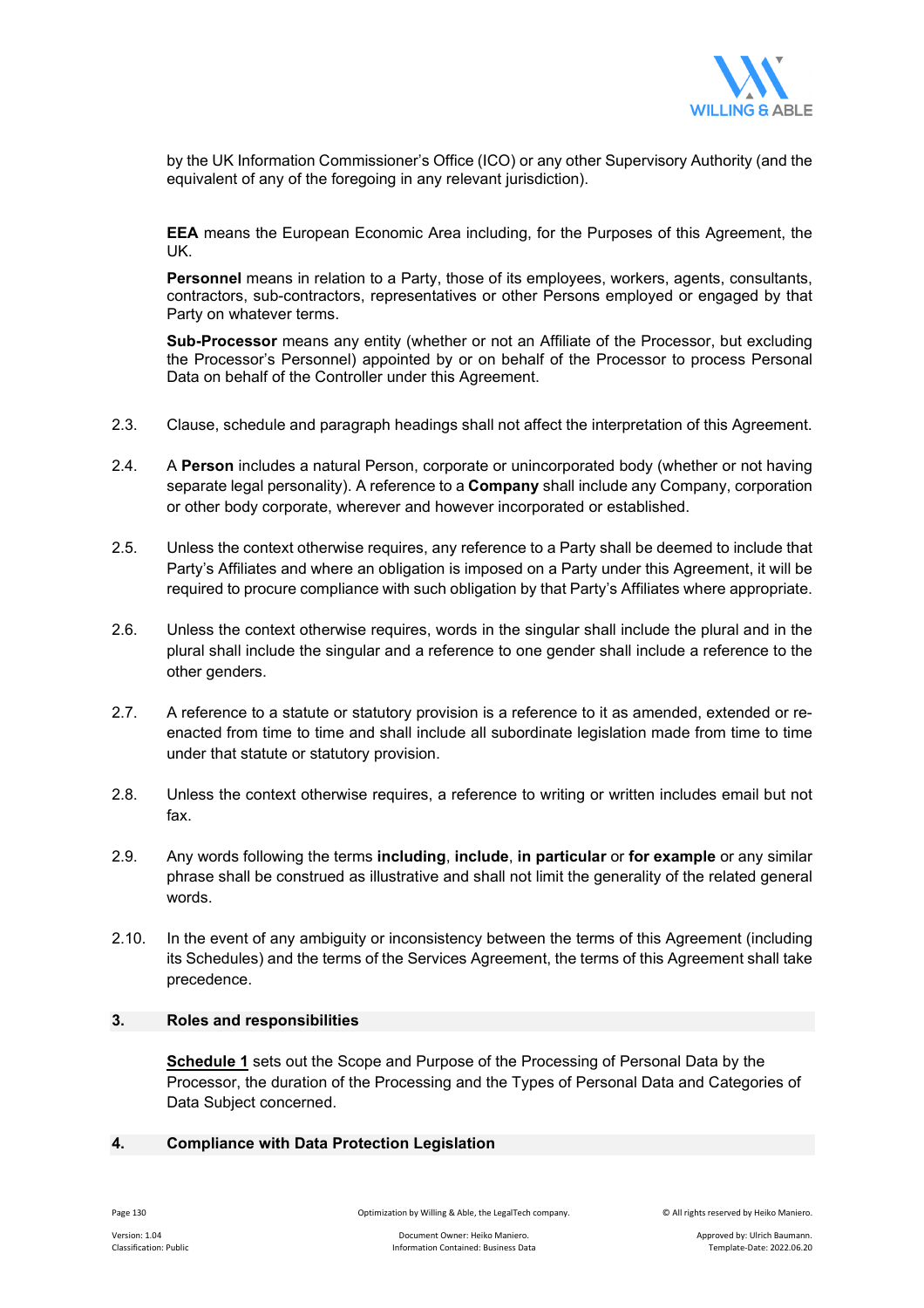by the UK Information Commissioner's Office (ICO) or any other Supervisory Authority (and the equivalent of any of the foregoing in any relevant jurisdiction).

**EEA** means the European Economic Area including, for the Purposes of this Agreement, the UK.

**Personnel** means in relation to a Party, those of its employees, workers, agents, consultants, contractors, sub-contractors, representatives or other Persons employed or engaged by that Party on whatever terms.

**Sub-Processor** means any entity (whether or not an Affiliate of the Processor, but excluding the Processor's Personnel) appointed by or on behalf of the Processor to process Personal Data on behalf of the Controller under this Agreement.

2.3. Clause, schedule and paragraph headings shall not affect the interpretation of this Agreement.

2.4. A **Person** includes a natural Person, corporate or unincorporated body (whether or not having separate legal personality). A reference to a **Company** shall include any Company, corporation or other body corporate, wherever and however incorporated or established.

2.5. Unless the context otherwise requires, any reference to a Party shall be deemed to include that Party's Affiliates and where an obligation is imposed on a Party under this Agreement, it will be required to procure compliance with such obligation by that Party's Affiliates where appropriate.

2.6. Unless the context otherwise requires, words in the singular shall include the plural and in the plural shall include the singular and a reference to one gender shall include a reference to the other genders.

2.7. A reference to a statute or statutory provision is a reference to it as amended, extended or re-enacted from time to time and shall include all subordinate legislation made from time to time under that statute or statutory provision.

2.8. Unless the context otherwise requires, a reference to writing or written includes email but not fax.

2.9. Any words following the terms **including**, **include**, **in particular** or **for example** or any similar phrase shall be construed as illustrative and shall not limit the generality of the related general words.

2.10. In the event of any ambiguity or inconsistency between the terms of this Agreement (including its Schedules) and the terms of the Services Agreement, the terms of this Agreement shall take precedence.

## 3. Roles and responsibilities

**Schedule 1** sets out the Scope and Purpose of the Processing of Personal Data by the Processor, the duration of the Processing and the Types of Personal Data and Categories of Data Subject concerned.

## 4. Compliance with Data Protection Legislation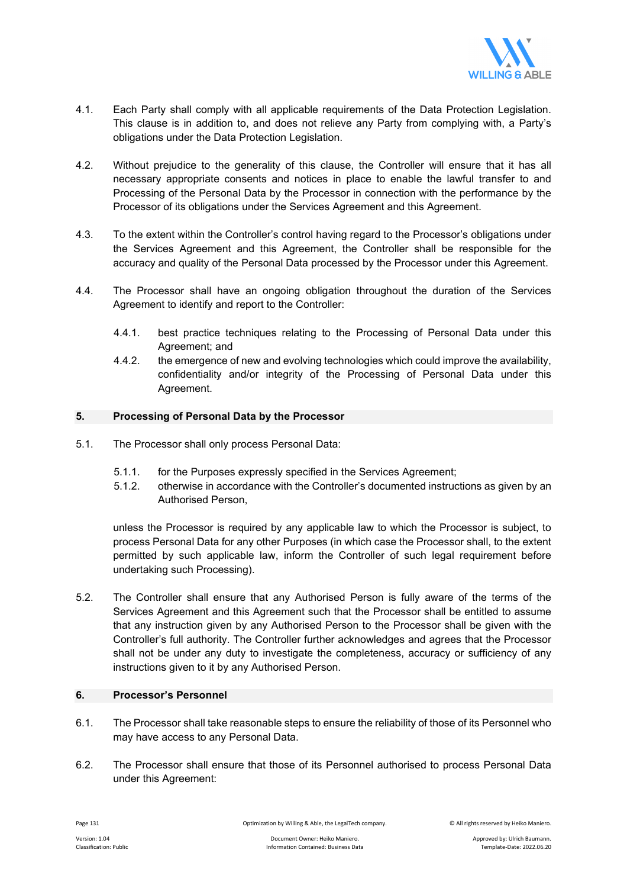4.1. Each Party shall comply with all applicable requirements of the Data Protection Legislation. This clause is in addition to, and does not relieve any Party from complying with, a Party's obligations under the Data Protection Legislation.

4.2. Without prejudice to the generality of this clause, the Controller will ensure that it has all necessary appropriate consents and notices in place to enable the lawful transfer to and Processing of the Personal Data by the Processor in connection with the performance by the Processor of its obligations under the Services Agreement and this Agreement.

4.3. To the extent within the Controller's control having regard to the Processor's obligations under the Services Agreement and this Agreement, the Controller shall be responsible for the accuracy and quality of the Personal Data processed by the Processor under this Agreement.

4.4. The Processor shall have an ongoing obligation throughout the duration of the Services Agreement to identify and report to the Controller:

- 4.4.1. best practice techniques relating to the Processing of Personal Data under this Agreement; and
- 4.4.2. the emergence of new and evolving technologies which could improve the availability, confidentiality and/or integrity of the Processing of Personal Data under this Agreement.

## 5. Processing of Personal Data by the Processor

5.1. The Processor shall only process Personal Data:

- 5.1.1. for the Purposes expressly specified in the Services Agreement;
- 5.1.2. otherwise in accordance with the Controller's documented instructions as given by an Authorised Person,

unless the Processor is required by any applicable law to which the Processor is subject, to process Personal Data for any other Purposes (in which case the Processor shall, to the extent permitted by such applicable law, inform the Controller of such legal requirement before undertaking such Processing).

5.2. The Controller shall ensure that any Authorised Person is fully aware of the terms of the Services Agreement and this Agreement such that the Processor shall be entitled to assume that any instruction given by any Authorised Person to the Processor shall be given with the Controller's full authority. The Controller further acknowledges and agrees that the Processor shall not be under any duty to investigate the completeness, accuracy or sufficiency of any instructions given to it by any Authorised Person.

## 6. Processor's Personnel

6.1. The Processor shall take reasonable steps to ensure the reliability of those of its Personnel who may have access to any Personal Data.

6.2. The Processor shall ensure that those of its Personnel authorised to process Personal Data under this Agreement: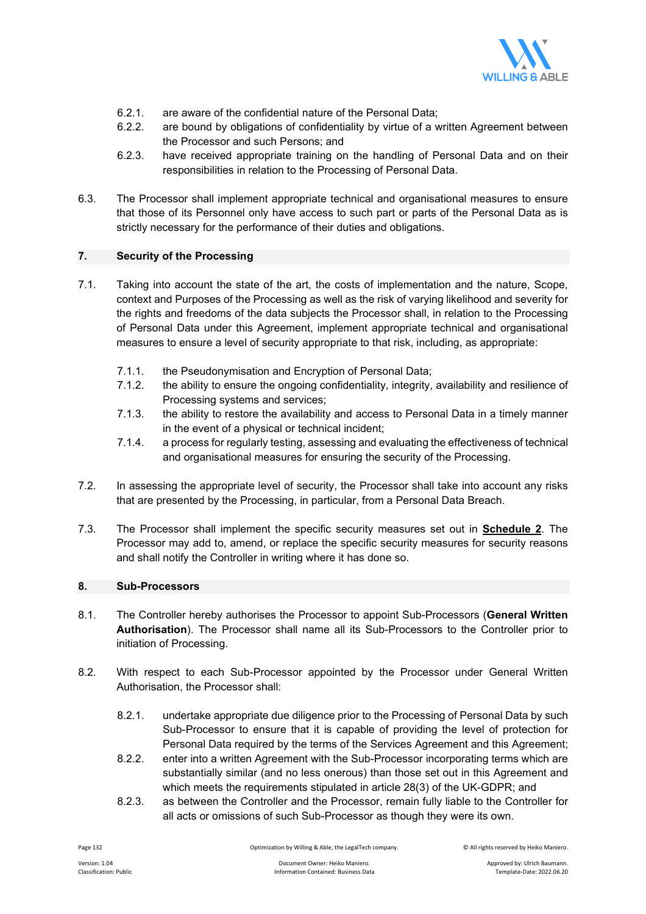6.2.1. are aware of the confidential nature of the Personal Data;

6.2.2. are bound by obligations of confidentiality by virtue of a written Agreement between the Processor and such Persons; and

6.2.3. have received appropriate training on the handling of Personal Data and on their responsibilities in relation to the Processing of Personal Data.

6.3. The Processor shall implement appropriate technical and organisational measures to ensure that those of its Personnel only have access to such part or parts of the Personal Data as is strictly necessary for the performance of their duties and obligations.

## 7. Security of the Processing

7.1. Taking into account the state of the art, the costs of implementation and the nature, Scope, context and Purposes of the Processing as well as the risk of varying likelihood and severity for the rights and freedoms of the data subjects the Processor shall, in relation to the Processing of Personal Data under this Agreement, implement appropriate technical and organisational measures to ensure a level of security appropriate to that risk, including, as appropriate:

7.1.1. the Pseudonymisation and Encryption of Personal Data;

7.1.2. the ability to ensure the ongoing confidentiality, integrity, availability and resilience of Processing systems and services;

7.1.3. the ability to restore the availability and access to Personal Data in a timely manner in the event of a physical or technical incident;

7.1.4. a process for regularly testing, assessing and evaluating the effectiveness of technical and organisational measures for ensuring the security of the Processing.

7.2. In assessing the appropriate level of security, the Processor shall take into account any risks that are presented by the Processing, in particular, from a Personal Data Breach.

7.3. The Processor shall implement the specific security measures set out in **Schedule 2**. The Processor may add to, amend, or replace the specific security measures for security reasons and shall notify the Controller in writing where it has done so.

## 8. Sub-Processors

8.1. The Controller hereby authorises the Processor to appoint Sub-Processors (**General Written Authorisation**). The Processor shall name all its Sub-Processors to the Controller prior to initiation of Processing.

8.2. With respect to each Sub-Processor appointed by the Processor under General Written Authorisation, the Processor shall:

8.2.1. undertake appropriate due diligence prior to the Processing of Personal Data by such Sub-Processor to ensure that it is capable of providing the level of protection for Personal Data required by the terms of the Services Agreement and this Agreement;

8.2.2. enter into a written Agreement with the Sub-Processor incorporating terms which are substantially similar (and no less onerous) than those set out in this Agreement and which meets the requirements stipulated in article 28(3) of the UK-GDPR; and

8.2.3. as between the Controller and the Processor, remain fully liable to the Controller for all acts or omissions of such Sub-Processor as though they were its own.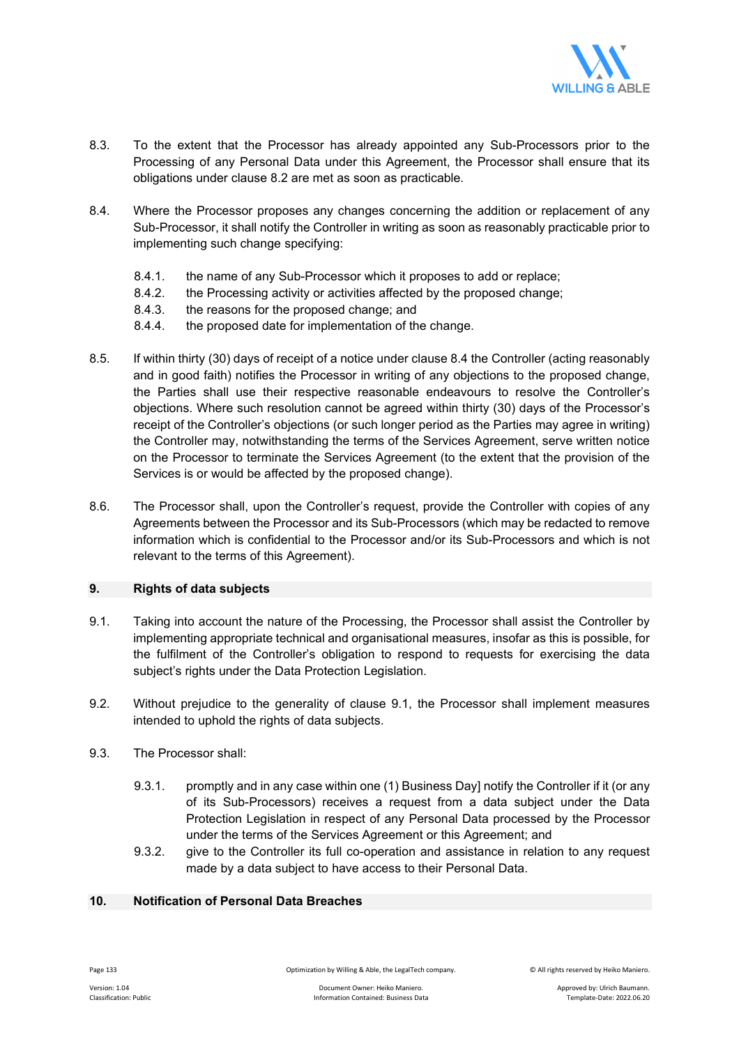8.3. To the extent that the Processor has already appointed any Sub-Processors prior to the Processing of any Personal Data under this Agreement, the Processor shall ensure that its obligations under clause 8.2 are met as soon as practicable.

8.4. Where the Processor proposes any changes concerning the addition or replacement of any Sub-Processor, it shall notify the Controller in writing as soon as reasonably practicable prior to implementing such change specifying:

8.4.1. the name of any Sub-Processor which it proposes to add or replace;
8.4.2. the Processing activity or activities affected by the proposed change;
8.4.3. the reasons for the proposed change; and
8.4.4. the proposed date for implementation of the change.

8.5. If within thirty (30) days of receipt of a notice under clause 8.4 the Controller (acting reasonably and in good faith) notifies the Processor in writing of any objections to the proposed change, the Parties shall use their respective reasonable endeavours to resolve the Controller's objections. Where such resolution cannot be agreed within thirty (30) days of the Processor's receipt of the Controller's objections (or such longer period as the Parties may agree in writing) the Controller may, notwithstanding the terms of the Services Agreement, serve written notice on the Processor to terminate the Services Agreement (to the extent that the provision of the Services is or would be affected by the proposed change).

8.6. The Processor shall, upon the Controller's request, provide the Controller with copies of any Agreements between the Processor and its Sub-Processors (which may be redacted to remove information which is confidential to the Processor and/or its Sub-Processors and which is not relevant to the terms of this Agreement).

## 9. Rights of data subjects

9.1. Taking into account the nature of the Processing, the Processor shall assist the Controller by implementing appropriate technical and organisational measures, insofar as this is possible, for the fulfilment of the Controller's obligation to respond to requests for exercising the data subject's rights under the Data Protection Legislation.

9.2. Without prejudice to the generality of clause 9.1, the Processor shall implement measures intended to uphold the rights of data subjects.

9.3. The Processor shall:

9.3.1. promptly and in any case within one (1) Business Day] notify the Controller if it (or any of its Sub-Processors) receives a request from a data subject under the Data Protection Legislation in respect of any Personal Data processed by the Processor under the terms of the Services Agreement or this Agreement; and
9.3.2. give to the Controller its full co-operation and assistance in relation to any request made by a data subject to have access to their Personal Data.

## 10. Notification of Personal Data Breaches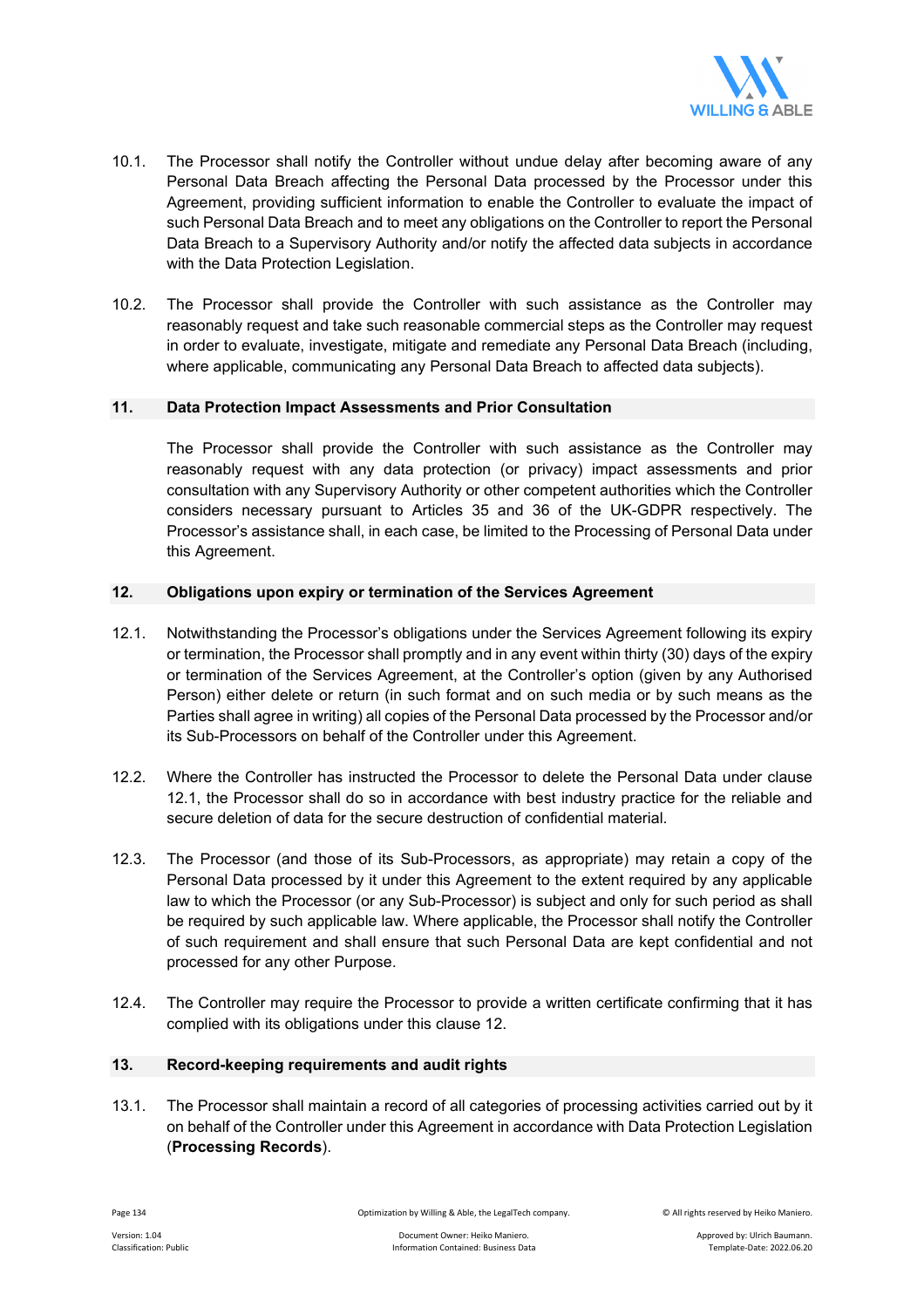10.1. The Processor shall notify the Controller without undue delay after becoming aware of any Personal Data Breach affecting the Personal Data processed by the Processor under this Agreement, providing sufficient information to enable the Controller to evaluate the impact of such Personal Data Breach and to meet any obligations on the Controller to report the Personal Data Breach to a Supervisory Authority and/or notify the affected data subjects in accordance with the Data Protection Legislation.

10.2. The Processor shall provide the Controller with such assistance as the Controller may reasonably request and take such reasonable commercial steps as the Controller may request in order to evaluate, investigate, mitigate and remediate any Personal Data Breach (including, where applicable, communicating any Personal Data Breach to affected data subjects).

## 11. Data Protection Impact Assessments and Prior Consultation

The Processor shall provide the Controller with such assistance as the Controller may reasonably request with any data protection (or privacy) impact assessments and prior consultation with any Supervisory Authority or other competent authorities which the Controller considers necessary pursuant to Articles 35 and 36 of the UK-GDPR respectively. The Processor's assistance shall, in each case, be limited to the Processing of Personal Data under this Agreement.

## 12. Obligations upon expiry or termination of the Services Agreement

12.1. Notwithstanding the Processor's obligations under the Services Agreement following its expiry or termination, the Processor shall promptly and in any event within thirty (30) days of the expiry or termination of the Services Agreement, at the Controller's option (given by any Authorised Person) either delete or return (in such format and on such media or by such means as the Parties shall agree in writing) all copies of the Personal Data processed by the Processor and/or its Sub-Processors on behalf of the Controller under this Agreement.

12.2. Where the Controller has instructed the Processor to delete the Personal Data under clause 12.1, the Processor shall do so in accordance with best industry practice for the reliable and secure deletion of data for the secure destruction of confidential material.

12.3. The Processor (and those of its Sub-Processors, as appropriate) may retain a copy of the Personal Data processed by it under this Agreement to the extent required by any applicable law to which the Processor (or any Sub-Processor) is subject and only for such period as shall be required by such applicable law. Where applicable, the Processor shall notify the Controller of such requirement and shall ensure that such Personal Data are kept confidential and not processed for any other Purpose.

12.4. The Controller may require the Processor to provide a written certificate confirming that it has complied with its obligations under this clause 12.

## 13. Record-keeping requirements and audit rights

13.1. The Processor shall maintain a record of all categories of processing activities carried out by it on behalf of the Controller under this Agreement in accordance with Data Protection Legislation (**Processing Records**).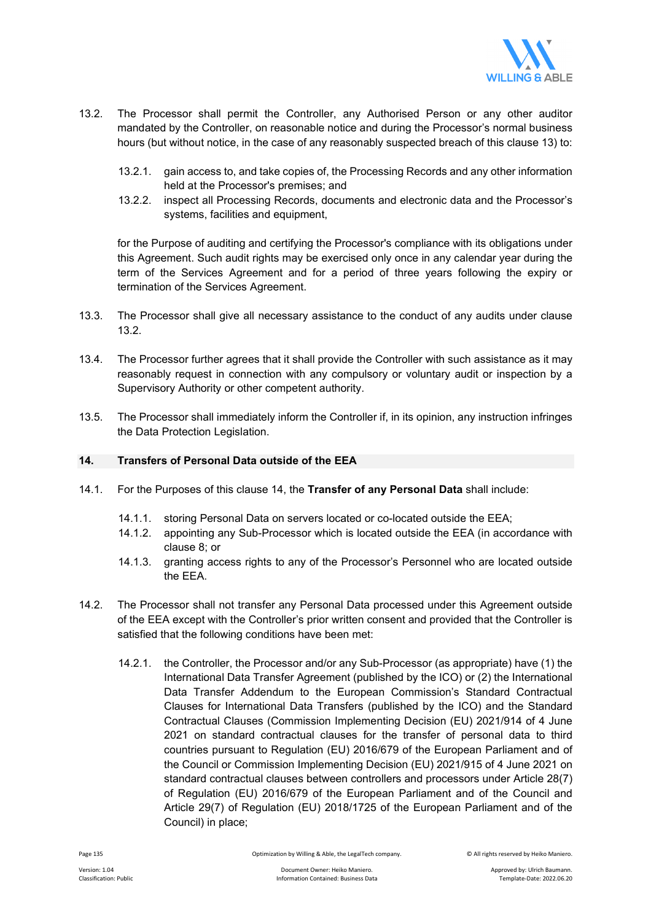13.2. The Processor shall permit the Controller, any Authorised Person or any other auditor mandated by the Controller, on reasonable notice and during the Processor's normal business hours (but without notice, in the case of any reasonably suspected breach of this clause 13) to:

   13.2.1. gain access to, and take copies of, the Processing Records and any other information held at the Processor's premises; and
   13.2.2. inspect all Processing Records, documents and electronic data and the Processor's systems, facilities and equipment,

   for the Purpose of auditing and certifying the Processor's compliance with its obligations under this Agreement. Such audit rights may be exercised only once in any calendar year during the term of the Services Agreement and for a period of three years following the expiry or termination of the Services Agreement.

13.3. The Processor shall give all necessary assistance to the conduct of any audits under clause 13.2.

13.4. The Processor further agrees that it shall provide the Controller with such assistance as it may reasonably request in connection with any compulsory or voluntary audit or inspection by a Supervisory Authority or other competent authority.

13.5. The Processor shall immediately inform the Controller if, in its opinion, any instruction infringes the Data Protection Legislation.

## 14. Transfers of Personal Data outside of the EEA

14.1. For the Purposes of this clause 14, the **Transfer of any Personal Data** shall include:

   14.1.1. storing Personal Data on servers located or co-located outside the EEA;
   14.1.2. appointing any Sub-Processor which is located outside the EEA (in accordance with clause 8; or
   14.1.3. granting access rights to any of the Processor's Personnel who are located outside the EEA.

14.2. The Processor shall not transfer any Personal Data processed under this Agreement outside of the EEA except with the Controller's prior written consent and provided that the Controller is satisfied that the following conditions have been met:

   14.2.1. the Controller, the Processor and/or any Sub-Processor (as appropriate) have (1) the International Data Transfer Agreement (published by the ICO) or (2) the International Data Transfer Addendum to the European Commission's Standard Contractual Clauses for International Data Transfers (published by the ICO) and the Standard Contractual Clauses (Commission Implementing Decision (EU) 2021/914 of 4 June 2021 on standard contractual clauses for the transfer of personal data to third countries pursuant to Regulation (EU) 2016/679 of the European Parliament and of the Council or Commission Implementing Decision (EU) 2021/915 of 4 June 2021 on standard contractual clauses between controllers and processors under Article 28(7) of Regulation (EU) 2016/679 of the European Parliament and of the Council and Article 29(7) of Regulation (EU) 2018/1725 of the European Parliament and of the Council) in place;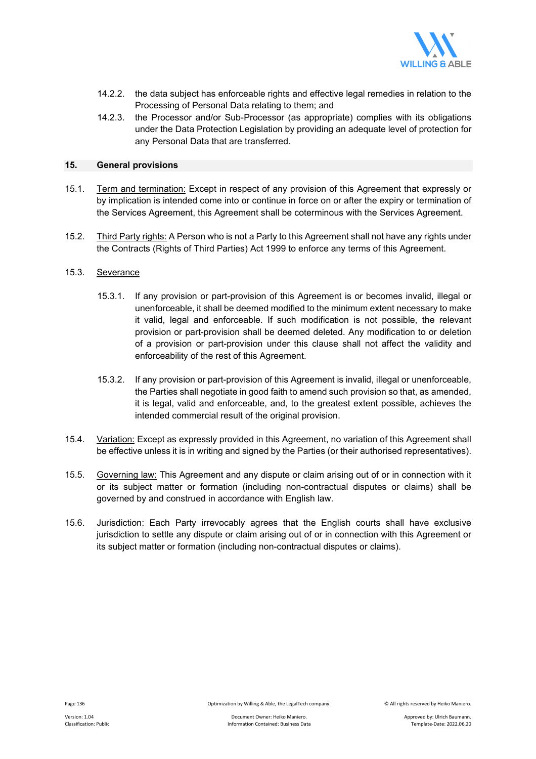14.2.2. the data subject has enforceable rights and effective legal remedies in relation to the Processing of Personal Data relating to them; and

14.2.3. the Processor and/or Sub-Processor (as appropriate) complies with its obligations under the Data Protection Legislation by providing an adequate level of protection for any Personal Data that are transferred.

## 15. General provisions

15.1. Term and termination: Except in respect of any provision of this Agreement that expressly or by implication is intended come into or continue in force on or after the expiry or termination of the Services Agreement, this Agreement shall be coterminous with the Services Agreement.

15.2. Third Party rights: A Person who is not a Party to this Agreement shall not have any rights under the Contracts (Rights of Third Parties) Act 1999 to enforce any terms of this Agreement.

15.3. Severance

15.3.1. If any provision or part-provision of this Agreement is or becomes invalid, illegal or unenforceable, it shall be deemed modified to the minimum extent necessary to make it valid, legal and enforceable. If such modification is not possible, the relevant provision or part-provision shall be deemed deleted. Any modification to or deletion of a provision or part-provision under this clause shall not affect the validity and enforceability of the rest of this Agreement.

15.3.2. If any provision or part-provision of this Agreement is invalid, illegal or unenforceable, the Parties shall negotiate in good faith to amend such provision so that, as amended, it is legal, valid and enforceable, and, to the greatest extent possible, achieves the intended commercial result of the original provision.

15.4. Variation: Except as expressly provided in this Agreement, no variation of this Agreement shall be effective unless it is in writing and signed by the Parties (or their authorised representatives).

15.5. Governing law: This Agreement and any dispute or claim arising out of or in connection with it or its subject matter or formation (including non-contractual disputes or claims) shall be governed by and construed in accordance with English law.

15.6. Jurisdiction: Each Party irrevocably agrees that the English courts shall have exclusive jurisdiction to settle any dispute or claim arising out of or in connection with this Agreement or its subject matter or formation (including non-contractual disputes or claims).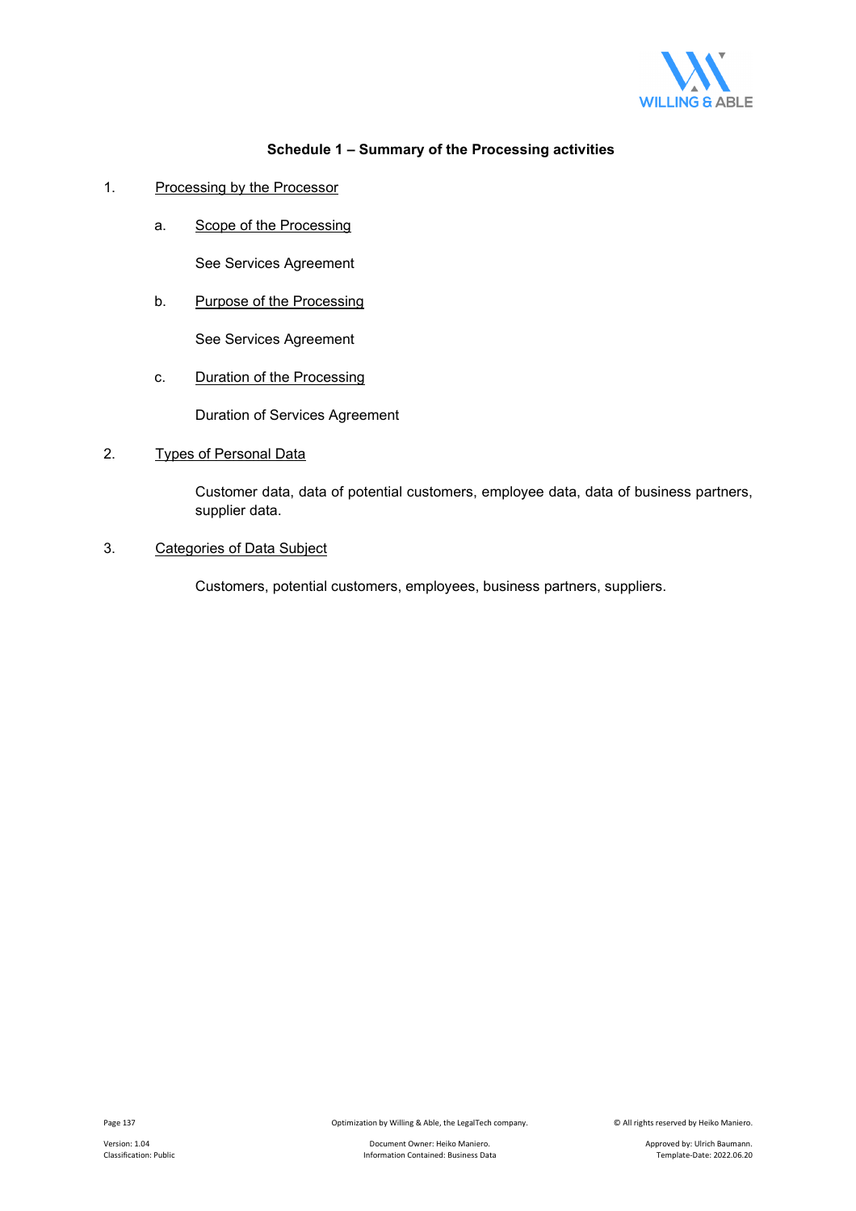## Schedule 1 – Summary of the Processing activities

1. Processing by the Processor

   a. Scope of the Processing

      See Services Agreement

   b. Purpose of the Processing

      See Services Agreement

   c. Duration of the Processing

      Duration of Services Agreement

2. Types of Personal Data

   Customer data, data of potential customers, employee data, data of business partners, supplier data.

3. Categories of Data Subject

   Customers, potential customers, employees, business partners, suppliers.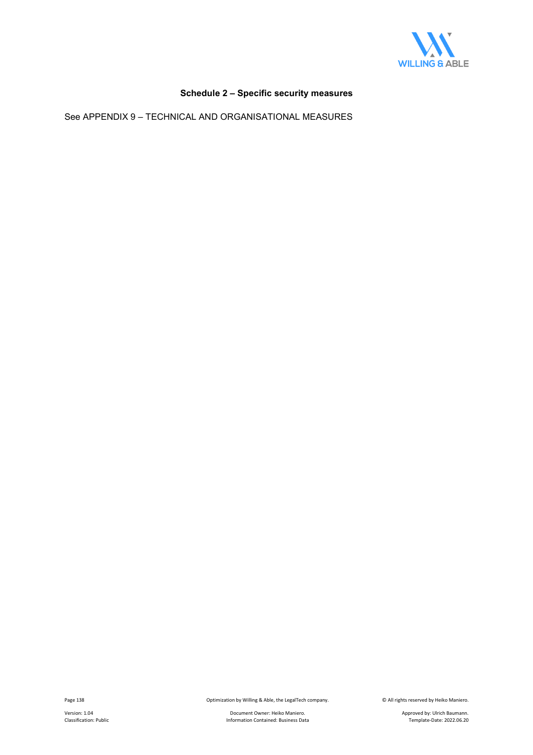## Schedule 2 – Specific security measures

See APPENDIX 9 – TECHNICAL AND ORGANISATIONAL MEASURES